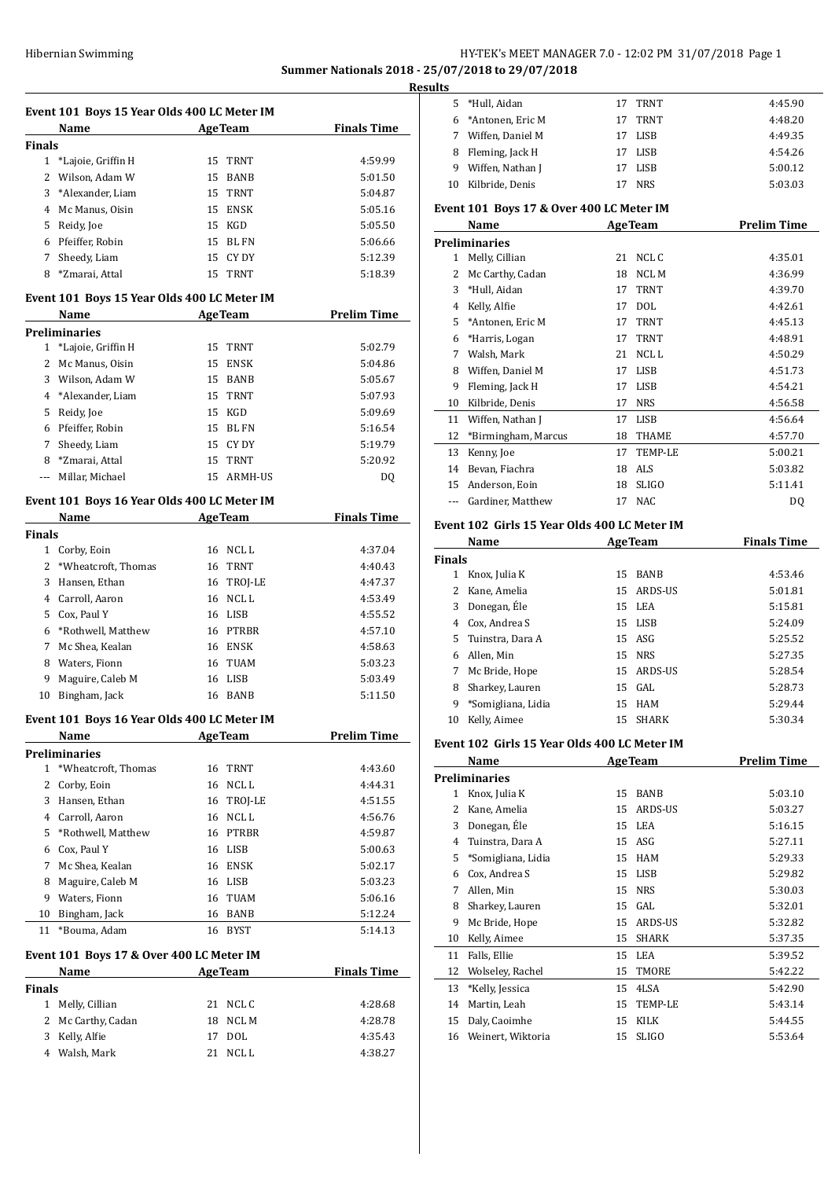**Summer Nationals 2018 - 25/07/2018 to 29/07/2018**

**Results**

### Event 101 Boys 15 Year Olds 400 LC Meter IM

| | Name | Age | Team | Finals Time |
|---|---|---|---|---|
| **Finals** | | | | |
| 1 | *Lajoie, Griffin H | 15 | TRNT | 4:59.99 |
| 2 | Wilson, Adam W | 15 | BANB | 5:01.50 |
| 3 | *Alexander, Liam | 15 | TRNT | 5:04.87 |
| 4 | Mc Manus, Oisin | 15 | ENSK | 5:05.16 |
| 5 | Reidy, Joe | 15 | KGD | 5:05.50 |
| 6 | Pfeiffer, Robin | 15 | BL FN | 5:06.66 |
| 7 | Sheedy, Liam | 15 | CY DY | 5:12.39 |
| 8 | *Zmarai, Attal | 15 | TRNT | 5:18.39 |

### Event 101 Boys 15 Year Olds 400 LC Meter IM

| | Name | Age | Team | Prelim Time |
|---|---|---|---|---|
| **Preliminaries** | | | | |
| 1 | *Lajoie, Griffin H | 15 | TRNT | 5:02.79 |
| 2 | Mc Manus, Oisin | 15 | ENSK | 5:04.86 |
| 3 | Wilson, Adam W | 15 | BANB | 5:05.67 |
| 4 | *Alexander, Liam | 15 | TRNT | 5:07.93 |
| 5 | Reidy, Joe | 15 | KGD | 5:09.69 |
| 6 | Pfeiffer, Robin | 15 | BL FN | 5:16.54 |
| 7 | Sheedy, Liam | 15 | CY DY | 5:19.79 |
| 8 | *Zmarai, Attal | 15 | TRNT | 5:20.92 |
| --- | Millar, Michael | 15 | ARMH-US | DQ |

### Event 101 Boys 16 Year Olds 400 LC Meter IM

| | Name | Age | Team | Finals Time |
|---|---|---|---|---|
| **Finals** | | | | |
| 1 | Corby, Eoin | 16 | NCL L | 4:37.04 |
| 2 | *Wheatcroft, Thomas | 16 | TRNT | 4:40.43 |
| 3 | Hansen, Ethan | 16 | TROJ-LE | 4:47.37 |
| 4 | Carroll, Aaron | 16 | NCL L | 4:53.49 |
| 5 | Cox, Paul Y | 16 | LISB | 4:55.52 |
| 6 | *Rothwell, Matthew | 16 | PTRBR | 4:57.10 |
| 7 | Mc Shea, Kealan | 16 | ENSK | 4:58.63 |
| 8 | Waters, Fionn | 16 | TUAM | 5:03.23 |
| 9 | Maguire, Caleb M | 16 | LISB | 5:03.49 |
| 10 | Bingham, Jack | 16 | BANB | 5:11.50 |

### Event 101 Boys 16 Year Olds 400 LC Meter IM

| | Name | Age | Team | Prelim Time |
|---|---|---|---|---|
| **Preliminaries** | | | | |
| 1 | *Wheatcroft, Thomas | 16 | TRNT | 4:43.60 |
| 2 | Corby, Eoin | 16 | NCL L | 4:44.31 |
| 3 | Hansen, Ethan | 16 | TROJ-LE | 4:51.55 |
| 4 | Carroll, Aaron | 16 | NCL L | 4:56.76 |
| 5 | *Rothwell, Matthew | 16 | PTRBR | 4:59.87 |
| 6 | Cox, Paul Y | 16 | LISB | 5:00.63 |
| 7 | Mc Shea, Kealan | 16 | ENSK | 5:02.17 |
| 8 | Maguire, Caleb M | 16 | LISB | 5:03.23 |
| 9 | Waters, Fionn | 16 | TUAM | 5:06.16 |
| 10 | Bingham, Jack | 16 | BANB | 5:12.24 |
| 11 | *Bouma, Adam | 16 | BYST | 5:14.13 |

### Event 101 Boys 17 & Over 400 LC Meter IM

| | Name | Age | Team | Finals Time |
|---|---|---|---|---|
| **Finals** | | | | |
| 1 | Melly, Cillian | 21 | NCL C | 4:28.68 |
| 2 | Mc Carthy, Cadan | 18 | NCL M | 4:28.78 |
| 3 | Kelly, Alfie | 17 | DOL | 4:35.43 |
| 4 | Walsh, Mark | 21 | NCL L | 4:38.27 |
| 5 | *Hull, Aidan | 17 | TRNT | 4:45.90 |
| 6 | *Antonen, Eric M | 17 | TRNT | 4:48.20 |
| 7 | Wiffen, Daniel M | 17 | LISB | 4:49.35 |
| 8 | Fleming, Jack H | 17 | LISB | 4:54.26 |
| 9 | Wiffen, Nathan J | 17 | LISB | 5:00.12 |
| 10 | Kilbride, Denis | 17 | NRS | 5:03.03 |

### Event 101 Boys 17 & Over 400 LC Meter IM

| | Name | Age | Team | Prelim Time |
|---|---|---|---|---|
| **Preliminaries** | | | | |
| 1 | Melly, Cillian | 21 | NCL C | 4:35.01 |
| 2 | Mc Carthy, Cadan | 18 | NCL M | 4:36.99 |
| 3 | *Hull, Aidan | 17 | TRNT | 4:39.70 |
| 4 | Kelly, Alfie | 17 | DOL | 4:42.61 |
| 5 | *Antonen, Eric M | 17 | TRNT | 4:45.13 |
| 6 | *Harris, Logan | 17 | TRNT | 4:48.91 |
| 7 | Walsh, Mark | 21 | NCL L | 4:50.29 |
| 8 | Wiffen, Daniel M | 17 | LISB | 4:51.73 |
| 9 | Fleming, Jack H | 17 | LISB | 4:54.21 |
| 10 | Kilbride, Denis | 17 | NRS | 4:56.58 |
| 11 | Wiffen, Nathan J | 17 | LISB | 4:56.64 |
| 12 | *Birmingham, Marcus | 18 | THAME | 4:57.70 |
| 13 | Kenny, Joe | 17 | TEMP-LE | 5:00.21 |
| 14 | Bevan, Fiachra | 18 | ALS | 5:03.82 |
| 15 | Anderson, Eoin | 18 | SLIGO | 5:11.41 |
| --- | Gardiner, Matthew | 17 | NAC | DQ |

### Event 102 Girls 15 Year Olds 400 LC Meter IM

| | Name | Age | Team | Finals Time |
|---|---|---|---|---|
| **Finals** | | | | |
| 1 | Knox, Julia K | 15 | BANB | 4:53.46 |
| 2 | Kane, Amelia | 15 | ARDS-US | 5:01.81 |
| 3 | Donegan, Éle | 15 | LEA | 5:15.81 |
| 4 | Cox, Andrea S | 15 | LISB | 5:24.09 |
| 5 | Tuinstra, Dara A | 15 | ASG | 5:25.52 |
| 6 | Allen, Min | 15 | NRS | 5:27.35 |
| 7 | Mc Bride, Hope | 15 | ARDS-US | 5:28.54 |
| 8 | Sharkey, Lauren | 15 | GAL | 5:28.73 |
| 9 | *Somigliana, Lidia | 15 | HAM | 5:29.44 |
| 10 | Kelly, Aimee | 15 | SHARK | 5:30.34 |

### Event 102 Girls 15 Year Olds 400 LC Meter IM

| | Name | Age | Team | Prelim Time |
|---|---|---|---|---|
| **Preliminaries** | | | | |
| 1 | Knox, Julia K | 15 | BANB | 5:03.10 |
| 2 | Kane, Amelia | 15 | ARDS-US | 5:03.27 |
| 3 | Donegan, Éle | 15 | LEA | 5:16.15 |
| 4 | Tuinstra, Dara A | 15 | ASG | 5:27.11 |
| 5 | *Somigliana, Lidia | 15 | HAM | 5:29.33 |
| 6 | Cox, Andrea S | 15 | LISB | 5:29.82 |
| 7 | Allen, Min | 15 | NRS | 5:30.03 |
| 8 | Sharkey, Lauren | 15 | GAL | 5:32.01 |
| 9 | Mc Bride, Hope | 15 | ARDS-US | 5:32.82 |
| 10 | Kelly, Aimee | 15 | SHARK | 5:37.35 |
| 11 | Falls, Ellie | 15 | LEA | 5:39.52 |
| 12 | Wolseley, Rachel | 15 | TMORE | 5:42.22 |
| 13 | *Kelly, Jessica | 15 | 4LSA | 5:42.90 |
| 14 | Martin, Leah | 15 | TEMP-LE | 5:43.14 |
| 15 | Daly, Caoimhe | 15 | KILK | 5:44.55 |
| 16 | Weinert, Wiktoria | 15 | SLIGO | 5:53.64 |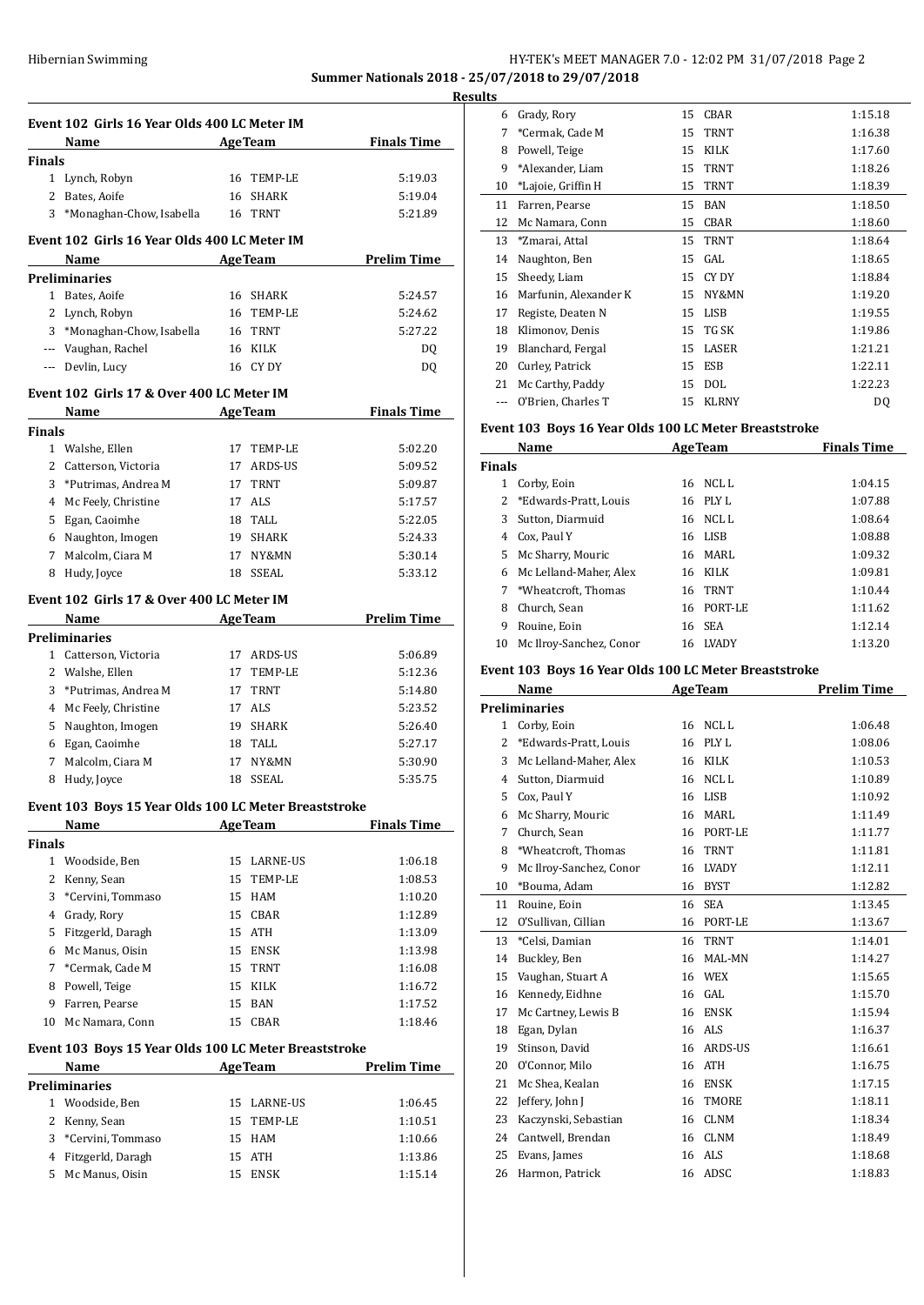## Summer Nationals 2018 - 25/07/2018 to 29/07/2018

### Results

#### Event 102 Girls 16 Year Olds 400 LC Meter IM

| | Name | Age | Team | Finals Time |
|---|---|---|---|---|
| **Finals** | | | | |
| 1 | Lynch, Robyn | 16 | TEMP-LE | 5:19.03 |
| 2 | Bates, Aoife | 16 | SHARK | 5:19.04 |
| 3 | *Monaghan-Chow, Isabella | 16 | TRNT | 5:21.89 |

#### Event 102 Girls 16 Year Olds 400 LC Meter IM

| | Name | Age | Team | Prelim Time |
|---|---|---|---|---|
| **Preliminaries** | | | | |
| 1 | Bates, Aoife | 16 | SHARK | 5:24.57 |
| 2 | Lynch, Robyn | 16 | TEMP-LE | 5:24.62 |
| 3 | *Monaghan-Chow, Isabella | 16 | TRNT | 5:27.22 |
| --- | Vaughan, Rachel | 16 | KILK | DQ |
| --- | Devlin, Lucy | 16 | CY DY | DQ |

#### Event 102 Girls 17 & Over 400 LC Meter IM

| | Name | Age | Team | Finals Time |
|---|---|---|---|---|
| **Finals** | | | | |
| 1 | Walshe, Ellen | 17 | TEMP-LE | 5:02.20 |
| 2 | Catterson, Victoria | 17 | ARDS-US | 5:09.52 |
| 3 | *Putrimas, Andrea M | 17 | TRNT | 5:09.87 |
| 4 | Mc Feely, Christine | 17 | ALS | 5:17.57 |
| 5 | Egan, Caoimhe | 18 | TALL | 5:22.05 |
| 6 | Naughton, Imogen | 19 | SHARK | 5:24.33 |
| 7 | Malcolm, Ciara M | 17 | NY&MN | 5:30.14 |
| 8 | Hudy, Joyce | 18 | SSEAL | 5:33.12 |

#### Event 102 Girls 17 & Over 400 LC Meter IM

| | Name | Age | Team | Prelim Time |
|---|---|---|---|---|
| **Preliminaries** | | | | |
| 1 | Catterson, Victoria | 17 | ARDS-US | 5:06.89 |
| 2 | Walshe, Ellen | 17 | TEMP-LE | 5:12.36 |
| 3 | *Putrimas, Andrea M | 17 | TRNT | 5:14.80 |
| 4 | Mc Feely, Christine | 17 | ALS | 5:23.52 |
| 5 | Naughton, Imogen | 19 | SHARK | 5:26.40 |
| 6 | Egan, Caoimhe | 18 | TALL | 5:27.17 |
| 7 | Malcolm, Ciara M | 17 | NY&MN | 5:30.90 |
| 8 | Hudy, Joyce | 18 | SSEAL | 5:35.75 |

#### Event 103 Boys 15 Year Olds 100 LC Meter Breaststroke

| | Name | Age | Team | Finals Time |
|---|---|---|---|---|
| **Finals** | | | | |
| 1 | Woodside, Ben | 15 | LARNE-US | 1:06.18 |
| 2 | Kenny, Sean | 15 | TEMP-LE | 1:08.53 |
| 3 | *Cervini, Tommaso | 15 | HAM | 1:10.20 |
| 4 | Grady, Rory | 15 | CBAR | 1:12.89 |
| 5 | Fitzgerld, Daragh | 15 | ATH | 1:13.09 |
| 6 | Mc Manus, Oisin | 15 | ENSK | 1:13.98 |
| 7 | *Cermak, Cade M | 15 | TRNT | 1:16.08 |
| 8 | Powell, Teige | 15 | KILK | 1:16.72 |
| 9 | Farren, Pearse | 15 | BAN | 1:17.52 |
| 10 | Mc Namara, Conn | 15 | CBAR | 1:18.46 |

#### Event 103 Boys 15 Year Olds 100 LC Meter Breaststroke

| | Name | Age | Team | Prelim Time |
|---|---|---|---|---|
| **Preliminaries** | | | | |
| 1 | Woodside, Ben | 15 | LARNE-US | 1:06.45 |
| 2 | Kenny, Sean | 15 | TEMP-LE | 1:10.51 |
| 3 | *Cervini, Tommaso | 15 | HAM | 1:10.66 |
| 4 | Fitzgerld, Daragh | 15 | ATH | 1:13.86 |
| 5 | Mc Manus, Oisin | 15 | ENSK | 1:15.14 |
| 6 | Grady, Rory | 15 | CBAR | 1:15.18 |
| 7 | *Cermak, Cade M | 15 | TRNT | 1:16.38 |
| 8 | Powell, Teige | 15 | KILK | 1:17.60 |
| 9 | *Alexander, Liam | 15 | TRNT | 1:18.26 |
| 10 | *Lajoie, Griffin H | 15 | TRNT | 1:18.39 |
| 11 | Farren, Pearse | 15 | BAN | 1:18.50 |
| 12 | Mc Namara, Conn | 15 | CBAR | 1:18.60 |
| 13 | *Zmarai, Attal | 15 | TRNT | 1:18.64 |
| 14 | Naughton, Ben | 15 | GAL | 1:18.65 |
| 15 | Sheedy, Liam | 15 | CY DY | 1:18.84 |
| 16 | Marfunin, Alexander K | 15 | NY&MN | 1:19.20 |
| 17 | Registe, Deaten N | 15 | LISB | 1:19.55 |
| 18 | Klimonov, Denis | 15 | TG SK | 1:19.86 |
| 19 | Blanchard, Fergal | 15 | LASER | 1:21.21 |
| 20 | Curley, Patrick | 15 | ESB | 1:22.11 |
| 21 | Mc Carthy, Paddy | 15 | DOL | 1:22.23 |
| --- | O'Brien, Charles T | 15 | KLRNY | DQ |

#### Event 103 Boys 16 Year Olds 100 LC Meter Breaststroke

| | Name | Age | Team | Finals Time |
|---|---|---|---|---|
| **Finals** | | | | |
| 1 | Corby, Eoin | 16 | NCL L | 1:04.15 |
| 2 | *Edwards-Pratt, Louis | 16 | PLY L | 1:07.88 |
| 3 | Sutton, Diarmuid | 16 | NCL L | 1:08.64 |
| 4 | Cox, Paul Y | 16 | LISB | 1:08.88 |
| 5 | Mc Sharry, Mouric | 16 | MARL | 1:09.32 |
| 6 | Mc Lelland-Maher, Alex | 16 | KILK | 1:09.81 |
| 7 | *Wheatcroft, Thomas | 16 | TRNT | 1:10.44 |
| 8 | Church, Sean | 16 | PORT-LE | 1:11.62 |
| 9 | Rouine, Eoin | 16 | SEA | 1:12.14 |
| 10 | Mc Ilroy-Sanchez, Conor | 16 | LVADY | 1:13.20 |

#### Event 103 Boys 16 Year Olds 100 LC Meter Breaststroke

| | Name | Age | Team | Prelim Time |
|---|---|---|---|---|
| **Preliminaries** | | | | |
| 1 | Corby, Eoin | 16 | NCL L | 1:06.48 |
| 2 | *Edwards-Pratt, Louis | 16 | PLY L | 1:08.06 |
| 3 | Mc Lelland-Maher, Alex | 16 | KILK | 1:10.53 |
| 4 | Sutton, Diarmuid | 16 | NCL L | 1:10.89 |
| 5 | Cox, Paul Y | 16 | LISB | 1:10.92 |
| 6 | Mc Sharry, Mouric | 16 | MARL | 1:11.49 |
| 7 | Church, Sean | 16 | PORT-LE | 1:11.77 |
| 8 | *Wheatcroft, Thomas | 16 | TRNT | 1:11.81 |
| 9 | Mc Ilroy-Sanchez, Conor | 16 | LVADY | 1:12.11 |
| 10 | *Bouma, Adam | 16 | BYST | 1:12.82 |
| 11 | Rouine, Eoin | 16 | SEA | 1:13.45 |
| 12 | O'Sullivan, Cillian | 16 | PORT-LE | 1:13.67 |
| 13 | *Celsi, Damian | 16 | TRNT | 1:14.01 |
| 14 | Buckley, Ben | 16 | MAL-MN | 1:14.27 |
| 15 | Vaughan, Stuart A | 16 | WEX | 1:15.65 |
| 16 | Kennedy, Eidhne | 16 | GAL | 1:15.70 |
| 17 | Mc Cartney, Lewis B | 16 | ENSK | 1:15.94 |
| 18 | Egan, Dylan | 16 | ALS | 1:16.37 |
| 19 | Stinson, David | 16 | ARDS-US | 1:16.61 |
| 20 | O'Connor, Milo | 16 | ATH | 1:16.75 |
| 21 | Mc Shea, Kealan | 16 | ENSK | 1:17.15 |
| 22 | Jeffery, John J | 16 | TMORE | 1:18.11 |
| 23 | Kaczynski, Sebastian | 16 | CLNM | 1:18.34 |
| 24 | Cantwell, Brendan | 16 | CLNM | 1:18.49 |
| 25 | Evans, James | 16 | ALS | 1:18.68 |
| 26 | Harmon, Patrick | 16 | ADSC | 1:18.83 |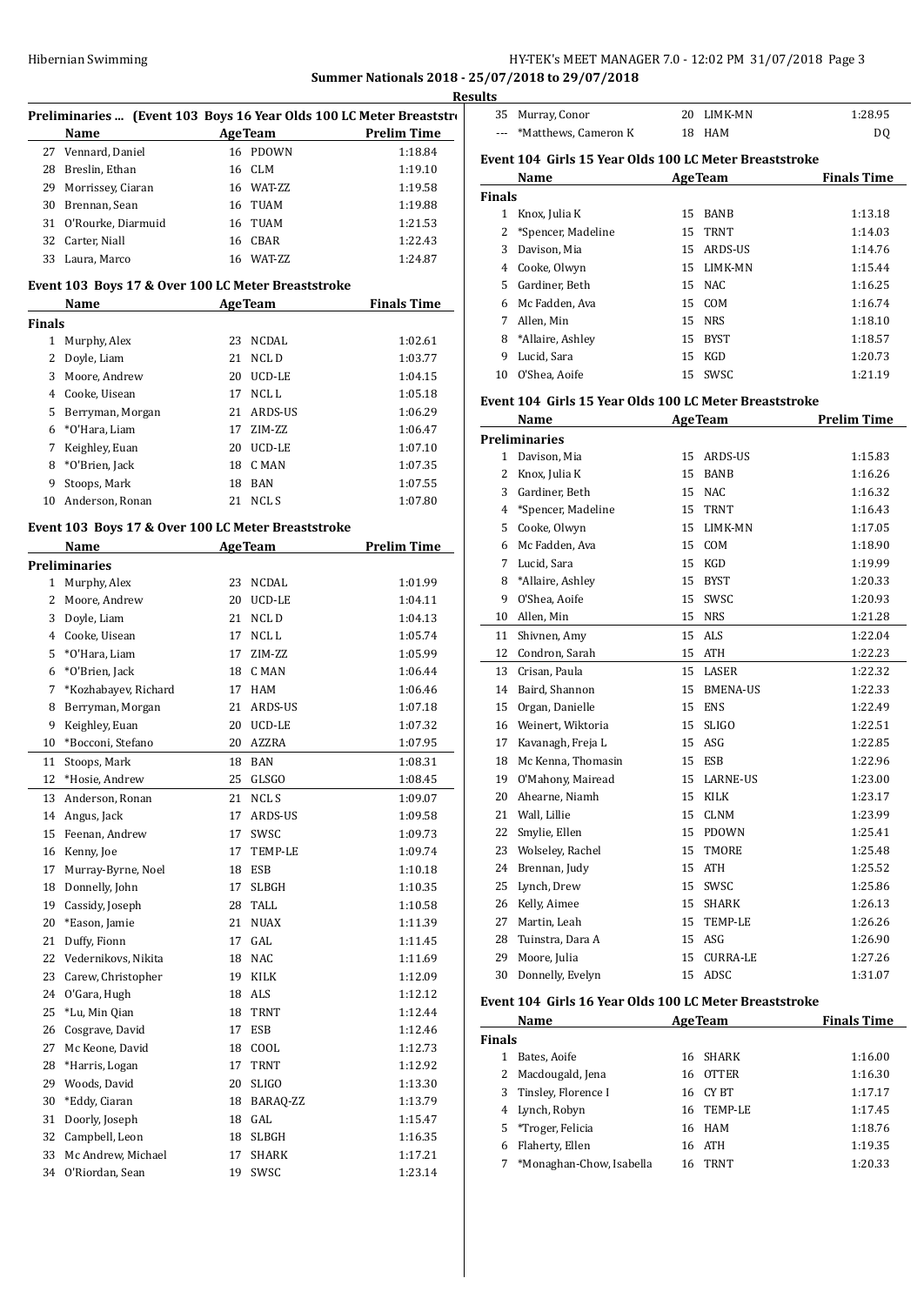Summer Nationals 2018 - 25/07/2018 to 29/07/2018

Results

**Preliminaries ... (Event 103 Boys 16 Year Olds 100 LC Meter Breaststroke)**

| | Name | Age | Team | Prelim Time |
|---|---|---|---|---|
| 27 | Vennard, Daniel | 16 | PDOWN | 1:18.84 |
| 28 | Breslin, Ethan | 16 | CLM | 1:19.10 |
| 29 | Morrissey, Ciaran | 16 | WAT-ZZ | 1:19.58 |
| 30 | Brennan, Sean | 16 | TUAM | 1:19.88 |
| 31 | O'Rourke, Diarmuid | 16 | TUAM | 1:21.53 |
| 32 | Carter, Niall | 16 | CBAR | 1:22.43 |
| 33 | Laura, Marco | 16 | WAT-ZZ | 1:24.87 |

**Event 103 Boys 17 & Over 100 LC Meter Breaststroke**

| | Name | Age | Team | Finals Time |
|---|---|---|---|---|
| **Finals** | | | | |
| 1 | Murphy, Alex | 23 | NCDAL | 1:02.61 |
| 2 | Doyle, Liam | 21 | NCL D | 1:03.77 |
| 3 | Moore, Andrew | 20 | UCD-LE | 1:04.15 |
| 4 | Cooke, Uisean | 17 | NCL L | 1:05.18 |
| 5 | Berryman, Morgan | 21 | ARDS-US | 1:06.29 |
| 6 | *O'Hara, Liam | 17 | ZIM-ZZ | 1:06.47 |
| 7 | Keighley, Euan | 20 | UCD-LE | 1:07.10 |
| 8 | *O'Brien, Jack | 18 | C MAN | 1:07.35 |
| 9 | Stoops, Mark | 18 | BAN | 1:07.55 |
| 10 | Anderson, Ronan | 21 | NCL S | 1:07.80 |

**Event 103 Boys 17 & Over 100 LC Meter Breaststroke**

| | Name | Age | Team | Prelim Time |
|---|---|---|---|---|
| **Preliminaries** | | | | |
| 1 | Murphy, Alex | 23 | NCDAL | 1:01.99 |
| 2 | Moore, Andrew | 20 | UCD-LE | 1:04.11 |
| 3 | Doyle, Liam | 21 | NCL D | 1:04.13 |
| 4 | Cooke, Uisean | 17 | NCL L | 1:05.74 |
| 5 | *O'Hara, Liam | 17 | ZIM-ZZ | 1:05.99 |
| 6 | *O'Brien, Jack | 18 | C MAN | 1:06.44 |
| 7 | *Kozhabayev, Richard | 17 | HAM | 1:06.46 |
| 8 | Berryman, Morgan | 21 | ARDS-US | 1:07.18 |
| 9 | Keighley, Euan | 20 | UCD-LE | 1:07.32 |
| 10 | *Bocconi, Stefano | 20 | AZZRA | 1:07.95 |
| 11 | Stoops, Mark | 18 | BAN | 1:08.31 |
| 12 | *Hosie, Andrew | 25 | GLSGO | 1:08.45 |
| 13 | Anderson, Ronan | 21 | NCL S | 1:09.07 |
| 14 | Angus, Jack | 17 | ARDS-US | 1:09.58 |
| 15 | Feenan, Andrew | 17 | SWSC | 1:09.73 |
| 16 | Kenny, Joe | 17 | TEMP-LE | 1:09.74 |
| 17 | Murray-Byrne, Noel | 18 | ESB | 1:10.18 |
| 18 | Donnelly, John | 17 | SLBGH | 1:10.35 |
| 19 | Cassidy, Joseph | 28 | TALL | 1:10.58 |
| 20 | *Eason, Jamie | 21 | NUAX | 1:11.39 |
| 21 | Duffy, Fionn | 17 | GAL | 1:11.45 |
| 22 | Vedernikovs, Nikita | 18 | NAC | 1:11.69 |
| 23 | Carew, Christopher | 19 | KILK | 1:12.09 |
| 24 | O'Gara, Hugh | 18 | ALS | 1:12.12 |
| 25 | *Lu, Min Qian | 18 | TRNT | 1:12.44 |
| 26 | Cosgrave, David | 17 | ESB | 1:12.46 |
| 27 | Mc Keone, David | 18 | COOL | 1:12.73 |
| 28 | *Harris, Logan | 17 | TRNT | 1:12.92 |
| 29 | Woods, David | 20 | SLIGO | 1:13.30 |
| 30 | *Eddy, Ciaran | 18 | BARAQ-ZZ | 1:13.79 |
| 31 | Doorly, Joseph | 18 | GAL | 1:15.47 |
| 32 | Campbell, Leon | 18 | SLBGH | 1:16.35 |
| 33 | Mc Andrew, Michael | 17 | SHARK | 1:17.21 |
| 34 | O'Riordan, Sean | 19 | SWSC | 1:23.14 |
| 35 | Murray, Conor | 20 | LIMK-MN | 1:28.95 |
| --- | *Matthews, Cameron K | 18 | HAM | DQ |

**Event 104 Girls 15 Year Olds 100 LC Meter Breaststroke**

| | Name | Age | Team | Finals Time |
|---|---|---|---|---|
| **Finals** | | | | |
| 1 | Knox, Julia K | 15 | BANB | 1:13.18 |
| 2 | *Spencer, Madeline | 15 | TRNT | 1:14.03 |
| 3 | Davison, Mia | 15 | ARDS-US | 1:14.76 |
| 4 | Cooke, Olwyn | 15 | LIMK-MN | 1:15.44 |
| 5 | Gardiner, Beth | 15 | NAC | 1:16.25 |
| 6 | Mc Fadden, Ava | 15 | COM | 1:16.74 |
| 7 | Allen, Min | 15 | NRS | 1:18.10 |
| 8 | *Allaire, Ashley | 15 | BYST | 1:18.57 |
| 9 | Lucid, Sara | 15 | KGD | 1:20.73 |
| 10 | O'Shea, Aoife | 15 | SWSC | 1:21.19 |

**Event 104 Girls 15 Year Olds 100 LC Meter Breaststroke**

| | Name | Age | Team | Prelim Time |
|---|---|---|---|---|
| **Preliminaries** | | | | |
| 1 | Davison, Mia | 15 | ARDS-US | 1:15.83 |
| 2 | Knox, Julia K | 15 | BANB | 1:16.26 |
| 3 | Gardiner, Beth | 15 | NAC | 1:16.32 |
| 4 | *Spencer, Madeline | 15 | TRNT | 1:16.43 |
| 5 | Cooke, Olwyn | 15 | LIMK-MN | 1:17.05 |
| 6 | Mc Fadden, Ava | 15 | COM | 1:18.90 |
| 7 | Lucid, Sara | 15 | KGD | 1:19.99 |
| 8 | *Allaire, Ashley | 15 | BYST | 1:20.33 |
| 9 | O'Shea, Aoife | 15 | SWSC | 1:20.93 |
| 10 | Allen, Min | 15 | NRS | 1:21.28 |
| 11 | Shivnen, Amy | 15 | ALS | 1:22.04 |
| 12 | Condron, Sarah | 15 | ATH | 1:22.23 |
| 13 | Crisan, Paula | 15 | LASER | 1:22.32 |
| 14 | Baird, Shannon | 15 | BMENA-US | 1:22.33 |
| 15 | Organ, Danielle | 15 | ENS | 1:22.49 |
| 16 | Weinert, Wiktoria | 15 | SLIGO | 1:22.51 |
| 17 | Kavanagh, Freja L | 15 | ASG | 1:22.85 |
| 18 | Mc Kenna, Thomasin | 15 | ESB | 1:22.96 |
| 19 | O'Mahony, Mairead | 15 | LARNE-US | 1:23.00 |
| 20 | Ahearne, Niamh | 15 | KILK | 1:23.17 |
| 21 | Wall, Lillie | 15 | CLNM | 1:23.99 |
| 22 | Smylie, Ellen | 15 | PDOWN | 1:25.41 |
| 23 | Wolseley, Rachel | 15 | TMORE | 1:25.48 |
| 24 | Brennan, Judy | 15 | ATH | 1:25.52 |
| 25 | Lynch, Drew | 15 | SWSC | 1:25.86 |
| 26 | Kelly, Aimee | 15 | SHARK | 1:26.13 |
| 27 | Martin, Leah | 15 | TEMP-LE | 1:26.26 |
| 28 | Tuinstra, Dara A | 15 | ASG | 1:26.90 |
| 29 | Moore, Julia | 15 | CURRA-LE | 1:27.26 |
| 30 | Donnelly, Evelyn | 15 | ADSC | 1:31.07 |

**Event 104 Girls 16 Year Olds 100 LC Meter Breaststroke**

| | Name | Age | Team | Finals Time |
|---|---|---|---|---|
| **Finals** | | | | |
| 1 | Bates, Aoife | 16 | SHARK | 1:16.00 |
| 2 | Macdougald, Jena | 16 | OTTER | 1:16.30 |
| 3 | Tinsley, Florence I | 16 | CY BT | 1:17.17 |
| 4 | Lynch, Robyn | 16 | TEMP-LE | 1:17.45 |
| 5 | *Troger, Felicia | 16 | HAM | 1:18.76 |
| 6 | Flaherty, Ellen | 16 | ATH | 1:19.35 |
| 7 | *Monaghan-Chow, Isabella | 16 | TRNT | 1:20.33 |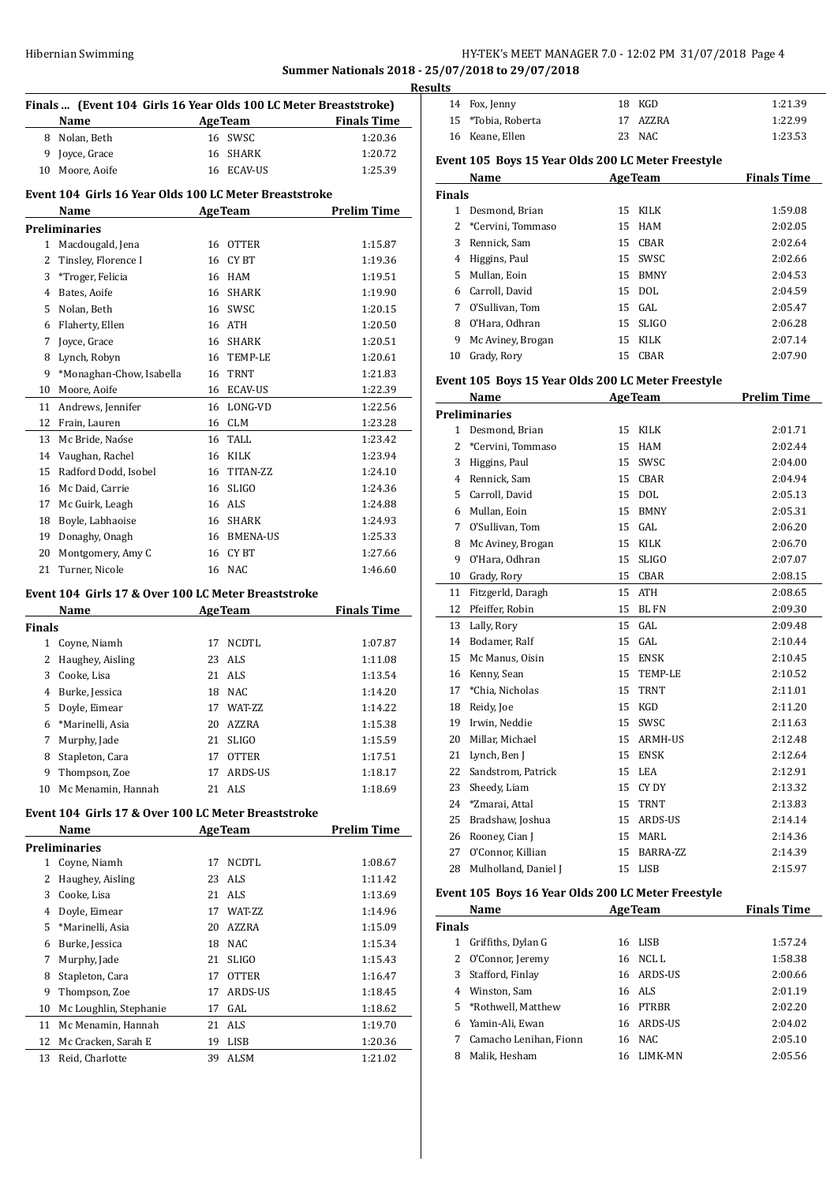**Summer Nationals 2018 - 25/07/2018 to 29/07/2018**

**Results**

### Finals ... (Event 104 Girls 16 Year Olds 100 LC Meter Breaststroke)

| | Name | Age | Team | Finals Time |
|---|---|---|---|---|
| 8 | Nolan, Beth | 16 | SWSC | 1:20.36 |
| 9 | Joyce, Grace | 16 | SHARK | 1:20.72 |
| 10 | Moore, Aoife | 16 | ECAV-US | 1:25.39 |

### Event 104 Girls 16 Year Olds 100 LC Meter Breaststroke

| | Name | Age | Team | Prelim Time |
|---|---|---|---|---|
| **Preliminaries** | | | | |
| 1 | Macdougald, Jena | 16 | OTTER | 1:15.87 |
| 2 | Tinsley, Florence I | 16 | CY BT | 1:19.36 |
| 3 | *Troger, Felicia | 16 | HAM | 1:19.51 |
| 4 | Bates, Aoife | 16 | SHARK | 1:19.90 |
| 5 | Nolan, Beth | 16 | SWSC | 1:20.15 |
| 6 | Flaherty, Ellen | 16 | ATH | 1:20.50 |
| 7 | Joyce, Grace | 16 | SHARK | 1:20.51 |
| 8 | Lynch, Robyn | 16 | TEMP-LE | 1:20.61 |
| 9 | *Monaghan-Chow, Isabella | 16 | TRNT | 1:21.83 |
| 10 | Moore, Aoife | 16 | ECAV-US | 1:22.39 |
| 11 | Andrews, Jennifer | 16 | LONG-VD | 1:22.56 |
| 12 | Frain, Lauren | 16 | CLM | 1:23.28 |
| 13 | Mc Bride, Naóse | 16 | TALL | 1:23.42 |
| 14 | Vaughan, Rachel | 16 | KILK | 1:23.94 |
| 15 | Radford Dodd, Isobel | 16 | TITAN-ZZ | 1:24.10 |
| 16 | Mc Daid, Carrie | 16 | SLIGO | 1:24.36 |
| 17 | Mc Guirk, Leagh | 16 | ALS | 1:24.88 |
| 18 | Boyle, Labhaoise | 16 | SHARK | 1:24.93 |
| 19 | Donaghy, Onagh | 16 | BMENA-US | 1:25.33 |
| 20 | Montgomery, Amy C | 16 | CY BT | 1:27.66 |
| 21 | Turner, Nicole | 16 | NAC | 1:46.60 |

### Event 104 Girls 17 & Over 100 LC Meter Breaststroke

| | Name | Age | Team | Finals Time |
|---|---|---|---|---|
| **Finals** | | | | |
| 1 | Coyne, Niamh | 17 | NCDTL | 1:07.87 |
| 2 | Haughey, Aisling | 23 | ALS | 1:11.08 |
| 3 | Cooke, Lisa | 21 | ALS | 1:13.54 |
| 4 | Burke, Jessica | 18 | NAC | 1:14.20 |
| 5 | Doyle, Eimear | 17 | WAT-ZZ | 1:14.22 |
| 6 | *Marinelli, Asia | 20 | AZZRA | 1:15.38 |
| 7 | Murphy, Jade | 21 | SLIGO | 1:15.59 |
| 8 | Stapleton, Cara | 17 | OTTER | 1:17.51 |
| 9 | Thompson, Zoe | 17 | ARDS-US | 1:18.17 |
| 10 | Mc Menamin, Hannah | 21 | ALS | 1:18.69 |

### Event 104 Girls 17 & Over 100 LC Meter Breaststroke

| | Name | Age | Team | Prelim Time |
|---|---|---|---|---|
| **Preliminaries** | | | | |
| 1 | Coyne, Niamh | 17 | NCDTL | 1:08.67 |
| 2 | Haughey, Aisling | 23 | ALS | 1:11.42 |
| 3 | Cooke, Lisa | 21 | ALS | 1:13.69 |
| 4 | Doyle, Eimear | 17 | WAT-ZZ | 1:14.96 |
| 5 | *Marinelli, Asia | 20 | AZZRA | 1:15.09 |
| 6 | Burke, Jessica | 18 | NAC | 1:15.34 |
| 7 | Murphy, Jade | 21 | SLIGO | 1:15.43 |
| 8 | Stapleton, Cara | 17 | OTTER | 1:16.47 |
| 9 | Thompson, Zoe | 17 | ARDS-US | 1:18.45 |
| 10 | Mc Loughlin, Stephanie | 17 | GAL | 1:18.62 |
| 11 | Mc Menamin, Hannah | 21 | ALS | 1:19.70 |
| 12 | Mc Cracken, Sarah E | 19 | LISB | 1:20.36 |
| 13 | Reid, Charlotte | 39 | ALSM | 1:21.02 |
| 14 | Fox, Jenny | 18 | KGD | 1:21.39 |
| 15 | *Tobia, Roberta | 17 | AZZRA | 1:22.99 |
| 16 | Keane, Ellen | 23 | NAC | 1:23.53 |

### Event 105 Boys 15 Year Olds 200 LC Meter Freestyle

| | Name | Age | Team | Finals Time |
|---|---|---|---|---|
| **Finals** | | | | |
| 1 | Desmond, Brian | 15 | KILK | 1:59.08 |
| 2 | *Cervini, Tommaso | 15 | HAM | 2:02.05 |
| 3 | Rennick, Sam | 15 | CBAR | 2:02.64 |
| 4 | Higgins, Paul | 15 | SWSC | 2:02.66 |
| 5 | Mullan, Eoin | 15 | BMNY | 2:04.53 |
| 6 | Carroll, David | 15 | DOL | 2:04.59 |
| 7 | O'Sullivan, Tom | 15 | GAL | 2:05.47 |
| 8 | O'Hara, Odhran | 15 | SLIGO | 2:06.28 |
| 9 | Mc Aviney, Brogan | 15 | KILK | 2:07.14 |
| 10 | Grady, Rory | 15 | CBAR | 2:07.90 |

### Event 105 Boys 15 Year Olds 200 LC Meter Freestyle

| | Name | Age | Team | Prelim Time |
|---|---|---|---|---|
| **Preliminaries** | | | | |
| 1 | Desmond, Brian | 15 | KILK | 2:01.71 |
| 2 | *Cervini, Tommaso | 15 | HAM | 2:02.44 |
| 3 | Higgins, Paul | 15 | SWSC | 2:04.00 |
| 4 | Rennick, Sam | 15 | CBAR | 2:04.94 |
| 5 | Carroll, David | 15 | DOL | 2:05.13 |
| 6 | Mullan, Eoin | 15 | BMNY | 2:05.31 |
| 7 | O'Sullivan, Tom | 15 | GAL | 2:06.20 |
| 8 | Mc Aviney, Brogan | 15 | KILK | 2:06.70 |
| 9 | O'Hara, Odhran | 15 | SLIGO | 2:07.07 |
| 10 | Grady, Rory | 15 | CBAR | 2:08.15 |
| 11 | Fitzgerld, Daragh | 15 | ATH | 2:08.65 |
| 12 | Pfeiffer, Robin | 15 | BL FN | 2:09.30 |
| 13 | Lally, Rory | 15 | GAL | 2:09.48 |
| 14 | Bodamer, Ralf | 15 | GAL | 2:10.44 |
| 15 | Mc Manus, Oisin | 15 | ENSK | 2:10.45 |
| 16 | Kenny, Sean | 15 | TEMP-LE | 2:10.52 |
| 17 | *Chia, Nicholas | 15 | TRNT | 2:11.01 |
| 18 | Reidy, Joe | 15 | KGD | 2:11.20 |
| 19 | Irwin, Neddie | 15 | SWSC | 2:11.63 |
| 20 | Millar, Michael | 15 | ARMH-US | 2:12.48 |
| 21 | Lynch, Ben J | 15 | ENSK | 2:12.64 |
| 22 | Sandstrom, Patrick | 15 | LEA | 2:12.91 |
| 23 | Sheedy, Liam | 15 | CY DY | 2:13.32 |
| 24 | *Zmarai, Attal | 15 | TRNT | 2:13.83 |
| 25 | Bradshaw, Joshua | 15 | ARDS-US | 2:14.14 |
| 26 | Rooney, Cian J | 15 | MARL | 2:14.36 |
| 27 | O'Connor, Killian | 15 | BARRA-ZZ | 2:14.39 |
| 28 | Mulholland, Daniel J | 15 | LISB | 2:15.97 |

### Event 105 Boys 16 Year Olds 200 LC Meter Freestyle

| | Name | Age | Team | Finals Time |
|---|---|---|---|---|
| **Finals** | | | | |
| 1 | Griffiths, Dylan G | 16 | LISB | 1:57.24 |
| 2 | O'Connor, Jeremy | 16 | NCL L | 1:58.38 |
| 3 | Stafford, Finlay | 16 | ARDS-US | 2:00.66 |
| 4 | Winston, Sam | 16 | ALS | 2:01.19 |
| 5 | *Rothwell, Matthew | 16 | PTRBR | 2:02.20 |
| 6 | Yamin-Ali, Ewan | 16 | ARDS-US | 2:04.02 |
| 7 | Camacho Lenihan, Fionn | 16 | NAC | 2:05.10 |
| 8 | Malik, Hesham | 16 | LIMK-MN | 2:05.56 |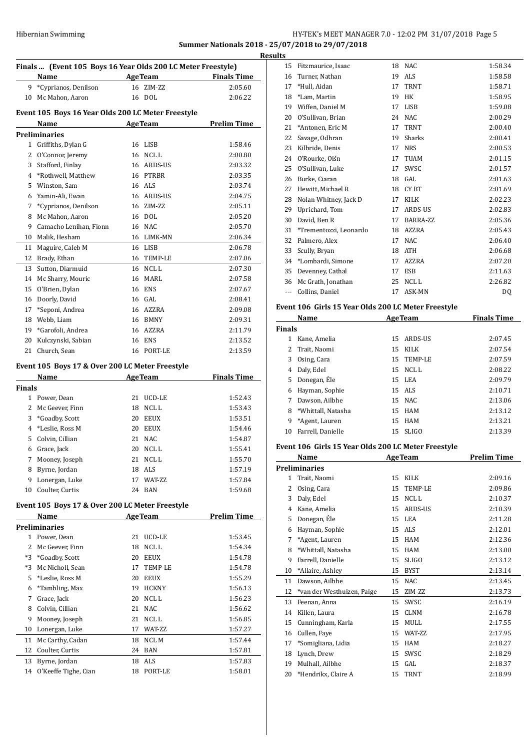**Summer Nationals 2018 - 25/07/2018 to 29/07/2018**

**Results**

### Finals ... (Event 105 Boys 16 Year Olds 200 LC Meter Freestyle)

| | Name | Age | Team | Finals Time |
|---|---|---|---|---|
| 9 | *Cyprianos, Denilson | 16 | ZIM-ZZ | 2:05.60 |
| 10 | Mc Mahon, Aaron | 16 | DOL | 2:06.22 |

### Event 105 Boys 16 Year Olds 200 LC Meter Freestyle

| | Name | Age | Team | Prelim Time |
|---|---|---|---|---|
| **Preliminaries** | | | | |
| 1 | Griffiths, Dylan G | 16 | LISB | 1:58.46 |
| 2 | O'Connor, Jeremy | 16 | NCL L | 2:00.80 |
| 3 | Stafford, Finlay | 16 | ARDS-US | 2:03.32 |
| 4 | *Rothwell, Matthew | 16 | PTRBR | 2:03.35 |
| 5 | Winston, Sam | 16 | ALS | 2:03.74 |
| 6 | Yamin-Ali, Ewan | 16 | ARDS-US | 2:04.75 |
| 7 | *Cyprianos, Denilson | 16 | ZIM-ZZ | 2:05.11 |
| 8 | Mc Mahon, Aaron | 16 | DOL | 2:05.20 |
| 9 | Camacho Lenihan, Fionn | 16 | NAC | 2:05.70 |
| 10 | Malik, Hesham | 16 | LIMK-MN | 2:06.34 |
| 11 | Maguire, Caleb M | 16 | LISB | 2:06.78 |
| 12 | Brady, Ethan | 16 | TEMP-LE | 2:07.06 |
| 13 | Sutton, Diarmuid | 16 | NCL L | 2:07.30 |
| 14 | Mc Sharry, Mouric | 16 | MARL | 2:07.58 |
| 15 | O'Brien, Dylan | 16 | ENS | 2:07.67 |
| 16 | Doorly, David | 16 | GAL | 2:08.41 |
| 17 | *Seponi, Andrea | 16 | AZZRA | 2:09.08 |
| 18 | Webb, Liam | 16 | BMNY | 2:09.31 |
| 19 | *Garofoli, Andrea | 16 | AZZRA | 2:11.79 |
| 20 | Kulczynski, Sabian | 16 | ENS | 2:13.52 |
| 21 | Church, Sean | 16 | PORT-LE | 2:13.59 |

### Event 105 Boys 17 & Over 200 LC Meter Freestyle

| | Name | Age | Team | Finals Time |
|---|---|---|---|---|
| **Finals** | | | | |
| 1 | Power, Dean | 21 | UCD-LE | 1:52.43 |
| 2 | Mc Geever, Finn | 18 | NCL L | 1:53.43 |
| 3 | *Goadby, Scott | 20 | EEUX | 1:53.51 |
| 4 | *Leslie, Ross M | 20 | EEUX | 1:54.46 |
| 5 | Colvin, Cillian | 21 | NAC | 1:54.87 |
| 6 | Grace, Jack | 20 | NCL L | 1:55.41 |
| 7 | Mooney, Joseph | 21 | NCL L | 1:55.70 |
| 8 | Byrne, Jordan | 18 | ALS | 1:57.19 |
| 9 | Lonergan, Luke | 17 | WAT-ZZ | 1:57.84 |
| 10 | Coulter, Curtis | 24 | BAN | 1:59.68 |

### Event 105 Boys 17 & Over 200 LC Meter Freestyle

| | Name | Age | Team | Prelim Time |
|---|---|---|---|---|
| **Preliminaries** | | | | |
| 1 | Power, Dean | 21 | UCD-LE | 1:53.45 |
| 2 | Mc Geever, Finn | 18 | NCL L | 1:54.34 |
| *3 | *Goadby, Scott | 20 | EEUX | 1:54.78 |
| *3 | Mc Nicholl, Sean | 17 | TEMP-LE | 1:54.78 |
| 5 | *Leslie, Ross M | 20 | EEUX | 1:55.29 |
| 6 | *Tambling, Max | 19 | HCKNY | 1:56.13 |
| 7 | Grace, Jack | 20 | NCL L | 1:56.23 |
| 8 | Colvin, Cillian | 21 | NAC | 1:56.62 |
| 9 | Mooney, Joseph | 21 | NCL L | 1:56.85 |
| 10 | Lonergan, Luke | 17 | WAT-ZZ | 1:57.27 |
| 11 | Mc Carthy, Cadan | 18 | NCL M | 1:57.44 |
| 12 | Coulter, Curtis | 24 | BAN | 1:57.81 |
| 13 | Byrne, Jordan | 18 | ALS | 1:57.83 |
| 14 | O'Keeffe Tighe, Cian | 18 | PORT-LE | 1:58.01 |
| 15 | Fitzmaurice, Isaac | 18 | NAC | 1:58.34 |
| 16 | Turner, Nathan | 19 | ALS | 1:58.58 |
| 17 | *Hull, Aidan | 17 | TRNT | 1:58.71 |
| 18 | *Lam, Martin | 19 | HK | 1:58.95 |
| 19 | Wiffen, Daniel M | 17 | LISB | 1:59.08 |
| 20 | O'Sullivan, Brian | 24 | NAC | 2:00.29 |
| 21 | *Antonen, Eric M | 17 | TRNT | 2:00.40 |
| 22 | Savage, Odhran | 19 | Sharks | 2:00.41 |
| 23 | Kilbride, Denis | 17 | NRS | 2:00.53 |
| 24 | O'Rourke, Oiśn | 17 | TUAM | 2:01.15 |
| 25 | O'Sullivan, Luke | 17 | SWSC | 2:01.57 |
| 26 | Burke, Ciaran | 18 | GAL | 2:01.63 |
| 27 | Hewitt, Michael R | 18 | CY BT | 2:01.69 |
| 28 | Nolan-Whitney, Jack D | 17 | KILK | 2:02.23 |
| 29 | Uprichard, Tom | 17 | ARDS-US | 2:02.83 |
| 30 | David, Ben R | 17 | BARRA-ZZ | 2:05.36 |
| 31 | *Trementozzi, Leonardo | 18 | AZZRA | 2:05.43 |
| 32 | Palmero, Alex | 17 | NAC | 2:06.40 |
| 33 | Scully, Bryan | 18 | ATH | 2:06.68 |
| 34 | *Lombardi, Simone | 17 | AZZRA | 2:07.20 |
| 35 | Devenney, Cathal | 17 | ESB | 2:11.63 |
| 36 | Mc Grath, Jonathan | 25 | NCL L | 2:26.82 |
| --- | Collins, Daniel | 17 | ASK-MN | DQ |

### Event 106 Girls 15 Year Olds 200 LC Meter Freestyle

| | Name | Age | Team | Finals Time |
|---|---|---|---|---|
| **Finals** | | | | |
| 1 | Kane, Amelia | 15 | ARDS-US | 2:07.45 |
| 2 | Trait, Naomi | 15 | KILK | 2:07.54 |
| 3 | Osing, Cara | 15 | TEMP-LE | 2:07.59 |
| 4 | Daly, Edel | 15 | NCL L | 2:08.22 |
| 5 | Donegan, Éle | 15 | LEA | 2:09.79 |
| 6 | Hayman, Sophie | 15 | ALS | 2:10.71 |
| 7 | Dawson, Ailbhe | 15 | NAC | 2:13.06 |
| 8 | *Whittall, Natasha | 15 | HAM | 2:13.12 |
| 9 | *Agent, Lauren | 15 | HAM | 2:13.21 |
| 10 | Farrell, Danielle | 15 | SLIGO | 2:13.39 |

### Event 106 Girls 15 Year Olds 200 LC Meter Freestyle

| | Name | Age | Team | Prelim Time |
|---|---|---|---|---|
| **Preliminaries** | | | | |
| 1 | Trait, Naomi | 15 | KILK | 2:09.16 |
| 2 | Osing, Cara | 15 | TEMP-LE | 2:09.86 |
| 3 | Daly, Edel | 15 | NCL L | 2:10.37 |
| 4 | Kane, Amelia | 15 | ARDS-US | 2:10.39 |
| 5 | Donegan, Éle | 15 | LEA | 2:11.28 |
| 6 | Hayman, Sophie | 15 | ALS | 2:12.01 |
| 7 | *Agent, Lauren | 15 | HAM | 2:12.36 |
| 8 | *Whittall, Natasha | 15 | HAM | 2:13.00 |
| 9 | Farrell, Danielle | 15 | SLIGO | 2:13.12 |
| 10 | *Allaire, Ashley | 15 | BYST | 2:13.14 |
| 11 | Dawson, Ailbhe | 15 | NAC | 2:13.45 |
| 12 | *van der Westhuizen, Paige | 15 | ZIM-ZZ | 2:13.73 |
| 13 | Feenan, Anna | 15 | SWSC | 2:16.19 |
| 14 | Killen, Laura | 15 | CLNM | 2:16.78 |
| 15 | Cunningham, Karla | 15 | MULL | 2:17.55 |
| 16 | Cullen, Faye | 15 | WAT-ZZ | 2:17.95 |
| 17 | *Somigliana, Lidia | 15 | HAM | 2:18.27 |
| 18 | Lynch, Drew | 15 | SWSC | 2:18.29 |
| 19 | Mulhall, Ailbhe | 15 | GAL | 2:18.37 |
| 20 | *Hendrikx, Claire A | 15 | TRNT | 2:18.99 |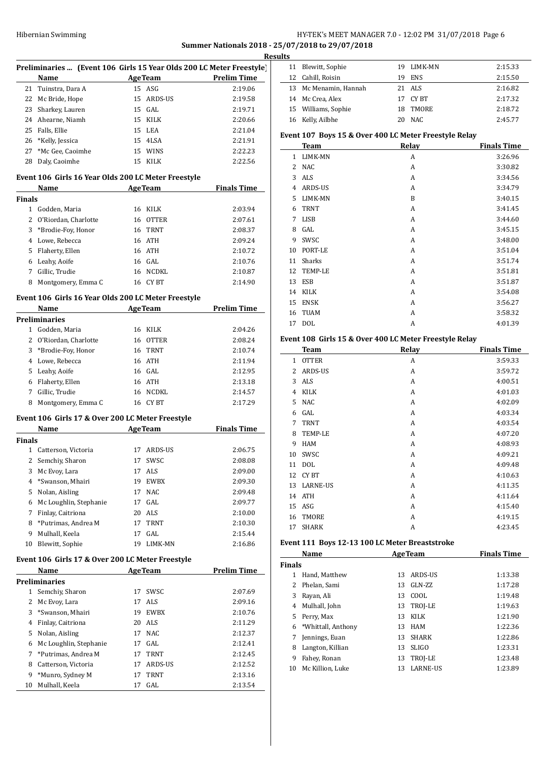## Summer Nationals 2018 - 25/07/2018 to 29/07/2018

### Results

**Preliminaries ... (Event 106 Girls 15 Year Olds 200 LC Meter Freestyle)**

| | Name | Age | Team | Prelim Time |
|---|---|---|---|---|
| 21 | Tuinstra, Dara A | 15 | ASG | 2:19.06 |
| 22 | Mc Bride, Hope | 15 | ARDS-US | 2:19.58 |
| 23 | Sharkey, Lauren | 15 | GAL | 2:19.71 |
| 24 | Ahearne, Niamh | 15 | KILK | 2:20.66 |
| 25 | Falls, Ellie | 15 | LEA | 2:21.04 |
| 26 | *Kelly, Jessica | 15 | 4LSA | 2:21.91 |
| 27 | *Mc Gee, Caoimhe | 15 | WINS | 2:22.23 |
| 28 | Daly, Caoimhe | 15 | KILK | 2:22.56 |

**Event 106 Girls 16 Year Olds 200 LC Meter Freestyle**

| | Name | Age | Team | Finals Time |
|---|---|---|---|---|
| **Finals** | | | | |
| 1 | Godden, Maria | 16 | KILK | 2:03.94 |
| 2 | O'Riordan, Charlotte | 16 | OTTER | 2:07.61 |
| 3 | *Brodie-Foy, Honor | 16 | TRNT | 2:08.37 |
| 4 | Lowe, Rebecca | 16 | ATH | 2:09.24 |
| 5 | Flaherty, Ellen | 16 | ATH | 2:10.72 |
| 6 | Leahy, Aoife | 16 | GAL | 2:10.76 |
| 7 | Gillic, Trudie | 16 | NCDKL | 2:10.87 |
| 8 | Montgomery, Emma C | 16 | CY BT | 2:14.90 |

**Event 106 Girls 16 Year Olds 200 LC Meter Freestyle**

| | Name | Age | Team | Prelim Time |
|---|---|---|---|---|
| **Preliminaries** | | | | |
| 1 | Godden, Maria | 16 | KILK | 2:04.26 |
| 2 | O'Riordan, Charlotte | 16 | OTTER | 2:08.24 |
| 3 | *Brodie-Foy, Honor | 16 | TRNT | 2:10.74 |
| 4 | Lowe, Rebecca | 16 | ATH | 2:11.94 |
| 5 | Leahy, Aoife | 16 | GAL | 2:12.95 |
| 6 | Flaherty, Ellen | 16 | ATH | 2:13.18 |
| 7 | Gillic, Trudie | 16 | NCDKL | 2:14.57 |
| 8 | Montgomery, Emma C | 16 | CY BT | 2:17.29 |

**Event 106 Girls 17 & Over 200 LC Meter Freestyle**

| | Name | Age | Team | Finals Time |
|---|---|---|---|---|
| **Finals** | | | | |
| 1 | Catterson, Victoria | 17 | ARDS-US | 2:06.75 |
| 2 | Semchiy, Sharon | 17 | SWSC | 2:08.08 |
| 3 | Mc Evoy, Lara | 17 | ALS | 2:09.00 |
| 4 | *Swanson, Mhairi | 19 | EWBX | 2:09.30 |
| 5 | Nolan, Aisling | 17 | NAC | 2:09.48 |
| 6 | Mc Loughlin, Stephanie | 17 | GAL | 2:09.77 |
| 7 | Finlay, Caitriona | 20 | ALS | 2:10.00 |
| 8 | *Putrimas, Andrea M | 17 | TRNT | 2:10.30 |
| 9 | Mulhall, Keela | 17 | GAL | 2:15.44 |
| 10 | Blewitt, Sophie | 19 | LIMK-MN | 2:16.86 |

**Event 106 Girls 17 & Over 200 LC Meter Freestyle**

| | Name | Age | Team | Prelim Time |
|---|---|---|---|---|
| **Preliminaries** | | | | |
| 1 | Semchiy, Sharon | 17 | SWSC | 2:07.69 |
| 2 | Mc Evoy, Lara | 17 | ALS | 2:09.16 |
| 3 | *Swanson, Mhairi | 19 | EWBX | 2:10.76 |
| 4 | Finlay, Caitriona | 20 | ALS | 2:11.29 |
| 5 | Nolan, Aisling | 17 | NAC | 2:12.37 |
| 6 | Mc Loughlin, Stephanie | 17 | GAL | 2:12.41 |
| 7 | *Putrimas, Andrea M | 17 | TRNT | 2:12.45 |
| 8 | Catterson, Victoria | 17 | ARDS-US | 2:12.52 |
| 9 | *Munro, Sydney M | 17 | TRNT | 2:13.16 |
| 10 | Mulhall, Keela | 17 | GAL | 2:13.54 |
| 11 | Blewitt, Sophie | 19 | LIMK-MN | 2:15.33 |
| 12 | Cahill, Roisin | 19 | ENS | 2:15.50 |
| 13 | Mc Menamin, Hannah | 21 | ALS | 2:16.82 |
| 14 | Mc Crea, Alex | 17 | CY BT | 2:17.32 |
| 15 | Williams, Sophie | 18 | TMORE | 2:18.72 |
| 16 | Kelly, Ailbhe | 20 | NAC | 2:45.77 |

**Event 107 Boys 15 & Over 400 LC Meter Freestyle Relay**

| | Team | Relay | Finals Time |
|---|---|---|---|
| 1 | LIMK-MN | A | 3:26.96 |
| 2 | NAC | A | 3:30.82 |
| 3 | ALS | A | 3:34.56 |
| 4 | ARDS-US | A | 3:34.79 |
| 5 | LIMK-MN | B | 3:40.15 |
| 6 | TRNT | A | 3:41.45 |
| 7 | LISB | A | 3:44.60 |
| 8 | GAL | A | 3:45.15 |
| 9 | SWSC | A | 3:48.00 |
| 10 | PORT-LE | A | 3:51.04 |
| 11 | Sharks | A | 3:51.74 |
| 12 | TEMP-LE | A | 3:51.81 |
| 13 | ESB | A | 3:51.87 |
| 14 | KILK | A | 3:54.08 |
| 15 | ENSK | A | 3:56.27 |
| 16 | TUAM | A | 3:58.32 |
| 17 | DOL | A | 4:01.39 |

**Event 108 Girls 15 & Over 400 LC Meter Freestyle Relay**

| | Team | Relay | Finals Time |
|---|---|---|---|
| 1 | OTTER | A | 3:59.33 |
| 2 | ARDS-US | A | 3:59.72 |
| 3 | ALS | A | 4:00.51 |
| 4 | KILK | A | 4:01.03 |
| 5 | NAC | A | 4:02.09 |
| 6 | GAL | A | 4:03.34 |
| 7 | TRNT | A | 4:03.54 |
| 8 | TEMP-LE | A | 4:07.20 |
| 9 | HAM | A | 4:08.93 |
| 10 | SWSC | A | 4:09.21 |
| 11 | DOL | A | 4:09.48 |
| 12 | CY BT | A | 4:10.63 |
| 13 | LARNE-US | A | 4:11.35 |
| 14 | ATH | A | 4:11.64 |
| 15 | ASG | A | 4:15.40 |
| 16 | TMORE | A | 4:19.15 |
| 17 | SHARK | A | 4:23.45 |

**Event 111 Boys 12-13 100 LC Meter Breaststroke**

| | Name | Age | Team | Finals Time |
|---|---|---|---|---|
| **Finals** | | | | |
| 1 | Hand, Matthew | 13 | ARDS-US | 1:13.38 |
| 2 | Phelan, Sami | 13 | GLN-ZZ | 1:17.28 |
| 3 | Rayan, Ali | 13 | COOL | 1:19.48 |
| 4 | Mulhall, John | 13 | TROJ-LE | 1:19.63 |
| 5 | Perry, Max | 13 | KILK | 1:21.90 |
| 6 | *Whittall, Anthony | 13 | HAM | 1:22.36 |
| 7 | Jennings, Euan | 13 | SHARK | 1:22.86 |
| 8 | Langton, Killian | 13 | SLIGO | 1:23.31 |
| 9 | Fahey, Ronan | 13 | TROJ-LE | 1:23.48 |
| 10 | Mc Killion, Luke | 13 | LARNE-US | 1:23.89 |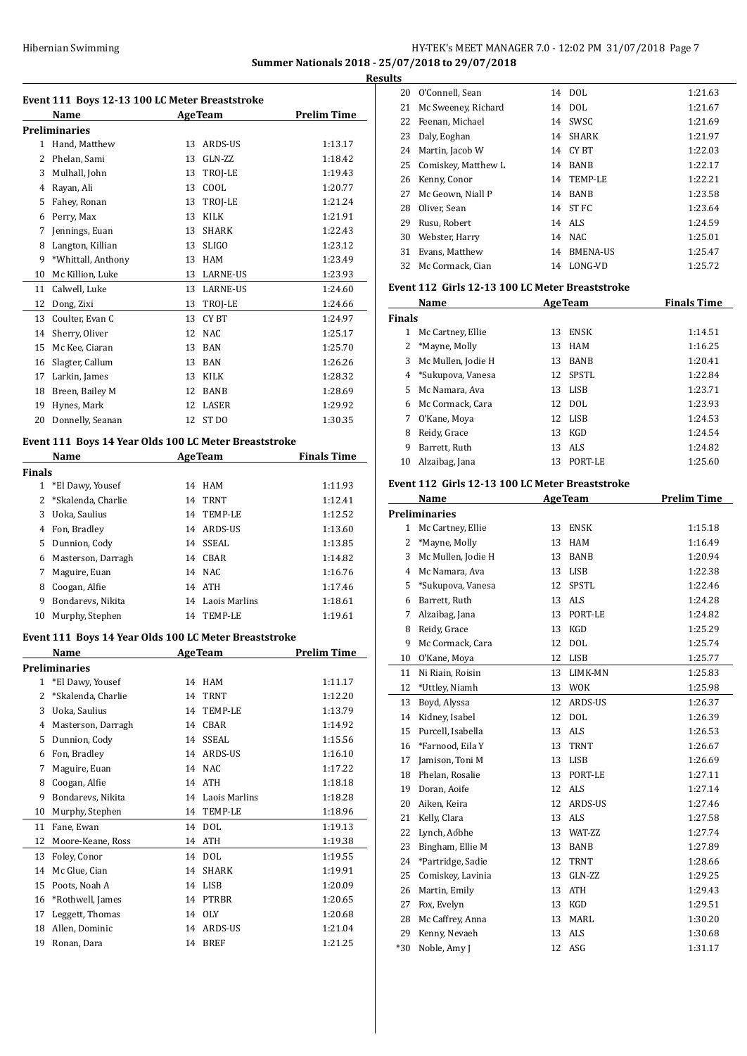Summer Nationals 2018 - 25/07/2018 to 29/07/2018

**Results**

### Event 111 Boys 12-13 100 LC Meter Breaststroke

| | Name | Age | Team | Prelim Time |
|---|---|---|---|---|
| **Preliminaries** | | | | |
| 1 | Hand, Matthew | 13 | ARDS-US | 1:13.17 |
| 2 | Phelan, Sami | 13 | GLN-ZZ | 1:18.42 |
| 3 | Mulhall, John | 13 | TROJ-LE | 1:19.43 |
| 4 | Rayan, Ali | 13 | COOL | 1:20.77 |
| 5 | Fahey, Ronan | 13 | TROJ-LE | 1:21.24 |
| 6 | Perry, Max | 13 | KILK | 1:21.91 |
| 7 | Jennings, Euan | 13 | SHARK | 1:22.43 |
| 8 | Langton, Killian | 13 | SLIGO | 1:23.12 |
| 9 | *Whittall, Anthony | 13 | HAM | 1:23.49 |
| 10 | Mc Killion, Luke | 13 | LARNE-US | 1:23.93 |
| 11 | Calwell, Luke | 13 | LARNE-US | 1:24.60 |
| 12 | Dong, Zixi | 13 | TROJ-LE | 1:24.66 |
| 13 | Coulter, Evan C | 13 | CY BT | 1:24.97 |
| 14 | Sherry, Oliver | 12 | NAC | 1:25.17 |
| 15 | Mc Kee, Ciaran | 13 | BAN | 1:25.70 |
| 16 | Slagter, Callum | 13 | BAN | 1:26.26 |
| 17 | Larkin, James | 13 | KILK | 1:28.32 |
| 18 | Breen, Bailey M | 12 | BANB | 1:28.69 |
| 19 | Hynes, Mark | 12 | LASER | 1:29.92 |
| 20 | Donnelly, Seanan | 12 | ST DO | 1:30.35 |

### Event 111 Boys 14 Year Olds 100 LC Meter Breaststroke

| | Name | Age | Team | Finals Time |
|---|---|---|---|---|
| **Finals** | | | | |
| 1 | *El Dawy, Yousef | 14 | HAM | 1:11.93 |
| 2 | *Skalenda, Charlie | 14 | TRNT | 1:12.41 |
| 3 | Uoka, Saulius | 14 | TEMP-LE | 1:12.52 |
| 4 | Fon, Bradley | 14 | ARDS-US | 1:13.60 |
| 5 | Dunnion, Cody | 14 | SSEAL | 1:13.85 |
| 6 | Masterson, Darragh | 14 | CBAR | 1:14.82 |
| 7 | Maguire, Euan | 14 | NAC | 1:16.76 |
| 8 | Coogan, Alfie | 14 | ATH | 1:17.46 |
| 9 | Bondarevs, Nikita | 14 | Laois Marlins | 1:18.61 |
| 10 | Murphy, Stephen | 14 | TEMP-LE | 1:19.61 |

### Event 111 Boys 14 Year Olds 100 LC Meter Breaststroke

| | Name | Age | Team | Prelim Time |
|---|---|---|---|---|
| **Preliminaries** | | | | |
| 1 | *El Dawy, Yousef | 14 | HAM | 1:11.17 |
| 2 | *Skalenda, Charlie | 14 | TRNT | 1:12.20 |
| 3 | Uoka, Saulius | 14 | TEMP-LE | 1:13.79 |
| 4 | Masterson, Darragh | 14 | CBAR | 1:14.92 |
| 5 | Dunnion, Cody | 14 | SSEAL | 1:15.56 |
| 6 | Fon, Bradley | 14 | ARDS-US | 1:16.10 |
| 7 | Maguire, Euan | 14 | NAC | 1:17.22 |
| 8 | Coogan, Alfie | 14 | ATH | 1:18.18 |
| 9 | Bondarevs, Nikita | 14 | Laois Marlins | 1:18.28 |
| 10 | Murphy, Stephen | 14 | TEMP-LE | 1:18.96 |
| 11 | Fane, Ewan | 14 | DOL | 1:19.13 |
| 12 | Moore-Keane, Ross | 14 | ATH | 1:19.38 |
| 13 | Foley, Conor | 14 | DOL | 1:19.55 |
| 14 | Mc Glue, Cian | 14 | SHARK | 1:19.91 |
| 15 | Poots, Noah A | 14 | LISB | 1:20.09 |
| 16 | *Rothwell, James | 14 | PTRBR | 1:20.65 |
| 17 | Leggett, Thomas | 14 | OLY | 1:20.68 |
| 18 | Allen, Dominic | 14 | ARDS-US | 1:21.04 |
| 19 | Ronan, Dara | 14 | BREF | 1:21.25 |
| 20 | O'Connell, Sean | 14 | DOL | 1:21.63 |
| 21 | Mc Sweeney, Richard | 14 | DOL | 1:21.67 |
| 22 | Feenan, Michael | 14 | SWSC | 1:21.69 |
| 23 | Daly, Eoghan | 14 | SHARK | 1:21.97 |
| 24 | Martin, Jacob W | 14 | CY BT | 1:22.03 |
| 25 | Comiskey, Matthew L | 14 | BANB | 1:22.17 |
| 26 | Kenny, Conor | 14 | TEMP-LE | 1:22.21 |
| 27 | Mc Geown, Niall P | 14 | BANB | 1:23.58 |
| 28 | Oliver, Sean | 14 | ST FC | 1:23.64 |
| 29 | Rusu, Robert | 14 | ALS | 1:24.59 |
| 30 | Webster, Harry | 14 | NAC | 1:25.01 |
| 31 | Evans, Matthew | 14 | BMENA-US | 1:25.47 |
| 32 | Mc Cormack, Cian | 14 | LONG-VD | 1:25.72 |

### Event 112 Girls 12-13 100 LC Meter Breaststroke

| | Name | Age | Team | Finals Time |
|---|---|---|---|---|
| **Finals** | | | | |
| 1 | Mc Cartney, Ellie | 13 | ENSK | 1:14.51 |
| 2 | *Mayne, Molly | 13 | HAM | 1:16.25 |
| 3 | Mc Mullen, Jodie H | 13 | BANB | 1:20.41 |
| 4 | *Sukupova, Vanesa | 12 | SPSTL | 1:22.84 |
| 5 | Mc Namara, Ava | 13 | LISB | 1:23.71 |
| 6 | Mc Cormack, Cara | 12 | DOL | 1:23.93 |
| 7 | O'Kane, Moya | 12 | LISB | 1:24.53 |
| 8 | Reidy, Grace | 13 | KGD | 1:24.54 |
| 9 | Barrett, Ruth | 13 | ALS | 1:24.82 |
| 10 | Alzaibag, Jana | 13 | PORT-LE | 1:25.60 |

### Event 112 Girls 12-13 100 LC Meter Breaststroke

| | Name | Age | Team | Prelim Time |
|---|---|---|---|---|
| **Preliminaries** | | | | |
| 1 | Mc Cartney, Ellie | 13 | ENSK | 1:15.18 |
| 2 | *Mayne, Molly | 13 | HAM | 1:16.49 |
| 3 | Mc Mullen, Jodie H | 13 | BANB | 1:20.94 |
| 4 | Mc Namara, Ava | 13 | LISB | 1:22.38 |
| 5 | *Sukupova, Vanesa | 12 | SPSTL | 1:22.46 |
| 6 | Barrett, Ruth | 13 | ALS | 1:24.28 |
| 7 | Alzaibag, Jana | 13 | PORT-LE | 1:24.82 |
| 8 | Reidy, Grace | 13 | KGD | 1:25.29 |
| 9 | Mc Cormack, Cara | 12 | DOL | 1:25.74 |
| 10 | O'Kane, Moya | 12 | LISB | 1:25.77 |
| 11 | Ni Riain, Roisin | 13 | LIMK-MN | 1:25.83 |
| 12 | *Uttley, Niamh | 13 | WOK | 1:25.98 |
| 13 | Boyd, Alyssa | 12 | ARDS-US | 1:26.37 |
| 14 | Kidney, Isabel | 12 | DOL | 1:26.39 |
| 15 | Purcell, Isabella | 13 | ALS | 1:26.53 |
| 16 | *Farnood, Eila Y | 13 | TRNT | 1:26.67 |
| 17 | Jamison, Toni M | 13 | LISB | 1:26.69 |
| 18 | Phelan, Rosalie | 13 | PORT-LE | 1:27.11 |
| 19 | Doran, Aoife | 12 | ALS | 1:27.14 |
| 20 | Aiken, Keira | 12 | ARDS-US | 1:27.46 |
| 21 | Kelly, Clara | 13 | ALS | 1:27.58 |
| 22 | Lynch, Aóbhe | 13 | WAT-ZZ | 1:27.74 |
| 23 | Bingham, Ellie M | 13 | BANB | 1:27.89 |
| 24 | *Partridge, Sadie | 12 | TRNT | 1:28.66 |
| 25 | Comiskey, Lavinia | 13 | GLN-ZZ | 1:29.25 |
| 26 | Martin, Emily | 13 | ATH | 1:29.43 |
| 27 | Fox, Evelyn | 13 | KGD | 1:29.51 |
| 28 | Mc Caffrey, Anna | 13 | MARL | 1:30.20 |
| 29 | Kenny, Nevaeh | 13 | ALS | 1:30.68 |
| *30 | Noble, Amy J | 12 | ASG | 1:31.17 |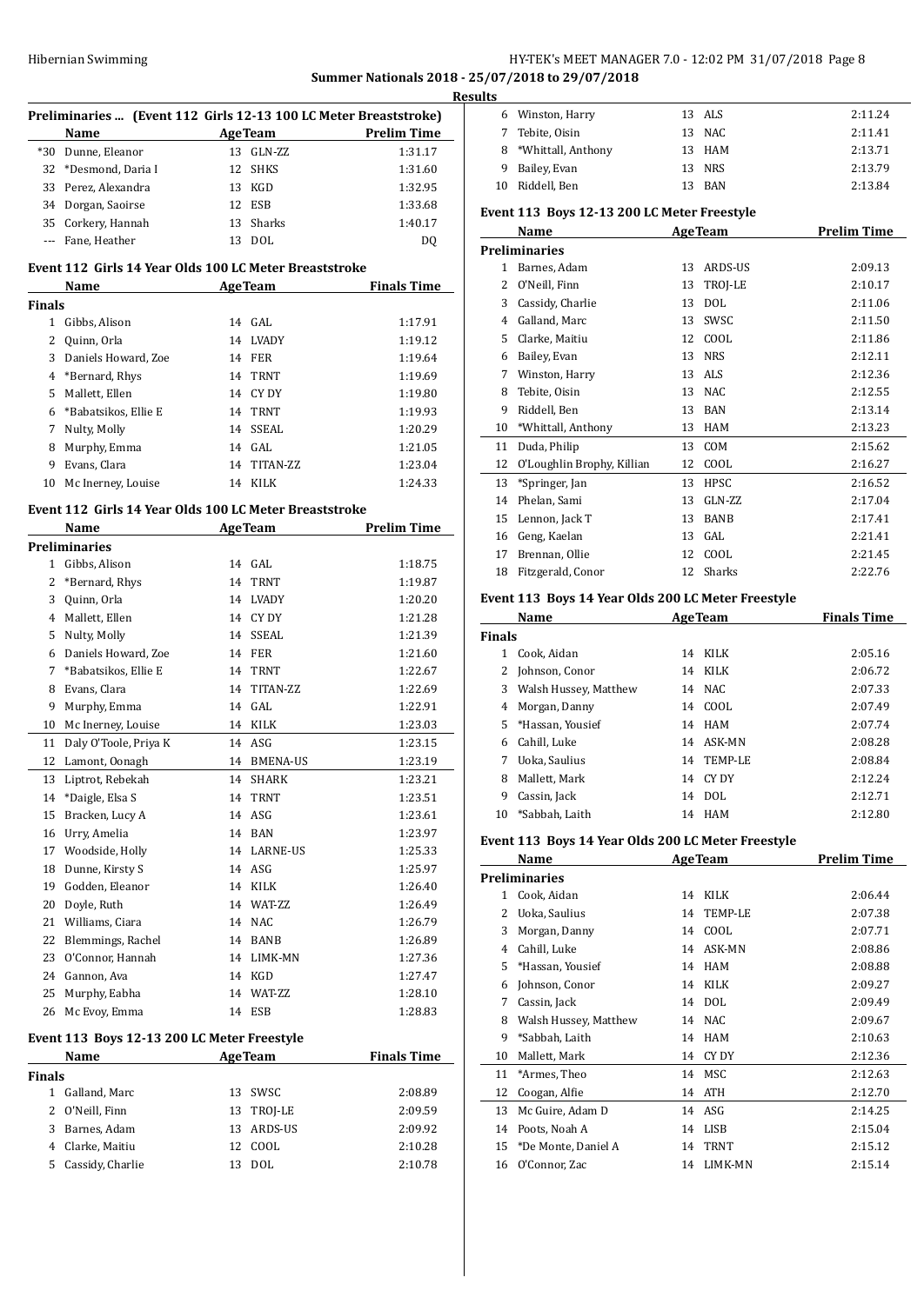## Summer Nationals 2018 - 25/07/2018 to 29/07/2018

### Results

#### Preliminaries ... (Event 112 Girls 12-13 100 LC Meter Breaststroke)

| | Name | Age | Team | Prelim Time |
|---|---|---|---|---|
| *30 | Dunne, Eleanor | 13 | GLN-ZZ | 1:31.17 |
| 32 | *Desmond, Daria I | 12 | SHKS | 1:31.60 |
| 33 | Perez, Alexandra | 13 | KGD | 1:32.95 |
| 34 | Dorgan, Saoirse | 12 | ESB | 1:33.68 |
| 35 | Corkery, Hannah | 13 | Sharks | 1:40.17 |
| --- | Fane, Heather | 13 | DOL | DQ |

#### Event 112 Girls 14 Year Olds 100 LC Meter Breaststroke

| | Name | Age | Team | Finals Time |
|---|---|---|---|---|
| **Finals** | | | | |
| 1 | Gibbs, Alison | 14 | GAL | 1:17.91 |
| 2 | Quinn, Orla | 14 | LVADY | 1:19.12 |
| 3 | Daniels Howard, Zoe | 14 | FER | 1:19.64 |
| 4 | *Bernard, Rhys | 14 | TRNT | 1:19.69 |
| 5 | Mallett, Ellen | 14 | CY DY | 1:19.80 |
| 6 | *Babatsikos, Ellie E | 14 | TRNT | 1:19.93 |
| 7 | Nulty, Molly | 14 | SSEAL | 1:20.29 |
| 8 | Murphy, Emma | 14 | GAL | 1:21.05 |
| 9 | Evans, Clara | 14 | TITAN-ZZ | 1:23.04 |
| 10 | Mc Inerney, Louise | 14 | KILK | 1:24.33 |

#### Event 112 Girls 14 Year Olds 100 LC Meter Breaststroke

| | Name | Age | Team | Prelim Time |
|---|---|---|---|---|
| **Preliminaries** | | | | |
| 1 | Gibbs, Alison | 14 | GAL | 1:18.75 |
| 2 | *Bernard, Rhys | 14 | TRNT | 1:19.87 |
| 3 | Quinn, Orla | 14 | LVADY | 1:20.20 |
| 4 | Mallett, Ellen | 14 | CY DY | 1:21.28 |
| 5 | Nulty, Molly | 14 | SSEAL | 1:21.39 |
| 6 | Daniels Howard, Zoe | 14 | FER | 1:21.60 |
| 7 | *Babatsikos, Ellie E | 14 | TRNT | 1:22.67 |
| 8 | Evans, Clara | 14 | TITAN-ZZ | 1:22.69 |
| 9 | Murphy, Emma | 14 | GAL | 1:22.91 |
| 10 | Mc Inerney, Louise | 14 | KILK | 1:23.03 |
| 11 | Daly O'Toole, Priya K | 14 | ASG | 1:23.15 |
| 12 | Lamont, Oonagh | 14 | BMENA-US | 1:23.19 |
| 13 | Liptrot, Rebekah | 14 | SHARK | 1:23.21 |
| 14 | *Daigle, Elsa S | 14 | TRNT | 1:23.51 |
| 15 | Bracken, Lucy A | 14 | ASG | 1:23.61 |
| 16 | Urry, Amelia | 14 | BAN | 1:23.97 |
| 17 | Woodside, Holly | 14 | LARNE-US | 1:25.33 |
| 18 | Dunne, Kirsty S | 14 | ASG | 1:25.97 |
| 19 | Godden, Eleanor | 14 | KILK | 1:26.40 |
| 20 | Doyle, Ruth | 14 | WAT-ZZ | 1:26.49 |
| 21 | Williams, Ciara | 14 | NAC | 1:26.79 |
| 22 | Blemmings, Rachel | 14 | BANB | 1:26.89 |
| 23 | O'Connor, Hannah | 14 | LIMK-MN | 1:27.36 |
| 24 | Gannon, Ava | 14 | KGD | 1:27.47 |
| 25 | Murphy, Eabha | 14 | WAT-ZZ | 1:28.10 |
| 26 | Mc Evoy, Emma | 14 | ESB | 1:28.83 |

#### Event 113 Boys 12-13 200 LC Meter Freestyle

| | Name | Age | Team | Finals Time |
|---|---|---|---|---|
| **Finals** | | | | |
| 1 | Galland, Marc | 13 | SWSC | 2:08.89 |
| 2 | O'Neill, Finn | 13 | TROJ-LE | 2:09.59 |
| 3 | Barnes, Adam | 13 | ARDS-US | 2:09.92 |
| 4 | Clarke, Maitiu | 12 | COOL | 2:10.28 |
| 5 | Cassidy, Charlie | 13 | DOL | 2:10.78 |
| 6 | Winston, Harry | 13 | ALS | 2:11.24 |
| 7 | Tebite, Oisin | 13 | NAC | 2:11.41 |
| 8 | *Whittall, Anthony | 13 | HAM | 2:13.71 |
| 9 | Bailey, Evan | 13 | NRS | 2:13.79 |
| 10 | Riddell, Ben | 13 | BAN | 2:13.84 |

#### Event 113 Boys 12-13 200 LC Meter Freestyle

| | Name | Age | Team | Prelim Time |
|---|---|---|---|---|
| **Preliminaries** | | | | |
| 1 | Barnes, Adam | 13 | ARDS-US | 2:09.13 |
| 2 | O'Neill, Finn | 13 | TROJ-LE | 2:10.17 |
| 3 | Cassidy, Charlie | 13 | DOL | 2:11.06 |
| 4 | Galland, Marc | 13 | SWSC | 2:11.50 |
| 5 | Clarke, Maitiu | 12 | COOL | 2:11.86 |
| 6 | Bailey, Evan | 13 | NRS | 2:12.11 |
| 7 | Winston, Harry | 13 | ALS | 2:12.36 |
| 8 | Tebite, Oisin | 13 | NAC | 2:12.55 |
| 9 | Riddell, Ben | 13 | BAN | 2:13.14 |
| 10 | *Whittall, Anthony | 13 | HAM | 2:13.23 |
| 11 | Duda, Philip | 13 | COM | 2:15.62 |
| 12 | O'Loughlin Brophy, Killian | 12 | COOL | 2:16.27 |
| 13 | *Springer, Jan | 13 | HPSC | 2:16.52 |
| 14 | Phelan, Sami | 13 | GLN-ZZ | 2:17.04 |
| 15 | Lennon, Jack T | 13 | BANB | 2:17.41 |
| 16 | Geng, Kaelan | 13 | GAL | 2:21.41 |
| 17 | Brennan, Ollie | 12 | COOL | 2:21.45 |
| 18 | Fitzgerald, Conor | 12 | Sharks | 2:22.76 |

#### Event 113 Boys 14 Year Olds 200 LC Meter Freestyle

| | Name | Age | Team | Finals Time |
|---|---|---|---|---|
| **Finals** | | | | |
| 1 | Cook, Aidan | 14 | KILK | 2:05.16 |
| 2 | Johnson, Conor | 14 | KILK | 2:06.72 |
| 3 | Walsh Hussey, Matthew | 14 | NAC | 2:07.33 |
| 4 | Morgan, Danny | 14 | COOL | 2:07.49 |
| 5 | *Hassan, Yousief | 14 | HAM | 2:07.74 |
| 6 | Cahill, Luke | 14 | ASK-MN | 2:08.28 |
| 7 | Uoka, Saulius | 14 | TEMP-LE | 2:08.84 |
| 8 | Mallett, Mark | 14 | CY DY | 2:12.24 |
| 9 | Cassin, Jack | 14 | DOL | 2:12.71 |
| 10 | *Sabbah, Laith | 14 | HAM | 2:12.80 |

#### Event 113 Boys 14 Year Olds 200 LC Meter Freestyle

| | Name | Age | Team | Prelim Time |
|---|---|---|---|---|
| **Preliminaries** | | | | |
| 1 | Cook, Aidan | 14 | KILK | 2:06.44 |
| 2 | Uoka, Saulius | 14 | TEMP-LE | 2:07.38 |
| 3 | Morgan, Danny | 14 | COOL | 2:07.71 |
| 4 | Cahill, Luke | 14 | ASK-MN | 2:08.86 |
| 5 | *Hassan, Yousief | 14 | HAM | 2:08.88 |
| 6 | Johnson, Conor | 14 | KILK | 2:09.27 |
| 7 | Cassin, Jack | 14 | DOL | 2:09.49 |
| 8 | Walsh Hussey, Matthew | 14 | NAC | 2:09.67 |
| 9 | *Sabbah, Laith | 14 | HAM | 2:10.63 |
| 10 | Mallett, Mark | 14 | CY DY | 2:12.36 |
| 11 | *Armes, Theo | 14 | MSC | 2:12.63 |
| 12 | Coogan, Alfie | 14 | ATH | 2:12.70 |
| 13 | Mc Guire, Adam D | 14 | ASG | 2:14.25 |
| 14 | Poots, Noah A | 14 | LISB | 2:15.04 |
| 15 | *De Monte, Daniel A | 14 | TRNT | 2:15.12 |
| 16 | O'Connor, Zac | 14 | LIMK-MN | 2:15.14 |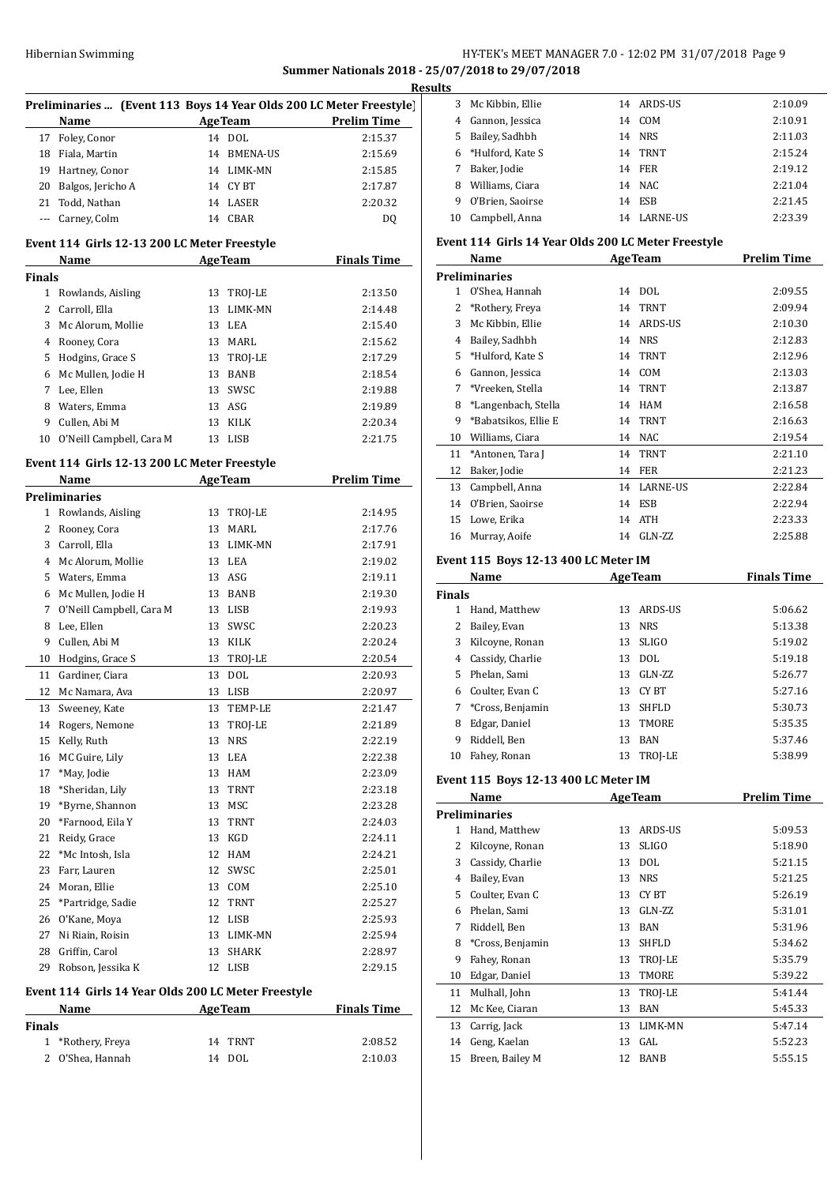Summer Nationals 2018 - 25/07/2018 to 29/07/2018

Results

### Preliminaries ... (Event 113 Boys 14 Year Olds 200 LC Meter Freestyle)

| | Name | Age | Team | Prelim Time |
|---|---|---|---|---|
| 17 | Foley, Conor | 14 | DOL | 2:15.37 |
| 18 | Fiala, Martin | 14 | BMENA-US | 2:15.69 |
| 19 | Hartney, Conor | 14 | LIMK-MN | 2:15.85 |
| 20 | Balgos, Jericho A | 14 | CY BT | 2:17.87 |
| 21 | Todd, Nathan | 14 | LASER | 2:20.32 |
| --- | Carney, Colm | 14 | CBAR | DQ |

### Event 114 Girls 12-13 200 LC Meter Freestyle

| | Name | Age | Team | Finals Time |
|---|---|---|---|---|
| **Finals** | | | | |
| 1 | Rowlands, Aisling | 13 | TROJ-LE | 2:13.50 |
| 2 | Carroll, Ella | 13 | LIMK-MN | 2:14.48 |
| 3 | Mc Alorum, Mollie | 13 | LEA | 2:15.40 |
| 4 | Rooney, Cora | 13 | MARL | 2:15.62 |
| 5 | Hodgins, Grace S | 13 | TROJ-LE | 2:17.29 |
| 6 | Mc Mullen, Jodie H | 13 | BANB | 2:18.54 |
| 7 | Lee, Ellen | 13 | SWSC | 2:19.88 |
| 8 | Waters, Emma | 13 | ASG | 2:19.89 |
| 9 | Cullen, Abi M | 13 | KILK | 2:20.34 |
| 10 | O'Neill Campbell, Cara M | 13 | LISB | 2:21.75 |

### Event 114 Girls 12-13 200 LC Meter Freestyle

| | Name | Age | Team | Prelim Time |
|---|---|---|---|---|
| **Preliminaries** | | | | |
| 1 | Rowlands, Aisling | 13 | TROJ-LE | 2:14.95 |
| 2 | Rooney, Cora | 13 | MARL | 2:17.76 |
| 3 | Carroll, Ella | 13 | LIMK-MN | 2:17.91 |
| 4 | Mc Alorum, Mollie | 13 | LEA | 2:19.02 |
| 5 | Waters, Emma | 13 | ASG | 2:19.11 |
| 6 | Mc Mullen, Jodie H | 13 | BANB | 2:19.30 |
| 7 | O'Neill Campbell, Cara M | 13 | LISB | 2:19.93 |
| 8 | Lee, Ellen | 13 | SWSC | 2:20.23 |
| 9 | Cullen, Abi M | 13 | KILK | 2:20.24 |
| 10 | Hodgins, Grace S | 13 | TROJ-LE | 2:20.54 |
| 11 | Gardiner, Ciara | 13 | DOL | 2:20.93 |
| 12 | Mc Namara, Ava | 13 | LISB | 2:20.97 |
| 13 | Sweeney, Kate | 13 | TEMP-LE | 2:21.47 |
| 14 | Rogers, Nemone | 13 | TROJ-LE | 2:21.89 |
| 15 | Kelly, Ruth | 13 | NRS | 2:22.19 |
| 16 | MC Guire, Lily | 13 | LEA | 2:22.38 |
| 17 | *May, Jodie | 13 | HAM | 2:23.09 |
| 18 | *Sheridan, Lily | 13 | TRNT | 2:23.18 |
| 19 | *Byrne, Shannon | 13 | MSC | 2:23.28 |
| 20 | *Farnood, Eila Y | 13 | TRNT | 2:24.03 |
| 21 | Reidy, Grace | 13 | KGD | 2:24.11 |
| 22 | *Mc Intosh, Isla | 12 | HAM | 2:24.21 |
| 23 | Farr, Lauren | 12 | SWSC | 2:25.01 |
| 24 | Moran, Ellie | 13 | COM | 2:25.10 |
| 25 | *Partridge, Sadie | 12 | TRNT | 2:25.27 |
| 26 | O'Kane, Moya | 12 | LISB | 2:25.93 |
| 27 | Ni Riain, Roisin | 13 | LIMK-MN | 2:25.94 |
| 28 | Griffin, Carol | 13 | SHARK | 2:28.97 |
| 29 | Robson, Jessika K | 12 | LISB | 2:29.15 |

### Event 114 Girls 14 Year Olds 200 LC Meter Freestyle

| | Name | Age | Team | Finals Time |
|---|---|---|---|---|
| **Finals** | | | | |
| 1 | *Rothery, Freya | 14 | TRNT | 2:08.52 |
| 2 | O'Shea, Hannah | 14 | DOL | 2:10.03 |
| 3 | Mc Kibbin, Ellie | 14 | ARDS-US | 2:10.09 |
| 4 | Gannon, Jessica | 14 | COM | 2:10.91 |
| 5 | Bailey, Sadhbh | 14 | NRS | 2:11.03 |
| 6 | *Hulford, Kate S | 14 | TRNT | 2:15.24 |
| 7 | Baker, Jodie | 14 | FER | 2:19.12 |
| 8 | Williams, Ciara | 14 | NAC | 2:21.04 |
| 9 | O'Brien, Saoirse | 14 | ESB | 2:21.45 |
| 10 | Campbell, Anna | 14 | LARNE-US | 2:23.39 |

### Event 114 Girls 14 Year Olds 200 LC Meter Freestyle

| | Name | Age | Team | Prelim Time |
|---|---|---|---|---|
| **Preliminaries** | | | | |
| 1 | O'Shea, Hannah | 14 | DOL | 2:09.55 |
| 2 | *Rothery, Freya | 14 | TRNT | 2:09.94 |
| 3 | Mc Kibbin, Ellie | 14 | ARDS-US | 2:10.30 |
| 4 | Bailey, Sadhbh | 14 | NRS | 2:12.83 |
| 5 | *Hulford, Kate S | 14 | TRNT | 2:12.96 |
| 6 | Gannon, Jessica | 14 | COM | 2:13.03 |
| 7 | *Vreeken, Stella | 14 | TRNT | 2:13.87 |
| 8 | *Langenbach, Stella | 14 | HAM | 2:16.58 |
| 9 | *Babatsikos, Ellie E | 14 | TRNT | 2:16.63 |
| 10 | Williams, Ciara | 14 | NAC | 2:19.54 |
| 11 | *Antonen, Tara J | 14 | TRNT | 2:21.10 |
| 12 | Baker, Jodie | 14 | FER | 2:21.23 |
| 13 | Campbell, Anna | 14 | LARNE-US | 2:22.84 |
| 14 | O'Brien, Saoirse | 14 | ESB | 2:22.94 |
| 15 | Lowe, Erika | 14 | ATH | 2:23.33 |
| 16 | Murray, Aoife | 14 | GLN-ZZ | 2:25.88 |

### Event 115 Boys 12-13 400 LC Meter IM

| | Name | Age | Team | Finals Time |
|---|---|---|---|---|
| **Finals** | | | | |
| 1 | Hand, Matthew | 13 | ARDS-US | 5:06.62 |
| 2 | Bailey, Evan | 13 | NRS | 5:13.38 |
| 3 | Kilcoyne, Ronan | 13 | SLIGO | 5:19.02 |
| 4 | Cassidy, Charlie | 13 | DOL | 5:19.18 |
| 5 | Phelan, Sami | 13 | GLN-ZZ | 5:26.77 |
| 6 | Coulter, Evan C | 13 | CY BT | 5:27.16 |
| 7 | *Cross, Benjamin | 13 | SHFLD | 5:30.73 |
| 8 | Edgar, Daniel | 13 | TMORE | 5:35.35 |
| 9 | Riddell, Ben | 13 | BAN | 5:37.46 |
| 10 | Fahey, Ronan | 13 | TROJ-LE | 5:38.99 |

### Event 115 Boys 12-13 400 LC Meter IM

| | Name | Age | Team | Prelim Time |
|---|---|---|---|---|
| **Preliminaries** | | | | |
| 1 | Hand, Matthew | 13 | ARDS-US | 5:09.53 |
| 2 | Kilcoyne, Ronan | 13 | SLIGO | 5:18.90 |
| 3 | Cassidy, Charlie | 13 | DOL | 5:21.15 |
| 4 | Bailey, Evan | 13 | NRS | 5:21.25 |
| 5 | Coulter, Evan C | 13 | CY BT | 5:26.19 |
| 6 | Phelan, Sami | 13 | GLN-ZZ | 5:31.01 |
| 7 | Riddell, Ben | 13 | BAN | 5:31.96 |
| 8 | *Cross, Benjamin | 13 | SHFLD | 5:34.62 |
| 9 | Fahey, Ronan | 13 | TROJ-LE | 5:35.79 |
| 10 | Edgar, Daniel | 13 | TMORE | 5:39.22 |
| 11 | Mulhall, John | 13 | TROJ-LE | 5:41.44 |
| 12 | Mc Kee, Ciaran | 13 | BAN | 5:45.33 |
| 13 | Carrig, Jack | 13 | LIMK-MN | 5:47.14 |
| 14 | Geng, Kaelan | 13 | GAL | 5:52.23 |
| 15 | Breen, Bailey M | 12 | BANB | 5:55.15 |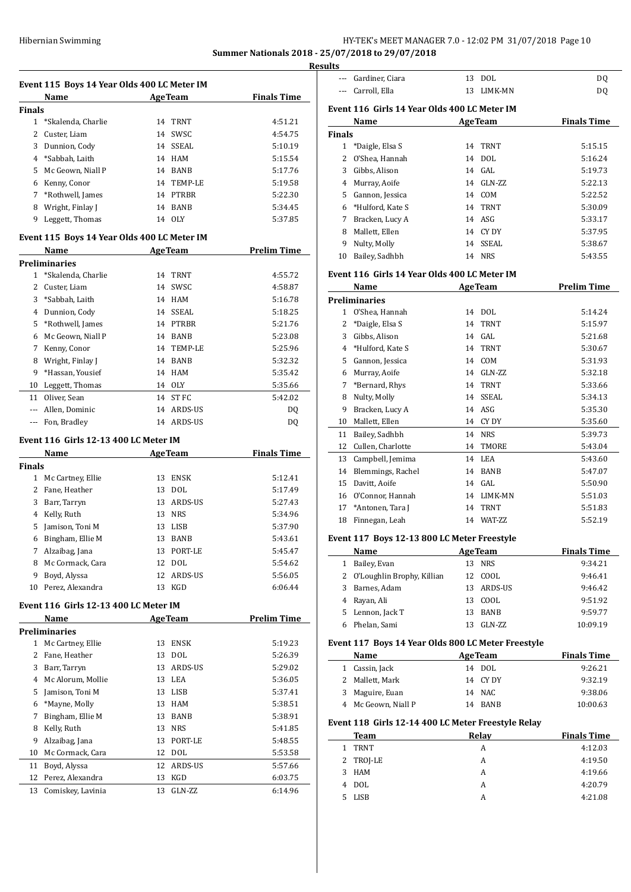**Summer Nationals 2018 - 25/07/2018 to 29/07/2018**

**Results**

### Event 115 Boys 14 Year Olds 400 LC Meter IM

| | Name | Age | Team | Finals Time |
|---|---|---|---|---|
| **Finals** | | | | |
| 1 | *Skalenda, Charlie | 14 | TRNT | 4:51.21 |
| 2 | Custer, Liam | 14 | SWSC | 4:54.75 |
| 3 | Dunnion, Cody | 14 | SSEAL | 5:10.19 |
| 4 | *Sabbah, Laith | 14 | HAM | 5:15.54 |
| 5 | Mc Geown, Niall P | 14 | BANB | 5:17.76 |
| 6 | Kenny, Conor | 14 | TEMP-LE | 5:19.58 |
| 7 | *Rothwell, James | 14 | PTRBR | 5:22.30 |
| 8 | Wright, Finlay J | 14 | BANB | 5:34.45 |
| 9 | Leggett, Thomas | 14 | OLY | 5:37.85 |

### Event 115 Boys 14 Year Olds 400 LC Meter IM

| | Name | Age | Team | Prelim Time |
|---|---|---|---|---|
| **Preliminaries** | | | | |
| 1 | *Skalenda, Charlie | 14 | TRNT | 4:55.72 |
| 2 | Custer, Liam | 14 | SWSC | 4:58.87 |
| 3 | *Sabbah, Laith | 14 | HAM | 5:16.78 |
| 4 | Dunnion, Cody | 14 | SSEAL | 5:18.25 |
| 5 | *Rothwell, James | 14 | PTRBR | 5:21.76 |
| 6 | Mc Geown, Niall P | 14 | BANB | 5:23.08 |
| 7 | Kenny, Conor | 14 | TEMP-LE | 5:25.96 |
| 8 | Wright, Finlay J | 14 | BANB | 5:32.32 |
| 9 | *Hassan, Yousief | 14 | HAM | 5:35.42 |
| 10 | Leggett, Thomas | 14 | OLY | 5:35.66 |
| 11 | Oliver, Sean | 14 | ST FC | 5:42.02 |
| --- | Allen, Dominic | 14 | ARDS-US | DQ |
| --- | Fon, Bradley | 14 | ARDS-US | DQ |

### Event 116 Girls 12-13 400 LC Meter IM

| | Name | Age | Team | Finals Time |
|---|---|---|---|---|
| **Finals** | | | | |
| 1 | Mc Cartney, Ellie | 13 | ENSK | 5:12.41 |
| 2 | Fane, Heather | 13 | DOL | 5:17.49 |
| 3 | Barr, Tarryn | 13 | ARDS-US | 5:27.43 |
| 4 | Kelly, Ruth | 13 | NRS | 5:34.96 |
| 5 | Jamison, Toni M | 13 | LISB | 5:37.90 |
| 6 | Bingham, Ellie M | 13 | BANB | 5:43.61 |
| 7 | Alzaibag, Jana | 13 | PORT-LE | 5:45.47 |
| 8 | Mc Cormack, Cara | 12 | DOL | 5:54.62 |
| 9 | Boyd, Alyssa | 12 | ARDS-US | 5:56.05 |
| 10 | Perez, Alexandra | 13 | KGD | 6:06.44 |

### Event 116 Girls 12-13 400 LC Meter IM

| | Name | Age | Team | Prelim Time |
|---|---|---|---|---|
| **Preliminaries** | | | | |
| 1 | Mc Cartney, Ellie | 13 | ENSK | 5:19.23 |
| 2 | Fane, Heather | 13 | DOL | 5:26.39 |
| 3 | Barr, Tarryn | 13 | ARDS-US | 5:29.02 |
| 4 | Mc Alorum, Mollie | 13 | LEA | 5:36.05 |
| 5 | Jamison, Toni M | 13 | LISB | 5:37.41 |
| 6 | *Mayne, Molly | 13 | HAM | 5:38.51 |
| 7 | Bingham, Ellie M | 13 | BANB | 5:38.91 |
| 8 | Kelly, Ruth | 13 | NRS | 5:41.85 |
| 9 | Alzaibag, Jana | 13 | PORT-LE | 5:48.55 |
| 10 | Mc Cormack, Cara | 12 | DOL | 5:53.58 |
| 11 | Boyd, Alyssa | 12 | ARDS-US | 5:57.66 |
| 12 | Perez, Alexandra | 13 | KGD | 6:03.75 |
| 13 | Comiskey, Lavinia | 13 | GLN-ZZ | 6:14.96 |
| --- | Gardiner, Ciara | 13 | DOL | DQ |
| --- | Carroll, Ella | 13 | LIMK-MN | DQ |

### Event 116 Girls 14 Year Olds 400 LC Meter IM

| | Name | Age | Team | Finals Time |
|---|---|---|---|---|
| **Finals** | | | | |
| 1 | *Daigle, Elsa S | 14 | TRNT | 5:15.15 |
| 2 | O'Shea, Hannah | 14 | DOL | 5:16.24 |
| 3 | Gibbs, Alison | 14 | GAL | 5:19.73 |
| 4 | Murray, Aoife | 14 | GLN-ZZ | 5:22.13 |
| 5 | Gannon, Jessica | 14 | COM | 5:22.52 |
| 6 | *Hulford, Kate S | 14 | TRNT | 5:30.09 |
| 7 | Bracken, Lucy A | 14 | ASG | 5:33.17 |
| 8 | Mallett, Ellen | 14 | CY DY | 5:37.95 |
| 9 | Nulty, Molly | 14 | SSEAL | 5:38.67 |
| 10 | Bailey, Sadhbh | 14 | NRS | 5:43.55 |

### Event 116 Girls 14 Year Olds 400 LC Meter IM

| | Name | Age | Team | Prelim Time |
|---|---|---|---|---|
| **Preliminaries** | | | | |
| 1 | O'Shea, Hannah | 14 | DOL | 5:14.24 |
| 2 | *Daigle, Elsa S | 14 | TRNT | 5:15.97 |
| 3 | Gibbs, Alison | 14 | GAL | 5:21.68 |
| 4 | *Hulford, Kate S | 14 | TRNT | 5:30.67 |
| 5 | Gannon, Jessica | 14 | COM | 5:31.93 |
| 6 | Murray, Aoife | 14 | GLN-ZZ | 5:32.18 |
| 7 | *Bernard, Rhys | 14 | TRNT | 5:33.66 |
| 8 | Nulty, Molly | 14 | SSEAL | 5:34.13 |
| 9 | Bracken, Lucy A | 14 | ASG | 5:35.30 |
| 10 | Mallett, Ellen | 14 | CY DY | 5:35.60 |
| 11 | Bailey, Sadhbh | 14 | NRS | 5:39.73 |
| 12 | Cullen, Charlotte | 14 | TMORE | 5:43.04 |
| 13 | Campbell, Jemima | 14 | LEA | 5:43.60 |
| 14 | Blemmings, Rachel | 14 | BANB | 5:47.07 |
| 15 | Davitt, Aoife | 14 | GAL | 5:50.90 |
| 16 | O'Connor, Hannah | 14 | LIMK-MN | 5:51.03 |
| 17 | *Antonen, Tara J | 14 | TRNT | 5:51.83 |
| 18 | Finnegan, Leah | 14 | WAT-ZZ | 5:52.19 |

### Event 117 Boys 12-13 800 LC Meter Freestyle

| | Name | Age | Team | Finals Time |
|---|---|---|---|---|
| 1 | Bailey, Evan | 13 | NRS | 9:34.21 |
| 2 | O'Loughlin Brophy, Killian | 12 | COOL | 9:46.41 |
| 3 | Barnes, Adam | 13 | ARDS-US | 9:46.42 |
| 4 | Rayan, Ali | 13 | COOL | 9:51.92 |
| 5 | Lennon, Jack T | 13 | BANB | 9:59.77 |
| 6 | Phelan, Sami | 13 | GLN-ZZ | 10:09.19 |

### Event 117 Boys 14 Year Olds 800 LC Meter Freestyle

| | Name | Age | Team | Finals Time |
|---|---|---|---|---|
| 1 | Cassin, Jack | 14 | DOL | 9:26.21 |
| 2 | Mallett, Mark | 14 | CY DY | 9:32.19 |
| 3 | Maguire, Euan | 14 | NAC | 9:38.06 |
| 4 | Mc Geown, Niall P | 14 | BANB | 10:00.63 |

### Event 118 Girls 12-14 400 LC Meter Freestyle Relay

| | Team | Relay | Finals Time |
|---|---|---|---|
| 1 | TRNT | A | 4:12.03 |
| 2 | TROJ-LE | A | 4:19.50 |
| 3 | HAM | A | 4:19.66 |
| 4 | DOL | A | 4:20.79 |
| 5 | LISB | A | 4:21.08 |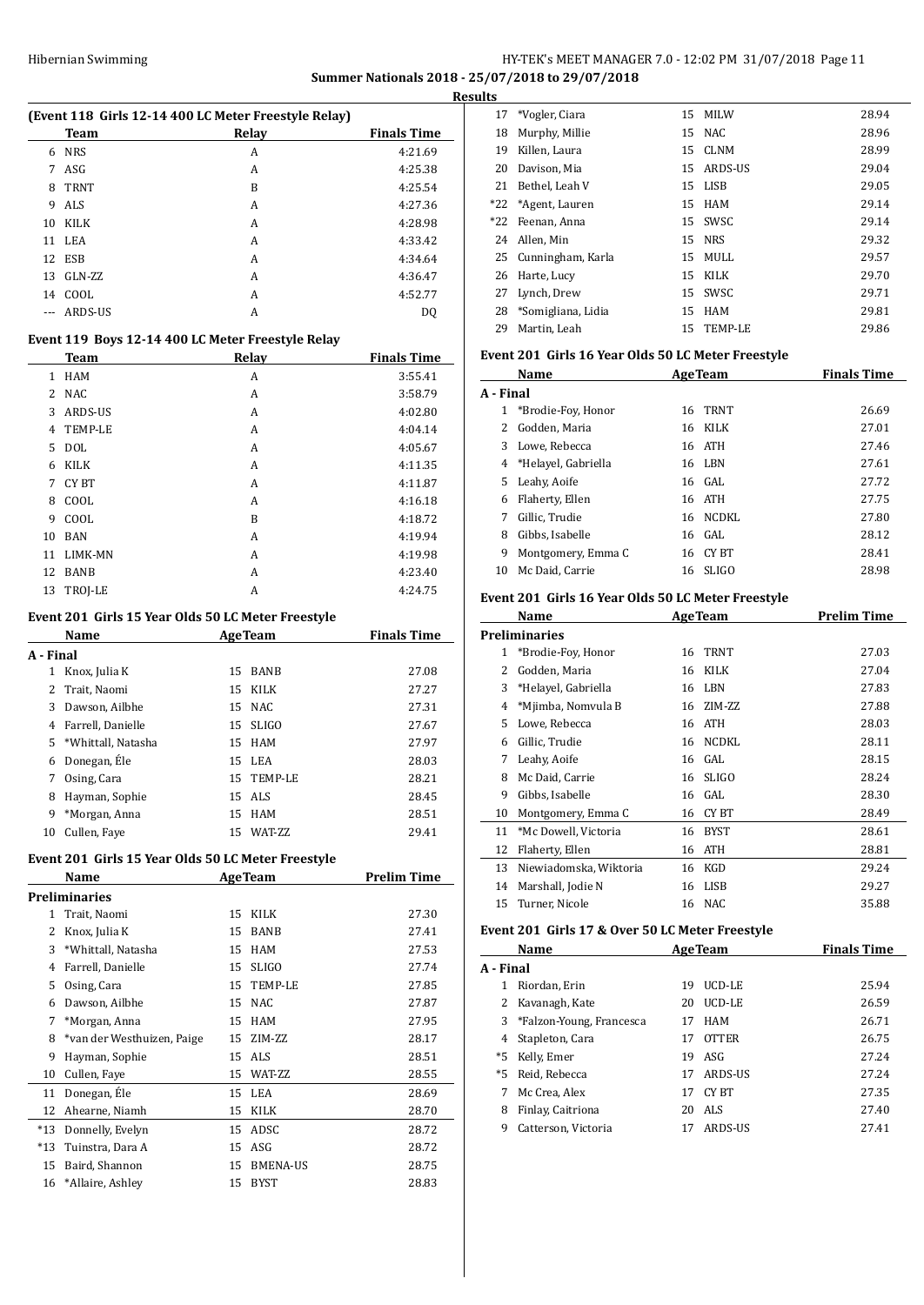**Summer Nationals 2018 - 25/07/2018 to 29/07/2018**

**Results**

### (Event 118 Girls 12-14 400 LC Meter Freestyle Relay)

| | Team | Relay | Finals Time |
|---|---|---|---|
| 6 | NRS | A | 4:21.69 |
| 7 | ASG | A | 4:25.38 |
| 8 | TRNT | B | 4:25.54 |
| 9 | ALS | A | 4:27.36 |
| 10 | KILK | A | 4:28.98 |
| 11 | LEA | A | 4:33.42 |
| 12 | ESB | A | 4:34.64 |
| 13 | GLN-ZZ | A | 4:36.47 |
| 14 | COOL | A | 4:52.77 |
| --- | ARDS-US | A | DQ |

### Event 119 Boys 12-14 400 LC Meter Freestyle Relay

| | Team | Relay | Finals Time |
|---|---|---|---|
| 1 | HAM | A | 3:55.41 |
| 2 | NAC | A | 3:58.79 |
| 3 | ARDS-US | A | 4:02.80 |
| 4 | TEMP-LE | A | 4:04.14 |
| 5 | DOL | A | 4:05.67 |
| 6 | KILK | A | 4:11.35 |
| 7 | CY BT | A | 4:11.87 |
| 8 | COOL | A | 4:16.18 |
| 9 | COOL | B | 4:18.72 |
| 10 | BAN | A | 4:19.94 |
| 11 | LIMK-MN | A | 4:19.98 |
| 12 | BANB | A | 4:23.40 |
| 13 | TROJ-LE | A | 4:24.75 |

### Event 201 Girls 15 Year Olds 50 LC Meter Freestyle

| | Name | Age | Team | Finals Time |
|---|---|---|---|---|
| **A - Final** | | | | |
| 1 | Knox, Julia K | 15 | BANB | 27.08 |
| 2 | Trait, Naomi | 15 | KILK | 27.27 |
| 3 | Dawson, Ailbhe | 15 | NAC | 27.31 |
| 4 | Farrell, Danielle | 15 | SLIGO | 27.67 |
| 5 | *Whittall, Natasha | 15 | HAM | 27.97 |
| 6 | Donegan, Éle | 15 | LEA | 28.03 |
| 7 | Osing, Cara | 15 | TEMP-LE | 28.21 |
| 8 | Hayman, Sophie | 15 | ALS | 28.45 |
| 9 | *Morgan, Anna | 15 | HAM | 28.51 |
| 10 | Cullen, Faye | 15 | WAT-ZZ | 29.41 |

### Event 201 Girls 15 Year Olds 50 LC Meter Freestyle

| | Name | Age | Team | Prelim Time |
|---|---|---|---|---|
| **Preliminaries** | | | | |
| 1 | Trait, Naomi | 15 | KILK | 27.30 |
| 2 | Knox, Julia K | 15 | BANB | 27.41 |
| 3 | *Whittall, Natasha | 15 | HAM | 27.53 |
| 4 | Farrell, Danielle | 15 | SLIGO | 27.74 |
| 5 | Osing, Cara | 15 | TEMP-LE | 27.85 |
| 6 | Dawson, Ailbhe | 15 | NAC | 27.87 |
| 7 | *Morgan, Anna | 15 | HAM | 27.95 |
| 8 | *van der Westhuizen, Paige | 15 | ZIM-ZZ | 28.17 |
| 9 | Hayman, Sophie | 15 | ALS | 28.51 |
| 10 | Cullen, Faye | 15 | WAT-ZZ | 28.55 |
| 11 | Donegan, Éle | 15 | LEA | 28.69 |
| 12 | Ahearne, Niamh | 15 | KILK | 28.70 |
| *13 | Donnelly, Evelyn | 15 | ADSC | 28.72 |
| *13 | Tuinstra, Dara A | 15 | ASG | 28.72 |
| 15 | Baird, Shannon | 15 | BMENA-US | 28.75 |
| 16 | *Allaire, Ashley | 15 | BYST | 28.83 |
| 17 | *Vogler, Ciara | 15 | MILW | 28.94 |
| 18 | Murphy, Millie | 15 | NAC | 28.96 |
| 19 | Killen, Laura | 15 | CLNM | 28.99 |
| 20 | Davison, Mia | 15 | ARDS-US | 29.04 |
| 21 | Bethel, Leah V | 15 | LISB | 29.05 |
| *22 | *Agent, Lauren | 15 | HAM | 29.14 |
| *22 | Feenan, Anna | 15 | SWSC | 29.14 |
| 24 | Allen, Min | 15 | NRS | 29.32 |
| 25 | Cunningham, Karla | 15 | MULL | 29.57 |
| 26 | Harte, Lucy | 15 | KILK | 29.70 |
| 27 | Lynch, Drew | 15 | SWSC | 29.71 |
| 28 | *Somigliana, Lidia | 15 | HAM | 29.81 |
| 29 | Martin, Leah | 15 | TEMP-LE | 29.86 |

### Event 201 Girls 16 Year Olds 50 LC Meter Freestyle

| | Name | Age | Team | Finals Time |
|---|---|---|---|---|
| **A - Final** | | | | |
| 1 | *Brodie-Foy, Honor | 16 | TRNT | 26.69 |
| 2 | Godden, Maria | 16 | KILK | 27.01 |
| 3 | Lowe, Rebecca | 16 | ATH | 27.46 |
| 4 | *Helayel, Gabriella | 16 | LBN | 27.61 |
| 5 | Leahy, Aoife | 16 | GAL | 27.72 |
| 6 | Flaherty, Ellen | 16 | ATH | 27.75 |
| 7 | Gillic, Trudie | 16 | NCDKL | 27.80 |
| 8 | Gibbs, Isabelle | 16 | GAL | 28.12 |
| 9 | Montgomery, Emma C | 16 | CY BT | 28.41 |
| 10 | Mc Daid, Carrie | 16 | SLIGO | 28.98 |

### Event 201 Girls 16 Year Olds 50 LC Meter Freestyle

| | Name | Age | Team | Prelim Time |
|---|---|---|---|---|
| **Preliminaries** | | | | |
| 1 | *Brodie-Foy, Honor | 16 | TRNT | 27.03 |
| 2 | Godden, Maria | 16 | KILK | 27.04 |
| 3 | *Helayel, Gabriella | 16 | LBN | 27.83 |
| 4 | *Mjimba, Nomvula B | 16 | ZIM-ZZ | 27.88 |
| 5 | Lowe, Rebecca | 16 | ATH | 28.03 |
| 6 | Gillic, Trudie | 16 | NCDKL | 28.11 |
| 7 | Leahy, Aoife | 16 | GAL | 28.15 |
| 8 | Mc Daid, Carrie | 16 | SLIGO | 28.24 |
| 9 | Gibbs, Isabelle | 16 | GAL | 28.30 |
| 10 | Montgomery, Emma C | 16 | CY BT | 28.49 |
| 11 | *Mc Dowell, Victoria | 16 | BYST | 28.61 |
| 12 | Flaherty, Ellen | 16 | ATH | 28.81 |
| 13 | Niewiadomska, Wiktoria | 16 | KGD | 29.24 |
| 14 | Marshall, Jodie N | 16 | LISB | 29.27 |
| 15 | Turner, Nicole | 16 | NAC | 35.88 |

### Event 201 Girls 17 & Over 50 LC Meter Freestyle

| | Name | Age | Team | Finals Time |
|---|---|---|---|---|
| **A - Final** | | | | |
| 1 | Riordan, Erin | 19 | UCD-LE | 25.94 |
| 2 | Kavanagh, Kate | 20 | UCD-LE | 26.59 |
| 3 | *Falzon-Young, Francesca | 17 | HAM | 26.71 |
| 4 | Stapleton, Cara | 17 | OTTER | 26.75 |
| *5 | Kelly, Emer | 19 | ASG | 27.24 |
| *5 | Reid, Rebecca | 17 | ARDS-US | 27.24 |
| 7 | Mc Crea, Alex | 17 | CY BT | 27.35 |
| 8 | Finlay, Caitriona | 20 | ALS | 27.40 |
| 9 | Catterson, Victoria | 17 | ARDS-US | 27.41 |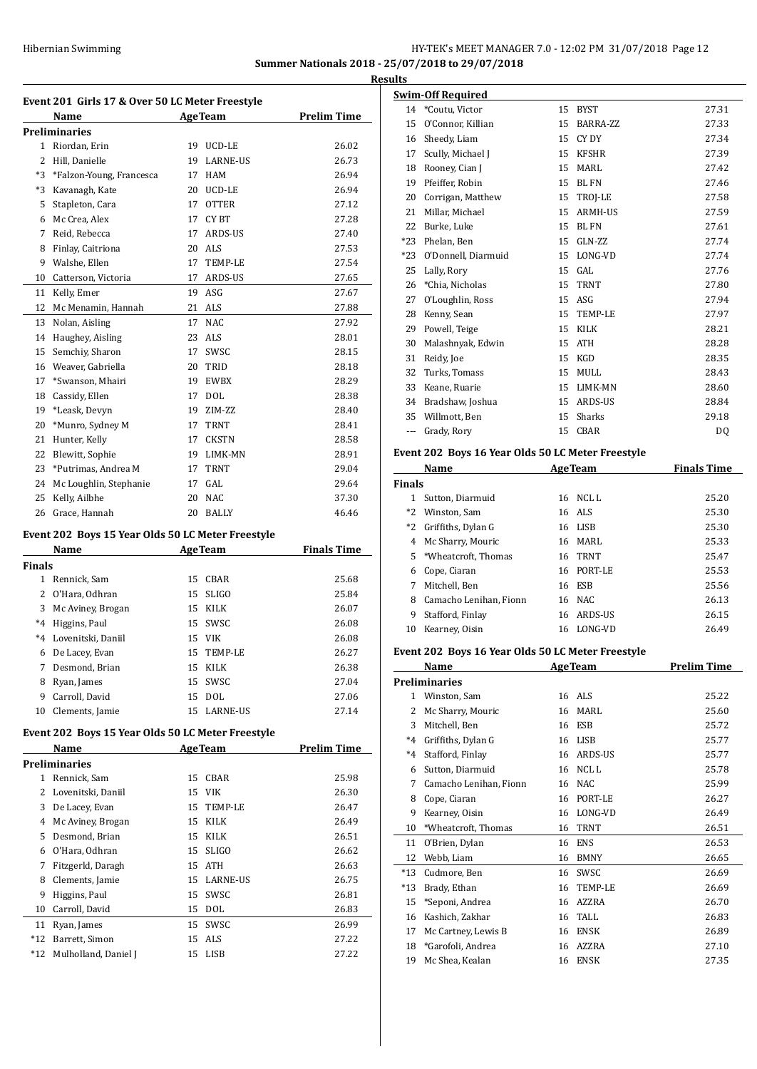**Summer Nationals 2018 - 25/07/2018 to 29/07/2018**

**Results**

### Event 201 Girls 17 & Over 50 LC Meter Freestyle

| | Name | Age | Team | Prelim Time |
|---|---|---|---|---|
| **Preliminaries** | | | | |
| 1 | Riordan, Erin | 19 | UCD-LE | 26.02 |
| 2 | Hill, Danielle | 19 | LARNE-US | 26.73 |
| *3 | *Falzon-Young, Francesca | 17 | HAM | 26.94 |
| *3 | Kavanagh, Kate | 20 | UCD-LE | 26.94 |
| 5 | Stapleton, Cara | 17 | OTTER | 27.12 |
| 6 | Mc Crea, Alex | 17 | CY BT | 27.28 |
| 7 | Reid, Rebecca | 17 | ARDS-US | 27.40 |
| 8 | Finlay, Caitriona | 20 | ALS | 27.53 |
| 9 | Walshe, Ellen | 17 | TEMP-LE | 27.54 |
| 10 | Catterson, Victoria | 17 | ARDS-US | 27.65 |
| 11 | Kelly, Emer | 19 | ASG | 27.67 |
| 12 | Mc Menamin, Hannah | 21 | ALS | 27.88 |
| 13 | Nolan, Aisling | 17 | NAC | 27.92 |
| 14 | Haughey, Aisling | 23 | ALS | 28.01 |
| 15 | Semchiy, Sharon | 17 | SWSC | 28.15 |
| 16 | Weaver, Gabriella | 20 | TRID | 28.18 |
| 17 | *Swanson, Mhairi | 19 | EWBX | 28.29 |
| 18 | Cassidy, Ellen | 17 | DOL | 28.38 |
| 19 | *Leask, Devyn | 19 | ZIM-ZZ | 28.40 |
| 20 | *Munro, Sydney M | 17 | TRNT | 28.41 |
| 21 | Hunter, Kelly | 17 | CKSTN | 28.58 |
| 22 | Blewitt, Sophie | 19 | LIMK-MN | 28.91 |
| 23 | *Putrimas, Andrea M | 17 | TRNT | 29.04 |
| 24 | Mc Loughlin, Stephanie | 17 | GAL | 29.64 |
| 25 | Kelly, Ailbhe | 20 | NAC | 37.30 |
| 26 | Grace, Hannah | 20 | BALLY | 46.46 |

### Event 202 Boys 15 Year Olds 50 LC Meter Freestyle

| | Name | Age | Team | Finals Time |
|---|---|---|---|---|
| **Finals** | | | | |
| 1 | Rennick, Sam | 15 | CBAR | 25.68 |
| 2 | O'Hara, Odhran | 15 | SLIGO | 25.84 |
| 3 | Mc Aviney, Brogan | 15 | KILK | 26.07 |
| *4 | Higgins, Paul | 15 | SWSC | 26.08 |
| *4 | Lovenitski, Daniil | 15 | VIK | 26.08 |
| 6 | De Lacey, Evan | 15 | TEMP-LE | 26.27 |
| 7 | Desmond, Brian | 15 | KILK | 26.38 |
| 8 | Ryan, James | 15 | SWSC | 27.04 |
| 9 | Carroll, David | 15 | DOL | 27.06 |
| 10 | Clements, Jamie | 15 | LARNE-US | 27.14 |

### Event 202 Boys 15 Year Olds 50 LC Meter Freestyle

| | Name | Age | Team | Prelim Time |
|---|---|---|---|---|
| **Preliminaries** | | | | |
| 1 | Rennick, Sam | 15 | CBAR | 25.98 |
| 2 | Lovenitski, Daniil | 15 | VIK | 26.30 |
| 3 | De Lacey, Evan | 15 | TEMP-LE | 26.47 |
| 4 | Mc Aviney, Brogan | 15 | KILK | 26.49 |
| 5 | Desmond, Brian | 15 | KILK | 26.51 |
| 6 | O'Hara, Odhran | 15 | SLIGO | 26.62 |
| 7 | Fitzgerld, Daragh | 15 | ATH | 26.63 |
| 8 | Clements, Jamie | 15 | LARNE-US | 26.75 |
| 9 | Higgins, Paul | 15 | SWSC | 26.81 |
| 10 | Carroll, David | 15 | DOL | 26.83 |
| 11 | Ryan, James | 15 | SWSC | 26.99 |
| *12 | Barrett, Simon | 15 | ALS | 27.22 |
| *12 | Mulholland, Daniel J | 15 | LISB | 27.22 |
| **Swim-Off Required** | | | | |
| 14 | *Coutu, Victor | 15 | BYST | 27.31 |
| 15 | O'Connor, Killian | 15 | BARRA-ZZ | 27.33 |
| 16 | Sheedy, Liam | 15 | CY DY | 27.34 |
| 17 | Scully, Michael J | 15 | KFSHR | 27.39 |
| 18 | Rooney, Cian J | 15 | MARL | 27.42 |
| 19 | Pfeiffer, Robin | 15 | BL FN | 27.46 |
| 20 | Corrigan, Matthew | 15 | TROJ-LE | 27.58 |
| 21 | Millar, Michael | 15 | ARMH-US | 27.59 |
| 22 | Burke, Luke | 15 | BL FN | 27.61 |
| *23 | Phelan, Ben | 15 | GLN-ZZ | 27.74 |
| *23 | O'Donnell, Diarmuid | 15 | LONG-VD | 27.74 |
| 25 | Lally, Rory | 15 | GAL | 27.76 |
| 26 | *Chia, Nicholas | 15 | TRNT | 27.80 |
| 27 | O'Loughlin, Ross | 15 | ASG | 27.94 |
| 28 | Kenny, Sean | 15 | TEMP-LE | 27.97 |
| 29 | Powell, Teige | 15 | KILK | 28.21 |
| 30 | Malashnyak, Edwin | 15 | ATH | 28.28 |
| 31 | Reidy, Joe | 15 | KGD | 28.35 |
| 32 | Turks, Tomass | 15 | MULL | 28.43 |
| 33 | Keane, Ruarie | 15 | LIMK-MN | 28.60 |
| 34 | Bradshaw, Joshua | 15 | ARDS-US | 28.84 |
| 35 | Willmott, Ben | 15 | Sharks | 29.18 |
| --- | Grady, Rory | 15 | CBAR | DQ |

### Event 202 Boys 16 Year Olds 50 LC Meter Freestyle

| | Name | Age | Team | Finals Time |
|---|---|---|---|---|
| **Finals** | | | | |
| 1 | Sutton, Diarmuid | 16 | NCL L | 25.20 |
| *2 | Winston, Sam | 16 | ALS | 25.30 |
| *2 | Griffiths, Dylan G | 16 | LISB | 25.30 |
| 4 | Mc Sharry, Mouric | 16 | MARL | 25.33 |
| 5 | *Wheatcroft, Thomas | 16 | TRNT | 25.47 |
| 6 | Cope, Ciaran | 16 | PORT-LE | 25.53 |
| 7 | Mitchell, Ben | 16 | ESB | 25.56 |
| 8 | Camacho Lenihan, Fionn | 16 | NAC | 26.13 |
| 9 | Stafford, Finlay | 16 | ARDS-US | 26.15 |
| 10 | Kearney, Oisin | 16 | LONG-VD | 26.49 |

### Event 202 Boys 16 Year Olds 50 LC Meter Freestyle

| | Name | Age | Team | Prelim Time |
|---|---|---|---|---|
| **Preliminaries** | | | | |
| 1 | Winston, Sam | 16 | ALS | 25.22 |
| 2 | Mc Sharry, Mouric | 16 | MARL | 25.60 |
| 3 | Mitchell, Ben | 16 | ESB | 25.72 |
| *4 | Griffiths, Dylan G | 16 | LISB | 25.77 |
| *4 | Stafford, Finlay | 16 | ARDS-US | 25.77 |
| 6 | Sutton, Diarmuid | 16 | NCL L | 25.78 |
| 7 | Camacho Lenihan, Fionn | 16 | NAC | 25.99 |
| 8 | Cope, Ciaran | 16 | PORT-LE | 26.27 |
| 9 | Kearney, Oisin | 16 | LONG-VD | 26.49 |
| 10 | *Wheatcroft, Thomas | 16 | TRNT | 26.51 |
| 11 | O'Brien, Dylan | 16 | ENS | 26.53 |
| 12 | Webb, Liam | 16 | BMNY | 26.65 |
| *13 | Cudmore, Ben | 16 | SWSC | 26.69 |
| *13 | Brady, Ethan | 16 | TEMP-LE | 26.69 |
| 15 | *Seponi, Andrea | 16 | AZZRA | 26.70 |
| 16 | Kashich, Zakhar | 16 | TALL | 26.83 |
| 17 | Mc Cartney, Lewis B | 16 | ENSK | 26.89 |
| 18 | *Garofoli, Andrea | 16 | AZZRA | 27.10 |
| 19 | Mc Shea, Kealan | 16 | ENSK | 27.35 |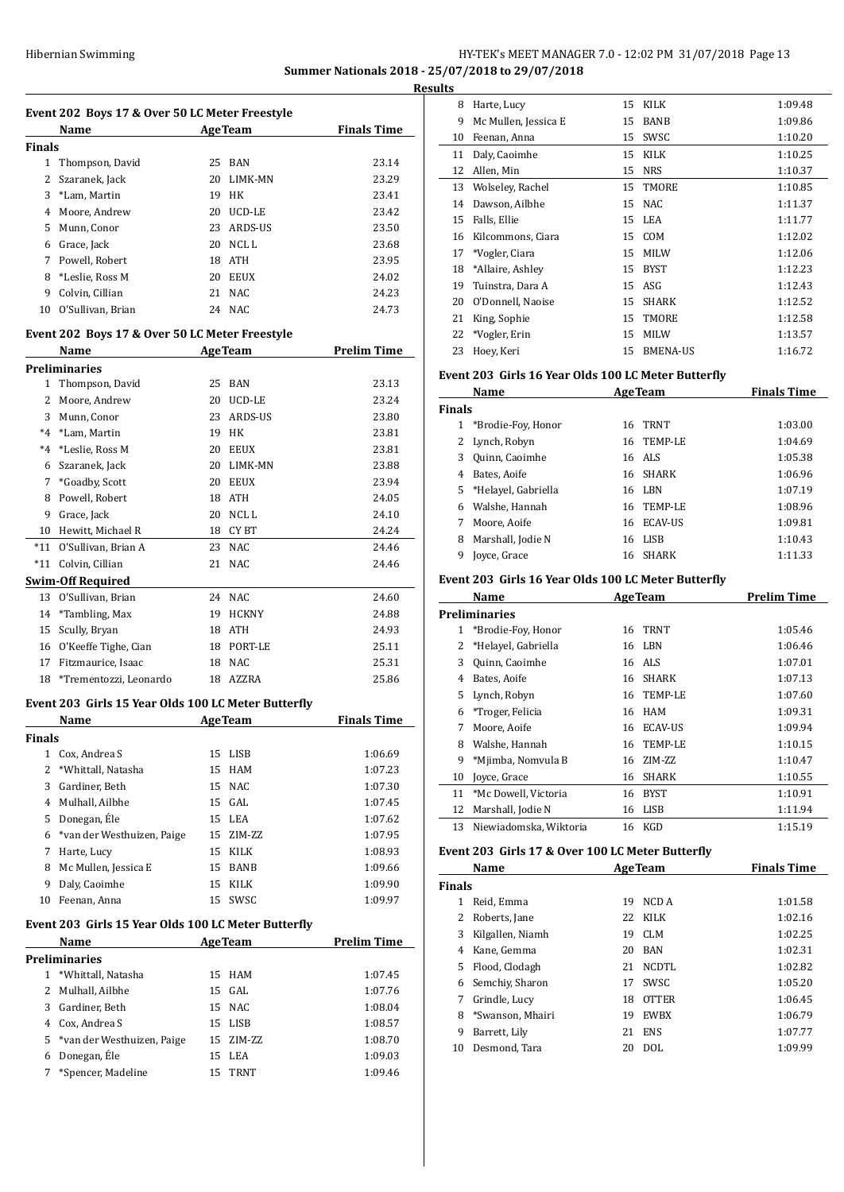**Summer Nationals 2018 - 25/07/2018 to 29/07/2018**

**Results**

### Event 202 Boys 17 & Over 50 LC Meter Freestyle

| | Name | Age | Team | Finals Time |
|---|---|---|---|---|
| **Finals** | | | | |
| 1 | Thompson, David | 25 | BAN | 23.14 |
| 2 | Szaranek, Jack | 20 | LIMK-MN | 23.29 |
| 3 | *Lam, Martin | 19 | HK | 23.41 |
| 4 | Moore, Andrew | 20 | UCD-LE | 23.42 |
| 5 | Munn, Conor | 23 | ARDS-US | 23.50 |
| 6 | Grace, Jack | 20 | NCL L | 23.68 |
| 7 | Powell, Robert | 18 | ATH | 23.95 |
| 8 | *Leslie, Ross M | 20 | EEUX | 24.02 |
| 9 | Colvin, Cillian | 21 | NAC | 24.23 |
| 10 | O'Sullivan, Brian | 24 | NAC | 24.73 |

### Event 202 Boys 17 & Over 50 LC Meter Freestyle

| | Name | Age | Team | Prelim Time |
|---|---|---|---|---|
| **Preliminaries** | | | | |
| 1 | Thompson, David | 25 | BAN | 23.13 |
| 2 | Moore, Andrew | 20 | UCD-LE | 23.24 |
| 3 | Munn, Conor | 23 | ARDS-US | 23.80 |
| *4 | *Lam, Martin | 19 | HK | 23.81 |
| *4 | *Leslie, Ross M | 20 | EEUX | 23.81 |
| 6 | Szaranek, Jack | 20 | LIMK-MN | 23.88 |
| 7 | *Goadby, Scott | 20 | EEUX | 23.94 |
| 8 | Powell, Robert | 18 | ATH | 24.05 |
| 9 | Grace, Jack | 20 | NCL L | 24.10 |
| 10 | Hewitt, Michael R | 18 | CY BT | 24.24 |
| *11 | O'Sullivan, Brian A | 23 | NAC | 24.46 |
| *11 | Colvin, Cillian | 21 | NAC | 24.46 |
| **Swim-Off Required** | | | | |
| 13 | O'Sullivan, Brian | 24 | NAC | 24.60 |
| 14 | *Tambling, Max | 19 | HCKNY | 24.88 |
| 15 | Scully, Bryan | 18 | ATH | 24.93 |
| 16 | O'Keeffe Tighe, Cian | 18 | PORT-LE | 25.11 |
| 17 | Fitzmaurice, Isaac | 18 | NAC | 25.31 |
| 18 | *Trementozzi, Leonardo | 18 | AZZRA | 25.86 |

### Event 203 Girls 15 Year Olds 100 LC Meter Butterfly

| | Name | Age | Team | Finals Time |
|---|---|---|---|---|
| **Finals** | | | | |
| 1 | Cox, Andrea S | 15 | LISB | 1:06.69 |
| 2 | *Whittall, Natasha | 15 | HAM | 1:07.23 |
| 3 | Gardiner, Beth | 15 | NAC | 1:07.30 |
| 4 | Mulhall, Ailbhe | 15 | GAL | 1:07.45 |
| 5 | Donegan, Éle | 15 | LEA | 1:07.62 |
| 6 | *van der Westhuizen, Paige | 15 | ZIM-ZZ | 1:07.95 |
| 7 | Harte, Lucy | 15 | KILK | 1:08.93 |
| 8 | Mc Mullen, Jessica E | 15 | BANB | 1:09.66 |
| 9 | Daly, Caoimhe | 15 | KILK | 1:09.90 |
| 10 | Feenan, Anna | 15 | SWSC | 1:09.97 |

### Event 203 Girls 15 Year Olds 100 LC Meter Butterfly

| | Name | Age | Team | Prelim Time |
|---|---|---|---|---|
| **Preliminaries** | | | | |
| 1 | *Whittall, Natasha | 15 | HAM | 1:07.45 |
| 2 | Mulhall, Ailbhe | 15 | GAL | 1:07.76 |
| 3 | Gardiner, Beth | 15 | NAC | 1:08.04 |
| 4 | Cox, Andrea S | 15 | LISB | 1:08.57 |
| 5 | *van der Westhuizen, Paige | 15 | ZIM-ZZ | 1:08.70 |
| 6 | Donegan, Éle | 15 | LEA | 1:09.03 |
| 7 | *Spencer, Madeline | 15 | TRNT | 1:09.46 |
| 8 | Harte, Lucy | 15 | KILK | 1:09.48 |
| 9 | Mc Mullen, Jessica E | 15 | BANB | 1:09.86 |
| 10 | Feenan, Anna | 15 | SWSC | 1:10.20 |
| 11 | Daly, Caoimhe | 15 | KILK | 1:10.25 |
| 12 | Allen, Min | 15 | NRS | 1:10.37 |
| 13 | Wolseley, Rachel | 15 | TMORE | 1:10.85 |
| 14 | Dawson, Ailbhe | 15 | NAC | 1:11.37 |
| 15 | Falls, Ellie | 15 | LEA | 1:11.77 |
| 16 | Kilcommons, Ciara | 15 | COM | 1:12.02 |
| 17 | *Vogler, Ciara | 15 | MILW | 1:12.06 |
| 18 | *Allaire, Ashley | 15 | BYST | 1:12.23 |
| 19 | Tuinstra, Dara A | 15 | ASG | 1:12.43 |
| 20 | O'Donnell, Naoise | 15 | SHARK | 1:12.52 |
| 21 | King, Sophie | 15 | TMORE | 1:12.58 |
| 22 | *Vogler, Erin | 15 | MILW | 1:13.57 |
| 23 | Hoey, Keri | 15 | BMENA-US | 1:16.72 |

### Event 203 Girls 16 Year Olds 100 LC Meter Butterfly

| | Name | Age | Team | Finals Time |
|---|---|---|---|---|
| **Finals** | | | | |
| 1 | *Brodie-Foy, Honor | 16 | TRNT | 1:03.00 |
| 2 | Lynch, Robyn | 16 | TEMP-LE | 1:04.69 |
| 3 | Quinn, Caoimhe | 16 | ALS | 1:05.38 |
| 4 | Bates, Aoife | 16 | SHARK | 1:06.96 |
| 5 | *Helayel, Gabriella | 16 | LBN | 1:07.19 |
| 6 | Walshe, Hannah | 16 | TEMP-LE | 1:08.96 |
| 7 | Moore, Aoife | 16 | ECAV-US | 1:09.81 |
| 8 | Marshall, Jodie N | 16 | LISB | 1:10.43 |
| 9 | Joyce, Grace | 16 | SHARK | 1:11.33 |

### Event 203 Girls 16 Year Olds 100 LC Meter Butterfly

| | Name | Age | Team | Prelim Time |
|---|---|---|---|---|
| **Preliminaries** | | | | |
| 1 | *Brodie-Foy, Honor | 16 | TRNT | 1:05.46 |
| 2 | *Helayel, Gabriella | 16 | LBN | 1:06.46 |
| 3 | Quinn, Caoimhe | 16 | ALS | 1:07.01 |
| 4 | Bates, Aoife | 16 | SHARK | 1:07.13 |
| 5 | Lynch, Robyn | 16 | TEMP-LE | 1:07.60 |
| 6 | *Troger, Felicia | 16 | HAM | 1:09.31 |
| 7 | Moore, Aoife | 16 | ECAV-US | 1:09.94 |
| 8 | Walshe, Hannah | 16 | TEMP-LE | 1:10.15 |
| 9 | *Mjimba, Nomvula B | 16 | ZIM-ZZ | 1:10.47 |
| 10 | Joyce, Grace | 16 | SHARK | 1:10.55 |
| 11 | *Mc Dowell, Victoria | 16 | BYST | 1:10.91 |
| 12 | Marshall, Jodie N | 16 | LISB | 1:11.94 |
| 13 | Niewiadomska, Wiktoria | 16 | KGD | 1:15.19 |

### Event 203 Girls 17 & Over 100 LC Meter Butterfly

| | Name | Age | Team | Finals Time |
|---|---|---|---|---|
| **Finals** | | | | |
| 1 | Reid, Emma | 19 | NCD A | 1:01.58 |
| 2 | Roberts, Jane | 22 | KILK | 1:02.16 |
| 3 | Kilgallen, Niamh | 19 | CLM | 1:02.25 |
| 4 | Kane, Gemma | 20 | BAN | 1:02.31 |
| 5 | Flood, Clodagh | 21 | NCDTL | 1:02.82 |
| 6 | Semchiy, Sharon | 17 | SWSC | 1:05.20 |
| 7 | Grindle, Lucy | 18 | OTTER | 1:06.45 |
| 8 | *Swanson, Mhairi | 19 | EWBX | 1:06.79 |
| 9 | Barrett, Lily | 21 | ENS | 1:07.77 |
| 10 | Desmond, Tara | 20 | DOL | 1:09.99 |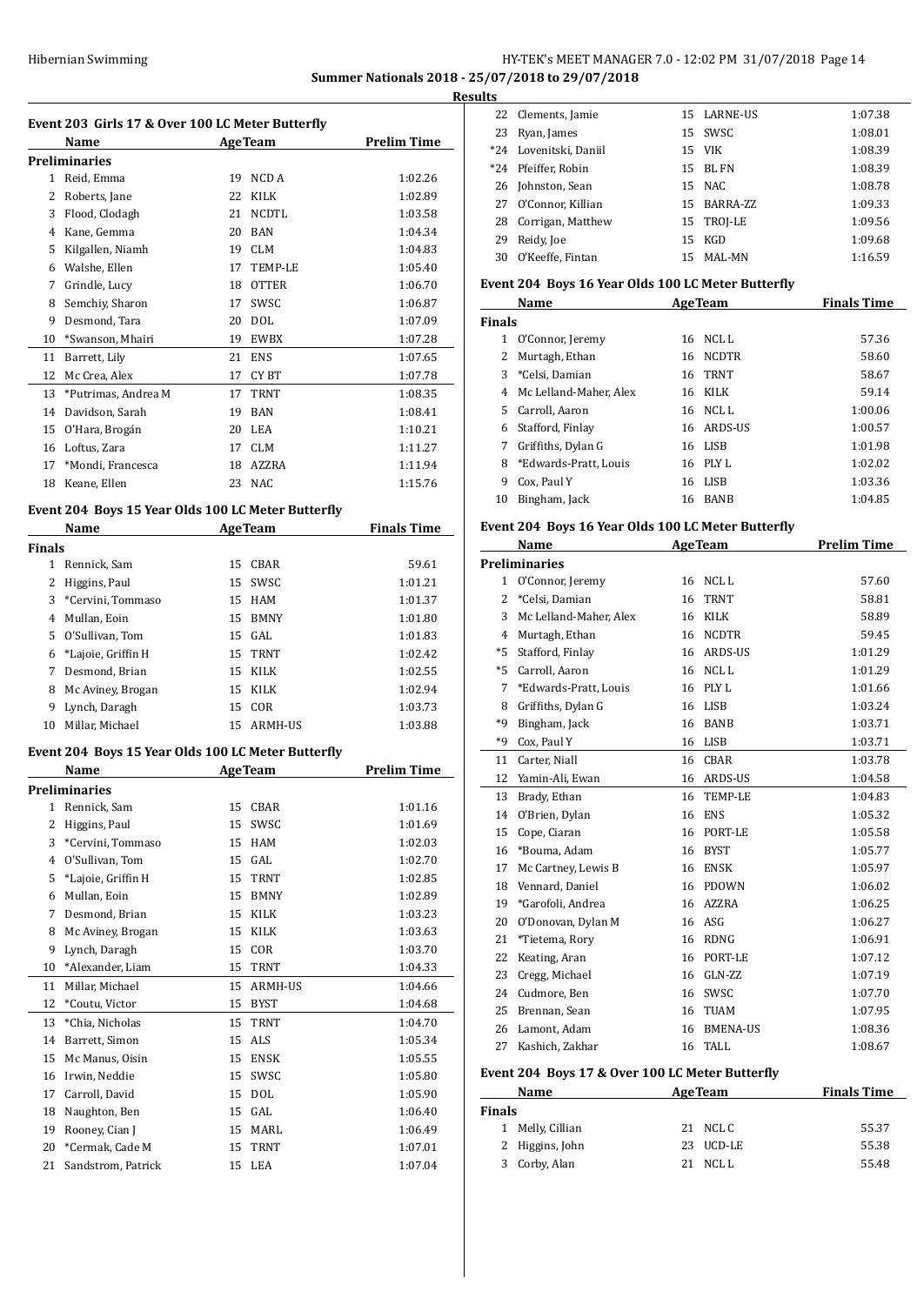Summer Nationals 2018 - 25/07/2018 to 29/07/2018

**Results**

### Event 203 Girls 17 & Over 100 LC Meter Butterfly

| | Name | Age | Team | Prelim Time |
|---|---|---|---|---|
| **Preliminaries** | | | | |
| 1 | Reid, Emma | 19 | NCD A | 1:02.26 |
| 2 | Roberts, Jane | 22 | KILK | 1:02.89 |
| 3 | Flood, Clodagh | 21 | NCDTL | 1:03.58 |
| 4 | Kane, Gemma | 20 | BAN | 1:04.34 |
| 5 | Kilgallen, Niamh | 19 | CLM | 1:04.83 |
| 6 | Walshe, Ellen | 17 | TEMP-LE | 1:05.40 |
| 7 | Grindle, Lucy | 18 | OTTER | 1:06.70 |
| 8 | Semchiy, Sharon | 17 | SWSC | 1:06.87 |
| 9 | Desmond, Tara | 20 | DOL | 1:07.09 |
| 10 | *Swanson, Mhairi | 19 | EWBX | 1:07.28 |
| 11 | Barrett, Lily | 21 | ENS | 1:07.65 |
| 12 | Mc Crea, Alex | 17 | CY BT | 1:07.78 |
| 13 | *Putrimas, Andrea M | 17 | TRNT | 1:08.35 |
| 14 | Davidson, Sarah | 19 | BAN | 1:08.41 |
| 15 | O'Hara, Brogán | 20 | LEA | 1:10.21 |
| 16 | Loftus, Zara | 17 | CLM | 1:11.27 |
| 17 | *Mondi, Francesca | 18 | AZZRA | 1:11.94 |
| 18 | Keane, Ellen | 23 | NAC | 1:15.76 |

### Event 204 Boys 15 Year Olds 100 LC Meter Butterfly

| | Name | Age | Team | Finals Time |
|---|---|---|---|---|
| **Finals** | | | | |
| 1 | Rennick, Sam | 15 | CBAR | 59.61 |
| 2 | Higgins, Paul | 15 | SWSC | 1:01.21 |
| 3 | *Cervini, Tommaso | 15 | HAM | 1:01.37 |
| 4 | Mullan, Eoin | 15 | BMNY | 1:01.80 |
| 5 | O'Sullivan, Tom | 15 | GAL | 1:01.83 |
| 6 | *Lajoie, Griffin H | 15 | TRNT | 1:02.42 |
| 7 | Desmond, Brian | 15 | KILK | 1:02.55 |
| 8 | Mc Aviney, Brogan | 15 | KILK | 1:02.94 |
| 9 | Lynch, Daragh | 15 | COR | 1:03.73 |
| 10 | Millar, Michael | 15 | ARMH-US | 1:03.88 |

### Event 204 Boys 15 Year Olds 100 LC Meter Butterfly

| | Name | Age | Team | Prelim Time |
|---|---|---|---|---|
| **Preliminaries** | | | | |
| 1 | Rennick, Sam | 15 | CBAR | 1:01.16 |
| 2 | Higgins, Paul | 15 | SWSC | 1:01.69 |
| 3 | *Cervini, Tommaso | 15 | HAM | 1:02.03 |
| 4 | O'Sullivan, Tom | 15 | GAL | 1:02.70 |
| 5 | *Lajoie, Griffin H | 15 | TRNT | 1:02.85 |
| 6 | Mullan, Eoin | 15 | BMNY | 1:02.89 |
| 7 | Desmond, Brian | 15 | KILK | 1:03.23 |
| 8 | Mc Aviney, Brogan | 15 | KILK | 1:03.63 |
| 9 | Lynch, Daragh | 15 | COR | 1:03.70 |
| 10 | *Alexander, Liam | 15 | TRNT | 1:04.33 |
| 11 | Millar, Michael | 15 | ARMH-US | 1:04.66 |
| 12 | *Coutu, Victor | 15 | BYST | 1:04.68 |
| 13 | *Chia, Nicholas | 15 | TRNT | 1:04.70 |
| 14 | Barrett, Simon | 15 | ALS | 1:05.34 |
| 15 | Mc Manus, Oisin | 15 | ENSK | 1:05.55 |
| 16 | Irwin, Neddie | 15 | SWSC | 1:05.80 |
| 17 | Carroll, David | 15 | DOL | 1:05.90 |
| 18 | Naughton, Ben | 15 | GAL | 1:06.40 |
| 19 | Rooney, Cian J | 15 | MARL | 1:06.49 |
| 20 | *Cermak, Cade M | 15 | TRNT | 1:07.01 |
| 21 | Sandstrom, Patrick | 15 | LEA | 1:07.04 |
| 22 | Clements, Jamie | 15 | LARNE-US | 1:07.38 |
| 23 | Ryan, James | 15 | SWSC | 1:08.01 |
| *24 | Lovenitski, Daniil | 15 | VIK | 1:08.39 |
| *24 | Pfeiffer, Robin | 15 | BL FN | 1:08.39 |
| 26 | Johnston, Sean | 15 | NAC | 1:08.78 |
| 27 | O'Connor, Killian | 15 | BARRA-ZZ | 1:09.33 |
| 28 | Corrigan, Matthew | 15 | TROJ-LE | 1:09.56 |
| 29 | Reidy, Joe | 15 | KGD | 1:09.68 |
| 30 | O'Keeffe, Fintan | 15 | MAL-MN | 1:16.59 |

### Event 204 Boys 16 Year Olds 100 LC Meter Butterfly

| | Name | Age | Team | Finals Time |
|---|---|---|---|---|
| **Finals** | | | | |
| 1 | O'Connor, Jeremy | 16 | NCL L | 57.36 |
| 2 | Murtagh, Ethan | 16 | NCDTR | 58.60 |
| 3 | *Celsi, Damian | 16 | TRNT | 58.67 |
| 4 | Mc Lelland-Maher, Alex | 16 | KILK | 59.14 |
| 5 | Carroll, Aaron | 16 | NCL L | 1:00.06 |
| 6 | Stafford, Finlay | 16 | ARDS-US | 1:00.57 |
| 7 | Griffiths, Dylan G | 16 | LISB | 1:01.98 |
| 8 | *Edwards-Pratt, Louis | 16 | PLY L | 1:02.02 |
| 9 | Cox, Paul Y | 16 | LISB | 1:03.36 |
| 10 | Bingham, Jack | 16 | BANB | 1:04.85 |

### Event 204 Boys 16 Year Olds 100 LC Meter Butterfly

| | Name | Age | Team | Prelim Time |
|---|---|---|---|---|
| **Preliminaries** | | | | |
| 1 | O'Connor, Jeremy | 16 | NCL L | 57.60 |
| 2 | *Celsi, Damian | 16 | TRNT | 58.81 |
| 3 | Mc Lelland-Maher, Alex | 16 | KILK | 58.89 |
| 4 | Murtagh, Ethan | 16 | NCDTR | 59.45 |
| *5 | Stafford, Finlay | 16 | ARDS-US | 1:01.29 |
| *5 | Carroll, Aaron | 16 | NCL L | 1:01.29 |
| 7 | *Edwards-Pratt, Louis | 16 | PLY L | 1:01.66 |
| 8 | Griffiths, Dylan G | 16 | LISB | 1:03.24 |
| *9 | Bingham, Jack | 16 | BANB | 1:03.71 |
| *9 | Cox, Paul Y | 16 | LISB | 1:03.71 |
| 11 | Carter, Niall | 16 | CBAR | 1:03.78 |
| 12 | Yamin-Ali, Ewan | 16 | ARDS-US | 1:04.58 |
| 13 | Brady, Ethan | 16 | TEMP-LE | 1:04.83 |
| 14 | O'Brien, Dylan | 16 | ENS | 1:05.32 |
| 15 | Cope, Ciaran | 16 | PORT-LE | 1:05.58 |
| 16 | *Bouma, Adam | 16 | BYST | 1:05.77 |
| 17 | Mc Cartney, Lewis B | 16 | ENSK | 1:05.97 |
| 18 | Vennard, Daniel | 16 | PDOWN | 1:06.02 |
| 19 | *Garofoli, Andrea | 16 | AZZRA | 1:06.25 |
| 20 | O'Donovan, Dylan M | 16 | ASG | 1:06.27 |
| 21 | *Tietema, Rory | 16 | RDNG | 1:06.91 |
| 22 | Keating, Aran | 16 | PORT-LE | 1:07.12 |
| 23 | Cregg, Michael | 16 | GLN-ZZ | 1:07.19 |
| 24 | Cudmore, Ben | 16 | SWSC | 1:07.70 |
| 25 | Brennan, Sean | 16 | TUAM | 1:07.95 |
| 26 | Lamont, Adam | 16 | BMENA-US | 1:08.36 |
| 27 | Kashich, Zakhar | 16 | TALL | 1:08.67 |

### Event 204 Boys 17 & Over 100 LC Meter Butterfly

| | Name | Age | Team | Finals Time |
|---|---|---|---|---|
| **Finals** | | | | |
| 1 | Melly, Cillian | 21 | NCL C | 55.37 |
| 2 | Higgins, John | 23 | UCD-LE | 55.38 |
| 3 | Corby, Alan | 21 | NCL L | 55.48 |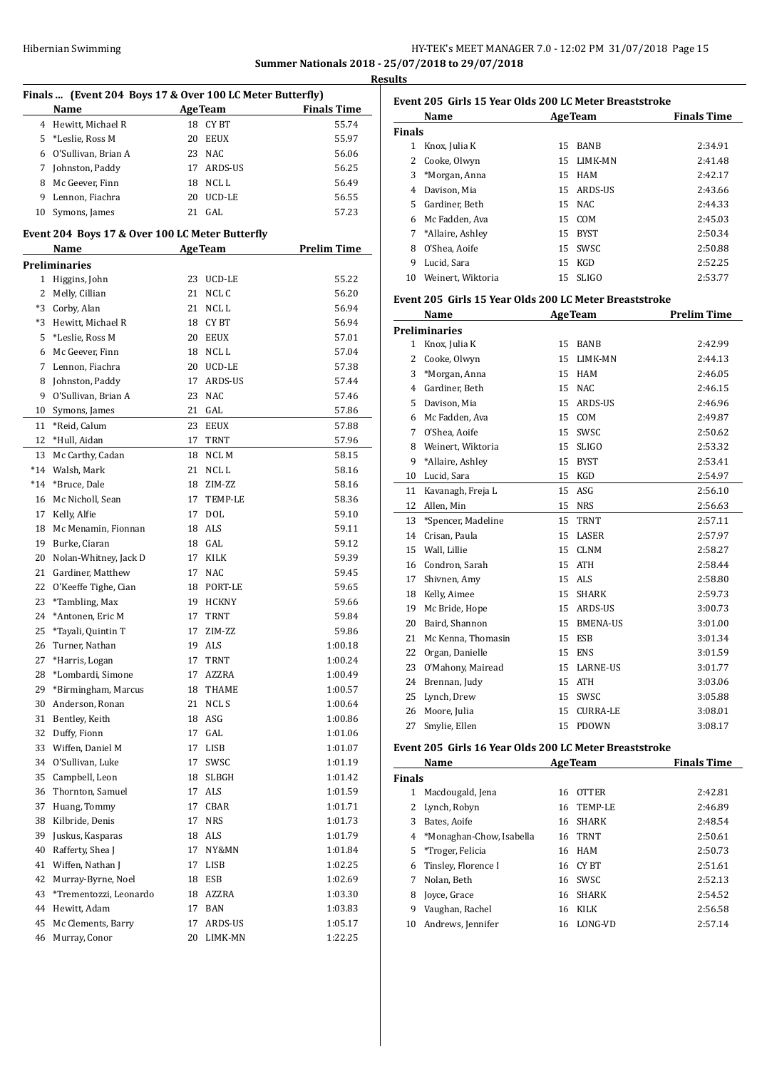### Finals ... (Event 204 Boys 17 & Over 100 LC Meter Butterfly)

| | Name | Age | Team | Finals Time |
|---|---|---|---|---|
| 4 | Hewitt, Michael R | 18 | CY BT | 55.74 |
| 5 | *Leslie, Ross M | 20 | EEUX | 55.97 |
| 6 | O'Sullivan, Brian A | 23 | NAC | 56.06 |
| 7 | Johnston, Paddy | 17 | ARDS-US | 56.25 |
| 8 | Mc Geever, Finn | 18 | NCL L | 56.49 |
| 9 | Lennon, Fiachra | 20 | UCD-LE | 56.55 |
| 10 | Symons, James | 21 | GAL | 57.23 |

### Event 204 Boys 17 & Over 100 LC Meter Butterfly

| | Name | Age | Team | Prelim Time |
|---|---|---|---|---|
| **Preliminaries** | | | | |
| 1 | Higgins, John | 23 | UCD-LE | 55.22 |
| 2 | Melly, Cillian | 21 | NCL C | 56.20 |
| *3 | Corby, Alan | 21 | NCL L | 56.94 |
| *3 | Hewitt, Michael R | 18 | CY BT | 56.94 |
| 5 | *Leslie, Ross M | 20 | EEUX | 57.01 |
| 6 | Mc Geever, Finn | 18 | NCL L | 57.04 |
| 7 | Lennon, Fiachra | 20 | UCD-LE | 57.38 |
| 8 | Johnston, Paddy | 17 | ARDS-US | 57.44 |
| 9 | O'Sullivan, Brian A | 23 | NAC | 57.46 |
| 10 | Symons, James | 21 | GAL | 57.86 |
| 11 | *Reid, Calum | 23 | EEUX | 57.88 |
| 12 | *Hull, Aidan | 17 | TRNT | 57.96 |
| 13 | Mc Carthy, Cadan | 18 | NCL M | 58.15 |
| *14 | Walsh, Mark | 21 | NCL L | 58.16 |
| *14 | *Bruce, Dale | 18 | ZIM-ZZ | 58.16 |
| 16 | Mc Nicholl, Sean | 17 | TEMP-LE | 58.36 |
| 17 | Kelly, Alfie | 17 | DOL | 59.10 |
| 18 | Mc Menamin, Fionnan | 18 | ALS | 59.11 |
| 19 | Burke, Ciaran | 18 | GAL | 59.12 |
| 20 | Nolan-Whitney, Jack D | 17 | KILK | 59.39 |
| 21 | Gardiner, Matthew | 17 | NAC | 59.45 |
| 22 | O'Keeffe Tighe, Cian | 18 | PORT-LE | 59.65 |
| 23 | *Tambling, Max | 19 | HCKNY | 59.66 |
| 24 | *Antonen, Eric M | 17 | TRNT | 59.84 |
| 25 | *Tayali, Quintin T | 17 | ZIM-ZZ | 59.86 |
| 26 | Turner, Nathan | 19 | ALS | 1:00.18 |
| 27 | *Harris, Logan | 17 | TRNT | 1:00.24 |
| 28 | *Lombardi, Simone | 17 | AZZRA | 1:00.49 |
| 29 | *Birmingham, Marcus | 18 | THAME | 1:00.57 |
| 30 | Anderson, Ronan | 21 | NCL S | 1:00.64 |
| 31 | Bentley, Keith | 18 | ASG | 1:00.86 |
| 32 | Duffy, Fionn | 17 | GAL | 1:01.06 |
| 33 | Wiffen, Daniel M | 17 | LISB | 1:01.07 |
| 34 | O'Sullivan, Luke | 17 | SWSC | 1:01.19 |
| 35 | Campbell, Leon | 18 | SLBGH | 1:01.42 |
| 36 | Thornton, Samuel | 17 | ALS | 1:01.59 |
| 37 | Huang, Tommy | 17 | CBAR | 1:01.71 |
| 38 | Kilbride, Denis | 17 | NRS | 1:01.73 |
| 39 | Juskus, Kasparas | 18 | ALS | 1:01.79 |
| 40 | Rafferty, Shea J | 17 | NY&MN | 1:01.84 |
| 41 | Wiffen, Nathan J | 17 | LISB | 1:02.25 |
| 42 | Murray-Byrne, Noel | 18 | ESB | 1:02.69 |
| 43 | *Trementozzi, Leonardo | 18 | AZZRA | 1:03.30 |
| 44 | Hewitt, Adam | 17 | BAN | 1:03.83 |
| 45 | Mc Clements, Barry | 17 | ARDS-US | 1:05.17 |
| 46 | Murray, Conor | 20 | LIMK-MN | 1:22.25 |

### Event 205 Girls 15 Year Olds 200 LC Meter Breaststroke

| | Name | Age | Team | Finals Time |
|---|---|---|---|---|
| **Finals** | | | | |
| 1 | Knox, Julia K | 15 | BANB | 2:34.91 |
| 2 | Cooke, Olwyn | 15 | LIMK-MN | 2:41.48 |
| 3 | *Morgan, Anna | 15 | HAM | 2:42.17 |
| 4 | Davison, Mia | 15 | ARDS-US | 2:43.66 |
| 5 | Gardiner, Beth | 15 | NAC | 2:44.33 |
| 6 | Mc Fadden, Ava | 15 | COM | 2:45.03 |
| 7 | *Allaire, Ashley | 15 | BYST | 2:50.34 |
| 8 | O'Shea, Aoife | 15 | SWSC | 2:50.88 |
| 9 | Lucid, Sara | 15 | KGD | 2:52.25 |
| 10 | Weinert, Wiktoria | 15 | SLIGO | 2:53.77 |

### Event 205 Girls 15 Year Olds 200 LC Meter Breaststroke

| | Name | Age | Team | Prelim Time |
|---|---|---|---|---|
| **Preliminaries** | | | | |
| 1 | Knox, Julia K | 15 | BANB | 2:42.99 |
| 2 | Cooke, Olwyn | 15 | LIMK-MN | 2:44.13 |
| 3 | *Morgan, Anna | 15 | HAM | 2:46.05 |
| 4 | Gardiner, Beth | 15 | NAC | 2:46.15 |
| 5 | Davison, Mia | 15 | ARDS-US | 2:46.96 |
| 6 | Mc Fadden, Ava | 15 | COM | 2:49.87 |
| 7 | O'Shea, Aoife | 15 | SWSC | 2:50.62 |
| 8 | Weinert, Wiktoria | 15 | SLIGO | 2:53.32 |
| 9 | *Allaire, Ashley | 15 | BYST | 2:53.41 |
| 10 | Lucid, Sara | 15 | KGD | 2:54.97 |
| 11 | Kavanagh, Freja L | 15 | ASG | 2:56.10 |
| 12 | Allen, Min | 15 | NRS | 2:56.63 |
| 13 | *Spencer, Madeline | 15 | TRNT | 2:57.11 |
| 14 | Crisan, Paula | 15 | LASER | 2:57.97 |
| 15 | Wall, Lillie | 15 | CLNM | 2:58.27 |
| 16 | Condron, Sarah | 15 | ATH | 2:58.44 |
| 17 | Shivnen, Amy | 15 | ALS | 2:58.80 |
| 18 | Kelly, Aimee | 15 | SHARK | 2:59.73 |
| 19 | Mc Bride, Hope | 15 | ARDS-US | 3:00.73 |
| 20 | Baird, Shannon | 15 | BMENA-US | 3:01.00 |
| 21 | Mc Kenna, Thomasin | 15 | ESB | 3:01.34 |
| 22 | Organ, Danielle | 15 | ENS | 3:01.59 |
| 23 | O'Mahony, Mairead | 15 | LARNE-US | 3:01.77 |
| 24 | Brennan, Judy | 15 | ATH | 3:03.06 |
| 25 | Lynch, Drew | 15 | SWSC | 3:05.88 |
| 26 | Moore, Julia | 15 | CURRA-LE | 3:08.01 |
| 27 | Smylie, Ellen | 15 | PDOWN | 3:08.17 |

### Event 205 Girls 16 Year Olds 200 LC Meter Breaststroke

| | Name | Age | Team | Finals Time |
|---|---|---|---|---|
| **Finals** | | | | |
| 1 | Macdougald, Jena | 16 | OTTER | 2:42.81 |
| 2 | Lynch, Robyn | 16 | TEMP-LE | 2:46.89 |
| 3 | Bates, Aoife | 16 | SHARK | 2:48.54 |
| 4 | *Monaghan-Chow, Isabella | 16 | TRNT | 2:50.61 |
| 5 | *Troger, Felicia | 16 | HAM | 2:50.73 |
| 6 | Tinsley, Florence I | 16 | CY BT | 2:51.61 |
| 7 | Nolan, Beth | 16 | SWSC | 2:52.13 |
| 8 | Joyce, Grace | 16 | SHARK | 2:54.52 |
| 9 | Vaughan, Rachel | 16 | KILK | 2:56.58 |
| 10 | Andrews, Jennifer | 16 | LONG-VD | 2:57.14 |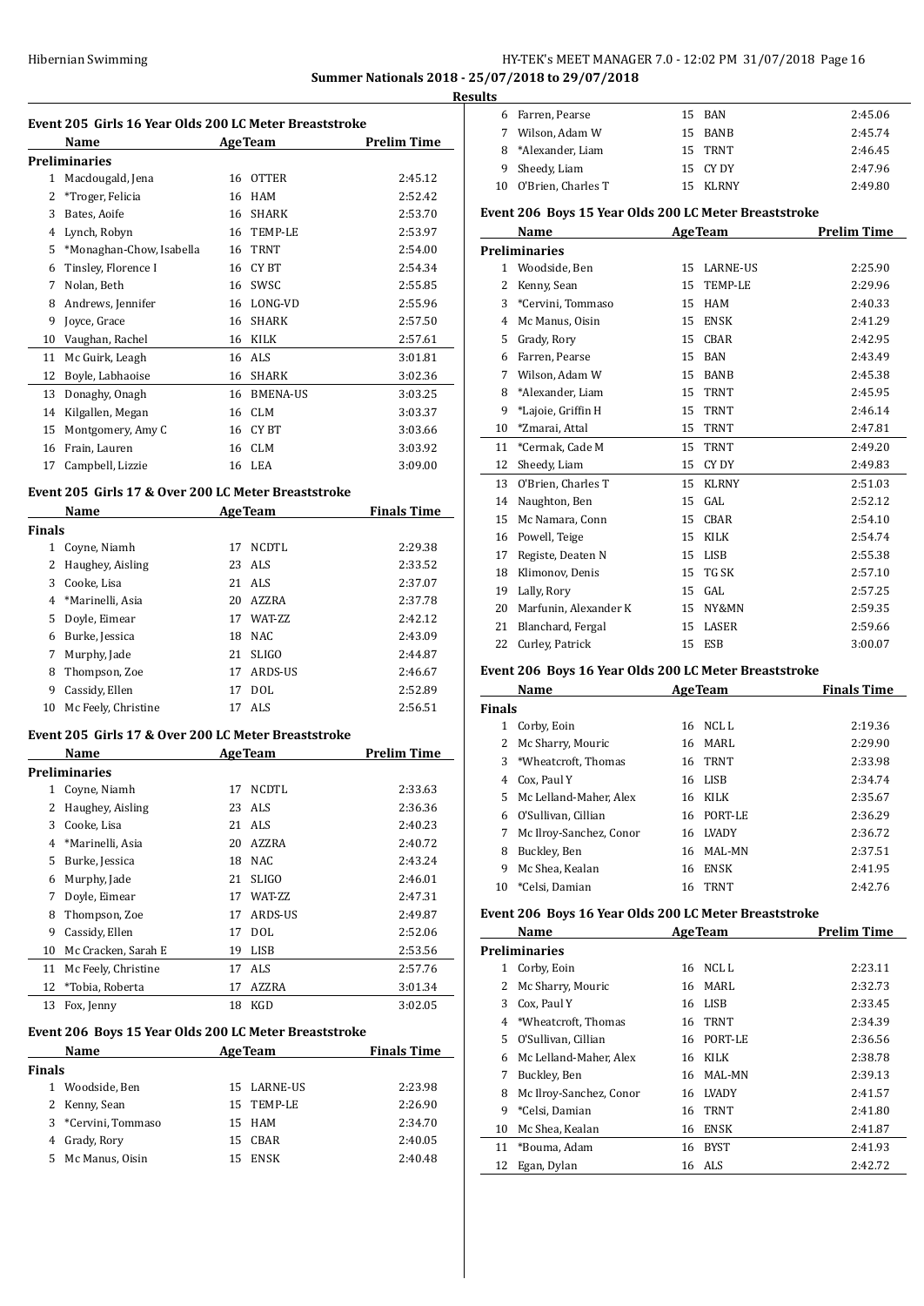Summer Nationals 2018 - 25/07/2018 to 29/07/2018

**Results**

### Event 205 Girls 16 Year Olds 200 LC Meter Breaststroke

| | Name | Age | Team | Prelim Time |
|---|---|---|---|---|
| **Preliminaries** | | | | |
| 1 | Macdougald, Jena | 16 | OTTER | 2:45.12 |
| 2 | *Troger, Felicia | 16 | HAM | 2:52.42 |
| 3 | Bates, Aoife | 16 | SHARK | 2:53.70 |
| 4 | Lynch, Robyn | 16 | TEMP-LE | 2:53.97 |
| 5 | *Monaghan-Chow, Isabella | 16 | TRNT | 2:54.00 |
| 6 | Tinsley, Florence I | 16 | CY BT | 2:54.34 |
| 7 | Nolan, Beth | 16 | SWSC | 2:55.85 |
| 8 | Andrews, Jennifer | 16 | LONG-VD | 2:55.96 |
| 9 | Joyce, Grace | 16 | SHARK | 2:57.50 |
| 10 | Vaughan, Rachel | 16 | KILK | 2:57.61 |
| 11 | Mc Guirk, Leagh | 16 | ALS | 3:01.81 |
| 12 | Boyle, Labhaoise | 16 | SHARK | 3:02.36 |
| 13 | Donaghy, Onagh | 16 | BMENA-US | 3:03.25 |
| 14 | Kilgallen, Megan | 16 | CLM | 3:03.37 |
| 15 | Montgomery, Amy C | 16 | CY BT | 3:03.66 |
| 16 | Frain, Lauren | 16 | CLM | 3:03.92 |
| 17 | Campbell, Lizzie | 16 | LEA | 3:09.00 |

### Event 205 Girls 17 & Over 200 LC Meter Breaststroke

| | Name | Age | Team | Finals Time |
|---|---|---|---|---|
| **Finals** | | | | |
| 1 | Coyne, Niamh | 17 | NCDTL | 2:29.38 |
| 2 | Haughey, Aisling | 23 | ALS | 2:33.52 |
| 3 | Cooke, Lisa | 21 | ALS | 2:37.07 |
| 4 | *Marinelli, Asia | 20 | AZZRA | 2:37.78 |
| 5 | Doyle, Eimear | 17 | WAT-ZZ | 2:42.12 |
| 6 | Burke, Jessica | 18 | NAC | 2:43.09 |
| 7 | Murphy, Jade | 21 | SLIGO | 2:44.87 |
| 8 | Thompson, Zoe | 17 | ARDS-US | 2:46.67 |
| 9 | Cassidy, Ellen | 17 | DOL | 2:52.89 |
| 10 | Mc Feely, Christine | 17 | ALS | 2:56.51 |

### Event 205 Girls 17 & Over 200 LC Meter Breaststroke

| | Name | Age | Team | Prelim Time |
|---|---|---|---|---|
| **Preliminaries** | | | | |
| 1 | Coyne, Niamh | 17 | NCDTL | 2:33.63 |
| 2 | Haughey, Aisling | 23 | ALS | 2:36.36 |
| 3 | Cooke, Lisa | 21 | ALS | 2:40.23 |
| 4 | *Marinelli, Asia | 20 | AZZRA | 2:40.72 |
| 5 | Burke, Jessica | 18 | NAC | 2:43.24 |
| 6 | Murphy, Jade | 21 | SLIGO | 2:46.01 |
| 7 | Doyle, Eimear | 17 | WAT-ZZ | 2:47.31 |
| 8 | Thompson, Zoe | 17 | ARDS-US | 2:49.87 |
| 9 | Cassidy, Ellen | 17 | DOL | 2:52.06 |
| 10 | Mc Cracken, Sarah E | 19 | LISB | 2:53.56 |
| 11 | Mc Feely, Christine | 17 | ALS | 2:57.76 |
| 12 | *Tobia, Roberta | 17 | AZZRA | 3:01.34 |
| 13 | Fox, Jenny | 18 | KGD | 3:02.05 |

### Event 206 Boys 15 Year Olds 200 LC Meter Breaststroke

| | Name | Age | Team | Finals Time |
|---|---|---|---|---|
| **Finals** | | | | |
| 1 | Woodside, Ben | 15 | LARNE-US | 2:23.98 |
| 2 | Kenny, Sean | 15 | TEMP-LE | 2:26.90 |
| 3 | *Cervini, Tommaso | 15 | HAM | 2:34.70 |
| 4 | Grady, Rory | 15 | CBAR | 2:40.05 |
| 5 | Mc Manus, Oisin | 15 | ENSK | 2:40.48 |
| 6 | Farren, Pearse | 15 | BAN | 2:45.06 |
| 7 | Wilson, Adam W | 15 | BANB | 2:45.74 |
| 8 | *Alexander, Liam | 15 | TRNT | 2:46.45 |
| 9 | Sheedy, Liam | 15 | CY DY | 2:47.96 |
| 10 | O'Brien, Charles T | 15 | KLRNY | 2:49.80 |

### Event 206 Boys 15 Year Olds 200 LC Meter Breaststroke

| | Name | Age | Team | Prelim Time |
|---|---|---|---|---|
| **Preliminaries** | | | | |
| 1 | Woodside, Ben | 15 | LARNE-US | 2:25.90 |
| 2 | Kenny, Sean | 15 | TEMP-LE | 2:29.96 |
| 3 | *Cervini, Tommaso | 15 | HAM | 2:40.33 |
| 4 | Mc Manus, Oisin | 15 | ENSK | 2:41.29 |
| 5 | Grady, Rory | 15 | CBAR | 2:42.95 |
| 6 | Farren, Pearse | 15 | BAN | 2:43.49 |
| 7 | Wilson, Adam W | 15 | BANB | 2:45.38 |
| 8 | *Alexander, Liam | 15 | TRNT | 2:45.95 |
| 9 | *Lajoie, Griffin H | 15 | TRNT | 2:46.14 |
| 10 | *Zmarai, Attal | 15 | TRNT | 2:47.81 |
| 11 | *Cermak, Cade M | 15 | TRNT | 2:49.20 |
| 12 | Sheedy, Liam | 15 | CY DY | 2:49.83 |
| 13 | O'Brien, Charles T | 15 | KLRNY | 2:51.03 |
| 14 | Naughton, Ben | 15 | GAL | 2:52.12 |
| 15 | Mc Namara, Conn | 15 | CBAR | 2:54.10 |
| 16 | Powell, Teige | 15 | KILK | 2:54.74 |
| 17 | Registe, Deaten N | 15 | LISB | 2:55.38 |
| 18 | Klimonov, Denis | 15 | TG SK | 2:57.10 |
| 19 | Lally, Rory | 15 | GAL | 2:57.25 |
| 20 | Marfunin, Alexander K | 15 | NY&MN | 2:59.35 |
| 21 | Blanchard, Fergal | 15 | LASER | 2:59.66 |
| 22 | Curley, Patrick | 15 | ESB | 3:00.07 |

### Event 206 Boys 16 Year Olds 200 LC Meter Breaststroke

| | Name | Age | Team | Finals Time |
|---|---|---|---|---|
| **Finals** | | | | |
| 1 | Corby, Eoin | 16 | NCL L | 2:19.36 |
| 2 | Mc Sharry, Mouric | 16 | MARL | 2:29.90 |
| 3 | *Wheatcroft, Thomas | 16 | TRNT | 2:33.98 |
| 4 | Cox, Paul Y | 16 | LISB | 2:34.74 |
| 5 | Mc Lelland-Maher, Alex | 16 | KILK | 2:35.67 |
| 6 | O'Sullivan, Cillian | 16 | PORT-LE | 2:36.29 |
| 7 | Mc Ilroy-Sanchez, Conor | 16 | LVADY | 2:36.72 |
| 8 | Buckley, Ben | 16 | MAL-MN | 2:37.51 |
| 9 | Mc Shea, Kealan | 16 | ENSK | 2:41.95 |
| 10 | *Celsi, Damian | 16 | TRNT | 2:42.76 |

### Event 206 Boys 16 Year Olds 200 LC Meter Breaststroke

| | Name | Age | Team | Prelim Time |
|---|---|---|---|---|
| **Preliminaries** | | | | |
| 1 | Corby, Eoin | 16 | NCL L | 2:23.11 |
| 2 | Mc Sharry, Mouric | 16 | MARL | 2:32.73 |
| 3 | Cox, Paul Y | 16 | LISB | 2:33.45 |
| 4 | *Wheatcroft, Thomas | 16 | TRNT | 2:34.39 |
| 5 | O'Sullivan, Cillian | 16 | PORT-LE | 2:36.56 |
| 6 | Mc Lelland-Maher, Alex | 16 | KILK | 2:38.78 |
| 7 | Buckley, Ben | 16 | MAL-MN | 2:39.13 |
| 8 | Mc Ilroy-Sanchez, Conor | 16 | LVADY | 2:41.57 |
| 9 | *Celsi, Damian | 16 | TRNT | 2:41.80 |
| 10 | Mc Shea, Kealan | 16 | ENSK | 2:41.87 |
| 11 | *Bouma, Adam | 16 | BYST | 2:41.93 |
| 12 | Egan, Dylan | 16 | ALS | 2:42.72 |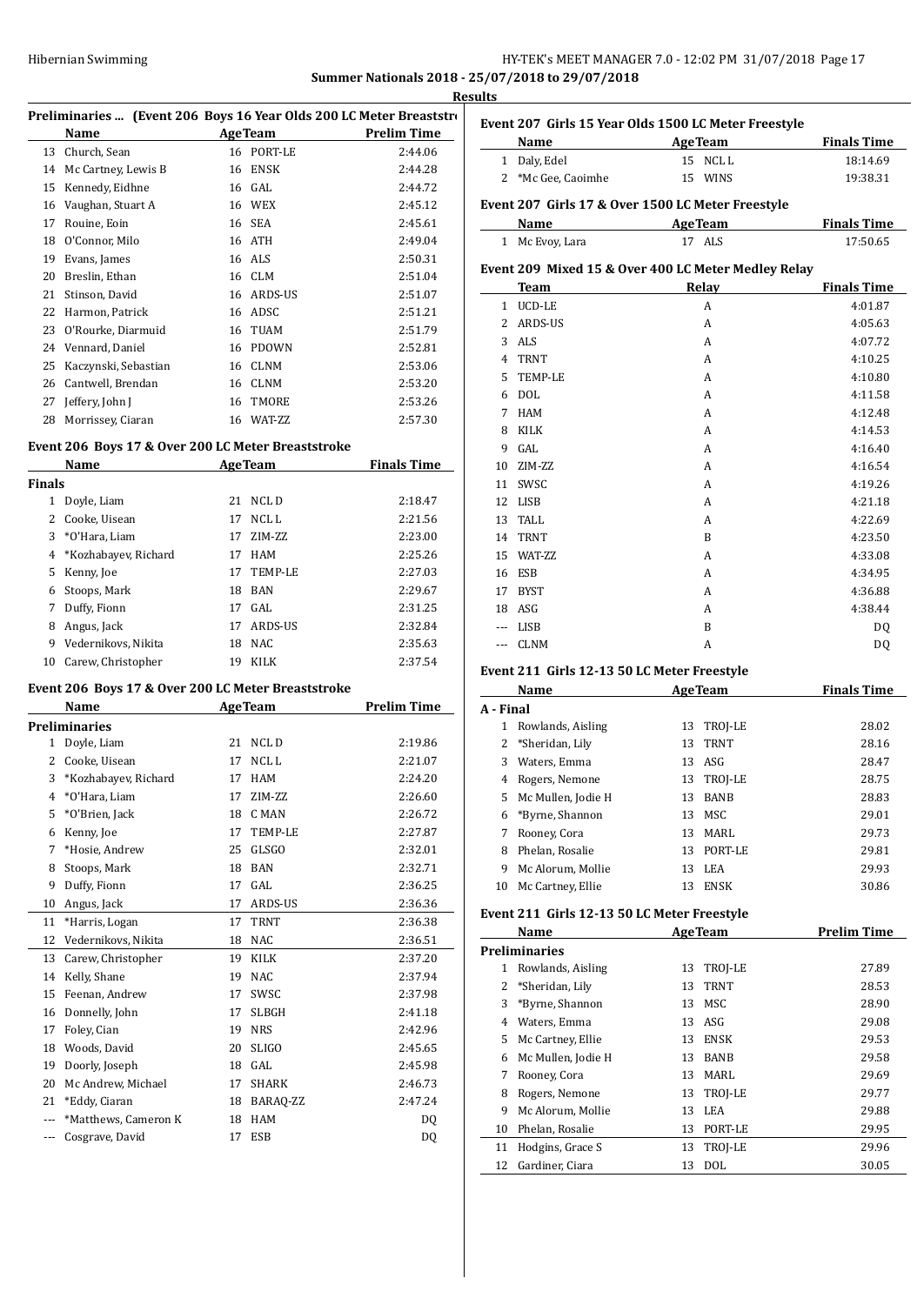**Summer Nationals 2018 - 25/07/2018 to 29/07/2018**

**Results**

### Preliminaries ... (Event 206 Boys 16 Year Olds 200 LC Meter Breaststroke)

| | Name | Age | Team | Prelim Time |
|---|---|---|---|---|
| 13 | Church, Sean | 16 | PORT-LE | 2:44.06 |
| 14 | Mc Cartney, Lewis B | 16 | ENSK | 2:44.28 |
| 15 | Kennedy, Eidhne | 16 | GAL | 2:44.72 |
| 16 | Vaughan, Stuart A | 16 | WEX | 2:45.12 |
| 17 | Rouine, Eoin | 16 | SEA | 2:45.61 |
| 18 | O'Connor, Milo | 16 | ATH | 2:49.04 |
| 19 | Evans, James | 16 | ALS | 2:50.31 |
| 20 | Breslin, Ethan | 16 | CLM | 2:51.04 |
| 21 | Stinson, David | 16 | ARDS-US | 2:51.07 |
| 22 | Harmon, Patrick | 16 | ADSC | 2:51.21 |
| 23 | O'Rourke, Diarmuid | 16 | TUAM | 2:51.79 |
| 24 | Vennard, Daniel | 16 | PDOWN | 2:52.81 |
| 25 | Kaczynski, Sebastian | 16 | CLNM | 2:53.06 |
| 26 | Cantwell, Brendan | 16 | CLNM | 2:53.20 |
| 27 | Jeffery, John J | 16 | TMORE | 2:53.26 |
| 28 | Morrissey, Ciaran | 16 | WAT-ZZ | 2:57.30 |

### Event 206 Boys 17 & Over 200 LC Meter Breaststroke

| | Name | Age | Team | Finals Time |
|---|---|---|---|---|
| **Finals** | | | | |
| 1 | Doyle, Liam | 21 | NCL D | 2:18.47 |
| 2 | Cooke, Uisean | 17 | NCL L | 2:21.56 |
| 3 | *O'Hara, Liam | 17 | ZIM-ZZ | 2:23.00 |
| 4 | *Kozhabayev, Richard | 17 | HAM | 2:25.26 |
| 5 | Kenny, Joe | 17 | TEMP-LE | 2:27.03 |
| 6 | Stoops, Mark | 18 | BAN | 2:29.67 |
| 7 | Duffy, Fionn | 17 | GAL | 2:31.25 |
| 8 | Angus, Jack | 17 | ARDS-US | 2:32.84 |
| 9 | Vedernikovs, Nikita | 18 | NAC | 2:35.63 |
| 10 | Carew, Christopher | 19 | KILK | 2:37.54 |

### Event 206 Boys 17 & Over 200 LC Meter Breaststroke

| | Name | Age | Team | Prelim Time |
|---|---|---|---|---|
| **Preliminaries** | | | | |
| 1 | Doyle, Liam | 21 | NCL D | 2:19.86 |
| 2 | Cooke, Uisean | 17 | NCL L | 2:21.07 |
| 3 | *Kozhabayev, Richard | 17 | HAM | 2:24.20 |
| 4 | *O'Hara, Liam | 17 | ZIM-ZZ | 2:26.60 |
| 5 | *O'Brien, Jack | 18 | C MAN | 2:26.72 |
| 6 | Kenny, Joe | 17 | TEMP-LE | 2:27.87 |
| 7 | *Hosie, Andrew | 25 | GLSGO | 2:32.01 |
| 8 | Stoops, Mark | 18 | BAN | 2:32.71 |
| 9 | Duffy, Fionn | 17 | GAL | 2:36.25 |
| 10 | Angus, Jack | 17 | ARDS-US | 2:36.36 |
| 11 | *Harris, Logan | 17 | TRNT | 2:36.38 |
| 12 | Vedernikovs, Nikita | 18 | NAC | 2:36.51 |
| 13 | Carew, Christopher | 19 | KILK | 2:37.20 |
| 14 | Kelly, Shane | 19 | NAC | 2:37.94 |
| 15 | Feenan, Andrew | 17 | SWSC | 2:37.98 |
| 16 | Donnelly, John | 17 | SLBGH | 2:41.18 |
| 17 | Foley, Cian | 19 | NRS | 2:42.96 |
| 18 | Woods, David | 20 | SLIGO | 2:45.65 |
| 19 | Doorly, Joseph | 18 | GAL | 2:45.98 |
| 20 | Mc Andrew, Michael | 17 | SHARK | 2:46.73 |
| 21 | *Eddy, Ciaran | 18 | BARAQ-ZZ | 2:47.24 |
| --- | *Matthews, Cameron K | 18 | HAM | DQ |
| --- | Cosgrave, David | 17 | ESB | DQ |

### Event 207 Girls 15 Year Olds 1500 LC Meter Freestyle

| | Name | Age | Team | Finals Time |
|---|---|---|---|---|
| 1 | Daly, Edel | 15 | NCL L | 18:14.69 |
| 2 | *Mc Gee, Caoimhe | 15 | WINS | 19:38.31 |

### Event 207 Girls 17 & Over 1500 LC Meter Freestyle

| | Name | Age | Team | Finals Time |
|---|---|---|---|---|
| 1 | Mc Evoy, Lara | 17 | ALS | 17:50.65 |

### Event 209 Mixed 15 & Over 400 LC Meter Medley Relay

| | Team | Relay | Finals Time |
|---|---|---|---|
| 1 | UCD-LE | A | 4:01.87 |
| 2 | ARDS-US | A | 4:05.63 |
| 3 | ALS | A | 4:07.72 |
| 4 | TRNT | A | 4:10.25 |
| 5 | TEMP-LE | A | 4:10.80 |
| 6 | DOL | A | 4:11.58 |
| 7 | HAM | A | 4:12.48 |
| 8 | KILK | A | 4:14.53 |
| 9 | GAL | A | 4:16.40 |
| 10 | ZIM-ZZ | A | 4:16.54 |
| 11 | SWSC | A | 4:19.26 |
| 12 | LISB | A | 4:21.18 |
| 13 | TALL | A | 4:22.69 |
| 14 | TRNT | B | 4:23.50 |
| 15 | WAT-ZZ | A | 4:33.08 |
| 16 | ESB | A | 4:34.95 |
| 17 | BYST | A | 4:36.88 |
| 18 | ASG | A | 4:38.44 |
| --- | LISB | B | DQ |
| --- | CLNM | A | DQ |

### Event 211 Girls 12-13 50 LC Meter Freestyle

| | Name | Age | Team | Finals Time |
|---|---|---|---|---|
| **A - Final** | | | | |
| 1 | Rowlands, Aisling | 13 | TROJ-LE | 28.02 |
| 2 | *Sheridan, Lily | 13 | TRNT | 28.16 |
| 3 | Waters, Emma | 13 | ASG | 28.47 |
| 4 | Rogers, Nemone | 13 | TROJ-LE | 28.75 |
| 5 | Mc Mullen, Jodie H | 13 | BANB | 28.83 |
| 6 | *Byrne, Shannon | 13 | MSC | 29.01 |
| 7 | Rooney, Cora | 13 | MARL | 29.73 |
| 8 | Phelan, Rosalie | 13 | PORT-LE | 29.81 |
| 9 | Mc Alorum, Mollie | 13 | LEA | 29.93 |
| 10 | Mc Cartney, Ellie | 13 | ENSK | 30.86 |

### Event 211 Girls 12-13 50 LC Meter Freestyle

| | Name | Age | Team | Prelim Time |
|---|---|---|---|---|
| **Preliminaries** | | | | |
| 1 | Rowlands, Aisling | 13 | TROJ-LE | 27.89 |
| 2 | *Sheridan, Lily | 13 | TRNT | 28.53 |
| 3 | *Byrne, Shannon | 13 | MSC | 28.90 |
| 4 | Waters, Emma | 13 | ASG | 29.08 |
| 5 | Mc Cartney, Ellie | 13 | ENSK | 29.53 |
| 6 | Mc Mullen, Jodie H | 13 | BANB | 29.58 |
| 7 | Rooney, Cora | 13 | MARL | 29.69 |
| 8 | Rogers, Nemone | 13 | TROJ-LE | 29.77 |
| 9 | Mc Alorum, Mollie | 13 | LEA | 29.88 |
| 10 | Phelan, Rosalie | 13 | PORT-LE | 29.95 |
| 11 | Hodgins, Grace S | 13 | TROJ-LE | 29.96 |
| 12 | Gardiner, Ciara | 13 | DOL | 30.05 |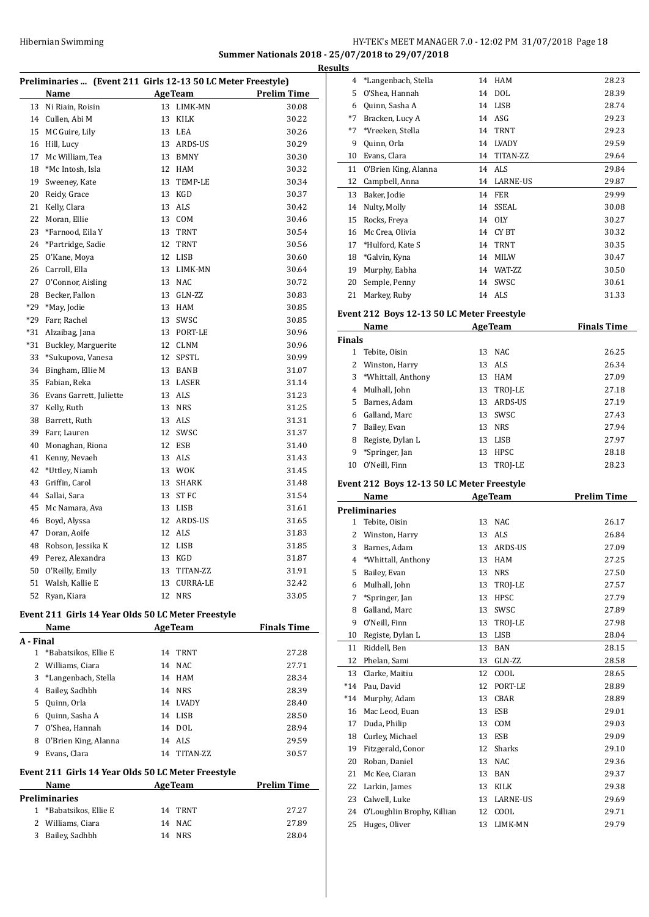Summer Nationals 2018 - 25/07/2018 to 29/07/2018

**Results**

### Preliminaries ... (Event 211 Girls 12-13 50 LC Meter Freestyle)

| | Name | Age | Team | Prelim Time |
|---|---|---|---|---|
| 13 | Ni Riain, Roisin | 13 | LIMK-MN | 30.08 |
| 14 | Cullen, Abi M | 13 | KILK | 30.22 |
| 15 | MC Guire, Lily | 13 | LEA | 30.26 |
| 16 | Hill, Lucy | 13 | ARDS-US | 30.29 |
| 17 | Mc William, Tea | 13 | BMNY | 30.30 |
| 18 | *Mc Intosh, Isla | 12 | HAM | 30.32 |
| 19 | Sweeney, Kate | 13 | TEMP-LE | 30.34 |
| 20 | Reidy, Grace | 13 | KGD | 30.37 |
| 21 | Kelly, Clara | 13 | ALS | 30.42 |
| 22 | Moran, Ellie | 13 | COM | 30.46 |
| 23 | *Farnood, Eila Y | 13 | TRNT | 30.54 |
| 24 | *Partridge, Sadie | 12 | TRNT | 30.56 |
| 25 | O'Kane, Moya | 12 | LISB | 30.60 |
| 26 | Carroll, Ella | 13 | LIMK-MN | 30.64 |
| 27 | O'Connor, Aisling | 13 | NAC | 30.72 |
| 28 | Becker, Fallon | 13 | GLN-ZZ | 30.83 |
| *29 | *May, Jodie | 13 | HAM | 30.85 |
| *29 | Farr, Rachel | 13 | SWSC | 30.85 |
| *31 | Alzaibag, Jana | 13 | PORT-LE | 30.96 |
| *31 | Buckley, Marguerite | 12 | CLNM | 30.96 |
| 33 | *Sukupova, Vanesa | 12 | SPSTL | 30.99 |
| 34 | Bingham, Ellie M | 13 | BANB | 31.07 |
| 35 | Fabian, Reka | 13 | LASER | 31.14 |
| 36 | Evans Garrett, Juliette | 13 | ALS | 31.23 |
| 37 | Kelly, Ruth | 13 | NRS | 31.25 |
| 38 | Barrett, Ruth | 13 | ALS | 31.31 |
| 39 | Farr, Lauren | 12 | SWSC | 31.37 |
| 40 | Monaghan, Riona | 12 | ESB | 31.40 |
| 41 | Kenny, Nevaeh | 13 | ALS | 31.43 |
| 42 | *Uttley, Niamh | 13 | WOK | 31.45 |
| 43 | Griffin, Carol | 13 | SHARK | 31.48 |
| 44 | Sallai, Sara | 13 | ST FC | 31.54 |
| 45 | Mc Namara, Ava | 13 | LISB | 31.61 |
| 46 | Boyd, Alyssa | 12 | ARDS-US | 31.65 |
| 47 | Doran, Aoife | 12 | ALS | 31.83 |
| 48 | Robson, Jessika K | 12 | LISB | 31.85 |
| 49 | Perez, Alexandra | 13 | KGD | 31.87 |
| 50 | O'Reilly, Emily | 13 | TITAN-ZZ | 31.91 |
| 51 | Walsh, Kallie E | 13 | CURRA-LE | 32.42 |
| 52 | Ryan, Kiara | 12 | NRS | 33.05 |

### Event 211 Girls 14 Year Olds 50 LC Meter Freestyle

| | Name | Age | Team | Finals Time |
|---|---|---|---|---|
| **A - Final** | | | | |
| 1 | *Babatsikos, Ellie E | 14 | TRNT | 27.28 |
| 2 | Williams, Ciara | 14 | NAC | 27.71 |
| 3 | *Langenbach, Stella | 14 | HAM | 28.34 |
| 4 | Bailey, Sadhbh | 14 | NRS | 28.39 |
| 5 | Quinn, Orla | 14 | LVADY | 28.40 |
| 6 | Quinn, Sasha A | 14 | LISB | 28.50 |
| 7 | O'Shea, Hannah | 14 | DOL | 28.94 |
| 8 | O'Brien King, Alanna | 14 | ALS | 29.59 |
| 9 | Evans, Clara | 14 | TITAN-ZZ | 30.57 |

### Event 211 Girls 14 Year Olds 50 LC Meter Freestyle

| | Name | Age | Team | Prelim Time |
|---|---|---|---|---|
| **Preliminaries** | | | | |
| 1 | *Babatsikos, Ellie E | 14 | TRNT | 27.27 |
| 2 | Williams, Ciara | 14 | NAC | 27.89 |
| 3 | Bailey, Sadhbh | 14 | NRS | 28.04 |
| 4 | *Langenbach, Stella | 14 | HAM | 28.23 |
| 5 | O'Shea, Hannah | 14 | DOL | 28.39 |
| 6 | Quinn, Sasha A | 14 | LISB | 28.74 |
| *7 | Bracken, Lucy A | 14 | ASG | 29.23 |
| *7 | *Vreeken, Stella | 14 | TRNT | 29.23 |
| 9 | Quinn, Orla | 14 | LVADY | 29.59 |
| 10 | Evans, Clara | 14 | TITAN-ZZ | 29.64 |
| 11 | O'Brien King, Alanna | 14 | ALS | 29.84 |
| 12 | Campbell, Anna | 14 | LARNE-US | 29.87 |
| 13 | Baker, Jodie | 14 | FER | 29.99 |
| 14 | Nulty, Molly | 14 | SSEAL | 30.08 |
| 15 | Rocks, Freya | 14 | OLY | 30.27 |
| 16 | Mc Crea, Olivia | 14 | CY BT | 30.32 |
| 17 | *Hulford, Kate S | 14 | TRNT | 30.35 |
| 18 | *Galvin, Kyna | 14 | MILW | 30.47 |
| 19 | Murphy, Eabha | 14 | WAT-ZZ | 30.50 |
| 20 | Semple, Penny | 14 | SWSC | 30.61 |
| 21 | Markey, Ruby | 14 | ALS | 31.33 |

### Event 212 Boys 12-13 50 LC Meter Freestyle

| | Name | Age | Team | Finals Time |
|---|---|---|---|---|
| **Finals** | | | | |
| 1 | Tebite, Oisin | 13 | NAC | 26.25 |
| 2 | Winston, Harry | 13 | ALS | 26.34 |
| 3 | *Whittall, Anthony | 13 | HAM | 27.09 |
| 4 | Mulhall, John | 13 | TROJ-LE | 27.18 |
| 5 | Barnes, Adam | 13 | ARDS-US | 27.19 |
| 6 | Galland, Marc | 13 | SWSC | 27.43 |
| 7 | Bailey, Evan | 13 | NRS | 27.94 |
| 8 | Registe, Dylan L | 13 | LISB | 27.97 |
| 9 | *Springer, Jan | 13 | HPSC | 28.18 |
| 10 | O'Neill, Finn | 13 | TROJ-LE | 28.23 |

### Event 212 Boys 12-13 50 LC Meter Freestyle

| | Name | Age | Team | Prelim Time |
|---|---|---|---|---|
| **Preliminaries** | | | | |
| 1 | Tebite, Oisin | 13 | NAC | 26.17 |
| 2 | Winston, Harry | 13 | ALS | 26.84 |
| 3 | Barnes, Adam | 13 | ARDS-US | 27.09 |
| 4 | *Whittall, Anthony | 13 | HAM | 27.25 |
| 5 | Bailey, Evan | 13 | NRS | 27.50 |
| 6 | Mulhall, John | 13 | TROJ-LE | 27.57 |
| 7 | *Springer, Jan | 13 | HPSC | 27.79 |
| 8 | Galland, Marc | 13 | SWSC | 27.89 |
| 9 | O'Neill, Finn | 13 | TROJ-LE | 27.98 |
| 10 | Registe, Dylan L | 13 | LISB | 28.04 |
| 11 | Riddell, Ben | 13 | BAN | 28.15 |
| 12 | Phelan, Sami | 13 | GLN-ZZ | 28.58 |
| 13 | Clarke, Maitiu | 12 | COOL | 28.65 |
| *14 | Pau, David | 12 | PORT-LE | 28.89 |
| *14 | Murphy, Adam | 13 | CBAR | 28.89 |
| 16 | Mac Leod, Euan | 13 | ESB | 29.01 |
| 17 | Duda, Philip | 13 | COM | 29.03 |
| 18 | Curley, Michael | 13 | ESB | 29.09 |
| 19 | Fitzgerald, Conor | 12 | Sharks | 29.10 |
| 20 | Roban, Daniel | 13 | NAC | 29.36 |
| 21 | Mc Kee, Ciaran | 13 | BAN | 29.37 |
| 22 | Larkin, James | 13 | KILK | 29.38 |
| 23 | Calwell, Luke | 13 | LARNE-US | 29.69 |
| 24 | O'Loughlin Brophy, Killian | 12 | COOL | 29.71 |
| 25 | Huges, Oliver | 13 | LIMK-MN | 29.79 |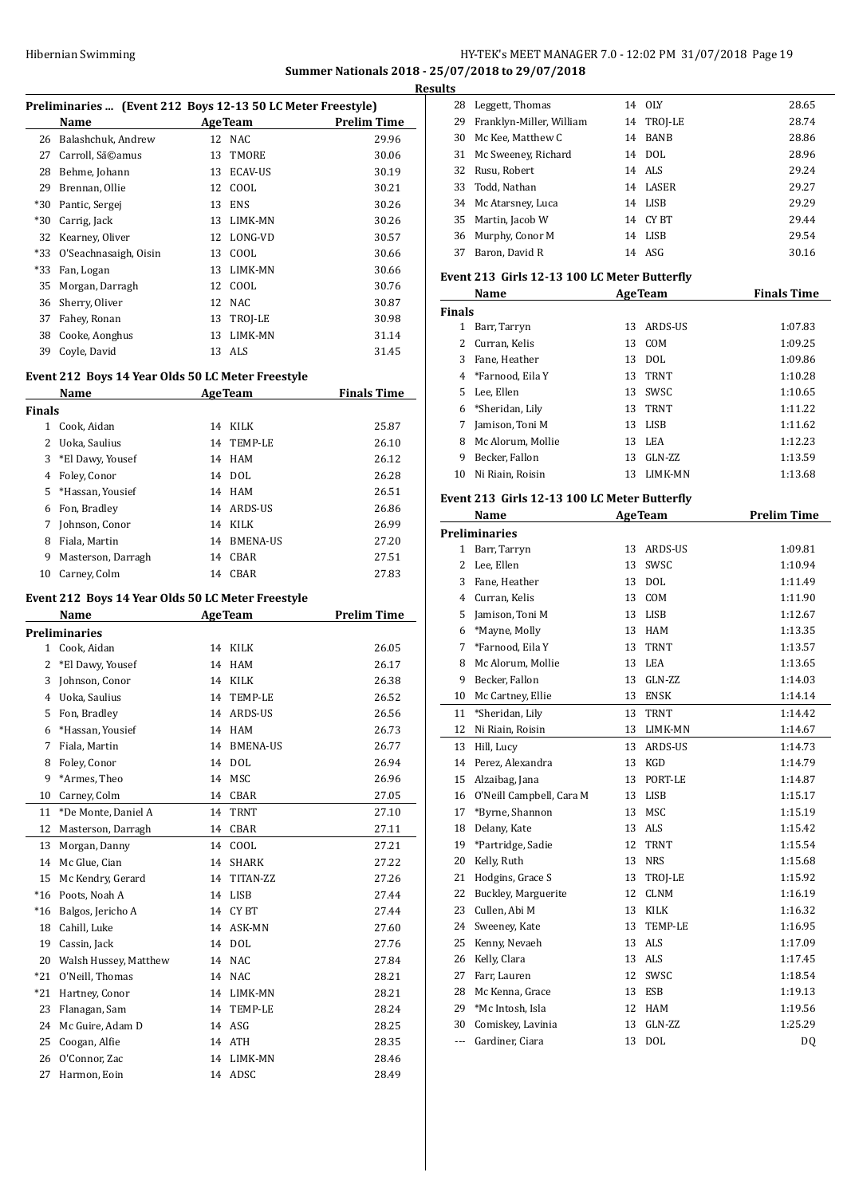## Summer Nationals 2018 - 25/07/2018 to 29/07/2018

### Results

#### Preliminaries ... (Event 212 Boys 12-13 50 LC Meter Freestyle)

| | Name | Age | Team | Prelim Time |
|---|---|---|---|---|
| 26 | Balashchuk, Andrew | 12 | NAC | 29.96 |
| 27 | Carroll, SÃ©amus | 13 | TMORE | 30.06 |
| 28 | Behme, Johann | 13 | ECAV-US | 30.19 |
| 29 | Brennan, Ollie | 12 | COOL | 30.21 |
| *30 | Pantic, Sergej | 13 | ENS | 30.26 |
| *30 | Carrig, Jack | 13 | LIMK-MN | 30.26 |
| 32 | Kearney, Oliver | 12 | LONG-VD | 30.57 |
| *33 | O'Seachnasaigh, Oisin | 13 | COOL | 30.66 |
| *33 | Fan, Logan | 13 | LIMK-MN | 30.66 |
| 35 | Morgan, Darragh | 12 | COOL | 30.76 |
| 36 | Sherry, Oliver | 12 | NAC | 30.87 |
| 37 | Fahey, Ronan | 13 | TROJ-LE | 30.98 |
| 38 | Cooke, Aonghus | 13 | LIMK-MN | 31.14 |
| 39 | Coyle, David | 13 | ALS | 31.45 |

#### Event 212 Boys 14 Year Olds 50 LC Meter Freestyle

| | Name | Age | Team | Finals Time |
|---|---|---|---|---|
| **Finals** | | | | |
| 1 | Cook, Aidan | 14 | KILK | 25.87 |
| 2 | Uoka, Saulius | 14 | TEMP-LE | 26.10 |
| 3 | *El Dawy, Yousef | 14 | HAM | 26.12 |
| 4 | Foley, Conor | 14 | DOL | 26.28 |
| 5 | *Hassan, Yousief | 14 | HAM | 26.51 |
| 6 | Fon, Bradley | 14 | ARDS-US | 26.86 |
| 7 | Johnson, Conor | 14 | KILK | 26.99 |
| 8 | Fiala, Martin | 14 | BMENA-US | 27.20 |
| 9 | Masterson, Darragh | 14 | CBAR | 27.51 |
| 10 | Carney, Colm | 14 | CBAR | 27.83 |

#### Event 212 Boys 14 Year Olds 50 LC Meter Freestyle

| | Name | Age | Team | Prelim Time |
|---|---|---|---|---|
| **Preliminaries** | | | | |
| 1 | Cook, Aidan | 14 | KILK | 26.05 |
| 2 | *El Dawy, Yousef | 14 | HAM | 26.17 |
| 3 | Johnson, Conor | 14 | KILK | 26.38 |
| 4 | Uoka, Saulius | 14 | TEMP-LE | 26.52 |
| 5 | Fon, Bradley | 14 | ARDS-US | 26.56 |
| 6 | *Hassan, Yousief | 14 | HAM | 26.73 |
| 7 | Fiala, Martin | 14 | BMENA-US | 26.77 |
| 8 | Foley, Conor | 14 | DOL | 26.94 |
| 9 | *Armes, Theo | 14 | MSC | 26.96 |
| 10 | Carney, Colm | 14 | CBAR | 27.05 |
| 11 | *De Monte, Daniel A | 14 | TRNT | 27.10 |
| 12 | Masterson, Darragh | 14 | CBAR | 27.11 |
| 13 | Morgan, Danny | 14 | COOL | 27.21 |
| 14 | Mc Glue, Cian | 14 | SHARK | 27.22 |
| 15 | Mc Kendry, Gerard | 14 | TITAN-ZZ | 27.26 |
| *16 | Poots, Noah A | 14 | LISB | 27.44 |
| *16 | Balgos, Jericho A | 14 | CY BT | 27.44 |
| 18 | Cahill, Luke | 14 | ASK-MN | 27.60 |
| 19 | Cassin, Jack | 14 | DOL | 27.76 |
| 20 | Walsh Hussey, Matthew | 14 | NAC | 27.84 |
| *21 | O'Neill, Thomas | 14 | NAC | 28.21 |
| *21 | Hartney, Conor | 14 | LIMK-MN | 28.21 |
| 23 | Flanagan, Sam | 14 | TEMP-LE | 28.24 |
| 24 | Mc Guire, Adam D | 14 | ASG | 28.25 |
| 25 | Coogan, Alfie | 14 | ATH | 28.35 |
| 26 | O'Connor, Zac | 14 | LIMK-MN | 28.46 |
| 27 | Harmon, Eoin | 14 | ADSC | 28.49 |
| 28 | Leggett, Thomas | 14 | OLY | 28.65 |
| 29 | Franklyn-Miller, William | 14 | TROJ-LE | 28.74 |
| 30 | Mc Kee, Matthew C | 14 | BANB | 28.86 |
| 31 | Mc Sweeney, Richard | 14 | DOL | 28.96 |
| 32 | Rusu, Robert | 14 | ALS | 29.24 |
| 33 | Todd, Nathan | 14 | LASER | 29.27 |
| 34 | Mc Atarsney, Luca | 14 | LISB | 29.29 |
| 35 | Martin, Jacob W | 14 | CY BT | 29.44 |
| 36 | Murphy, Conor M | 14 | LISB | 29.54 |
| 37 | Baron, David R | 14 | ASG | 30.16 |

#### Event 213 Girls 12-13 100 LC Meter Butterfly

| | Name | Age | Team | Finals Time |
|---|---|---|---|---|
| **Finals** | | | | |
| 1 | Barr, Tarryn | 13 | ARDS-US | 1:07.83 |
| 2 | Curran, Kelis | 13 | COM | 1:09.25 |
| 3 | Fane, Heather | 13 | DOL | 1:09.86 |
| 4 | *Farnood, Eila Y | 13 | TRNT | 1:10.28 |
| 5 | Lee, Ellen | 13 | SWSC | 1:10.65 |
| 6 | *Sheridan, Lily | 13 | TRNT | 1:11.22 |
| 7 | Jamison, Toni M | 13 | LISB | 1:11.62 |
| 8 | Mc Alorum, Mollie | 13 | LEA | 1:12.23 |
| 9 | Becker, Fallon | 13 | GLN-ZZ | 1:13.59 |
| 10 | Ni Riain, Roisin | 13 | LIMK-MN | 1:13.68 |

#### Event 213 Girls 12-13 100 LC Meter Butterfly

| | Name | Age | Team | Prelim Time |
|---|---|---|---|---|
| **Preliminaries** | | | | |
| 1 | Barr, Tarryn | 13 | ARDS-US | 1:09.81 |
| 2 | Lee, Ellen | 13 | SWSC | 1:10.94 |
| 3 | Fane, Heather | 13 | DOL | 1:11.49 |
| 4 | Curran, Kelis | 13 | COM | 1:11.90 |
| 5 | Jamison, Toni M | 13 | LISB | 1:12.67 |
| 6 | *Mayne, Molly | 13 | HAM | 1:13.35 |
| 7 | *Farnood, Eila Y | 13 | TRNT | 1:13.57 |
| 8 | Mc Alorum, Mollie | 13 | LEA | 1:13.65 |
| 9 | Becker, Fallon | 13 | GLN-ZZ | 1:14.03 |
| 10 | Mc Cartney, Ellie | 13 | ENSK | 1:14.14 |
| 11 | *Sheridan, Lily | 13 | TRNT | 1:14.42 |
| 12 | Ni Riain, Roisin | 13 | LIMK-MN | 1:14.67 |
| 13 | Hill, Lucy | 13 | ARDS-US | 1:14.73 |
| 14 | Perez, Alexandra | 13 | KGD | 1:14.79 |
| 15 | Alzaibag, Jana | 13 | PORT-LE | 1:14.87 |
| 16 | O'Neill Campbell, Cara M | 13 | LISB | 1:15.17 |
| 17 | *Byrne, Shannon | 13 | MSC | 1:15.19 |
| 18 | Delany, Kate | 13 | ALS | 1:15.42 |
| 19 | *Partridge, Sadie | 12 | TRNT | 1:15.54 |
| 20 | Kelly, Ruth | 13 | NRS | 1:15.68 |
| 21 | Hodgins, Grace S | 13 | TROJ-LE | 1:15.92 |
| 22 | Buckley, Marguerite | 12 | CLNM | 1:16.19 |
| 23 | Cullen, Abi M | 13 | KILK | 1:16.32 |
| 24 | Sweeney, Kate | 13 | TEMP-LE | 1:16.95 |
| 25 | Kenny, Nevaeh | 13 | ALS | 1:17.09 |
| 26 | Kelly, Clara | 13 | ALS | 1:17.45 |
| 27 | Farr, Lauren | 12 | SWSC | 1:18.54 |
| 28 | Mc Kenna, Grace | 13 | ESB | 1:19.13 |
| 29 | *Mc Intosh, Isla | 12 | HAM | 1:19.56 |
| 30 | Comiskey, Lavinia | 13 | GLN-ZZ | 1:25.29 |
| --- | Gardiner, Ciara | 13 | DOL | DQ |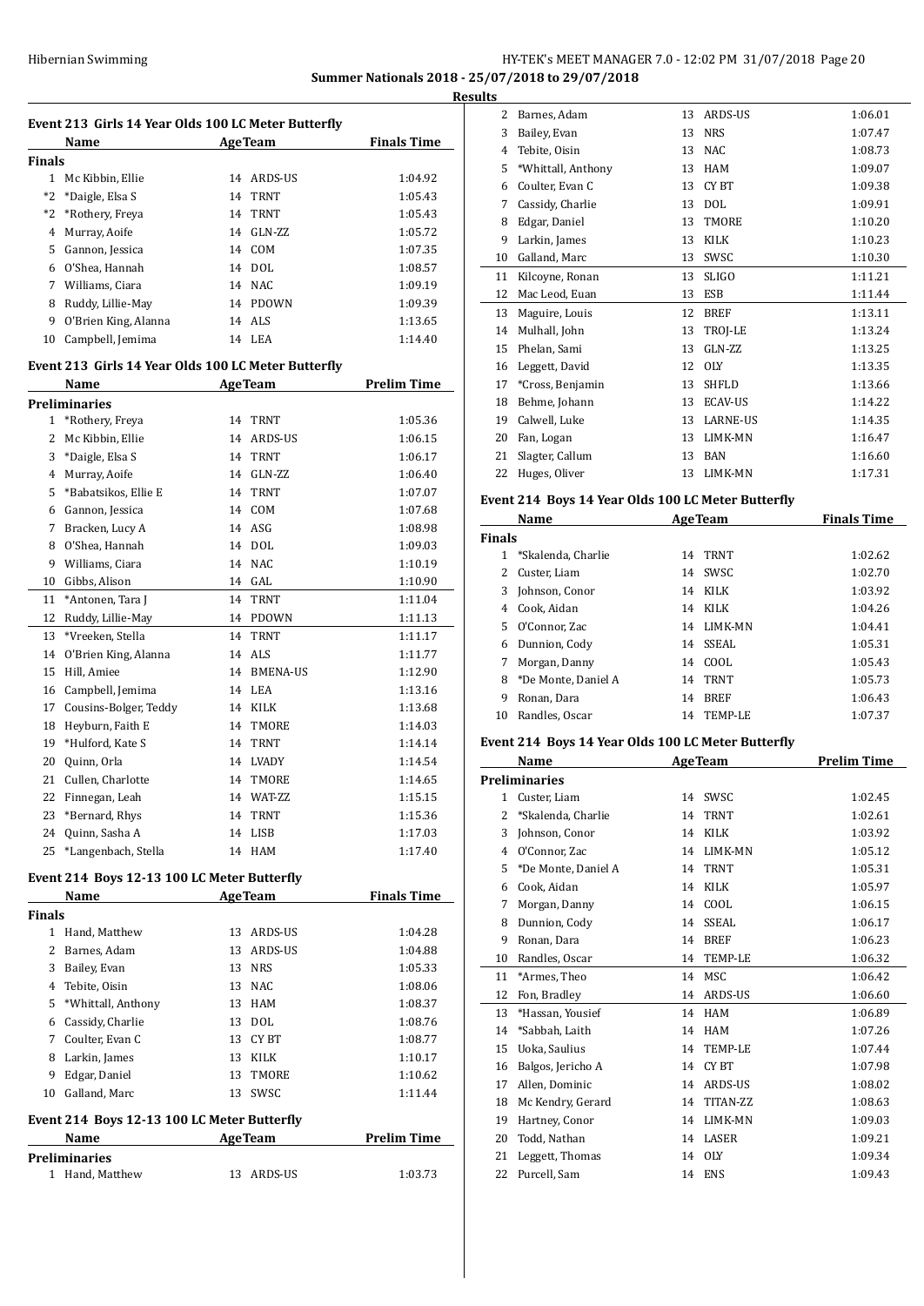**Summer Nationals 2018 - 25/07/2018 to 29/07/2018**

**Results**

### Event 213 Girls 14 Year Olds 100 LC Meter Butterfly

| | Name | Age | Team | Finals Time |
|---|---|---|---|---|
| **Finals** | | | | |
| 1 | Mc Kibbin, Ellie | 14 | ARDS-US | 1:04.92 |
| *2 | *Daigle, Elsa S | 14 | TRNT | 1:05.43 |
| *2 | *Rothery, Freya | 14 | TRNT | 1:05.43 |
| 4 | Murray, Aoife | 14 | GLN-ZZ | 1:05.72 |
| 5 | Gannon, Jessica | 14 | COM | 1:07.35 |
| 6 | O'Shea, Hannah | 14 | DOL | 1:08.57 |
| 7 | Williams, Ciara | 14 | NAC | 1:09.19 |
| 8 | Ruddy, Lillie-May | 14 | PDOWN | 1:09.39 |
| 9 | O'Brien King, Alanna | 14 | ALS | 1:13.65 |
| 10 | Campbell, Jemima | 14 | LEA | 1:14.40 |

### Event 213 Girls 14 Year Olds 100 LC Meter Butterfly

| | Name | Age | Team | Prelim Time |
|---|---|---|---|---|
| **Preliminaries** | | | | |
| 1 | *Rothery, Freya | 14 | TRNT | 1:05.36 |
| 2 | Mc Kibbin, Ellie | 14 | ARDS-US | 1:06.15 |
| 3 | *Daigle, Elsa S | 14 | TRNT | 1:06.17 |
| 4 | Murray, Aoife | 14 | GLN-ZZ | 1:06.40 |
| 5 | *Babatsikos, Ellie E | 14 | TRNT | 1:07.07 |
| 6 | Gannon, Jessica | 14 | COM | 1:07.68 |
| 7 | Bracken, Lucy A | 14 | ASG | 1:08.98 |
| 8 | O'Shea, Hannah | 14 | DOL | 1:09.03 |
| 9 | Williams, Ciara | 14 | NAC | 1:10.19 |
| 10 | Gibbs, Alison | 14 | GAL | 1:10.90 |
| 11 | *Antonen, Tara J | 14 | TRNT | 1:11.04 |
| 12 | Ruddy, Lillie-May | 14 | PDOWN | 1:11.13 |
| 13 | *Vreeken, Stella | 14 | TRNT | 1:11.17 |
| 14 | O'Brien King, Alanna | 14 | ALS | 1:11.77 |
| 15 | Hill, Amiee | 14 | BMENA-US | 1:12.90 |
| 16 | Campbell, Jemima | 14 | LEA | 1:13.16 |
| 17 | Cousins-Bolger, Teddy | 14 | KILK | 1:13.68 |
| 18 | Heyburn, Faith E | 14 | TMORE | 1:14.03 |
| 19 | *Hulford, Kate S | 14 | TRNT | 1:14.14 |
| 20 | Quinn, Orla | 14 | LVADY | 1:14.54 |
| 21 | Cullen, Charlotte | 14 | TMORE | 1:14.65 |
| 22 | Finnegan, Leah | 14 | WAT-ZZ | 1:15.15 |
| 23 | *Bernard, Rhys | 14 | TRNT | 1:15.36 |
| 24 | Quinn, Sasha A | 14 | LISB | 1:17.03 |
| 25 | *Langenbach, Stella | 14 | HAM | 1:17.40 |

### Event 214 Boys 12-13 100 LC Meter Butterfly

| | Name | Age | Team | Finals Time |
|---|---|---|---|---|
| **Finals** | | | | |
| 1 | Hand, Matthew | 13 | ARDS-US | 1:04.28 |
| 2 | Barnes, Adam | 13 | ARDS-US | 1:04.88 |
| 3 | Bailey, Evan | 13 | NRS | 1:05.33 |
| 4 | Tebite, Oisin | 13 | NAC | 1:08.06 |
| 5 | *Whittall, Anthony | 13 | HAM | 1:08.37 |
| 6 | Cassidy, Charlie | 13 | DOL | 1:08.76 |
| 7 | Coulter, Evan C | 13 | CY BT | 1:08.77 |
| 8 | Larkin, James | 13 | KILK | 1:10.17 |
| 9 | Edgar, Daniel | 13 | TMORE | 1:10.62 |
| 10 | Galland, Marc | 13 | SWSC | 1:11.44 |

### Event 214 Boys 12-13 100 LC Meter Butterfly

| | Name | Age | Team | Prelim Time |
|---|---|---|---|---|
| **Preliminaries** | | | | |
| 1 | Hand, Matthew | 13 | ARDS-US | 1:03.73 |
| 2 | Barnes, Adam | 13 | ARDS-US | 1:06.01 |
| 3 | Bailey, Evan | 13 | NRS | 1:07.47 |
| 4 | Tebite, Oisin | 13 | NAC | 1:08.73 |
| 5 | *Whittall, Anthony | 13 | HAM | 1:09.07 |
| 6 | Coulter, Evan C | 13 | CY BT | 1:09.38 |
| 7 | Cassidy, Charlie | 13 | DOL | 1:09.91 |
| 8 | Edgar, Daniel | 13 | TMORE | 1:10.20 |
| 9 | Larkin, James | 13 | KILK | 1:10.23 |
| 10 | Galland, Marc | 13 | SWSC | 1:10.30 |
| 11 | Kilcoyne, Ronan | 13 | SLIGO | 1:11.21 |
| 12 | Mac Leod, Euan | 13 | ESB | 1:11.44 |
| 13 | Maguire, Louis | 12 | BREF | 1:13.11 |
| 14 | Mulhall, John | 13 | TROJ-LE | 1:13.24 |
| 15 | Phelan, Sami | 13 | GLN-ZZ | 1:13.25 |
| 16 | Leggett, David | 12 | OLY | 1:13.35 |
| 17 | *Cross, Benjamin | 13 | SHFLD | 1:13.66 |
| 18 | Behme, Johann | 13 | ECAV-US | 1:14.22 |
| 19 | Calwell, Luke | 13 | LARNE-US | 1:14.35 |
| 20 | Fan, Logan | 13 | LIMK-MN | 1:16.47 |
| 21 | Slagter, Callum | 13 | BAN | 1:16.60 |
| 22 | Huges, Oliver | 13 | LIMK-MN | 1:17.31 |

### Event 214 Boys 14 Year Olds 100 LC Meter Butterfly

| | Name | Age | Team | Finals Time |
|---|---|---|---|---|
| **Finals** | | | | |
| 1 | *Skalenda, Charlie | 14 | TRNT | 1:02.62 |
| 2 | Custer, Liam | 14 | SWSC | 1:02.70 |
| 3 | Johnson, Conor | 14 | KILK | 1:03.92 |
| 4 | Cook, Aidan | 14 | KILK | 1:04.26 |
| 5 | O'Connor, Zac | 14 | LIMK-MN | 1:04.41 |
| 6 | Dunnion, Cody | 14 | SSEAL | 1:05.31 |
| 7 | Morgan, Danny | 14 | COOL | 1:05.43 |
| 8 | *De Monte, Daniel A | 14 | TRNT | 1:05.73 |
| 9 | Ronan, Dara | 14 | BREF | 1:06.43 |
| 10 | Randles, Oscar | 14 | TEMP-LE | 1:07.37 |

### Event 214 Boys 14 Year Olds 100 LC Meter Butterfly

| | Name | Age | Team | Prelim Time |
|---|---|---|---|---|
| **Preliminaries** | | | | |
| 1 | Custer, Liam | 14 | SWSC | 1:02.45 |
| 2 | *Skalenda, Charlie | 14 | TRNT | 1:02.61 |
| 3 | Johnson, Conor | 14 | KILK | 1:03.92 |
| 4 | O'Connor, Zac | 14 | LIMK-MN | 1:05.12 |
| 5 | *De Monte, Daniel A | 14 | TRNT | 1:05.31 |
| 6 | Cook, Aidan | 14 | KILK | 1:05.97 |
| 7 | Morgan, Danny | 14 | COOL | 1:06.15 |
| 8 | Dunnion, Cody | 14 | SSEAL | 1:06.17 |
| 9 | Ronan, Dara | 14 | BREF | 1:06.23 |
| 10 | Randles, Oscar | 14 | TEMP-LE | 1:06.32 |
| 11 | *Armes, Theo | 14 | MSC | 1:06.42 |
| 12 | Fon, Bradley | 14 | ARDS-US | 1:06.60 |
| 13 | *Hassan, Yousief | 14 | HAM | 1:06.89 |
| 14 | *Sabbah, Laith | 14 | HAM | 1:07.26 |
| 15 | Uoka, Saulius | 14 | TEMP-LE | 1:07.44 |
| 16 | Balgos, Jericho A | 14 | CY BT | 1:07.98 |
| 17 | Allen, Dominic | 14 | ARDS-US | 1:08.02 |
| 18 | Mc Kendry, Gerard | 14 | TITAN-ZZ | 1:08.63 |
| 19 | Hartney, Conor | 14 | LIMK-MN | 1:09.03 |
| 20 | Todd, Nathan | 14 | LASER | 1:09.21 |
| 21 | Leggett, Thomas | 14 | OLY | 1:09.34 |
| 22 | Purcell, Sam | 14 | ENS | 1:09.43 |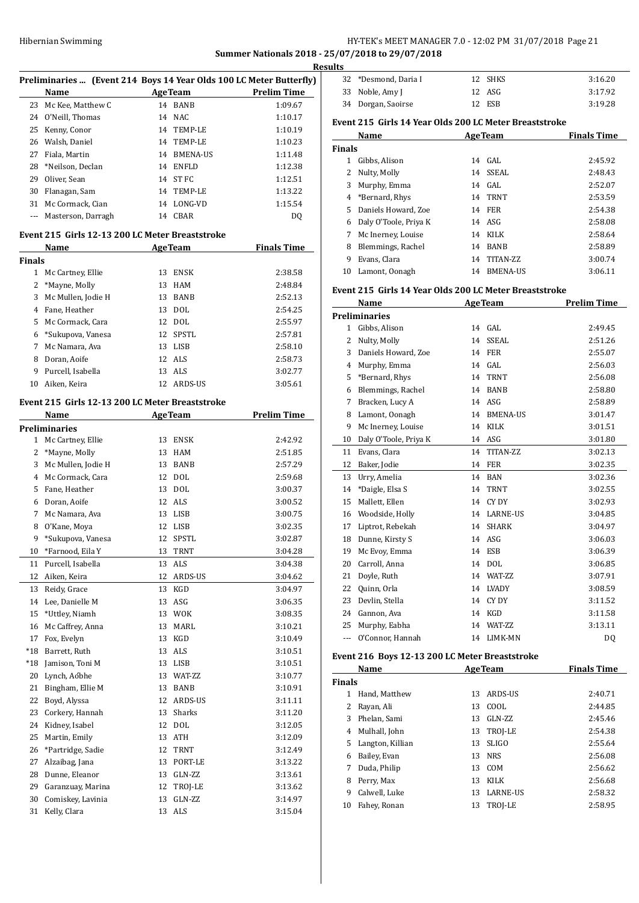**Summer Nationals 2018 - 25/07/2018 to 29/07/2018**

**Results**

### Preliminaries ... (Event 214 Boys 14 Year Olds 100 LC Meter Butterfly)

| | Name | Age | Team | Prelim Time |
|---|---|---|---|---|
| 23 | Mc Kee, Matthew C | 14 | BANB | 1:09.67 |
| 24 | O'Neill, Thomas | 14 | NAC | 1:10.17 |
| 25 | Kenny, Conor | 14 | TEMP-LE | 1:10.19 |
| 26 | Walsh, Daniel | 14 | TEMP-LE | 1:10.23 |
| 27 | Fiala, Martin | 14 | BMENA-US | 1:11.48 |
| 28 | *Neilson, Declan | 14 | ENFLD | 1:12.38 |
| 29 | Oliver, Sean | 14 | ST FC | 1:12.51 |
| 30 | Flanagan, Sam | 14 | TEMP-LE | 1:13.22 |
| 31 | Mc Cormack, Cian | 14 | LONG-VD | 1:15.54 |
| --- | Masterson, Darragh | 14 | CBAR | DQ |

### Event 215 Girls 12-13 200 LC Meter Breaststroke

| | Name | Age | Team | Finals Time |
|---|---|---|---|---|
| **Finals** | | | | |
| 1 | Mc Cartney, Ellie | 13 | ENSK | 2:38.58 |
| 2 | *Mayne, Molly | 13 | HAM | 2:48.84 |
| 3 | Mc Mullen, Jodie H | 13 | BANB | 2:52.13 |
| 4 | Fane, Heather | 13 | DOL | 2:54.25 |
| 5 | Mc Cormack, Cara | 12 | DOL | 2:55.97 |
| 6 | *Sukupova, Vanesa | 12 | SPSTL | 2:57.81 |
| 7 | Mc Namara, Ava | 13 | LISB | 2:58.10 |
| 8 | Doran, Aoife | 12 | ALS | 2:58.73 |
| 9 | Purcell, Isabella | 13 | ALS | 3:02.77 |
| 10 | Aiken, Keira | 12 | ARDS-US | 3:05.61 |

### Event 215 Girls 12-13 200 LC Meter Breaststroke

| | Name | Age | Team | Prelim Time |
|---|---|---|---|---|
| **Preliminaries** | | | | |
| 1 | Mc Cartney, Ellie | 13 | ENSK | 2:42.92 |
| 2 | *Mayne, Molly | 13 | HAM | 2:51.85 |
| 3 | Mc Mullen, Jodie H | 13 | BANB | 2:57.29 |
| 4 | Mc Cormack, Cara | 12 | DOL | 2:59.68 |
| 5 | Fane, Heather | 13 | DOL | 3:00.37 |
| 6 | Doran, Aoife | 12 | ALS | 3:00.52 |
| 7 | Mc Namara, Ava | 13 | LISB | 3:00.75 |
| 8 | O'Kane, Moya | 12 | LISB | 3:02.35 |
| 9 | *Sukupova, Vanesa | 12 | SPSTL | 3:02.87 |
| 10 | *Farnood, Eila Y | 13 | TRNT | 3:04.28 |
| 11 | Purcell, Isabella | 13 | ALS | 3:04.38 |
| 12 | Aiken, Keira | 12 | ARDS-US | 3:04.62 |
| 13 | Reidy, Grace | 13 | KGD | 3:04.97 |
| 14 | Lee, Danielle M | 13 | ASG | 3:06.35 |
| 15 | *Uttley, Niamh | 13 | WOK | 3:08.35 |
| 16 | Mc Caffrey, Anna | 13 | MARL | 3:10.21 |
| 17 | Fox, Evelyn | 13 | KGD | 3:10.49 |
| *18 | Barrett, Ruth | 13 | ALS | 3:10.51 |
| *18 | Jamison, Toni M | 13 | LISB | 3:10.51 |
| 20 | Lynch, Aóbhe | 13 | WAT-ZZ | 3:10.77 |
| 21 | Bingham, Ellie M | 13 | BANB | 3:10.91 |
| 22 | Boyd, Alyssa | 12 | ARDS-US | 3:11.11 |
| 23 | Corkery, Hannah | 13 | Sharks | 3:11.20 |
| 24 | Kidney, Isabel | 12 | DOL | 3:12.05 |
| 25 | Martin, Emily | 13 | ATH | 3:12.09 |
| 26 | *Partridge, Sadie | 12 | TRNT | 3:12.49 |
| 27 | Alzaibag, Jana | 13 | PORT-LE | 3:13.22 |
| 28 | Dunne, Eleanor | 13 | GLN-ZZ | 3:13.61 |
| 29 | Garanzuay, Marina | 12 | TROJ-LE | 3:13.62 |
| 30 | Comiskey, Lavinia | 13 | GLN-ZZ | 3:14.97 |
| 31 | Kelly, Clara | 13 | ALS | 3:15.04 |
| 32 | *Desmond, Daria I | 12 | SHKS | 3:16.20 |
| 33 | Noble, Amy J | 12 | ASG | 3:17.92 |
| 34 | Dorgan, Saoirse | 12 | ESB | 3:19.28 |

### Event 215 Girls 14 Year Olds 200 LC Meter Breaststroke

| | Name | Age | Team | Finals Time |
|---|---|---|---|---|
| **Finals** | | | | |
| 1 | Gibbs, Alison | 14 | GAL | 2:45.92 |
| 2 | Nulty, Molly | 14 | SSEAL | 2:48.43 |
| 3 | Murphy, Emma | 14 | GAL | 2:52.07 |
| 4 | *Bernard, Rhys | 14 | TRNT | 2:53.59 |
| 5 | Daniels Howard, Zoe | 14 | FER | 2:54.38 |
| 6 | Daly O'Toole, Priya K | 14 | ASG | 2:58.08 |
| 7 | Mc Inerney, Louise | 14 | KILK | 2:58.64 |
| 8 | Blemmings, Rachel | 14 | BANB | 2:58.89 |
| 9 | Evans, Clara | 14 | TITAN-ZZ | 3:00.74 |
| 10 | Lamont, Oonagh | 14 | BMENA-US | 3:06.11 |

### Event 215 Girls 14 Year Olds 200 LC Meter Breaststroke

| | Name | Age | Team | Prelim Time |
|---|---|---|---|---|
| **Preliminaries** | | | | |
| 1 | Gibbs, Alison | 14 | GAL | 2:49.45 |
| 2 | Nulty, Molly | 14 | SSEAL | 2:51.26 |
| 3 | Daniels Howard, Zoe | 14 | FER | 2:55.07 |
| 4 | Murphy, Emma | 14 | GAL | 2:56.03 |
| 5 | *Bernard, Rhys | 14 | TRNT | 2:56.08 |
| 6 | Blemmings, Rachel | 14 | BANB | 2:58.80 |
| 7 | Bracken, Lucy A | 14 | ASG | 2:58.89 |
| 8 | Lamont, Oonagh | 14 | BMENA-US | 3:01.47 |
| 9 | Mc Inerney, Louise | 14 | KILK | 3:01.51 |
| 10 | Daly O'Toole, Priya K | 14 | ASG | 3:01.80 |
| 11 | Evans, Clara | 14 | TITAN-ZZ | 3:02.13 |
| 12 | Baker, Jodie | 14 | FER | 3:02.35 |
| 13 | Urry, Amelia | 14 | BAN | 3:02.36 |
| 14 | *Daigle, Elsa S | 14 | TRNT | 3:02.55 |
| 15 | Mallett, Ellen | 14 | CY DY | 3:02.93 |
| 16 | Woodside, Holly | 14 | LARNE-US | 3:04.85 |
| 17 | Liptrot, Rebekah | 14 | SHARK | 3:04.97 |
| 18 | Dunne, Kirsty S | 14 | ASG | 3:06.03 |
| 19 | Mc Evoy, Emma | 14 | ESB | 3:06.39 |
| 20 | Carroll, Anna | 14 | DOL | 3:06.85 |
| 21 | Doyle, Ruth | 14 | WAT-ZZ | 3:07.91 |
| 22 | Quinn, Orla | 14 | LVADY | 3:08.59 |
| 23 | Devlin, Stella | 14 | CY DY | 3:11.52 |
| 24 | Gannon, Ava | 14 | KGD | 3:11.58 |
| 25 | Murphy, Eabha | 14 | WAT-ZZ | 3:13.11 |
| --- | O'Connor, Hannah | 14 | LIMK-MN | DQ |

### Event 216 Boys 12-13 200 LC Meter Breaststroke

| | Name | Age | Team | Finals Time |
|---|---|---|---|---|
| **Finals** | | | | |
| 1 | Hand, Matthew | 13 | ARDS-US | 2:40.71 |
| 2 | Rayan, Ali | 13 | COOL | 2:44.85 |
| 3 | Phelan, Sami | 13 | GLN-ZZ | 2:45.46 |
| 4 | Mulhall, John | 13 | TROJ-LE | 2:54.38 |
| 5 | Langton, Killian | 13 | SLIGO | 2:55.64 |
| 6 | Bailey, Evan | 13 | NRS | 2:56.08 |
| 7 | Duda, Philip | 13 | COM | 2:56.62 |
| 8 | Perry, Max | 13 | KILK | 2:56.68 |
| 9 | Calwell, Luke | 13 | LARNE-US | 2:58.32 |
| 10 | Fahey, Ronan | 13 | TROJ-LE | 2:58.95 |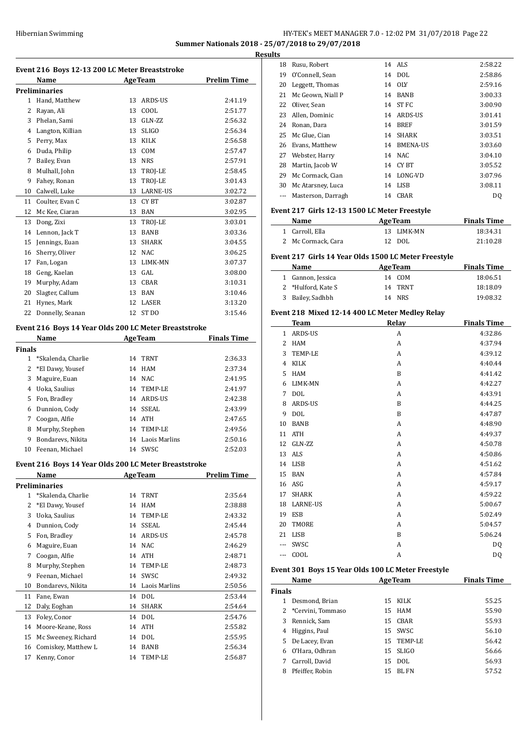**Summer Nationals 2018 - 25/07/2018 to 29/07/2018**

**Results**

### Event 216 Boys 12-13 200 LC Meter Breaststroke

| | Name | Age | Team | Prelim Time |
|---|---|---|---|---|
| **Preliminaries** | | | | |
| 1 | Hand, Matthew | 13 | ARDS-US | 2:41.19 |
| 2 | Rayan, Ali | 13 | COOL | 2:51.77 |
| 3 | Phelan, Sami | 13 | GLN-ZZ | 2:56.32 |
| 4 | Langton, Killian | 13 | SLIGO | 2:56.34 |
| 5 | Perry, Max | 13 | KILK | 2:56.58 |
| 6 | Duda, Philip | 13 | COM | 2:57.47 |
| 7 | Bailey, Evan | 13 | NRS | 2:57.91 |
| 8 | Mulhall, John | 13 | TROJ-LE | 2:58.45 |
| 9 | Fahey, Ronan | 13 | TROJ-LE | 3:01.43 |
| 10 | Calwell, Luke | 13 | LARNE-US | 3:02.72 |
| 11 | Coulter, Evan C | 13 | CY BT | 3:02.87 |
| 12 | Mc Kee, Ciaran | 13 | BAN | 3:02.95 |
| 13 | Dong, Zixi | 13 | TROJ-LE | 3:03.01 |
| 14 | Lennon, Jack T | 13 | BANB | 3:03.36 |
| 15 | Jennings, Euan | 13 | SHARK | 3:04.55 |
| 16 | Sherry, Oliver | 12 | NAC | 3:06.25 |
| 17 | Fan, Logan | 13 | LIMK-MN | 3:07.37 |
| 18 | Geng, Kaelan | 13 | GAL | 3:08.00 |
| 19 | Murphy, Adam | 13 | CBAR | 3:10.31 |
| 20 | Slagter, Callum | 13 | BAN | 3:10.46 |
| 21 | Hynes, Mark | 12 | LASER | 3:13.20 |
| 22 | Donnelly, Seanan | 12 | ST DO | 3:15.46 |

### Event 216 Boys 14 Year Olds 200 LC Meter Breaststroke

| | Name | Age | Team | Finals Time |
|---|---|---|---|---|
| **Finals** | | | | |
| 1 | *Skalenda, Charlie | 14 | TRNT | 2:36.33 |
| 2 | *El Dawy, Yousef | 14 | HAM | 2:37.34 |
| 3 | Maguire, Euan | 14 | NAC | 2:41.95 |
| 4 | Uoka, Saulius | 14 | TEMP-LE | 2:41.97 |
| 5 | Fon, Bradley | 14 | ARDS-US | 2:42.38 |
| 6 | Dunnion, Cody | 14 | SSEAL | 2:43.99 |
| 7 | Coogan, Alfie | 14 | ATH | 2:47.65 |
| 8 | Murphy, Stephen | 14 | TEMP-LE | 2:49.56 |
| 9 | Bondarevs, Nikita | 14 | Laois Marlins | 2:50.16 |
| 10 | Feenan, Michael | 14 | SWSC | 2:52.03 |

### Event 216 Boys 14 Year Olds 200 LC Meter Breaststroke

| | Name | Age | Team | Prelim Time |
|---|---|---|---|---|
| **Preliminaries** | | | | |
| 1 | *Skalenda, Charlie | 14 | TRNT | 2:35.64 |
| 2 | *El Dawy, Yousef | 14 | HAM | 2:38.88 |
| 3 | Uoka, Saulius | 14 | TEMP-LE | 2:43.32 |
| 4 | Dunnion, Cody | 14 | SSEAL | 2:45.44 |
| 5 | Fon, Bradley | 14 | ARDS-US | 2:45.78 |
| 6 | Maguire, Euan | 14 | NAC | 2:46.29 |
| 7 | Coogan, Alfie | 14 | ATH | 2:48.71 |
| 8 | Murphy, Stephen | 14 | TEMP-LE | 2:48.73 |
| 9 | Feenan, Michael | 14 | SWSC | 2:49.32 |
| 10 | Bondarevs, Nikita | 14 | Laois Marlins | 2:50.56 |
| 11 | Fane, Ewan | 14 | DOL | 2:53.44 |
| 12 | Daly, Eoghan | 14 | SHARK | 2:54.64 |
| 13 | Foley, Conor | 14 | DOL | 2:54.76 |
| 14 | Moore-Keane, Ross | 14 | ATH | 2:55.82 |
| 15 | Mc Sweeney, Richard | 14 | DOL | 2:55.95 |
| 16 | Comiskey, Matthew L | 14 | BANB | 2:56.34 |
| 17 | Kenny, Conor | 14 | TEMP-LE | 2:56.87 |
| 18 | Rusu, Robert | 14 | ALS | 2:58.22 |
| 19 | O'Connell, Sean | 14 | DOL | 2:58.86 |
| 20 | Leggett, Thomas | 14 | OLY | 2:59.16 |
| 21 | Mc Geown, Niall P | 14 | BANB | 3:00.33 |
| 22 | Oliver, Sean | 14 | ST FC | 3:00.90 |
| 23 | Allen, Dominic | 14 | ARDS-US | 3:01.41 |
| 24 | Ronan, Dara | 14 | BREF | 3:01.59 |
| 25 | Mc Glue, Cian | 14 | SHARK | 3:03.51 |
| 26 | Evans, Matthew | 14 | BMENA-US | 3:03.60 |
| 27 | Webster, Harry | 14 | NAC | 3:04.10 |
| 28 | Martin, Jacob W | 14 | CY BT | 3:05.52 |
| 29 | Mc Cormack, Cian | 14 | LONG-VD | 3:07.96 |
| 30 | Mc Atarsney, Luca | 14 | LISB | 3:08.11 |
| --- | Masterson, Darragh | 14 | CBAR | DQ |

### Event 217 Girls 12-13 1500 LC Meter Freestyle

| | Name | Age | Team | Finals Time |
|---|---|---|---|---|
| 1 | Carroll, Ella | 13 | LIMK-MN | 18:34.31 |
| 2 | Mc Cormack, Cara | 12 | DOL | 21:10.28 |

### Event 217 Girls 14 Year Olds 1500 LC Meter Freestyle

| | Name | Age | Team | Finals Time |
|---|---|---|---|---|
| 1 | Gannon, Jessica | 14 | COM | 18:06.51 |
| 2 | *Hulford, Kate S | 14 | TRNT | 18:18.09 |
| 3 | Bailey, Sadhbh | 14 | NRS | 19:08.32 |

### Event 218 Mixed 12-14 400 LC Meter Medley Relay

| | Team | Relay | Finals Time |
|---|---|---|---|
| 1 | ARDS-US | A | 4:32.86 |
| 2 | HAM | A | 4:37.94 |
| 3 | TEMP-LE | A | 4:39.12 |
| 4 | KILK | A | 4:40.44 |
| 5 | HAM | B | 4:41.42 |
| 6 | LIMK-MN | A | 4:42.27 |
| 7 | DOL | A | 4:43.91 |
| 8 | ARDS-US | B | 4:44.25 |
| 9 | DOL | B | 4:47.87 |
| 10 | BANB | A | 4:48.90 |
| 11 | ATH | A | 4:49.37 |
| 12 | GLN-ZZ | A | 4:50.78 |
| 13 | ALS | A | 4:50.86 |
| 14 | LISB | A | 4:51.62 |
| 15 | BAN | A | 4:57.84 |
| 16 | ASG | A | 4:59.17 |
| 17 | SHARK | A | 4:59.22 |
| 18 | LARNE-US | A | 5:00.67 |
| 19 | ESB | A | 5:02.49 |
| 20 | TMORE | A | 5:04.57 |
| 21 | LISB | B | 5:06.24 |
| --- | SWSC | A | DQ |
| --- | COOL | A | DQ |

### Event 301 Boys 15 Year Olds 100 LC Meter Freestyle

| | Name | Age | Team | Finals Time |
|---|---|---|---|---|
| **Finals** | | | | |
| 1 | Desmond, Brian | 15 | KILK | 55.25 |
| 2 | *Cervini, Tommaso | 15 | HAM | 55.90 |
| 3 | Rennick, Sam | 15 | CBAR | 55.93 |
| 4 | Higgins, Paul | 15 | SWSC | 56.10 |
| 5 | De Lacey, Evan | 15 | TEMP-LE | 56.42 |
| 6 | O'Hara, Odhran | 15 | SLIGO | 56.66 |
| 7 | Carroll, David | 15 | DOL | 56.93 |
| 8 | Pfeiffer, Robin | 15 | BL FN | 57.52 |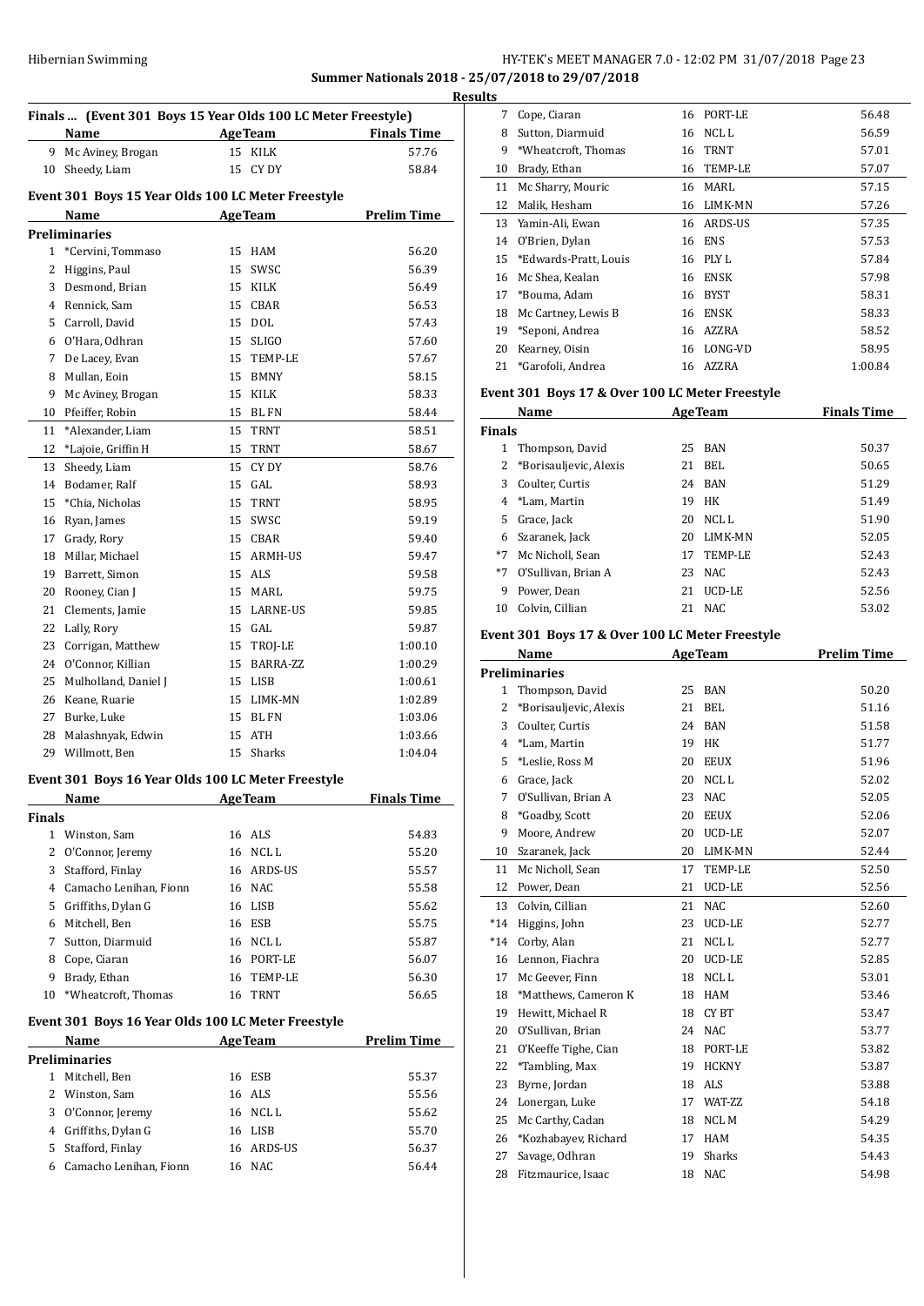**Summer Nationals 2018 - 25/07/2018 to 29/07/2018**

**Results**

### Finals ... (Event 301 Boys 15 Year Olds 100 LC Meter Freestyle)

| | Name | Age | Team | Finals Time |
|---|---|---|---|---|
| 9 | Mc Aviney, Brogan | 15 | KILK | 57.76 |
| 10 | Sheedy, Liam | 15 | CY DY | 58.84 |

### Event 301 Boys 15 Year Olds 100 LC Meter Freestyle

| | Name | Age | Team | Prelim Time |
|---|---|---|---|---|
| **Preliminaries** | | | | |
| 1 | *Cervini, Tommaso | 15 | HAM | 56.20 |
| 2 | Higgins, Paul | 15 | SWSC | 56.39 |
| 3 | Desmond, Brian | 15 | KILK | 56.49 |
| 4 | Rennick, Sam | 15 | CBAR | 56.53 |
| 5 | Carroll, David | 15 | DOL | 57.43 |
| 6 | O'Hara, Odhran | 15 | SLIGO | 57.60 |
| 7 | De Lacey, Evan | 15 | TEMP-LE | 57.67 |
| 8 | Mullan, Eoin | 15 | BMNY | 58.15 |
| 9 | Mc Aviney, Brogan | 15 | KILK | 58.33 |
| 10 | Pfeiffer, Robin | 15 | BL FN | 58.44 |
| 11 | *Alexander, Liam | 15 | TRNT | 58.51 |
| 12 | *Lajoie, Griffin H | 15 | TRNT | 58.67 |
| 13 | Sheedy, Liam | 15 | CY DY | 58.76 |
| 14 | Bodamer, Ralf | 15 | GAL | 58.93 |
| 15 | *Chia, Nicholas | 15 | TRNT | 58.95 |
| 16 | Ryan, James | 15 | SWSC | 59.19 |
| 17 | Grady, Rory | 15 | CBAR | 59.40 |
| 18 | Millar, Michael | 15 | ARMH-US | 59.47 |
| 19 | Barrett, Simon | 15 | ALS | 59.58 |
| 20 | Rooney, Cian J | 15 | MARL | 59.75 |
| 21 | Clements, Jamie | 15 | LARNE-US | 59.85 |
| 22 | Lally, Rory | 15 | GAL | 59.87 |
| 23 | Corrigan, Matthew | 15 | TROJ-LE | 1:00.10 |
| 24 | O'Connor, Killian | 15 | BARRA-ZZ | 1:00.29 |
| 25 | Mulholland, Daniel J | 15 | LISB | 1:00.61 |
| 26 | Keane, Ruarie | 15 | LIMK-MN | 1:02.89 |
| 27 | Burke, Luke | 15 | BL FN | 1:03.06 |
| 28 | Malashnyak, Edwin | 15 | ATH | 1:03.66 |
| 29 | Willmott, Ben | 15 | Sharks | 1:04.04 |

### Event 301 Boys 16 Year Olds 100 LC Meter Freestyle

| | Name | Age | Team | Finals Time |
|---|---|---|---|---|
| **Finals** | | | | |
| 1 | Winston, Sam | 16 | ALS | 54.83 |
| 2 | O'Connor, Jeremy | 16 | NCL L | 55.20 |
| 3 | Stafford, Finlay | 16 | ARDS-US | 55.57 |
| 4 | Camacho Lenihan, Fionn | 16 | NAC | 55.58 |
| 5 | Griffiths, Dylan G | 16 | LISB | 55.62 |
| 6 | Mitchell, Ben | 16 | ESB | 55.75 |
| 7 | Sutton, Diarmuid | 16 | NCL L | 55.87 |
| 8 | Cope, Ciaran | 16 | PORT-LE | 56.07 |
| 9 | Brady, Ethan | 16 | TEMP-LE | 56.30 |
| 10 | *Wheatcroft, Thomas | 16 | TRNT | 56.65 |

### Event 301 Boys 16 Year Olds 100 LC Meter Freestyle

| | Name | Age | Team | Prelim Time |
|---|---|---|---|---|
| **Preliminaries** | | | | |
| 1 | Mitchell, Ben | 16 | ESB | 55.37 |
| 2 | Winston, Sam | 16 | ALS | 55.56 |
| 3 | O'Connor, Jeremy | 16 | NCL L | 55.62 |
| 4 | Griffiths, Dylan G | 16 | LISB | 55.70 |
| 5 | Stafford, Finlay | 16 | ARDS-US | 56.37 |
| 6 | Camacho Lenihan, Fionn | 16 | NAC | 56.44 |
| 7 | Cope, Ciaran | 16 | PORT-LE | 56.48 |
| 8 | Sutton, Diarmuid | 16 | NCL L | 56.59 |
| 9 | *Wheatcroft, Thomas | 16 | TRNT | 57.01 |
| 10 | Brady, Ethan | 16 | TEMP-LE | 57.07 |
| 11 | Mc Sharry, Mouric | 16 | MARL | 57.15 |
| 12 | Malik, Hesham | 16 | LIMK-MN | 57.26 |
| 13 | Yamin-Ali, Ewan | 16 | ARDS-US | 57.35 |
| 14 | O'Brien, Dylan | 16 | ENS | 57.53 |
| 15 | *Edwards-Pratt, Louis | 16 | PLY L | 57.84 |
| 16 | Mc Shea, Kealan | 16 | ENSK | 57.98 |
| 17 | *Bouma, Adam | 16 | BYST | 58.31 |
| 18 | Mc Cartney, Lewis B | 16 | ENSK | 58.33 |
| 19 | *Seponi, Andrea | 16 | AZZRA | 58.52 |
| 20 | Kearney, Oisin | 16 | LONG-VD | 58.95 |
| 21 | *Garofoli, Andrea | 16 | AZZRA | 1:00.84 |

### Event 301 Boys 17 & Over 100 LC Meter Freestyle

| | Name | Age | Team | Finals Time |
|---|---|---|---|---|
| **Finals** | | | | |
| 1 | Thompson, David | 25 | BAN | 50.37 |
| 2 | *Borisauljevic, Alexis | 21 | BEL | 50.65 |
| 3 | Coulter, Curtis | 24 | BAN | 51.29 |
| 4 | *Lam, Martin | 19 | HK | 51.49 |
| 5 | Grace, Jack | 20 | NCL L | 51.90 |
| 6 | Szaranek, Jack | 20 | LIMK-MN | 52.05 |
| *7 | Mc Nicholl, Sean | 17 | TEMP-LE | 52.43 |
| *7 | O'Sullivan, Brian A | 23 | NAC | 52.43 |
| 9 | Power, Dean | 21 | UCD-LE | 52.56 |
| 10 | Colvin, Cillian | 21 | NAC | 53.02 |

### Event 301 Boys 17 & Over 100 LC Meter Freestyle

| | Name | Age | Team | Prelim Time |
|---|---|---|---|---|
| **Preliminaries** | | | | |
| 1 | Thompson, David | 25 | BAN | 50.20 |
| 2 | *Borisauljevic, Alexis | 21 | BEL | 51.16 |
| 3 | Coulter, Curtis | 24 | BAN | 51.58 |
| 4 | *Lam, Martin | 19 | HK | 51.77 |
| 5 | *Leslie, Ross M | 20 | EEUX | 51.96 |
| 6 | Grace, Jack | 20 | NCL L | 52.02 |
| 7 | O'Sullivan, Brian A | 23 | NAC | 52.05 |
| 8 | *Goadby, Scott | 20 | EEUX | 52.06 |
| 9 | Moore, Andrew | 20 | UCD-LE | 52.07 |
| 10 | Szaranek, Jack | 20 | LIMK-MN | 52.44 |
| 11 | Mc Nicholl, Sean | 17 | TEMP-LE | 52.50 |
| 12 | Power, Dean | 21 | UCD-LE | 52.56 |
| 13 | Colvin, Cillian | 21 | NAC | 52.60 |
| *14 | Higgins, John | 23 | UCD-LE | 52.77 |
| *14 | Corby, Alan | 21 | NCL L | 52.77 |
| 16 | Lennon, Fiachra | 20 | UCD-LE | 52.85 |
| 17 | Mc Geever, Finn | 18 | NCL L | 53.01 |
| 18 | *Matthews, Cameron K | 18 | HAM | 53.46 |
| 19 | Hewitt, Michael R | 18 | CY BT | 53.47 |
| 20 | O'Sullivan, Brian | 24 | NAC | 53.77 |
| 21 | O'Keeffe Tighe, Cian | 18 | PORT-LE | 53.82 |
| 22 | *Tambling, Max | 19 | HCKNY | 53.87 |
| 23 | Byrne, Jordan | 18 | ALS | 53.88 |
| 24 | Lonergan, Luke | 17 | WAT-ZZ | 54.18 |
| 25 | Mc Carthy, Cadan | 18 | NCL M | 54.29 |
| 26 | *Kozhabayev, Richard | 17 | HAM | 54.35 |
| 27 | Savage, Odhran | 19 | Sharks | 54.43 |
| 28 | Fitzmaurice, Isaac | 18 | NAC | 54.98 |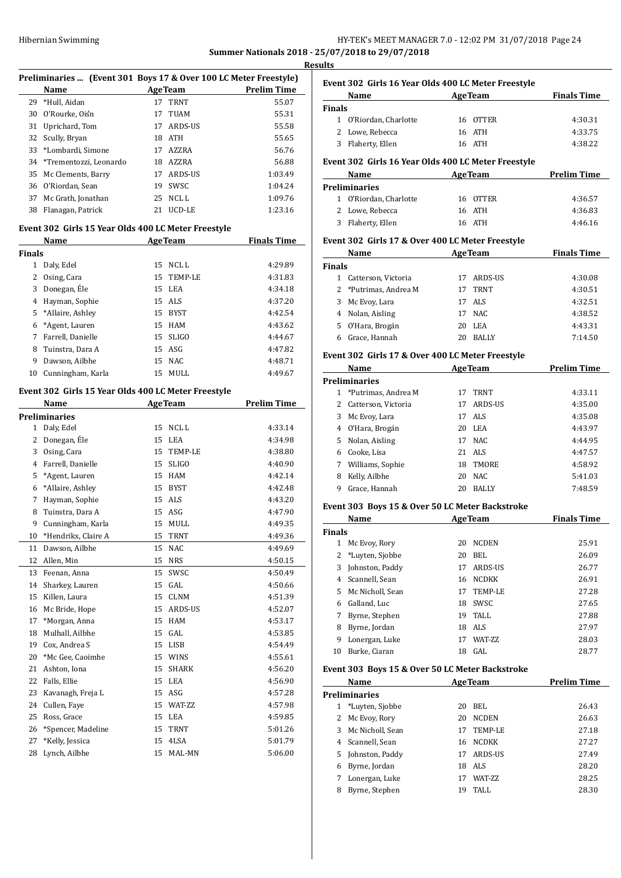**Summer Nationals 2018 - 25/07/2018 to 29/07/2018**

**Results**

### Preliminaries ... (Event 301 Boys 17 & Over 100 LC Meter Freestyle)

| | Name | Age | Team | Prelim Time |
|---|---|---|---|---|
| 29 | *Hull, Aidan | 17 | TRNT | 55.07 |
| 30 | O'Rourke, Oiśn | 17 | TUAM | 55.31 |
| 31 | Uprichard, Tom | 17 | ARDS-US | 55.58 |
| 32 | Scully, Bryan | 18 | ATH | 55.65 |
| 33 | *Lombardi, Simone | 17 | AZZRA | 56.76 |
| 34 | *Trementozzi, Leonardo | 18 | AZZRA | 56.88 |
| 35 | Mc Clements, Barry | 17 | ARDS-US | 1:03.49 |
| 36 | O'Riordan, Sean | 19 | SWSC | 1:04.24 |
| 37 | Mc Grath, Jonathan | 25 | NCL L | 1:09.76 |
| 38 | Flanagan, Patrick | 21 | UCD-LE | 1:23.16 |

### Event 302 Girls 15 Year Olds 400 LC Meter Freestyle

| | Name | Age | Team | Finals Time |
|---|---|---|---|---|
| **Finals** | | | | |
| 1 | Daly, Edel | 15 | NCL L | 4:29.89 |
| 2 | Osing, Cara | 15 | TEMP-LE | 4:31.83 |
| 3 | Donegan, Éle | 15 | LEA | 4:34.18 |
| 4 | Hayman, Sophie | 15 | ALS | 4:37.20 |
| 5 | *Allaire, Ashley | 15 | BYST | 4:42.54 |
| 6 | *Agent, Lauren | 15 | HAM | 4:43.62 |
| 7 | Farrell, Danielle | 15 | SLIGO | 4:44.67 |
| 8 | Tuinstra, Dara A | 15 | ASG | 4:47.82 |
| 9 | Dawson, Ailbhe | 15 | NAC | 4:48.71 |
| 10 | Cunningham, Karla | 15 | MULL | 4:49.67 |

### Event 302 Girls 15 Year Olds 400 LC Meter Freestyle

| | Name | Age | Team | Prelim Time |
|---|---|---|---|---|
| **Preliminaries** | | | | |
| 1 | Daly, Edel | 15 | NCL L | 4:33.14 |
| 2 | Donegan, Éle | 15 | LEA | 4:34.98 |
| 3 | Osing, Cara | 15 | TEMP-LE | 4:38.80 |
| 4 | Farrell, Danielle | 15 | SLIGO | 4:40.90 |
| 5 | *Agent, Lauren | 15 | HAM | 4:42.14 |
| 6 | *Allaire, Ashley | 15 | BYST | 4:42.48 |
| 7 | Hayman, Sophie | 15 | ALS | 4:43.20 |
| 8 | Tuinstra, Dara A | 15 | ASG | 4:47.90 |
| 9 | Cunningham, Karla | 15 | MULL | 4:49.35 |
| 10 | *Hendrikx, Claire A | 15 | TRNT | 4:49.36 |
| 11 | Dawson, Ailbhe | 15 | NAC | 4:49.69 |
| 12 | Allen, Min | 15 | NRS | 4:50.15 |
| 13 | Feenan, Anna | 15 | SWSC | 4:50.49 |
| 14 | Sharkey, Lauren | 15 | GAL | 4:50.66 |
| 15 | Killen, Laura | 15 | CLNM | 4:51.39 |
| 16 | Mc Bride, Hope | 15 | ARDS-US | 4:52.07 |
| 17 | *Morgan, Anna | 15 | HAM | 4:53.17 |
| 18 | Mulhall, Ailbhe | 15 | GAL | 4:53.85 |
| 19 | Cox, Andrea S | 15 | LISB | 4:54.49 |
| 20 | *Mc Gee, Caoimhe | 15 | WINS | 4:55.61 |
| 21 | Ashton, Iona | 15 | SHARK | 4:56.20 |
| 22 | Falls, Ellie | 15 | LEA | 4:56.90 |
| 23 | Kavanagh, Freja L | 15 | ASG | 4:57.28 |
| 24 | Cullen, Faye | 15 | WAT-ZZ | 4:57.98 |
| 25 | Ross, Grace | 15 | LEA | 4:59.85 |
| 26 | *Spencer, Madeline | 15 | TRNT | 5:01.26 |
| 27 | *Kelly, Jessica | 15 | 4LSA | 5:01.79 |
| 28 | Lynch, Ailbhe | 15 | MAL-MN | 5:06.00 |

### Event 302 Girls 16 Year Olds 400 LC Meter Freestyle

| | Name | Age | Team | Finals Time |
|---|---|---|---|---|
| **Finals** | | | | |
| 1 | O'Riordan, Charlotte | 16 | OTTER | 4:30.31 |
| 2 | Lowe, Rebecca | 16 | ATH | 4:33.75 |
| 3 | Flaherty, Ellen | 16 | ATH | 4:38.22 |

### Event 302 Girls 16 Year Olds 400 LC Meter Freestyle

| | Name | Age | Team | Prelim Time |
|---|---|---|---|---|
| **Preliminaries** | | | | |
| 1 | O'Riordan, Charlotte | 16 | OTTER | 4:36.57 |
| 2 | Lowe, Rebecca | 16 | ATH | 4:36.83 |
| 3 | Flaherty, Ellen | 16 | ATH | 4:46.16 |

### Event 302 Girls 17 & Over 400 LC Meter Freestyle

| | Name | Age | Team | Finals Time |
|---|---|---|---|---|
| **Finals** | | | | |
| 1 | Catterson, Victoria | 17 | ARDS-US | 4:30.08 |
| 2 | *Putrimas, Andrea M | 17 | TRNT | 4:30.51 |
| 3 | Mc Evoy, Lara | 17 | ALS | 4:32.51 |
| 4 | Nolan, Aisling | 17 | NAC | 4:38.52 |
| 5 | O'Hara, Brogán | 20 | LEA | 4:43.31 |
| 6 | Grace, Hannah | 20 | BALLY | 7:14.50 |

### Event 302 Girls 17 & Over 400 LC Meter Freestyle

| | Name | Age | Team | Prelim Time |
|---|---|---|---|---|
| **Preliminaries** | | | | |
| 1 | *Putrimas, Andrea M | 17 | TRNT | 4:33.11 |
| 2 | Catterson, Victoria | 17 | ARDS-US | 4:35.00 |
| 3 | Mc Evoy, Lara | 17 | ALS | 4:35.08 |
| 4 | O'Hara, Brogán | 20 | LEA | 4:43.97 |
| 5 | Nolan, Aisling | 17 | NAC | 4:44.95 |
| 6 | Cooke, Lisa | 21 | ALS | 4:47.57 |
| 7 | Williams, Sophie | 18 | TMORE | 4:58.92 |
| 8 | Kelly, Ailbhe | 20 | NAC | 5:41.03 |
| 9 | Grace, Hannah | 20 | BALLY | 7:48.59 |

### Event 303 Boys 15 & Over 50 LC Meter Backstroke

| | Name | Age | Team | Finals Time |
|---|---|---|---|---|
| **Finals** | | | | |
| 1 | Mc Evoy, Rory | 20 | NCDEN | 25.91 |
| 2 | *Luyten, Sjobbe | 20 | BEL | 26.09 |
| 3 | Johnston, Paddy | 17 | ARDS-US | 26.77 |
| 4 | Scannell, Sean | 16 | NCDKK | 26.91 |
| 5 | Mc Nicholl, Sean | 17 | TEMP-LE | 27.28 |
| 6 | Galland, Luc | 18 | SWSC | 27.65 |
| 7 | Byrne, Stephen | 19 | TALL | 27.88 |
| 8 | Byrne, Jordan | 18 | ALS | 27.97 |
| 9 | Lonergan, Luke | 17 | WAT-ZZ | 28.03 |
| 10 | Burke, Ciaran | 18 | GAL | 28.77 |

### Event 303 Boys 15 & Over 50 LC Meter Backstroke

| | Name | Age | Team | Prelim Time |
|---|---|---|---|---|
| **Preliminaries** | | | | |
| 1 | *Luyten, Sjobbe | 20 | BEL | 26.43 |
| 2 | Mc Evoy, Rory | 20 | NCDEN | 26.63 |
| 3 | Mc Nicholl, Sean | 17 | TEMP-LE | 27.18 |
| 4 | Scannell, Sean | 16 | NCDKK | 27.27 |
| 5 | Johnston, Paddy | 17 | ARDS-US | 27.49 |
| 6 | Byrne, Jordan | 18 | ALS | 28.20 |
| 7 | Lonergan, Luke | 17 | WAT-ZZ | 28.25 |
| 8 | Byrne, Stephen | 19 | TALL | 28.30 |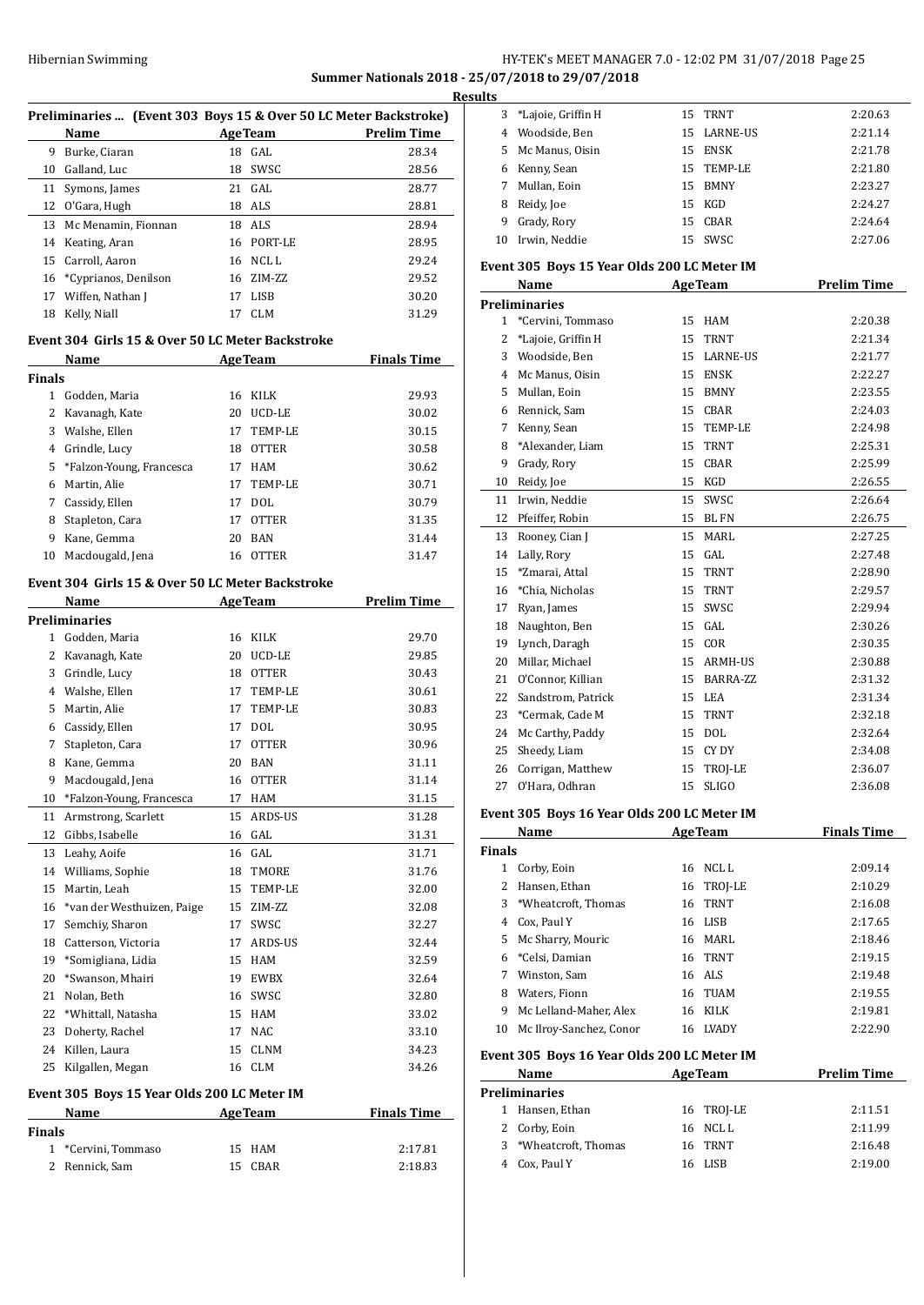**Summer Nationals 2018 - 25/07/2018 to 29/07/2018**

**Results**

### Preliminaries ... (Event 303 Boys 15 & Over 50 LC Meter Backstroke)

| | Name | Age | Team | Prelim Time |
|---|---|---|---|---|
| 9 | Burke, Ciaran | 18 | GAL | 28.34 |
| 10 | Galland, Luc | 18 | SWSC | 28.56 |
| 11 | Symons, James | 21 | GAL | 28.77 |
| 12 | O'Gara, Hugh | 18 | ALS | 28.81 |
| 13 | Mc Menamin, Fionnan | 18 | ALS | 28.94 |
| 14 | Keating, Aran | 16 | PORT-LE | 28.95 |
| 15 | Carroll, Aaron | 16 | NCL L | 29.24 |
| 16 | *Cyprianos, Denilson | 16 | ZIM-ZZ | 29.52 |
| 17 | Wiffen, Nathan J | 17 | LISB | 30.20 |
| 18 | Kelly, Niall | 17 | CLM | 31.29 |

### Event 304 Girls 15 & Over 50 LC Meter Backstroke

| | Name | Age | Team | Finals Time |
|---|---|---|---|---|
| **Finals** | | | | |
| 1 | Godden, Maria | 16 | KILK | 29.93 |
| 2 | Kavanagh, Kate | 20 | UCD-LE | 30.02 |
| 3 | Walshe, Ellen | 17 | TEMP-LE | 30.15 |
| 4 | Grindle, Lucy | 18 | OTTER | 30.58 |
| 5 | *Falzon-Young, Francesca | 17 | HAM | 30.62 |
| 6 | Martin, Alie | 17 | TEMP-LE | 30.71 |
| 7 | Cassidy, Ellen | 17 | DOL | 30.79 |
| 8 | Stapleton, Cara | 17 | OTTER | 31.35 |
| 9 | Kane, Gemma | 20 | BAN | 31.44 |
| 10 | Macdougald, Jena | 16 | OTTER | 31.47 |

### Event 304 Girls 15 & Over 50 LC Meter Backstroke

| | Name | Age | Team | Prelim Time |
|---|---|---|---|---|
| **Preliminaries** | | | | |
| 1 | Godden, Maria | 16 | KILK | 29.70 |
| 2 | Kavanagh, Kate | 20 | UCD-LE | 29.85 |
| 3 | Grindle, Lucy | 18 | OTTER | 30.43 |
| 4 | Walshe, Ellen | 17 | TEMP-LE | 30.61 |
| 5 | Martin, Alie | 17 | TEMP-LE | 30.83 |
| 6 | Cassidy, Ellen | 17 | DOL | 30.95 |
| 7 | Stapleton, Cara | 17 | OTTER | 30.96 |
| 8 | Kane, Gemma | 20 | BAN | 31.11 |
| 9 | Macdougald, Jena | 16 | OTTER | 31.14 |
| 10 | *Falzon-Young, Francesca | 17 | HAM | 31.15 |
| 11 | Armstrong, Scarlett | 15 | ARDS-US | 31.28 |
| 12 | Gibbs, Isabelle | 16 | GAL | 31.31 |
| 13 | Leahy, Aoife | 16 | GAL | 31.71 |
| 14 | Williams, Sophie | 18 | TMORE | 31.76 |
| 15 | Martin, Leah | 15 | TEMP-LE | 32.00 |
| 16 | *van der Westhuizen, Paige | 15 | ZIM-ZZ | 32.08 |
| 17 | Semchiy, Sharon | 17 | SWSC | 32.27 |
| 18 | Catterson, Victoria | 17 | ARDS-US | 32.44 |
| 19 | *Somigliana, Lidia | 15 | HAM | 32.59 |
| 20 | *Swanson, Mhairi | 19 | EWBX | 32.64 |
| 21 | Nolan, Beth | 16 | SWSC | 32.80 |
| 22 | *Whittall, Natasha | 15 | HAM | 33.02 |
| 23 | Doherty, Rachel | 17 | NAC | 33.10 |
| 24 | Killen, Laura | 15 | CLNM | 34.23 |
| 25 | Kilgallen, Megan | 16 | CLM | 34.26 |

### Event 305 Boys 15 Year Olds 200 LC Meter IM

| | Name | Age | Team | Finals Time |
|---|---|---|---|---|
| **Finals** | | | | |
| 1 | *Cervini, Tommaso | 15 | HAM | 2:17.81 |
| 2 | Rennick, Sam | 15 | CBAR | 2:18.83 |
| 3 | *Lajoie, Griffin H | 15 | TRNT | 2:20.63 |
| 4 | Woodside, Ben | 15 | LARNE-US | 2:21.14 |
| 5 | Mc Manus, Oisin | 15 | ENSK | 2:21.78 |
| 6 | Kenny, Sean | 15 | TEMP-LE | 2:21.80 |
| 7 | Mullan, Eoin | 15 | BMNY | 2:23.27 |
| 8 | Reidy, Joe | 15 | KGD | 2:24.27 |
| 9 | Grady, Rory | 15 | CBAR | 2:24.64 |
| 10 | Irwin, Neddie | 15 | SWSC | 2:27.06 |

### Event 305 Boys 15 Year Olds 200 LC Meter IM

| | Name | Age | Team | Prelim Time |
|---|---|---|---|---|
| **Preliminaries** | | | | |
| 1 | *Cervini, Tommaso | 15 | HAM | 2:20.38 |
| 2 | *Lajoie, Griffin H | 15 | TRNT | 2:21.34 |
| 3 | Woodside, Ben | 15 | LARNE-US | 2:21.77 |
| 4 | Mc Manus, Oisin | 15 | ENSK | 2:22.27 |
| 5 | Mullan, Eoin | 15 | BMNY | 2:23.55 |
| 6 | Rennick, Sam | 15 | CBAR | 2:24.03 |
| 7 | Kenny, Sean | 15 | TEMP-LE | 2:24.98 |
| 8 | *Alexander, Liam | 15 | TRNT | 2:25.31 |
| 9 | Grady, Rory | 15 | CBAR | 2:25.99 |
| 10 | Reidy, Joe | 15 | KGD | 2:26.55 |
| 11 | Irwin, Neddie | 15 | SWSC | 2:26.64 |
| 12 | Pfeiffer, Robin | 15 | BL FN | 2:26.75 |
| 13 | Rooney, Cian J | 15 | MARL | 2:27.25 |
| 14 | Lally, Rory | 15 | GAL | 2:27.48 |
| 15 | *Zmarai, Attal | 15 | TRNT | 2:28.90 |
| 16 | *Chia, Nicholas | 15 | TRNT | 2:29.57 |
| 17 | Ryan, James | 15 | SWSC | 2:29.94 |
| 18 | Naughton, Ben | 15 | GAL | 2:30.26 |
| 19 | Lynch, Daragh | 15 | COR | 2:30.35 |
| 20 | Millar, Michael | 15 | ARMH-US | 2:30.88 |
| 21 | O'Connor, Killian | 15 | BARRA-ZZ | 2:31.32 |
| 22 | Sandstrom, Patrick | 15 | LEA | 2:31.34 |
| 23 | *Cermak, Cade M | 15 | TRNT | 2:32.18 |
| 24 | Mc Carthy, Paddy | 15 | DOL | 2:32.64 |
| 25 | Sheedy, Liam | 15 | CY DY | 2:34.08 |
| 26 | Corrigan, Matthew | 15 | TROJ-LE | 2:36.07 |
| 27 | O'Hara, Odhran | 15 | SLIGO | 2:36.08 |

### Event 305 Boys 16 Year Olds 200 LC Meter IM

| | Name | Age | Team | Finals Time |
|---|---|---|---|---|
| **Finals** | | | | |
| 1 | Corby, Eoin | 16 | NCL L | 2:09.14 |
| 2 | Hansen, Ethan | 16 | TROJ-LE | 2:10.29 |
| 3 | *Wheatcroft, Thomas | 16 | TRNT | 2:16.08 |
| 4 | Cox, Paul Y | 16 | LISB | 2:17.65 |
| 5 | Mc Sharry, Mouric | 16 | MARL | 2:18.46 |
| 6 | *Celsi, Damian | 16 | TRNT | 2:19.15 |
| 7 | Winston, Sam | 16 | ALS | 2:19.48 |
| 8 | Waters, Fionn | 16 | TUAM | 2:19.55 |
| 9 | Mc Lelland-Maher, Alex | 16 | KILK | 2:19.81 |
| 10 | Mc Ilroy-Sanchez, Conor | 16 | LVADY | 2:22.90 |

### Event 305 Boys 16 Year Olds 200 LC Meter IM

| | Name | Age | Team | Prelim Time |
|---|---|---|---|---|
| **Preliminaries** | | | | |
| 1 | Hansen, Ethan | 16 | TROJ-LE | 2:11.51 |
| 2 | Corby, Eoin | 16 | NCL L | 2:11.99 |
| 3 | *Wheatcroft, Thomas | 16 | TRNT | 2:16.48 |
| 4 | Cox, Paul Y | 16 | LISB | 2:19.00 |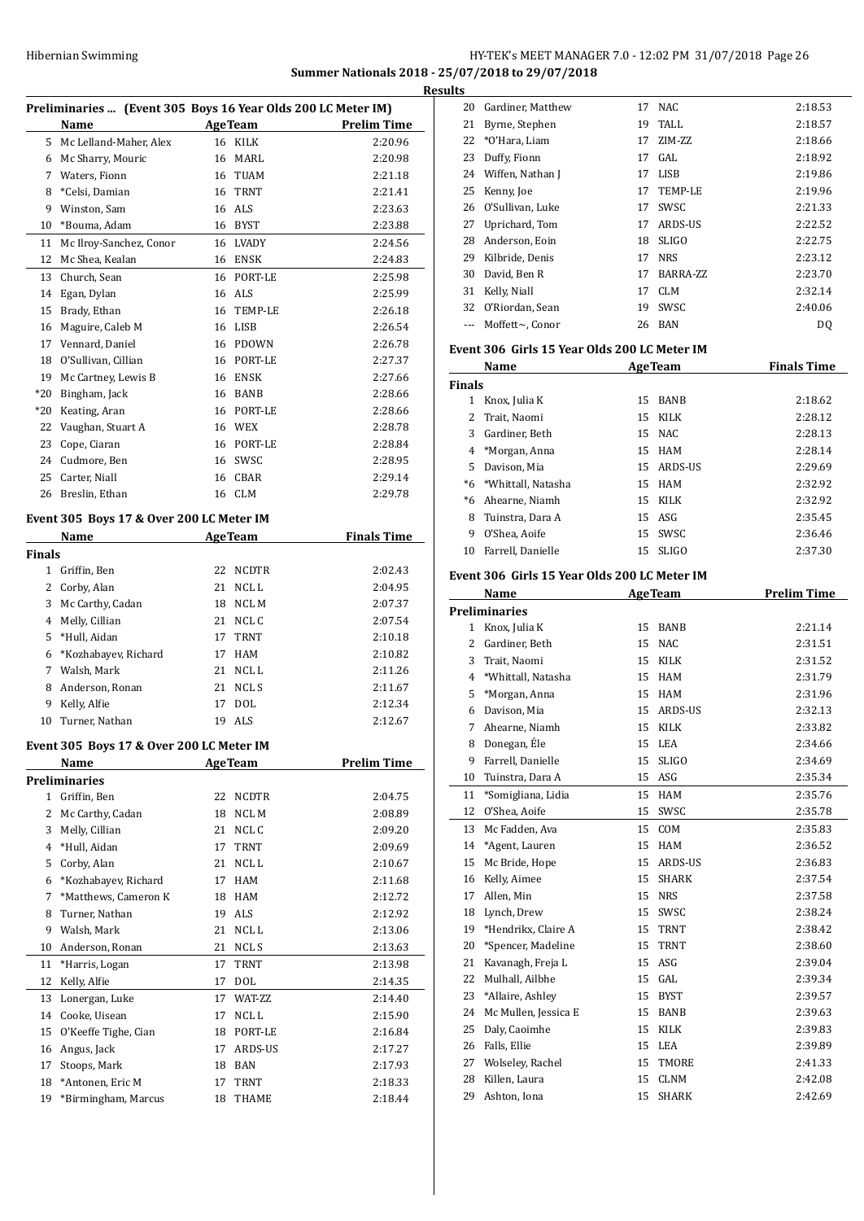**Summer Nationals 2018 - 25/07/2018 to 29/07/2018**

**Results**

### Preliminaries ... (Event 305 Boys 16 Year Olds 200 LC Meter IM)

| | Name | Age | Team | Prelim Time |
|---|---|---|---|---|
| 5 | Mc Lelland-Maher, Alex | 16 | KILK | 2:20.96 |
| 6 | Mc Sharry, Mouric | 16 | MARL | 2:20.98 |
| 7 | Waters, Fionn | 16 | TUAM | 2:21.18 |
| 8 | *Celsi, Damian | 16 | TRNT | 2:21.41 |
| 9 | Winston, Sam | 16 | ALS | 2:23.63 |
| 10 | *Bouma, Adam | 16 | BYST | 2:23.88 |
| 11 | Mc Ilroy-Sanchez, Conor | 16 | LVADY | 2:24.56 |
| 12 | Mc Shea, Kealan | 16 | ENSK | 2:24.83 |
| 13 | Church, Sean | 16 | PORT-LE | 2:25.98 |
| 14 | Egan, Dylan | 16 | ALS | 2:25.99 |
| 15 | Brady, Ethan | 16 | TEMP-LE | 2:26.18 |
| 16 | Maguire, Caleb M | 16 | LISB | 2:26.54 |
| 17 | Vennard, Daniel | 16 | PDOWN | 2:26.78 |
| 18 | O'Sullivan, Cillian | 16 | PORT-LE | 2:27.37 |
| 19 | Mc Cartney, Lewis B | 16 | ENSK | 2:27.66 |
| *20 | Bingham, Jack | 16 | BANB | 2:28.66 |
| *20 | Keating, Aran | 16 | PORT-LE | 2:28.66 |
| 22 | Vaughan, Stuart A | 16 | WEX | 2:28.78 |
| 23 | Cope, Ciaran | 16 | PORT-LE | 2:28.84 |
| 24 | Cudmore, Ben | 16 | SWSC | 2:28.95 |
| 25 | Carter, Niall | 16 | CBAR | 2:29.14 |
| 26 | Breslin, Ethan | 16 | CLM | 2:29.78 |

### Event 305 Boys 17 & Over 200 LC Meter IM

| | Name | Age | Team | Finals Time |
|---|---|---|---|---|
| **Finals** | | | | |
| 1 | Griffin, Ben | 22 | NCDTR | 2:02.43 |
| 2 | Corby, Alan | 21 | NCL L | 2:04.95 |
| 3 | Mc Carthy, Cadan | 18 | NCL M | 2:07.37 |
| 4 | Melly, Cillian | 21 | NCL C | 2:07.54 |
| 5 | *Hull, Aidan | 17 | TRNT | 2:10.18 |
| 6 | *Kozhabayev, Richard | 17 | HAM | 2:10.82 |
| 7 | Walsh, Mark | 21 | NCL L | 2:11.26 |
| 8 | Anderson, Ronan | 21 | NCL S | 2:11.67 |
| 9 | Kelly, Alfie | 17 | DOL | 2:12.34 |
| 10 | Turner, Nathan | 19 | ALS | 2:12.67 |

### Event 305 Boys 17 & Over 200 LC Meter IM

| | Name | Age | Team | Prelim Time |
|---|---|---|---|---|
| **Preliminaries** | | | | |
| 1 | Griffin, Ben | 22 | NCDTR | 2:04.75 |
| 2 | Mc Carthy, Cadan | 18 | NCL M | 2:08.89 |
| 3 | Melly, Cillian | 21 | NCL C | 2:09.20 |
| 4 | *Hull, Aidan | 17 | TRNT | 2:09.69 |
| 5 | Corby, Alan | 21 | NCL L | 2:10.67 |
| 6 | *Kozhabayev, Richard | 17 | HAM | 2:11.68 |
| 7 | *Matthews, Cameron K | 18 | HAM | 2:12.72 |
| 8 | Turner, Nathan | 19 | ALS | 2:12.92 |
| 9 | Walsh, Mark | 21 | NCL L | 2:13.06 |
| 10 | Anderson, Ronan | 21 | NCL S | 2:13.63 |
| 11 | *Harris, Logan | 17 | TRNT | 2:13.98 |
| 12 | Kelly, Alfie | 17 | DOL | 2:14.35 |
| 13 | Lonergan, Luke | 17 | WAT-ZZ | 2:14.40 |
| 14 | Cooke, Uisean | 17 | NCL L | 2:15.90 |
| 15 | O'Keeffe Tighe, Cian | 18 | PORT-LE | 2:16.84 |
| 16 | Angus, Jack | 17 | ARDS-US | 2:17.27 |
| 17 | Stoops, Mark | 18 | BAN | 2:17.93 |
| 18 | *Antonen, Eric M | 17 | TRNT | 2:18.33 |
| 19 | *Birmingham, Marcus | 18 | THAME | 2:18.44 |
| 20 | Gardiner, Matthew | 17 | NAC | 2:18.53 |
| 21 | Byrne, Stephen | 19 | TALL | 2:18.57 |
| 22 | *O'Hara, Liam | 17 | ZIM-ZZ | 2:18.66 |
| 23 | Duffy, Fionn | 17 | GAL | 2:18.92 |
| 24 | Wiffen, Nathan J | 17 | LISB | 2:19.86 |
| 25 | Kenny, Joe | 17 | TEMP-LE | 2:19.96 |
| 26 | O'Sullivan, Luke | 17 | SWSC | 2:21.33 |
| 27 | Uprichard, Tom | 17 | ARDS-US | 2:22.52 |
| 28 | Anderson, Eoin | 18 | SLIGO | 2:22.75 |
| 29 | Kilbride, Denis | 17 | NRS | 2:23.12 |
| 30 | David, Ben R | 17 | BARRA-ZZ | 2:23.70 |
| 31 | Kelly, Niall | 17 | CLM | 2:32.14 |
| 32 | O'Riordan, Sean | 19 | SWSC | 2:40.06 |
| --- | Moffett~, Conor | 26 | BAN | DQ |

### Event 306 Girls 15 Year Olds 200 LC Meter IM

| | Name | Age | Team | Finals Time |
|---|---|---|---|---|
| **Finals** | | | | |
| 1 | Knox, Julia K | 15 | BANB | 2:18.62 |
| 2 | Trait, Naomi | 15 | KILK | 2:28.12 |
| 3 | Gardiner, Beth | 15 | NAC | 2:28.13 |
| 4 | *Morgan, Anna | 15 | HAM | 2:28.14 |
| 5 | Davison, Mia | 15 | ARDS-US | 2:29.69 |
| *6 | *Whittall, Natasha | 15 | HAM | 2:32.92 |
| *6 | Ahearne, Niamh | 15 | KILK | 2:32.92 |
| 8 | Tuinstra, Dara A | 15 | ASG | 2:35.45 |
| 9 | O'Shea, Aoife | 15 | SWSC | 2:36.46 |
| 10 | Farrell, Danielle | 15 | SLIGO | 2:37.30 |

### Event 306 Girls 15 Year Olds 200 LC Meter IM

| | Name | Age | Team | Prelim Time |
|---|---|---|---|---|
| **Preliminaries** | | | | |
| 1 | Knox, Julia K | 15 | BANB | 2:21.14 |
| 2 | Gardiner, Beth | 15 | NAC | 2:31.51 |
| 3 | Trait, Naomi | 15 | KILK | 2:31.52 |
| 4 | *Whittall, Natasha | 15 | HAM | 2:31.79 |
| 5 | *Morgan, Anna | 15 | HAM | 2:31.96 |
| 6 | Davison, Mia | 15 | ARDS-US | 2:32.13 |
| 7 | Ahearne, Niamh | 15 | KILK | 2:33.82 |
| 8 | Donegan, Éle | 15 | LEA | 2:34.66 |
| 9 | Farrell, Danielle | 15 | SLIGO | 2:34.69 |
| 10 | Tuinstra, Dara A | 15 | ASG | 2:35.34 |
| 11 | *Somigliana, Lidia | 15 | HAM | 2:35.76 |
| 12 | O'Shea, Aoife | 15 | SWSC | 2:35.78 |
| 13 | Mc Fadden, Ava | 15 | COM | 2:35.83 |
| 14 | *Agent, Lauren | 15 | HAM | 2:36.52 |
| 15 | Mc Bride, Hope | 15 | ARDS-US | 2:36.83 |
| 16 | Kelly, Aimee | 15 | SHARK | 2:37.54 |
| 17 | Allen, Min | 15 | NRS | 2:37.58 |
| 18 | Lynch, Drew | 15 | SWSC | 2:38.24 |
| 19 | *Hendrikx, Claire A | 15 | TRNT | 2:38.42 |
| 20 | *Spencer, Madeline | 15 | TRNT | 2:38.60 |
| 21 | Kavanagh, Freja L | 15 | ASG | 2:39.04 |
| 22 | Mulhall, Ailbhe | 15 | GAL | 2:39.34 |
| 23 | *Allaire, Ashley | 15 | BYST | 2:39.57 |
| 24 | Mc Mullen, Jessica E | 15 | BANB | 2:39.63 |
| 25 | Daly, Caoimhe | 15 | KILK | 2:39.83 |
| 26 | Falls, Ellie | 15 | LEA | 2:39.89 |
| 27 | Wolseley, Rachel | 15 | TMORE | 2:41.33 |
| 28 | Killen, Laura | 15 | CLNM | 2:42.08 |
| 29 | Ashton, Iona | 15 | SHARK | 2:42.69 |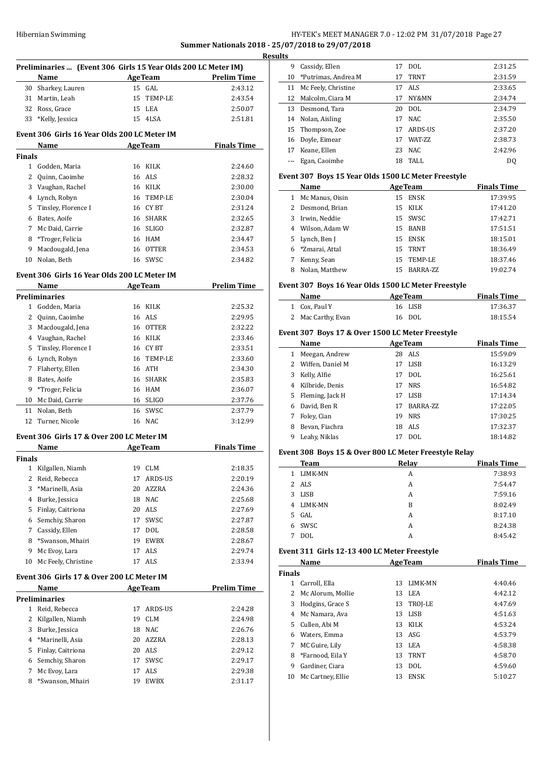## Summer Nationals 2018 - 25/07/2018 to 29/07/2018

### Results

**Preliminaries ... (Event 306 Girls 15 Year Olds 200 LC Meter IM)**

| | Name | Age | Team | Prelim Time |
|---|---|---|---|---|
| 30 | Sharkey, Lauren | 15 | GAL | 2:43.12 |
| 31 | Martin, Leah | 15 | TEMP-LE | 2:43.54 |
| 32 | Ross, Grace | 15 | LEA | 2:50.07 |
| 33 | *Kelly, Jessica | 15 | 4LSA | 2:51.81 |

**Event 306 Girls 16 Year Olds 200 LC Meter IM**

| | Name | Age | Team | Finals Time |
|---|---|---|---|---|
| **Finals** | | | | |
| 1 | Godden, Maria | 16 | KILK | 2:24.60 |
| 2 | Quinn, Caoimhe | 16 | ALS | 2:28.32 |
| 3 | Vaughan, Rachel | 16 | KILK | 2:30.00 |
| 4 | Lynch, Robyn | 16 | TEMP-LE | 2:30.04 |
| 5 | Tinsley, Florence I | 16 | CY BT | 2:31.24 |
| 6 | Bates, Aoife | 16 | SHARK | 2:32.65 |
| 7 | Mc Daid, Carrie | 16 | SLIGO | 2:32.87 |
| 8 | *Troger, Felicia | 16 | HAM | 2:34.47 |
| 9 | Macdougald, Jena | 16 | OTTER | 2:34.53 |
| 10 | Nolan, Beth | 16 | SWSC | 2:34.82 |

**Event 306 Girls 16 Year Olds 200 LC Meter IM**

| | Name | Age | Team | Prelim Time |
|---|---|---|---|---|
| **Preliminaries** | | | | |
| 1 | Godden, Maria | 16 | KILK | 2:25.32 |
| 2 | Quinn, Caoimhe | 16 | ALS | 2:29.95 |
| 3 | Macdougald, Jena | 16 | OTTER | 2:32.22 |
| 4 | Vaughan, Rachel | 16 | KILK | 2:33.46 |
| 5 | Tinsley, Florence I | 16 | CY BT | 2:33.51 |
| 6 | Lynch, Robyn | 16 | TEMP-LE | 2:33.60 |
| 7 | Flaherty, Ellen | 16 | ATH | 2:34.30 |
| 8 | Bates, Aoife | 16 | SHARK | 2:35.83 |
| 9 | *Troger, Felicia | 16 | HAM | 2:36.07 |
| 10 | Mc Daid, Carrie | 16 | SLIGO | 2:37.76 |
| 11 | Nolan, Beth | 16 | SWSC | 2:37.79 |
| 12 | Turner, Nicole | 16 | NAC | 3:12.99 |

**Event 306 Girls 17 & Over 200 LC Meter IM**

| | Name | Age | Team | Finals Time |
|---|---|---|---|---|
| **Finals** | | | | |
| 1 | Kilgallen, Niamh | 19 | CLM | 2:18.35 |
| 2 | Reid, Rebecca | 17 | ARDS-US | 2:20.19 |
| 3 | *Marinelli, Asia | 20 | AZZRA | 2:24.36 |
| 4 | Burke, Jessica | 18 | NAC | 2:25.68 |
| 5 | Finlay, Caitriona | 20 | ALS | 2:27.69 |
| 6 | Semchiy, Sharon | 17 | SWSC | 2:27.87 |
| 7 | Cassidy, Ellen | 17 | DOL | 2:28.58 |
| 8 | *Swanson, Mhairi | 19 | EWBX | 2:28.67 |
| 9 | Mc Evoy, Lara | 17 | ALS | 2:29.74 |
| 10 | Mc Feely, Christine | 17 | ALS | 2:33.94 |

**Event 306 Girls 17 & Over 200 LC Meter IM**

| | Name | Age | Team | Prelim Time |
|---|---|---|---|---|
| **Preliminaries** | | | | |
| 1 | Reid, Rebecca | 17 | ARDS-US | 2:24.28 |
| 2 | Kilgallen, Niamh | 19 | CLM | 2:24.98 |
| 3 | Burke, Jessica | 18 | NAC | 2:26.76 |
| 4 | *Marinelli, Asia | 20 | AZZRA | 2:28.13 |
| 5 | Finlay, Caitriona | 20 | ALS | 2:29.12 |
| 6 | Semchiy, Sharon | 17 | SWSC | 2:29.17 |
| 7 | Mc Evoy, Lara | 17 | ALS | 2:29.38 |
| 8 | *Swanson, Mhairi | 19 | EWBX | 2:31.17 |
| 9 | Cassidy, Ellen | 17 | DOL | 2:31.25 |
| 10 | *Putrimas, Andrea M | 17 | TRNT | 2:31.59 |
| 11 | Mc Feely, Christine | 17 | ALS | 2:33.65 |
| 12 | Malcolm, Ciara M | 17 | NY&MN | 2:34.74 |
| 13 | Desmond, Tara | 20 | DOL | 2:34.79 |
| 14 | Nolan, Aisling | 17 | NAC | 2:35.50 |
| 15 | Thompson, Zoe | 17 | ARDS-US | 2:37.20 |
| 16 | Doyle, Eimear | 17 | WAT-ZZ | 2:38.73 |
| 17 | Keane, Ellen | 23 | NAC | 2:42.96 |
| --- | Egan, Caoimhe | 18 | TALL | DQ |

**Event 307 Boys 15 Year Olds 1500 LC Meter Freestyle**

| | Name | Age | Team | Finals Time |
|---|---|---|---|---|
| 1 | Mc Manus, Oisin | 15 | ENSK | 17:39.95 |
| 2 | Desmond, Brian | 15 | KILK | 17:41.20 |
| 3 | Irwin, Neddie | 15 | SWSC | 17:42.71 |
| 4 | Wilson, Adam W | 15 | BANB | 17:51.51 |
| 5 | Lynch, Ben J | 15 | ENSK | 18:15.01 |
| 6 | *Zmarai, Attal | 15 | TRNT | 18:36.49 |
| 7 | Kenny, Sean | 15 | TEMP-LE | 18:37.46 |
| 8 | Nolan, Matthew | 15 | BARRA-ZZ | 19:02.74 |

**Event 307 Boys 16 Year Olds 1500 LC Meter Freestyle**

| | Name | Age | Team | Finals Time |
|---|---|---|---|---|
| 1 | Cox, Paul Y | 16 | LISB | 17:36.37 |
| 2 | Mac Carthy, Evan | 16 | DOL | 18:15.54 |

**Event 307 Boys 17 & Over 1500 LC Meter Freestyle**

| | Name | Age | Team | Finals Time |
|---|---|---|---|---|
| 1 | Meegan, Andrew | 28 | ALS | 15:59.09 |
| 2 | Wiffen, Daniel M | 17 | LISB | 16:13.29 |
| 3 | Kelly, Alfie | 17 | DOL | 16:25.61 |
| 4 | Kilbride, Denis | 17 | NRS | 16:54.82 |
| 5 | Fleming, Jack H | 17 | LISB | 17:14.34 |
| 6 | David, Ben R | 17 | BARRA-ZZ | 17:22.05 |
| 7 | Foley, Cian | 19 | NRS | 17:30.25 |
| 8 | Bevan, Fiachra | 18 | ALS | 17:32.37 |
| 9 | Leahy, Niklas | 17 | DOL | 18:14.82 |

**Event 308 Boys 15 & Over 800 LC Meter Freestyle Relay**

| | Team | Relay | Finals Time |
|---|---|---|---|
| 1 | LIMK-MN | A | 7:38.93 |
| 2 | ALS | A | 7:54.47 |
| 3 | LISB | A | 7:59.16 |
| 4 | LIMK-MN | B | 8:02.49 |
| 5 | GAL | A | 8:17.10 |
| 6 | SWSC | A | 8:24.38 |
| 7 | DOL | A | 8:45.42 |

**Event 311 Girls 12-13 400 LC Meter Freestyle**

| | Name | Age | Team | Finals Time |
|---|---|---|---|---|
| **Finals** | | | | |
| 1 | Carroll, Ella | 13 | LIMK-MN | 4:40.46 |
| 2 | Mc Alorum, Mollie | 13 | LEA | 4:42.12 |
| 3 | Hodgins, Grace S | 13 | TROJ-LE | 4:47.69 |
| 4 | Mc Namara, Ava | 13 | LISB | 4:51.63 |
| 5 | Cullen, Abi M | 13 | KILK | 4:53.24 |
| 6 | Waters, Emma | 13 | ASG | 4:53.79 |
| 7 | MC Guire, Lily | 13 | LEA | 4:58.38 |
| 8 | *Farnood, Eila Y | 13 | TRNT | 4:58.70 |
| 9 | Gardiner, Ciara | 13 | DOL | 4:59.60 |
| 10 | Mc Cartney, Ellie | 13 | ENSK | 5:10.27 |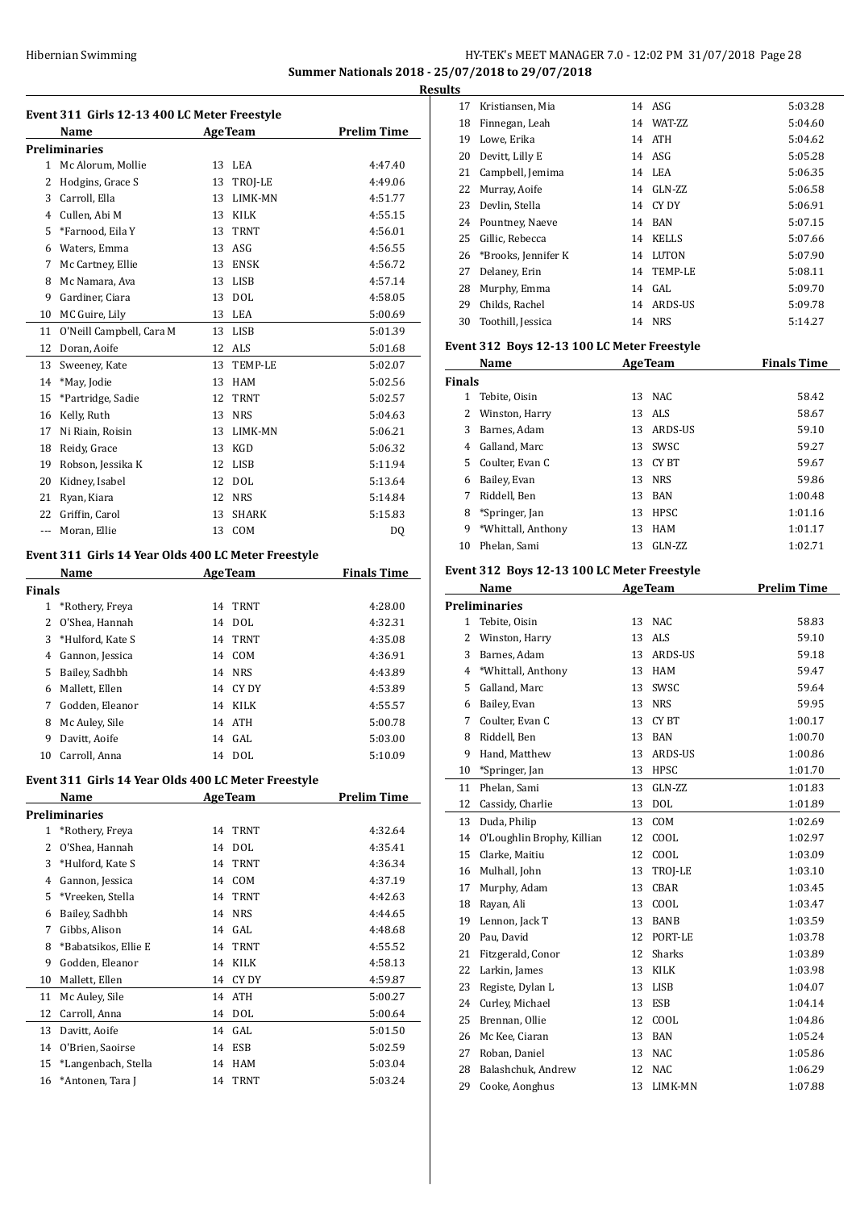**Summer Nationals 2018 - 25/07/2018 to 29/07/2018**

**Results**

### Event 311 Girls 12-13 400 LC Meter Freestyle

| | Name | Age | Team | Prelim Time |
|---|---|---|---|---|
| **Preliminaries** | | | | |
| 1 | Mc Alorum, Mollie | 13 | LEA | 4:47.40 |
| 2 | Hodgins, Grace S | 13 | TROJ-LE | 4:49.06 |
| 3 | Carroll, Ella | 13 | LIMK-MN | 4:51.77 |
| 4 | Cullen, Abi M | 13 | KILK | 4:55.15 |
| 5 | *Farnood, Eila Y | 13 | TRNT | 4:56.01 |
| 6 | Waters, Emma | 13 | ASG | 4:56.55 |
| 7 | Mc Cartney, Ellie | 13 | ENSK | 4:56.72 |
| 8 | Mc Namara, Ava | 13 | LISB | 4:57.14 |
| 9 | Gardiner, Ciara | 13 | DOL | 4:58.05 |
| 10 | MC Guire, Lily | 13 | LEA | 5:00.69 |
| 11 | O'Neill Campbell, Cara M | 13 | LISB | 5:01.39 |
| 12 | Doran, Aoife | 12 | ALS | 5:01.68 |
| 13 | Sweeney, Kate | 13 | TEMP-LE | 5:02.07 |
| 14 | *May, Jodie | 13 | HAM | 5:02.56 |
| 15 | *Partridge, Sadie | 12 | TRNT | 5:02.57 |
| 16 | Kelly, Ruth | 13 | NRS | 5:04.63 |
| 17 | Ni Riain, Roisin | 13 | LIMK-MN | 5:06.21 |
| 18 | Reidy, Grace | 13 | KGD | 5:06.32 |
| 19 | Robson, Jessika K | 12 | LISB | 5:11.94 |
| 20 | Kidney, Isabel | 12 | DOL | 5:13.64 |
| 21 | Ryan, Kiara | 12 | NRS | 5:14.84 |
| 22 | Griffin, Carol | 13 | SHARK | 5:15.83 |
| --- | Moran, Ellie | 13 | COM | DQ |

### Event 311 Girls 14 Year Olds 400 LC Meter Freestyle

| | Name | Age | Team | Finals Time |
|---|---|---|---|---|
| **Finals** | | | | |
| 1 | *Rothery, Freya | 14 | TRNT | 4:28.00 |
| 2 | O'Shea, Hannah | 14 | DOL | 4:32.31 |
| 3 | *Hulford, Kate S | 14 | TRNT | 4:35.08 |
| 4 | Gannon, Jessica | 14 | COM | 4:36.91 |
| 5 | Bailey, Sadhbh | 14 | NRS | 4:43.89 |
| 6 | Mallett, Ellen | 14 | CY DY | 4:53.89 |
| 7 | Godden, Eleanor | 14 | KILK | 4:55.57 |
| 8 | Mc Auley, Sile | 14 | ATH | 5:00.78 |
| 9 | Davitt, Aoife | 14 | GAL | 5:03.00 |
| 10 | Carroll, Anna | 14 | DOL | 5:10.09 |

### Event 311 Girls 14 Year Olds 400 LC Meter Freestyle

| | Name | Age | Team | Prelim Time |
|---|---|---|---|---|
| **Preliminaries** | | | | |
| 1 | *Rothery, Freya | 14 | TRNT | 4:32.64 |
| 2 | O'Shea, Hannah | 14 | DOL | 4:35.41 |
| 3 | *Hulford, Kate S | 14 | TRNT | 4:36.34 |
| 4 | Gannon, Jessica | 14 | COM | 4:37.19 |
| 5 | *Vreeken, Stella | 14 | TRNT | 4:42.63 |
| 6 | Bailey, Sadhbh | 14 | NRS | 4:44.65 |
| 7 | Gibbs, Alison | 14 | GAL | 4:48.68 |
| 8 | *Babatsikos, Ellie E | 14 | TRNT | 4:55.52 |
| 9 | Godden, Eleanor | 14 | KILK | 4:58.13 |
| 10 | Mallett, Ellen | 14 | CY DY | 4:59.87 |
| 11 | Mc Auley, Sile | 14 | ATH | 5:00.27 |
| 12 | Carroll, Anna | 14 | DOL | 5:00.64 |
| 13 | Davitt, Aoife | 14 | GAL | 5:01.50 |
| 14 | O'Brien, Saoirse | 14 | ESB | 5:02.59 |
| 15 | *Langenbach, Stella | 14 | HAM | 5:03.04 |
| 16 | *Antonen, Tara J | 14 | TRNT | 5:03.24 |
| 17 | Kristiansen, Mia | 14 | ASG | 5:03.28 |
| 18 | Finnegan, Leah | 14 | WAT-ZZ | 5:04.60 |
| 19 | Lowe, Erika | 14 | ATH | 5:04.62 |
| 20 | Devitt, Lilly E | 14 | ASG | 5:05.28 |
| 21 | Campbell, Jemima | 14 | LEA | 5:06.35 |
| 22 | Murray, Aoife | 14 | GLN-ZZ | 5:06.58 |
| 23 | Devlin, Stella | 14 | CY DY | 5:06.91 |
| 24 | Pountney, Naeve | 14 | BAN | 5:07.15 |
| 25 | Gillic, Rebecca | 14 | KELLS | 5:07.66 |
| 26 | *Brooks, Jennifer K | 14 | LUTON | 5:07.90 |
| 27 | Delaney, Erin | 14 | TEMP-LE | 5:08.11 |
| 28 | Murphy, Emma | 14 | GAL | 5:09.70 |
| 29 | Childs, Rachel | 14 | ARDS-US | 5:09.78 |
| 30 | Toothill, Jessica | 14 | NRS | 5:14.27 |

### Event 312 Boys 12-13 100 LC Meter Freestyle

| | Name | Age | Team | Finals Time |
|---|---|---|---|---|
| **Finals** | | | | |
| 1 | Tebite, Oisin | 13 | NAC | 58.42 |
| 2 | Winston, Harry | 13 | ALS | 58.67 |
| 3 | Barnes, Adam | 13 | ARDS-US | 59.10 |
| 4 | Galland, Marc | 13 | SWSC | 59.27 |
| 5 | Coulter, Evan C | 13 | CY BT | 59.67 |
| 6 | Bailey, Evan | 13 | NRS | 59.86 |
| 7 | Riddell, Ben | 13 | BAN | 1:00.48 |
| 8 | *Springer, Jan | 13 | HPSC | 1:01.16 |
| 9 | *Whittall, Anthony | 13 | HAM | 1:01.17 |
| 10 | Phelan, Sami | 13 | GLN-ZZ | 1:02.71 |

### Event 312 Boys 12-13 100 LC Meter Freestyle

| | Name | Age | Team | Prelim Time |
|---|---|---|---|---|
| **Preliminaries** | | | | |
| 1 | Tebite, Oisin | 13 | NAC | 58.83 |
| 2 | Winston, Harry | 13 | ALS | 59.10 |
| 3 | Barnes, Adam | 13 | ARDS-US | 59.18 |
| 4 | *Whittall, Anthony | 13 | HAM | 59.47 |
| 5 | Galland, Marc | 13 | SWSC | 59.64 |
| 6 | Bailey, Evan | 13 | NRS | 59.95 |
| 7 | Coulter, Evan C | 13 | CY BT | 1:00.17 |
| 8 | Riddell, Ben | 13 | BAN | 1:00.70 |
| 9 | Hand, Matthew | 13 | ARDS-US | 1:00.86 |
| 10 | *Springer, Jan | 13 | HPSC | 1:01.70 |
| 11 | Phelan, Sami | 13 | GLN-ZZ | 1:01.83 |
| 12 | Cassidy, Charlie | 13 | DOL | 1:01.89 |
| 13 | Duda, Philip | 13 | COM | 1:02.69 |
| 14 | O'Loughlin Brophy, Killian | 12 | COOL | 1:02.97 |
| 15 | Clarke, Maitiu | 12 | COOL | 1:03.09 |
| 16 | Mulhall, John | 13 | TROJ-LE | 1:03.10 |
| 17 | Murphy, Adam | 13 | CBAR | 1:03.45 |
| 18 | Rayan, Ali | 13 | COOL | 1:03.47 |
| 19 | Lennon, Jack T | 13 | BANB | 1:03.59 |
| 20 | Pau, David | 12 | PORT-LE | 1:03.78 |
| 21 | Fitzgerald, Conor | 12 | Sharks | 1:03.89 |
| 22 | Larkin, James | 13 | KILK | 1:03.98 |
| 23 | Registe, Dylan L | 13 | LISB | 1:04.07 |
| 24 | Curley, Michael | 13 | ESB | 1:04.14 |
| 25 | Brennan, Ollie | 12 | COOL | 1:04.86 |
| 26 | Mc Kee, Ciaran | 13 | BAN | 1:05.24 |
| 27 | Roban, Daniel | 13 | NAC | 1:05.86 |
| 28 | Balashchuk, Andrew | 12 | NAC | 1:06.29 |
| 29 | Cooke, Aonghus | 13 | LIMK-MN | 1:07.88 |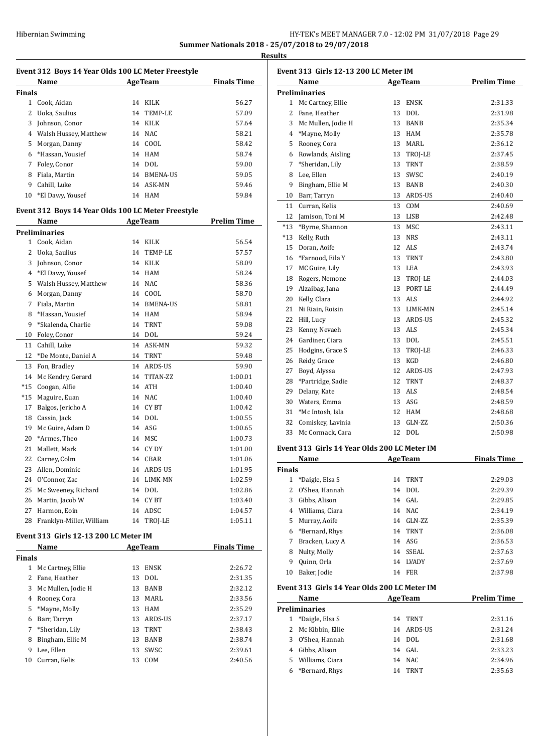Summary Nationals 2018 - 25/07/2018 to 29/07/2018

**Results**

### Event 312 Boys 14 Year Olds 100 LC Meter Freestyle

| | Name | Age | Team | Finals Time |
|---|---|---|---|---|
| **Finals** | | | | |
| 1 | Cook, Aidan | 14 | KILK | 56.27 |
| 2 | Uoka, Saulius | 14 | TEMP-LE | 57.09 |
| 3 | Johnson, Conor | 14 | KILK | 57.64 |
| 4 | Walsh Hussey, Matthew | 14 | NAC | 58.21 |
| 5 | Morgan, Danny | 14 | COOL | 58.42 |
| 6 | *Hassan, Yousief | 14 | HAM | 58.74 |
| 7 | Foley, Conor | 14 | DOL | 59.00 |
| 8 | Fiala, Martin | 14 | BMENA-US | 59.05 |
| 9 | Cahill, Luke | 14 | ASK-MN | 59.46 |
| 10 | *El Dawy, Yousef | 14 | HAM | 59.84 |

### Event 312 Boys 14 Year Olds 100 LC Meter Freestyle

| | Name | Age | Team | Prelim Time |
|---|---|---|---|---|
| **Preliminaries** | | | | |
| 1 | Cook, Aidan | 14 | KILK | 56.54 |
| 2 | Uoka, Saulius | 14 | TEMP-LE | 57.57 |
| 3 | Johnson, Conor | 14 | KILK | 58.09 |
| 4 | *El Dawy, Yousef | 14 | HAM | 58.24 |
| 5 | Walsh Hussey, Matthew | 14 | NAC | 58.36 |
| 6 | Morgan, Danny | 14 | COOL | 58.70 |
| 7 | Fiala, Martin | 14 | BMENA-US | 58.81 |
| 8 | *Hassan, Yousief | 14 | HAM | 58.94 |
| 9 | *Skalenda, Charlie | 14 | TRNT | 59.08 |
| 10 | Foley, Conor | 14 | DOL | 59.24 |
| 11 | Cahill, Luke | 14 | ASK-MN | 59.32 |
| 12 | *De Monte, Daniel A | 14 | TRNT | 59.48 |
| 13 | Fon, Bradley | 14 | ARDS-US | 59.90 |
| 14 | Mc Kendry, Gerard | 14 | TITAN-ZZ | 1:00.01 |
| *15 | Coogan, Alfie | 14 | ATH | 1:00.40 |
| *15 | Maguire, Euan | 14 | NAC | 1:00.40 |
| 17 | Balgos, Jericho A | 14 | CY BT | 1:00.42 |
| 18 | Cassin, Jack | 14 | DOL | 1:00.55 |
| 19 | Mc Guire, Adam D | 14 | ASG | 1:00.65 |
| 20 | *Armes, Theo | 14 | MSC | 1:00.73 |
| 21 | Mallett, Mark | 14 | CY DY | 1:01.00 |
| 22 | Carney, Colm | 14 | CBAR | 1:01.06 |
| 23 | Allen, Dominic | 14 | ARDS-US | 1:01.95 |
| 24 | O'Connor, Zac | 14 | LIMK-MN | 1:02.59 |
| 25 | Mc Sweeney, Richard | 14 | DOL | 1:02.86 |
| 26 | Martin, Jacob W | 14 | CY BT | 1:03.40 |
| 27 | Harmon, Eoin | 14 | ADSC | 1:04.57 |
| 28 | Franklyn-Miller, William | 14 | TROJ-LE | 1:05.11 |

### Event 313 Girls 12-13 200 LC Meter IM

| | Name | Age | Team | Finals Time |
|---|---|---|---|---|
| **Finals** | | | | |
| 1 | Mc Cartney, Ellie | 13 | ENSK | 2:26.72 |
| 2 | Fane, Heather | 13 | DOL | 2:31.35 |
| 3 | Mc Mullen, Jodie H | 13 | BANB | 2:32.12 |
| 4 | Rooney, Cora | 13 | MARL | 2:33.56 |
| 5 | *Mayne, Molly | 13 | HAM | 2:35.29 |
| 6 | Barr, Tarryn | 13 | ARDS-US | 2:37.17 |
| 7 | *Sheridan, Lily | 13 | TRNT | 2:38.43 |
| 8 | Bingham, Ellie M | 13 | BANB | 2:38.74 |
| 9 | Lee, Ellen | 13 | SWSC | 2:39.61 |
| 10 | Curran, Kelis | 13 | COM | 2:40.56 |

### Event 313 Girls 12-13 200 LC Meter IM

| | Name | Age | Team | Prelim Time |
|---|---|---|---|---|
| **Preliminaries** | | | | |
| 1 | Mc Cartney, Ellie | 13 | ENSK | 2:31.33 |
| 2 | Fane, Heather | 13 | DOL | 2:31.98 |
| 3 | Mc Mullen, Jodie H | 13 | BANB | 2:35.34 |
| 4 | *Mayne, Molly | 13 | HAM | 2:35.78 |
| 5 | Rooney, Cora | 13 | MARL | 2:36.12 |
| 6 | Rowlands, Aisling | 13 | TROJ-LE | 2:37.45 |
| 7 | *Sheridan, Lily | 13 | TRNT | 2:38.59 |
| 8 | Lee, Ellen | 13 | SWSC | 2:40.19 |
| 9 | Bingham, Ellie M | 13 | BANB | 2:40.30 |
| 10 | Barr, Tarryn | 13 | ARDS-US | 2:40.40 |
| 11 | Curran, Kelis | 13 | COM | 2:40.69 |
| 12 | Jamison, Toni M | 13 | LISB | 2:42.48 |
| *13 | *Byrne, Shannon | 13 | MSC | 2:43.11 |
| *13 | Kelly, Ruth | 13 | NRS | 2:43.11 |
| 15 | Doran, Aoife | 12 | ALS | 2:43.74 |
| 16 | *Farnood, Eila Y | 13 | TRNT | 2:43.80 |
| 17 | MC Guire, Lily | 13 | LEA | 2:43.93 |
| 18 | Rogers, Nemone | 13 | TROJ-LE | 2:44.03 |
| 19 | Alzaibag, Jana | 13 | PORT-LE | 2:44.49 |
| 20 | Kelly, Clara | 13 | ALS | 2:44.92 |
| 21 | Ni Riain, Roisin | 13 | LIMK-MN | 2:45.14 |
| 22 | Hill, Lucy | 13 | ARDS-US | 2:45.32 |
| 23 | Kenny, Nevaeh | 13 | ALS | 2:45.34 |
| 24 | Gardiner, Ciara | 13 | DOL | 2:45.51 |
| 25 | Hodgins, Grace S | 13 | TROJ-LE | 2:46.33 |
| 26 | Reidy, Grace | 13 | KGD | 2:46.80 |
| 27 | Boyd, Alyssa | 12 | ARDS-US | 2:47.93 |
| 28 | *Partridge, Sadie | 12 | TRNT | 2:48.37 |
| 29 | Delany, Kate | 13 | ALS | 2:48.54 |
| 30 | Waters, Emma | 13 | ASG | 2:48.59 |
| 31 | *Mc Intosh, Isla | 12 | HAM | 2:48.68 |
| 32 | Comiskey, Lavinia | 13 | GLN-ZZ | 2:50.36 |
| 33 | Mc Cormack, Cara | 12 | DOL | 2:50.98 |

### Event 313 Girls 14 Year Olds 200 LC Meter IM

| | Name | Age | Team | Finals Time |
|---|---|---|---|---|
| **Finals** | | | | |
| 1 | *Daigle, Elsa S | 14 | TRNT | 2:29.03 |
| 2 | O'Shea, Hannah | 14 | DOL | 2:29.39 |
| 3 | Gibbs, Alison | 14 | GAL | 2:29.85 |
| 4 | Williams, Ciara | 14 | NAC | 2:34.19 |
| 5 | Murray, Aoife | 14 | GLN-ZZ | 2:35.39 |
| 6 | *Bernard, Rhys | 14 | TRNT | 2:36.08 |
| 7 | Bracken, Lucy A | 14 | ASG | 2:36.53 |
| 8 | Nulty, Molly | 14 | SSEAL | 2:37.63 |
| 9 | Quinn, Orla | 14 | LVADY | 2:37.69 |
| 10 | Baker, Jodie | 14 | FER | 2:37.98 |

### Event 313 Girls 14 Year Olds 200 LC Meter IM

| | Name | Age | Team | Prelim Time |
|---|---|---|---|---|
| **Preliminaries** | | | | |
| 1 | *Daigle, Elsa S | 14 | TRNT | 2:31.16 |
| 2 | Mc Kibbin, Ellie | 14 | ARDS-US | 2:31.24 |
| 3 | O'Shea, Hannah | 14 | DOL | 2:31.68 |
| 4 | Gibbs, Alison | 14 | GAL | 2:33.23 |
| 5 | Williams, Ciara | 14 | NAC | 2:34.96 |
| 6 | *Bernard, Rhys | 14 | TRNT | 2:35.63 |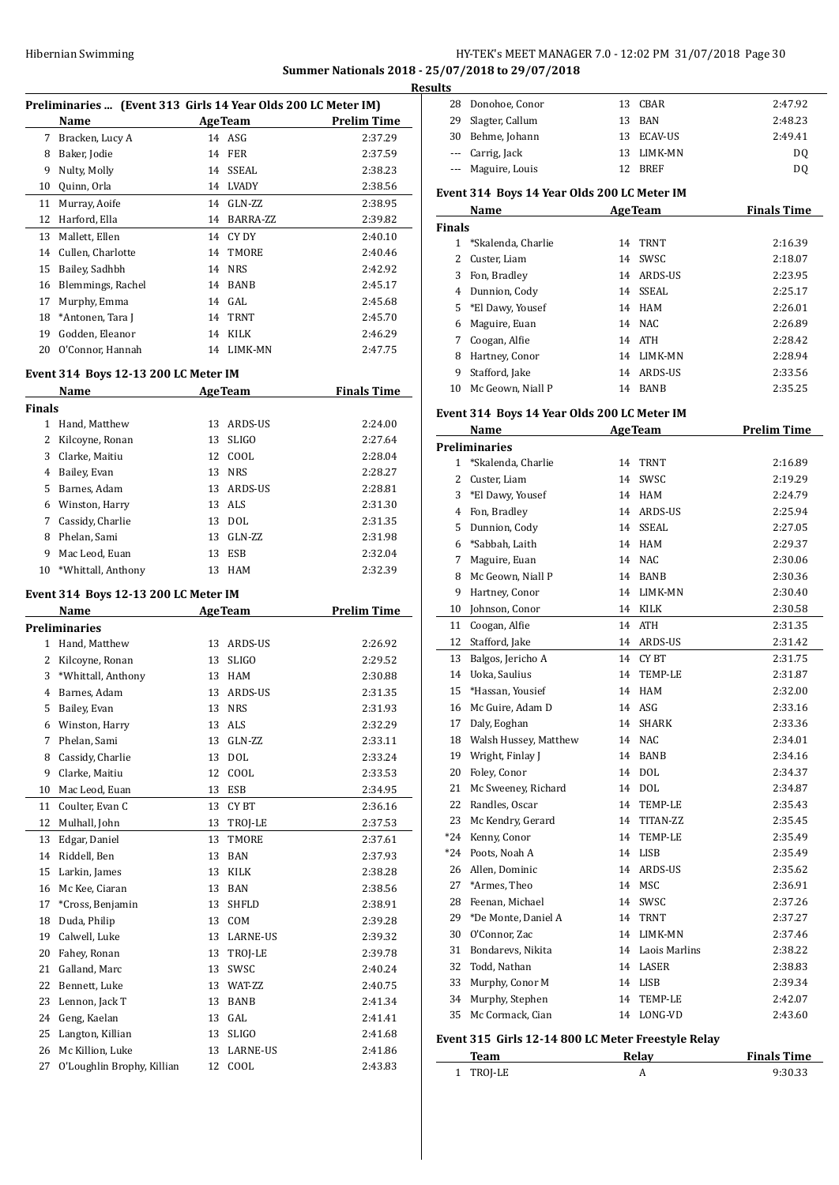## Summer Nationals 2018 - 25/07/2018 to 29/07/2018

### Results

**Preliminaries ... (Event 313 Girls 14 Year Olds 200 LC Meter IM)**

| | Name | Age | Team | Prelim Time |
|---|---|---|---|---|
| 7 | Bracken, Lucy A | 14 | ASG | 2:37.29 |
| 8 | Baker, Jodie | 14 | FER | 2:37.59 |
| 9 | Nulty, Molly | 14 | SSEAL | 2:38.23 |
| 10 | Quinn, Orla | 14 | LVADY | 2:38.56 |
| 11 | Murray, Aoife | 14 | GLN-ZZ | 2:38.95 |
| 12 | Harford, Ella | 14 | BARRA-ZZ | 2:39.82 |
| 13 | Mallett, Ellen | 14 | CY DY | 2:40.10 |
| 14 | Cullen, Charlotte | 14 | TMORE | 2:40.46 |
| 15 | Bailey, Sadhbh | 14 | NRS | 2:42.92 |
| 16 | Blemmings, Rachel | 14 | BANB | 2:45.17 |
| 17 | Murphy, Emma | 14 | GAL | 2:45.68 |
| 18 | *Antonen, Tara J | 14 | TRNT | 2:45.70 |
| 19 | Godden, Eleanor | 14 | KILK | 2:46.29 |
| 20 | O'Connor, Hannah | 14 | LIMK-MN | 2:47.75 |

**Event 314 Boys 12-13 200 LC Meter IM**

| | Name | Age | Team | Finals Time |
|---|---|---|---|---|
| **Finals** | | | | |
| 1 | Hand, Matthew | 13 | ARDS-US | 2:24.00 |
| 2 | Kilcoyne, Ronan | 13 | SLIGO | 2:27.64 |
| 3 | Clarke, Maitiu | 12 | COOL | 2:28.04 |
| 4 | Bailey, Evan | 13 | NRS | 2:28.27 |
| 5 | Barnes, Adam | 13 | ARDS-US | 2:28.81 |
| 6 | Winston, Harry | 13 | ALS | 2:31.30 |
| 7 | Cassidy, Charlie | 13 | DOL | 2:31.35 |
| 8 | Phelan, Sami | 13 | GLN-ZZ | 2:31.98 |
| 9 | Mac Leod, Euan | 13 | ESB | 2:32.04 |
| 10 | *Whittall, Anthony | 13 | HAM | 2:32.39 |

**Event 314 Boys 12-13 200 LC Meter IM**

| | Name | Age | Team | Prelim Time |
|---|---|---|---|---|
| **Preliminaries** | | | | |
| 1 | Hand, Matthew | 13 | ARDS-US | 2:26.92 |
| 2 | Kilcoyne, Ronan | 13 | SLIGO | 2:29.52 |
| 3 | *Whittall, Anthony | 13 | HAM | 2:30.88 |
| 4 | Barnes, Adam | 13 | ARDS-US | 2:31.35 |
| 5 | Bailey, Evan | 13 | NRS | 2:31.93 |
| 6 | Winston, Harry | 13 | ALS | 2:32.29 |
| 7 | Phelan, Sami | 13 | GLN-ZZ | 2:33.11 |
| 8 | Cassidy, Charlie | 13 | DOL | 2:33.24 |
| 9 | Clarke, Maitiu | 12 | COOL | 2:33.53 |
| 10 | Mac Leod, Euan | 13 | ESB | 2:34.95 |
| 11 | Coulter, Evan C | 13 | CY BT | 2:36.16 |
| 12 | Mulhall, John | 13 | TROJ-LE | 2:37.53 |
| 13 | Edgar, Daniel | 13 | TMORE | 2:37.61 |
| 14 | Riddell, Ben | 13 | BAN | 2:37.93 |
| 15 | Larkin, James | 13 | KILK | 2:38.28 |
| 16 | Mc Kee, Ciaran | 13 | BAN | 2:38.56 |
| 17 | *Cross, Benjamin | 13 | SHFLD | 2:38.91 |
| 18 | Duda, Philip | 13 | COM | 2:39.28 |
| 19 | Calwell, Luke | 13 | LARNE-US | 2:39.32 |
| 20 | Fahey, Ronan | 13 | TROJ-LE | 2:39.78 |
| 21 | Galland, Marc | 13 | SWSC | 2:40.24 |
| 22 | Bennett, Luke | 13 | WAT-ZZ | 2:40.75 |
| 23 | Lennon, Jack T | 13 | BANB | 2:41.34 |
| 24 | Geng, Kaelan | 13 | GAL | 2:41.41 |
| 25 | Langton, Killian | 13 | SLIGO | 2:41.68 |
| 26 | Mc Killion, Luke | 13 | LARNE-US | 2:41.86 |
| 27 | O'Loughlin Brophy, Killian | 12 | COOL | 2:43.83 |
| 28 | Donohoe, Conor | 13 | CBAR | 2:47.92 |
| 29 | Slagter, Callum | 13 | BAN | 2:48.23 |
| 30 | Behme, Johann | 13 | ECAV-US | 2:49.41 |
| --- | Carrig, Jack | 13 | LIMK-MN | DQ |
| --- | Maguire, Louis | 12 | BREF | DQ |

**Event 314 Boys 14 Year Olds 200 LC Meter IM**

| | Name | Age | Team | Finals Time |
|---|---|---|---|---|
| **Finals** | | | | |
| 1 | *Skalenda, Charlie | 14 | TRNT | 2:16.39 |
| 2 | Custer, Liam | 14 | SWSC | 2:18.07 |
| 3 | Fon, Bradley | 14 | ARDS-US | 2:23.95 |
| 4 | Dunnion, Cody | 14 | SSEAL | 2:25.17 |
| 5 | *El Dawy, Yousef | 14 | HAM | 2:26.01 |
| 6 | Maguire, Euan | 14 | NAC | 2:26.89 |
| 7 | Coogan, Alfie | 14 | ATH | 2:28.42 |
| 8 | Hartney, Conor | 14 | LIMK-MN | 2:28.94 |
| 9 | Stafford, Jake | 14 | ARDS-US | 2:33.56 |
| 10 | Mc Geown, Niall P | 14 | BANB | 2:35.25 |

**Event 314 Boys 14 Year Olds 200 LC Meter IM**

| | Name | Age | Team | Prelim Time |
|---|---|---|---|---|
| **Preliminaries** | | | | |
| 1 | *Skalenda, Charlie | 14 | TRNT | 2:16.89 |
| 2 | Custer, Liam | 14 | SWSC | 2:19.29 |
| 3 | *El Dawy, Yousef | 14 | HAM | 2:24.79 |
| 4 | Fon, Bradley | 14 | ARDS-US | 2:25.94 |
| 5 | Dunnion, Cody | 14 | SSEAL | 2:27.05 |
| 6 | *Sabbah, Laith | 14 | HAM | 2:29.37 |
| 7 | Maguire, Euan | 14 | NAC | 2:30.06 |
| 8 | Mc Geown, Niall P | 14 | BANB | 2:30.36 |
| 9 | Hartney, Conor | 14 | LIMK-MN | 2:30.40 |
| 10 | Johnson, Conor | 14 | KILK | 2:30.58 |
| 11 | Coogan, Alfie | 14 | ATH | 2:31.35 |
| 12 | Stafford, Jake | 14 | ARDS-US | 2:31.42 |
| 13 | Balgos, Jericho A | 14 | CY BT | 2:31.75 |
| 14 | Uoka, Saulius | 14 | TEMP-LE | 2:31.87 |
| 15 | *Hassan, Yousief | 14 | HAM | 2:32.00 |
| 16 | Mc Guire, Adam D | 14 | ASG | 2:33.16 |
| 17 | Daly, Eoghan | 14 | SHARK | 2:33.36 |
| 18 | Walsh Hussey, Matthew | 14 | NAC | 2:34.01 |
| 19 | Wright, Finlay J | 14 | BANB | 2:34.16 |
| 20 | Foley, Conor | 14 | DOL | 2:34.37 |
| 21 | Mc Sweeney, Richard | 14 | DOL | 2:34.87 |
| 22 | Randles, Oscar | 14 | TEMP-LE | 2:35.43 |
| 23 | Mc Kendry, Gerard | 14 | TITAN-ZZ | 2:35.45 |
| *24 | Kenny, Conor | 14 | TEMP-LE | 2:35.49 |
| *24 | Poots, Noah A | 14 | LISB | 2:35.49 |
| 26 | Allen, Dominic | 14 | ARDS-US | 2:35.62 |
| 27 | *Armes, Theo | 14 | MSC | 2:36.91 |
| 28 | Feenan, Michael | 14 | SWSC | 2:37.26 |
| 29 | *De Monte, Daniel A | 14 | TRNT | 2:37.27 |
| 30 | O'Connor, Zac | 14 | LIMK-MN | 2:37.46 |
| 31 | Bondarevs, Nikita | 14 | Laois Marlins | 2:38.22 |
| 32 | Todd, Nathan | 14 | LASER | 2:38.83 |
| 33 | Murphy, Conor M | 14 | LISB | 2:39.34 |
| 34 | Murphy, Stephen | 14 | TEMP-LE | 2:42.07 |
| 35 | Mc Cormack, Cian | 14 | LONG-VD | 2:43.60 |

**Event 315 Girls 12-14 800 LC Meter Freestyle Relay**

| | Team | Relay | Finals Time |
|---|---|---|---|
| 1 | TROJ-LE | A | 9:30.33 |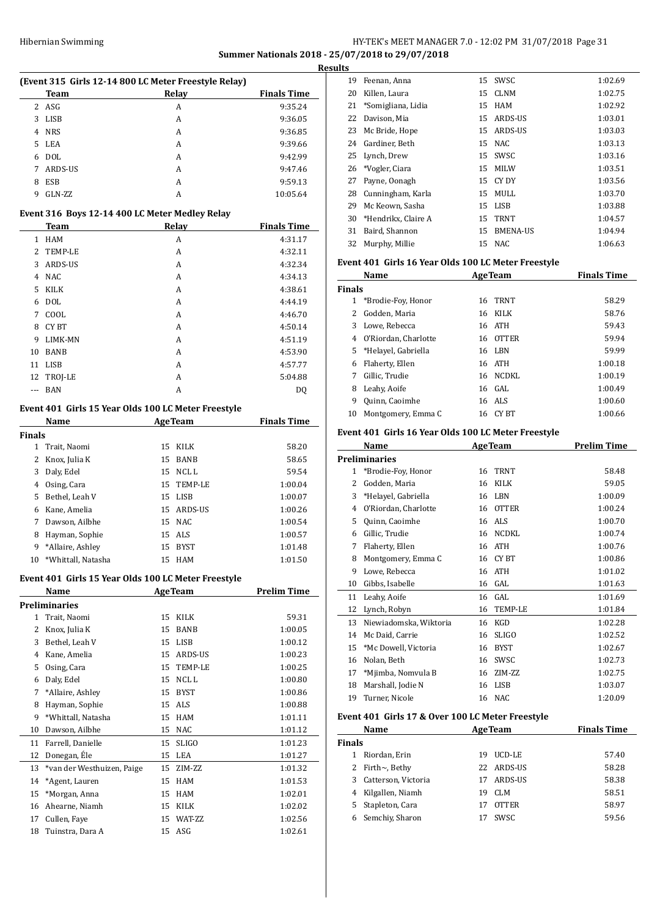## Summer Nationals 2018 - 25/07/2018 to 29/07/2018

### Results

#### (Event 315 Girls 12-14 800 LC Meter Freestyle Relay)

| | Team | Relay | Finals Time |
|---|---|---|---|
| 2 | ASG | A | 9:35.24 |
| 3 | LISB | A | 9:36.05 |
| 4 | NRS | A | 9:36.85 |
| 5 | LEA | A | 9:39.66 |
| 6 | DOL | A | 9:42.99 |
| 7 | ARDS-US | A | 9:47.46 |
| 8 | ESB | A | 9:59.13 |
| 9 | GLN-ZZ | A | 10:05.64 |

#### Event 316 Boys 12-14 400 LC Meter Medley Relay

| | Team | Relay | Finals Time |
|---|---|---|---|
| 1 | HAM | A | 4:31.17 |
| 2 | TEMP-LE | A | 4:32.11 |
| 3 | ARDS-US | A | 4:32.34 |
| 4 | NAC | A | 4:34.13 |
| 5 | KILK | A | 4:38.61 |
| 6 | DOL | A | 4:44.19 |
| 7 | COOL | A | 4:46.70 |
| 8 | CY BT | A | 4:50.14 |
| 9 | LIMK-MN | A | 4:51.19 |
| 10 | BANB | A | 4:53.90 |
| 11 | LISB | A | 4:57.77 |
| 12 | TROJ-LE | A | 5:04.88 |
| --- | BAN | A | DQ |

#### Event 401 Girls 15 Year Olds 100 LC Meter Freestyle

| | Name | Age | Team | Finals Time |
|---|---|---|---|---|
| **Finals** | | | | |
| 1 | Trait, Naomi | 15 | KILK | 58.20 |
| 2 | Knox, Julia K | 15 | BANB | 58.65 |
| 3 | Daly, Edel | 15 | NCL L | 59.54 |
| 4 | Osing, Cara | 15 | TEMP-LE | 1:00.04 |
| 5 | Bethel, Leah V | 15 | LISB | 1:00.07 |
| 6 | Kane, Amelia | 15 | ARDS-US | 1:00.26 |
| 7 | Dawson, Ailbhe | 15 | NAC | 1:00.54 |
| 8 | Hayman, Sophie | 15 | ALS | 1:00.57 |
| 9 | *Allaire, Ashley | 15 | BYST | 1:01.48 |
| 10 | *Whittall, Natasha | 15 | HAM | 1:01.50 |

#### Event 401 Girls 15 Year Olds 100 LC Meter Freestyle

| | Name | Age | Team | Prelim Time |
|---|---|---|---|---|
| **Preliminaries** | | | | |
| 1 | Trait, Naomi | 15 | KILK | 59.31 |
| 2 | Knox, Julia K | 15 | BANB | 1:00.05 |
| 3 | Bethel, Leah V | 15 | LISB | 1:00.12 |
| 4 | Kane, Amelia | 15 | ARDS-US | 1:00.23 |
| 5 | Osing, Cara | 15 | TEMP-LE | 1:00.25 |
| 6 | Daly, Edel | 15 | NCL L | 1:00.80 |
| 7 | *Allaire, Ashley | 15 | BYST | 1:00.86 |
| 8 | Hayman, Sophie | 15 | ALS | 1:00.88 |
| 9 | *Whittall, Natasha | 15 | HAM | 1:01.11 |
| 10 | Dawson, Ailbhe | 15 | NAC | 1:01.12 |
| 11 | Farrell, Danielle | 15 | SLIGO | 1:01.23 |
| 12 | Donegan, Éle | 15 | LEA | 1:01.27 |
| 13 | *van der Westhuizen, Paige | 15 | ZIM-ZZ | 1:01.32 |
| 14 | *Agent, Lauren | 15 | HAM | 1:01.53 |
| 15 | *Morgan, Anna | 15 | HAM | 1:02.01 |
| 16 | Ahearne, Niamh | 15 | KILK | 1:02.02 |
| 17 | Cullen, Faye | 15 | WAT-ZZ | 1:02.56 |
| 18 | Tuinstra, Dara A | 15 | ASG | 1:02.61 |
| 19 | Feenan, Anna | 15 | SWSC | 1:02.69 |
| 20 | Killen, Laura | 15 | CLNM | 1:02.75 |
| 21 | *Somigliana, Lidia | 15 | HAM | 1:02.92 |
| 22 | Davison, Mia | 15 | ARDS-US | 1:03.01 |
| 23 | Mc Bride, Hope | 15 | ARDS-US | 1:03.03 |
| 24 | Gardiner, Beth | 15 | NAC | 1:03.13 |
| 25 | Lynch, Drew | 15 | SWSC | 1:03.16 |
| 26 | *Vogler, Ciara | 15 | MILW | 1:03.51 |
| 27 | Payne, Oonagh | 15 | CY DY | 1:03.56 |
| 28 | Cunningham, Karla | 15 | MULL | 1:03.70 |
| 29 | Mc Keown, Sasha | 15 | LISB | 1:03.88 |
| 30 | *Hendrikx, Claire A | 15 | TRNT | 1:04.57 |
| 31 | Baird, Shannon | 15 | BMENA-US | 1:04.94 |
| 32 | Murphy, Millie | 15 | NAC | 1:06.63 |

#### Event 401 Girls 16 Year Olds 100 LC Meter Freestyle

| | Name | Age | Team | Finals Time |
|---|---|---|---|---|
| **Finals** | | | | |
| 1 | *Brodie-Foy, Honor | 16 | TRNT | 58.29 |
| 2 | Godden, Maria | 16 | KILK | 58.76 |
| 3 | Lowe, Rebecca | 16 | ATH | 59.43 |
| 4 | O'Riordan, Charlotte | 16 | OTTER | 59.94 |
| 5 | *Helayel, Gabriella | 16 | LBN | 59.99 |
| 6 | Flaherty, Ellen | 16 | ATH | 1:00.18 |
| 7 | Gillic, Trudie | 16 | NCDKL | 1:00.19 |
| 8 | Leahy, Aoife | 16 | GAL | 1:00.49 |
| 9 | Quinn, Caoimhe | 16 | ALS | 1:00.60 |
| 10 | Montgomery, Emma C | 16 | CY BT | 1:00.66 |

#### Event 401 Girls 16 Year Olds 100 LC Meter Freestyle

| | Name | Age | Team | Prelim Time |
|---|---|---|---|---|
| **Preliminaries** | | | | |
| 1 | *Brodie-Foy, Honor | 16 | TRNT | 58.48 |
| 2 | Godden, Maria | 16 | KILK | 59.05 |
| 3 | *Helayel, Gabriella | 16 | LBN | 1:00.09 |
| 4 | O'Riordan, Charlotte | 16 | OTTER | 1:00.24 |
| 5 | Quinn, Caoimhe | 16 | ALS | 1:00.70 |
| 6 | Gillic, Trudie | 16 | NCDKL | 1:00.74 |
| 7 | Flaherty, Ellen | 16 | ATH | 1:00.76 |
| 8 | Montgomery, Emma C | 16 | CY BT | 1:00.86 |
| 9 | Lowe, Rebecca | 16 | ATH | 1:01.02 |
| 10 | Gibbs, Isabelle | 16 | GAL | 1:01.63 |
| 11 | Leahy, Aoife | 16 | GAL | 1:01.69 |
| 12 | Lynch, Robyn | 16 | TEMP-LE | 1:01.84 |
| 13 | Niewiadomska, Wiktoria | 16 | KGD | 1:02.28 |
| 14 | Mc Daid, Carrie | 16 | SLIGO | 1:02.52 |
| 15 | *Mc Dowell, Victoria | 16 | BYST | 1:02.67 |
| 16 | Nolan, Beth | 16 | SWSC | 1:02.73 |
| 17 | *Mjimba, Nomvula B | 16 | ZIM-ZZ | 1:02.75 |
| 18 | Marshall, Jodie N | 16 | LISB | 1:03.07 |
| 19 | Turner, Nicole | 16 | NAC | 1:20.09 |

#### Event 401 Girls 17 & Over 100 LC Meter Freestyle

| | Name | Age | Team | Finals Time |
|---|---|---|---|---|
| **Finals** | | | | |
| 1 | Riordan, Erin | 19 | UCD-LE | 57.40 |
| 2 | Firth~, Bethy | 22 | ARDS-US | 58.28 |
| 3 | Catterson, Victoria | 17 | ARDS-US | 58.38 |
| 4 | Kilgallen, Niamh | 19 | CLM | 58.51 |
| 5 | Stapleton, Cara | 17 | OTTER | 58.97 |
| 6 | Semchiy, Sharon | 17 | SWSC | 59.56 |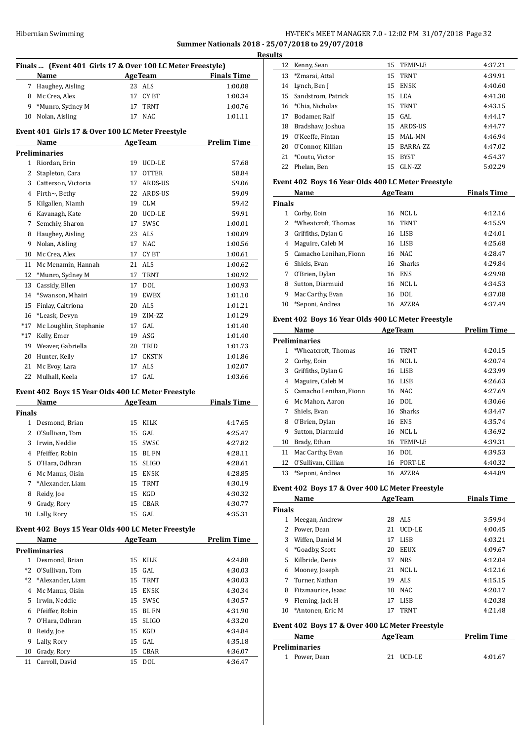## Summer Nationals 2018 - 25/07/2018 to 29/07/2018

### Results

### Finals ... (Event 401 Girls 17 & Over 100 LC Meter Freestyle)

| | Name | Age | Team | Finals Time |
|---|---|---|---|---|
| 7 | Haughey, Aisling | 23 | ALS | 1:00.08 |
| 8 | Mc Crea, Alex | 17 | CY BT | 1:00.34 |
| 9 | *Munro, Sydney M | 17 | TRNT | 1:00.76 |
| 10 | Nolan, Aisling | 17 | NAC | 1:01.11 |

### Event 401 Girls 17 & Over 100 LC Meter Freestyle

| | Name | Age | Team | Prelim Time |
|---|---|---|---|---|
| **Preliminaries** | | | | |
| 1 | Riordan, Erin | 19 | UCD-LE | 57.68 |
| 2 | Stapleton, Cara | 17 | OTTER | 58.84 |
| 3 | Catterson, Victoria | 17 | ARDS-US | 59.06 |
| 4 | Firth~, Bethy | 22 | ARDS-US | 59.09 |
| 5 | Kilgallen, Niamh | 19 | CLM | 59.42 |
| 6 | Kavanagh, Kate | 20 | UCD-LE | 59.91 |
| 7 | Semchiy, Sharon | 17 | SWSC | 1:00.01 |
| 8 | Haughey, Aisling | 23 | ALS | 1:00.09 |
| 9 | Nolan, Aisling | 17 | NAC | 1:00.56 |
| 10 | Mc Crea, Alex | 17 | CY BT | 1:00.61 |
| 11 | Mc Menamin, Hannah | 21 | ALS | 1:00.62 |
| 12 | *Munro, Sydney M | 17 | TRNT | 1:00.92 |
| 13 | Cassidy, Ellen | 17 | DOL | 1:00.93 |
| 14 | *Swanson, Mhairi | 19 | EWBX | 1:01.10 |
| 15 | Finlay, Caitriona | 20 | ALS | 1:01.21 |
| 16 | *Leask, Devyn | 19 | ZIM-ZZ | 1:01.29 |
| *17 | Mc Loughlin, Stephanie | 17 | GAL | 1:01.40 |
| *17 | Kelly, Emer | 19 | ASG | 1:01.40 |
| 19 | Weaver, Gabriella | 20 | TRID | 1:01.73 |
| 20 | Hunter, Kelly | 17 | CKSTN | 1:01.86 |
| 21 | Mc Evoy, Lara | 17 | ALS | 1:02.07 |
| 22 | Mulhall, Keela | 17 | GAL | 1:03.66 |

### Event 402 Boys 15 Year Olds 400 LC Meter Freestyle

| | Name | Age | Team | Finals Time |
|---|---|---|---|---|
| **Finals** | | | | |
| 1 | Desmond, Brian | 15 | KILK | 4:17.65 |
| 2 | O'Sullivan, Tom | 15 | GAL | 4:25.47 |
| 3 | Irwin, Neddie | 15 | SWSC | 4:27.82 |
| 4 | Pfeiffer, Robin | 15 | BL FN | 4:28.11 |
| 5 | O'Hara, Odhran | 15 | SLIGO | 4:28.61 |
| 6 | Mc Manus, Oisin | 15 | ENSK | 4:28.85 |
| 7 | *Alexander, Liam | 15 | TRNT | 4:30.19 |
| 8 | Reidy, Joe | 15 | KGD | 4:30.32 |
| 9 | Grady, Rory | 15 | CBAR | 4:30.77 |
| 10 | Lally, Rory | 15 | GAL | 4:35.31 |

### Event 402 Boys 15 Year Olds 400 LC Meter Freestyle

| | Name | Age | Team | Prelim Time |
|---|---|---|---|---|
| **Preliminaries** | | | | |
| 1 | Desmond, Brian | 15 | KILK | 4:24.88 |
| *2 | O'Sullivan, Tom | 15 | GAL | 4:30.03 |
| *2 | *Alexander, Liam | 15 | TRNT | 4:30.03 |
| 4 | Mc Manus, Oisin | 15 | ENSK | 4:30.34 |
| 5 | Irwin, Neddie | 15 | SWSC | 4:30.57 |
| 6 | Pfeiffer, Robin | 15 | BL FN | 4:31.90 |
| 7 | O'Hara, Odhran | 15 | SLIGO | 4:33.20 |
| 8 | Reidy, Joe | 15 | KGD | 4:34.84 |
| 9 | Lally, Rory | 15 | GAL | 4:35.18 |
| 10 | Grady, Rory | 15 | CBAR | 4:36.07 |
| 11 | Carroll, David | 15 | DOL | 4:36.47 |
| 12 | Kenny, Sean | 15 | TEMP-LE | 4:37.21 |
| 13 | *Zmarai, Attal | 15 | TRNT | 4:39.91 |
| 14 | Lynch, Ben J | 15 | ENSK | 4:40.60 |
| 15 | Sandstrom, Patrick | 15 | LEA | 4:41.30 |
| 16 | *Chia, Nicholas | 15 | TRNT | 4:43.15 |
| 17 | Bodamer, Ralf | 15 | GAL | 4:44.17 |
| 18 | Bradshaw, Joshua | 15 | ARDS-US | 4:44.77 |
| 19 | O'Keeffe, Fintan | 15 | MAL-MN | 4:46.94 |
| 20 | O'Connor, Killian | 15 | BARRA-ZZ | 4:47.02 |
| 21 | *Coutu, Victor | 15 | BYST | 4:54.37 |
| 22 | Phelan, Ben | 15 | GLN-ZZ | 5:02.29 |

### Event 402 Boys 16 Year Olds 400 LC Meter Freestyle

| | Name | Age | Team | Finals Time |
|---|---|---|---|---|
| **Finals** | | | | |
| 1 | Corby, Eoin | 16 | NCL L | 4:12.16 |
| 2 | *Wheatcroft, Thomas | 16 | TRNT | 4:15.59 |
| 3 | Griffiths, Dylan G | 16 | LISB | 4:24.01 |
| 4 | Maguire, Caleb M | 16 | LISB | 4:25.68 |
| 5 | Camacho Lenihan, Fionn | 16 | NAC | 4:28.47 |
| 6 | Shiels, Evan | 16 | Sharks | 4:29.84 |
| 7 | O'Brien, Dylan | 16 | ENS | 4:29.98 |
| 8 | Sutton, Diarmuid | 16 | NCL L | 4:34.53 |
| 9 | Mac Carthy, Evan | 16 | DOL | 4:37.08 |
| 10 | *Seponi, Andrea | 16 | AZZRA | 4:37.49 |

### Event 402 Boys 16 Year Olds 400 LC Meter Freestyle

| | Name | Age | Team | Prelim Time |
|---|---|---|---|---|
| **Preliminaries** | | | | |
| 1 | *Wheatcroft, Thomas | 16 | TRNT | 4:20.15 |
| 2 | Corby, Eoin | 16 | NCL L | 4:20.74 |
| 3 | Griffiths, Dylan G | 16 | LISB | 4:23.99 |
| 4 | Maguire, Caleb M | 16 | LISB | 4:26.63 |
| 5 | Camacho Lenihan, Fionn | 16 | NAC | 4:27.69 |
| 6 | Mc Mahon, Aaron | 16 | DOL | 4:30.66 |
| 7 | Shiels, Evan | 16 | Sharks | 4:34.47 |
| 8 | O'Brien, Dylan | 16 | ENS | 4:35.74 |
| 9 | Sutton, Diarmuid | 16 | NCL L | 4:36.92 |
| 10 | Brady, Ethan | 16 | TEMP-LE | 4:39.31 |
| 11 | Mac Carthy, Evan | 16 | DOL | 4:39.53 |
| 12 | O'Sullivan, Cillian | 16 | PORT-LE | 4:40.32 |
| 13 | *Seponi, Andrea | 16 | AZZRA | 4:44.89 |

### Event 402 Boys 17 & Over 400 LC Meter Freestyle

| | Name | Age | Team | Finals Time |
|---|---|---|---|---|
| **Finals** | | | | |
| 1 | Meegan, Andrew | 28 | ALS | 3:59.94 |
| 2 | Power, Dean | 21 | UCD-LE | 4:00.45 |
| 3 | Wiffen, Daniel M | 17 | LISB | 4:03.21 |
| 4 | *Goadby, Scott | 20 | EEUX | 4:09.67 |
| 5 | Kilbride, Denis | 17 | NRS | 4:12.04 |
| 6 | Mooney, Joseph | 21 | NCL L | 4:12.16 |
| 7 | Turner, Nathan | 19 | ALS | 4:15.15 |
| 8 | Fitzmaurice, Isaac | 18 | NAC | 4:20.17 |
| 9 | Fleming, Jack H | 17 | LISB | 4:20.38 |
| 10 | *Antonen, Eric M | 17 | TRNT | 4:21.48 |

### Event 402 Boys 17 & Over 400 LC Meter Freestyle

| | Name | Age | Team | Prelim Time |
|---|---|---|---|---|
| **Preliminaries** | | | | |
| 1 | Power, Dean | 21 | UCD-LE | 4:01.67 |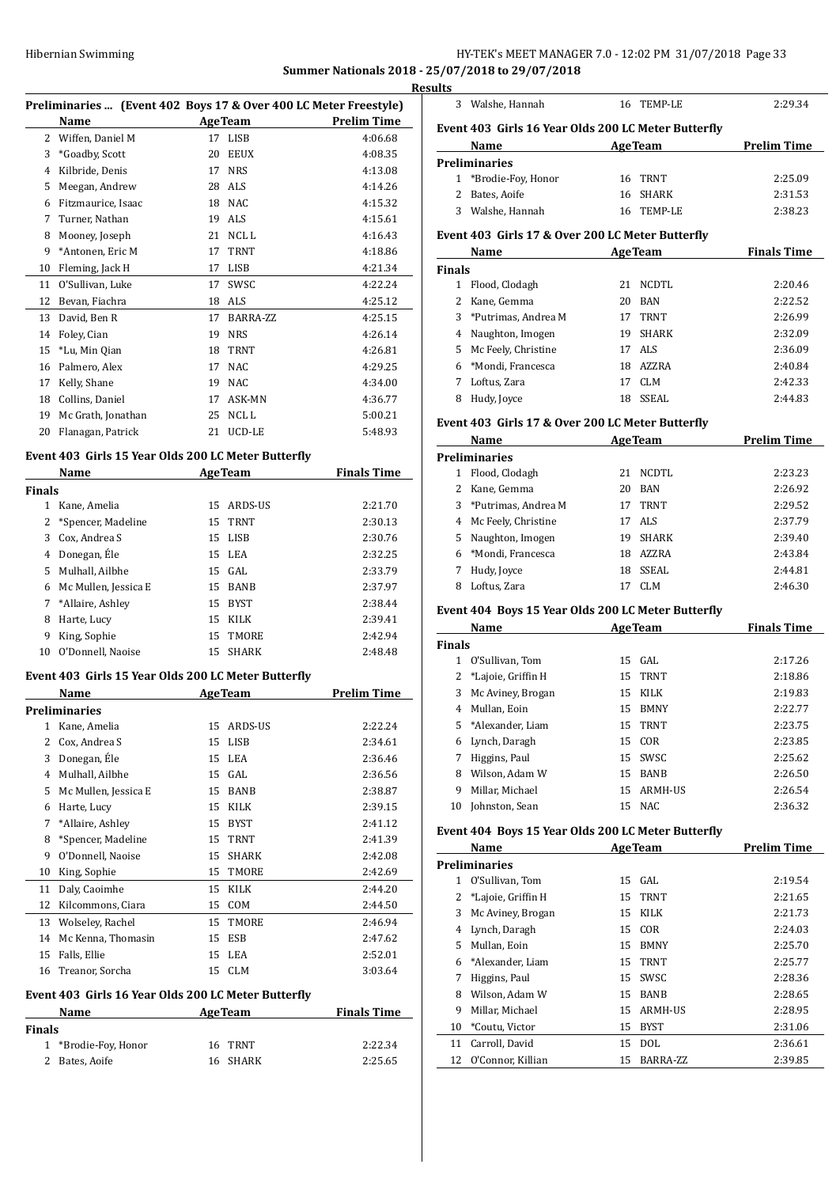**Summer Nationals 2018 - 25/07/2018 to 29/07/2018**

**Results**

### Preliminaries ... (Event 402 Boys 17 & Over 400 LC Meter Freestyle)

| | Name | Age | Team | Prelim Time |
|---|---|---|---|---|
| 2 | Wiffen, Daniel M | 17 | LISB | 4:06.68 |
| 3 | *Goadby, Scott | 20 | EEUX | 4:08.35 |
| 4 | Kilbride, Denis | 17 | NRS | 4:13.08 |
| 5 | Meegan, Andrew | 28 | ALS | 4:14.26 |
| 6 | Fitzmaurice, Isaac | 18 | NAC | 4:15.32 |
| 7 | Turner, Nathan | 19 | ALS | 4:15.61 |
| 8 | Mooney, Joseph | 21 | NCL L | 4:16.43 |
| 9 | *Antonen, Eric M | 17 | TRNT | 4:18.86 |
| 10 | Fleming, Jack H | 17 | LISB | 4:21.34 |
| 11 | O'Sullivan, Luke | 17 | SWSC | 4:22.24 |
| 12 | Bevan, Fiachra | 18 | ALS | 4:25.12 |
| 13 | David, Ben R | 17 | BARRA-ZZ | 4:25.15 |
| 14 | Foley, Cian | 19 | NRS | 4:26.14 |
| 15 | *Lu, Min Qian | 18 | TRNT | 4:26.81 |
| 16 | Palmero, Alex | 17 | NAC | 4:29.25 |
| 17 | Kelly, Shane | 19 | NAC | 4:34.00 |
| 18 | Collins, Daniel | 17 | ASK-MN | 4:36.77 |
| 19 | Mc Grath, Jonathan | 25 | NCL L | 5:00.21 |
| 20 | Flanagan, Patrick | 21 | UCD-LE | 5:48.93 |

### Event 403 Girls 15 Year Olds 200 LC Meter Butterfly

| | Name | Age | Team | Finals Time |
|---|---|---|---|---|
| **Finals** | | | | |
| 1 | Kane, Amelia | 15 | ARDS-US | 2:21.70 |
| 2 | *Spencer, Madeline | 15 | TRNT | 2:30.13 |
| 3 | Cox, Andrea S | 15 | LISB | 2:30.76 |
| 4 | Donegan, Éle | 15 | LEA | 2:32.25 |
| 5 | Mulhall, Ailbhe | 15 | GAL | 2:33.79 |
| 6 | Mc Mullen, Jessica E | 15 | BANB | 2:37.97 |
| 7 | *Allaire, Ashley | 15 | BYST | 2:38.44 |
| 8 | Harte, Lucy | 15 | KILK | 2:39.41 |
| 9 | King, Sophie | 15 | TMORE | 2:42.94 |
| 10 | O'Donnell, Naoise | 15 | SHARK | 2:48.48 |

### Event 403 Girls 15 Year Olds 200 LC Meter Butterfly

| | Name | Age | Team | Prelim Time |
|---|---|---|---|---|
| **Preliminaries** | | | | |
| 1 | Kane, Amelia | 15 | ARDS-US | 2:22.24 |
| 2 | Cox, Andrea S | 15 | LISB | 2:34.61 |
| 3 | Donegan, Éle | 15 | LEA | 2:36.46 |
| 4 | Mulhall, Ailbhe | 15 | GAL | 2:36.56 |
| 5 | Mc Mullen, Jessica E | 15 | BANB | 2:38.87 |
| 6 | Harte, Lucy | 15 | KILK | 2:39.15 |
| 7 | *Allaire, Ashley | 15 | BYST | 2:41.12 |
| 8 | *Spencer, Madeline | 15 | TRNT | 2:41.39 |
| 9 | O'Donnell, Naoise | 15 | SHARK | 2:42.08 |
| 10 | King, Sophie | 15 | TMORE | 2:42.69 |
| 11 | Daly, Caoimhe | 15 | KILK | 2:44.20 |
| 12 | Kilcommons, Ciara | 15 | COM | 2:44.50 |
| 13 | Wolseley, Rachel | 15 | TMORE | 2:46.94 |
| 14 | Mc Kenna, Thomasin | 15 | ESB | 2:47.62 |
| 15 | Falls, Ellie | 15 | LEA | 2:52.01 |
| 16 | Treanor, Sorcha | 15 | CLM | 3:03.64 |

### Event 403 Girls 16 Year Olds 200 LC Meter Butterfly

| | Name | Age | Team | Finals Time |
|---|---|---|---|---|
| **Finals** | | | | |
| 1 | *Brodie-Foy, Honor | 16 | TRNT | 2:22.34 |
| 2 | Bates, Aoife | 16 | SHARK | 2:25.65 |
| 3 | Walshe, Hannah | 16 | TEMP-LE | 2:29.34 |

### Event 403 Girls 16 Year Olds 200 LC Meter Butterfly

| | Name | Age | Team | Prelim Time |
|---|---|---|---|---|
| **Preliminaries** | | | | |
| 1 | *Brodie-Foy, Honor | 16 | TRNT | 2:25.09 |
| 2 | Bates, Aoife | 16 | SHARK | 2:31.53 |
| 3 | Walshe, Hannah | 16 | TEMP-LE | 2:38.23 |

### Event 403 Girls 17 & Over 200 LC Meter Butterfly

| | Name | Age | Team | Finals Time |
|---|---|---|---|---|
| **Finals** | | | | |
| 1 | Flood, Clodagh | 21 | NCDTL | 2:20.46 |
| 2 | Kane, Gemma | 20 | BAN | 2:22.52 |
| 3 | *Putrimas, Andrea M | 17 | TRNT | 2:26.99 |
| 4 | Naughton, Imogen | 19 | SHARK | 2:32.09 |
| 5 | Mc Feely, Christine | 17 | ALS | 2:36.09 |
| 6 | *Mondi, Francesca | 18 | AZZRA | 2:40.84 |
| 7 | Loftus, Zara | 17 | CLM | 2:42.33 |
| 8 | Hudy, Joyce | 18 | SSEAL | 2:44.83 |

### Event 403 Girls 17 & Over 200 LC Meter Butterfly

| | Name | Age | Team | Prelim Time |
|---|---|---|---|---|
| **Preliminaries** | | | | |
| 1 | Flood, Clodagh | 21 | NCDTL | 2:23.23 |
| 2 | Kane, Gemma | 20 | BAN | 2:26.92 |
| 3 | *Putrimas, Andrea M | 17 | TRNT | 2:29.52 |
| 4 | Mc Feely, Christine | 17 | ALS | 2:37.79 |
| 5 | Naughton, Imogen | 19 | SHARK | 2:39.40 |
| 6 | *Mondi, Francesca | 18 | AZZRA | 2:43.84 |
| 7 | Hudy, Joyce | 18 | SSEAL | 2:44.81 |
| 8 | Loftus, Zara | 17 | CLM | 2:46.30 |

### Event 404 Boys 15 Year Olds 200 LC Meter Butterfly

| | Name | Age | Team | Finals Time |
|---|---|---|---|---|
| **Finals** | | | | |
| 1 | O'Sullivan, Tom | 15 | GAL | 2:17.26 |
| 2 | *Lajoie, Griffin H | 15 | TRNT | 2:18.86 |
| 3 | Mc Aviney, Brogan | 15 | KILK | 2:19.83 |
| 4 | Mullan, Eoin | 15 | BMNY | 2:22.77 |
| 5 | *Alexander, Liam | 15 | TRNT | 2:23.75 |
| 6 | Lynch, Daragh | 15 | COR | 2:23.85 |
| 7 | Higgins, Paul | 15 | SWSC | 2:25.62 |
| 8 | Wilson, Adam W | 15 | BANB | 2:26.50 |
| 9 | Millar, Michael | 15 | ARMH-US | 2:26.54 |
| 10 | Johnston, Sean | 15 | NAC | 2:36.32 |

### Event 404 Boys 15 Year Olds 200 LC Meter Butterfly

| | Name | Age | Team | Prelim Time |
|---|---|---|---|---|
| **Preliminaries** | | | | |
| 1 | O'Sullivan, Tom | 15 | GAL | 2:19.54 |
| 2 | *Lajoie, Griffin H | 15 | TRNT | 2:21.65 |
| 3 | Mc Aviney, Brogan | 15 | KILK | 2:21.73 |
| 4 | Lynch, Daragh | 15 | COR | 2:24.03 |
| 5 | Mullan, Eoin | 15 | BMNY | 2:25.70 |
| 6 | *Alexander, Liam | 15 | TRNT | 2:25.77 |
| 7 | Higgins, Paul | 15 | SWSC | 2:28.36 |
| 8 | Wilson, Adam W | 15 | BANB | 2:28.65 |
| 9 | Millar, Michael | 15 | ARMH-US | 2:28.95 |
| 10 | *Coutu, Victor | 15 | BYST | 2:31.06 |
| 11 | Carroll, David | 15 | DOL | 2:36.61 |
| 12 | O'Connor, Killian | 15 | BARRA-ZZ | 2:39.85 |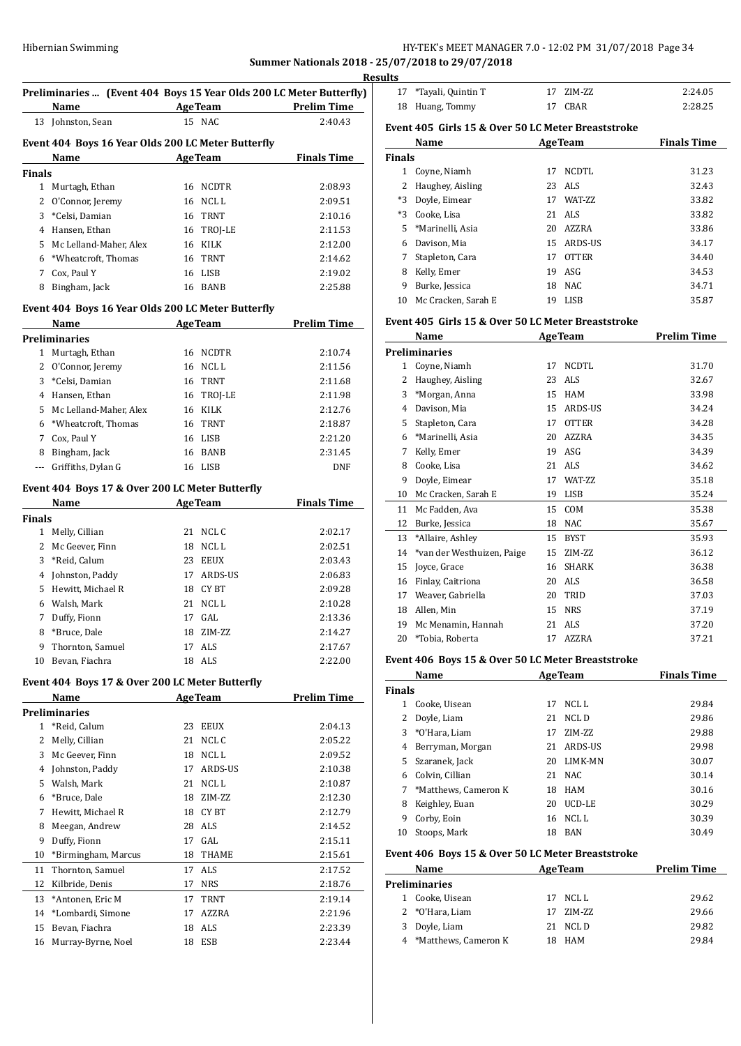**Summer Nationals 2018 - 25/07/2018 to 29/07/2018**

**Results**

### Preliminaries ... (Event 404 Boys 15 Year Olds 200 LC Meter Butterfly)

| | Name | Age | Team | Prelim Time |
|---|---|---|---|---|
| 13 | Johnston, Sean | 15 | NAC | 2:40.43 |

### Event 404 Boys 16 Year Olds 200 LC Meter Butterfly

| | Name | Age | Team | Finals Time |
|---|---|---|---|---|
| **Finals** | | | | |
| 1 | Murtagh, Ethan | 16 | NCDTR | 2:08.93 |
| 2 | O'Connor, Jeremy | 16 | NCL L | 2:09.51 |
| 3 | *Celsi, Damian | 16 | TRNT | 2:10.16 |
| 4 | Hansen, Ethan | 16 | TROJ-LE | 2:11.53 |
| 5 | Mc Lelland-Maher, Alex | 16 | KILK | 2:12.00 |
| 6 | *Wheatcroft, Thomas | 16 | TRNT | 2:14.62 |
| 7 | Cox, Paul Y | 16 | LISB | 2:19.02 |
| 8 | Bingham, Jack | 16 | BANB | 2:25.88 |

### Event 404 Boys 16 Year Olds 200 LC Meter Butterfly

| | Name | Age | Team | Prelim Time |
|---|---|---|---|---|
| **Preliminaries** | | | | |
| 1 | Murtagh, Ethan | 16 | NCDTR | 2:10.74 |
| 2 | O'Connor, Jeremy | 16 | NCL L | 2:11.56 |
| 3 | *Celsi, Damian | 16 | TRNT | 2:11.68 |
| 4 | Hansen, Ethan | 16 | TROJ-LE | 2:11.98 |
| 5 | Mc Lelland-Maher, Alex | 16 | KILK | 2:12.76 |
| 6 | *Wheatcroft, Thomas | 16 | TRNT | 2:18.87 |
| 7 | Cox, Paul Y | 16 | LISB | 2:21.20 |
| 8 | Bingham, Jack | 16 | BANB | 2:31.45 |
| --- | Griffiths, Dylan G | 16 | LISB | DNF |

### Event 404 Boys 17 & Over 200 LC Meter Butterfly

| | Name | Age | Team | Finals Time |
|---|---|---|---|---|
| **Finals** | | | | |
| 1 | Melly, Cillian | 21 | NCL C | 2:02.17 |
| 2 | Mc Geever, Finn | 18 | NCL L | 2:02.51 |
| 3 | *Reid, Calum | 23 | EEUX | 2:03.43 |
| 4 | Johnston, Paddy | 17 | ARDS-US | 2:06.83 |
| 5 | Hewitt, Michael R | 18 | CY BT | 2:09.28 |
| 6 | Walsh, Mark | 21 | NCL L | 2:10.28 |
| 7 | Duffy, Fionn | 17 | GAL | 2:13.36 |
| 8 | *Bruce, Dale | 18 | ZIM-ZZ | 2:14.27 |
| 9 | Thornton, Samuel | 17 | ALS | 2:17.67 |
| 10 | Bevan, Fiachra | 18 | ALS | 2:22.00 |

### Event 404 Boys 17 & Over 200 LC Meter Butterfly

| | Name | Age | Team | Prelim Time |
|---|---|---|---|---|
| **Preliminaries** | | | | |
| 1 | *Reid, Calum | 23 | EEUX | 2:04.13 |
| 2 | Melly, Cillian | 21 | NCL C | 2:05.22 |
| 3 | Mc Geever, Finn | 18 | NCL L | 2:09.52 |
| 4 | Johnston, Paddy | 17 | ARDS-US | 2:10.38 |
| 5 | Walsh, Mark | 21 | NCL L | 2:10.87 |
| 6 | *Bruce, Dale | 18 | ZIM-ZZ | 2:12.30 |
| 7 | Hewitt, Michael R | 18 | CY BT | 2:12.79 |
| 8 | Meegan, Andrew | 28 | ALS | 2:14.52 |
| 9 | Duffy, Fionn | 17 | GAL | 2:15.11 |
| 10 | *Birmingham, Marcus | 18 | THAME | 2:15.61 |
| 11 | Thornton, Samuel | 17 | ALS | 2:17.52 |
| 12 | Kilbride, Denis | 17 | NRS | 2:18.76 |
| 13 | *Antonen, Eric M | 17 | TRNT | 2:19.14 |
| 14 | *Lombardi, Simone | 17 | AZZRA | 2:21.96 |
| 15 | Bevan, Fiachra | 18 | ALS | 2:23.39 |
| 16 | Murray-Byrne, Noel | 18 | ESB | 2:23.44 |
| 17 | *Tayali, Quintin T | 17 | ZIM-ZZ | 2:24.05 |
| 18 | Huang, Tommy | 17 | CBAR | 2:28.25 |

### Event 405 Girls 15 & Over 50 LC Meter Breaststroke

| | Name | Age | Team | Finals Time |
|---|---|---|---|---|
| **Finals** | | | | |
| 1 | Coyne, Niamh | 17 | NCDTL | 31.23 |
| 2 | Haughey, Aisling | 23 | ALS | 32.43 |
| *3 | Doyle, Eimear | 17 | WAT-ZZ | 33.82 |
| *3 | Cooke, Lisa | 21 | ALS | 33.82 |
| 5 | *Marinelli, Asia | 20 | AZZRA | 33.86 |
| 6 | Davison, Mia | 15 | ARDS-US | 34.17 |
| 7 | Stapleton, Cara | 17 | OTTER | 34.40 |
| 8 | Kelly, Emer | 19 | ASG | 34.53 |
| 9 | Burke, Jessica | 18 | NAC | 34.71 |
| 10 | Mc Cracken, Sarah E | 19 | LISB | 35.87 |

### Event 405 Girls 15 & Over 50 LC Meter Breaststroke

| | Name | Age | Team | Prelim Time |
|---|---|---|---|---|
| **Preliminaries** | | | | |
| 1 | Coyne, Niamh | 17 | NCDTL | 31.70 |
| 2 | Haughey, Aisling | 23 | ALS | 32.67 |
| 3 | *Morgan, Anna | 15 | HAM | 33.98 |
| 4 | Davison, Mia | 15 | ARDS-US | 34.24 |
| 5 | Stapleton, Cara | 17 | OTTER | 34.28 |
| 6 | *Marinelli, Asia | 20 | AZZRA | 34.35 |
| 7 | Kelly, Emer | 19 | ASG | 34.39 |
| 8 | Cooke, Lisa | 21 | ALS | 34.62 |
| 9 | Doyle, Eimear | 17 | WAT-ZZ | 35.18 |
| 10 | Mc Cracken, Sarah E | 19 | LISB | 35.24 |
| 11 | Mc Fadden, Ava | 15 | COM | 35.38 |
| 12 | Burke, Jessica | 18 | NAC | 35.67 |
| 13 | *Allaire, Ashley | 15 | BYST | 35.93 |
| 14 | *van der Westhuizen, Paige | 15 | ZIM-ZZ | 36.12 |
| 15 | Joyce, Grace | 16 | SHARK | 36.38 |
| 16 | Finlay, Caitriona | 20 | ALS | 36.58 |
| 17 | Weaver, Gabriella | 20 | TRID | 37.03 |
| 18 | Allen, Min | 15 | NRS | 37.19 |
| 19 | Mc Menamin, Hannah | 21 | ALS | 37.20 |
| 20 | *Tobia, Roberta | 17 | AZZRA | 37.21 |

### Event 406 Boys 15 & Over 50 LC Meter Breaststroke

| | Name | Age | Team | Finals Time |
|---|---|---|---|---|
| **Finals** | | | | |
| 1 | Cooke, Uisean | 17 | NCL L | 29.84 |
| 2 | Doyle, Liam | 21 | NCL D | 29.86 |
| 3 | *O'Hara, Liam | 17 | ZIM-ZZ | 29.88 |
| 4 | Berryman, Morgan | 21 | ARDS-US | 29.98 |
| 5 | Szaranek, Jack | 20 | LIMK-MN | 30.07 |
| 6 | Colvin, Cillian | 21 | NAC | 30.14 |
| 7 | *Matthews, Cameron K | 18 | HAM | 30.16 |
| 8 | Keighley, Euan | 20 | UCD-LE | 30.29 |
| 9 | Corby, Eoin | 16 | NCL L | 30.39 |
| 10 | Stoops, Mark | 18 | BAN | 30.49 |

### Event 406 Boys 15 & Over 50 LC Meter Breaststroke

| | Name | Age | Team | Prelim Time |
|---|---|---|---|---|
| **Preliminaries** | | | | |
| 1 | Cooke, Uisean | 17 | NCL L | 29.62 |
| 2 | *O'Hara, Liam | 17 | ZIM-ZZ | 29.66 |
| 3 | Doyle, Liam | 21 | NCL D | 29.82 |
| 4 | *Matthews, Cameron K | 18 | HAM | 29.84 |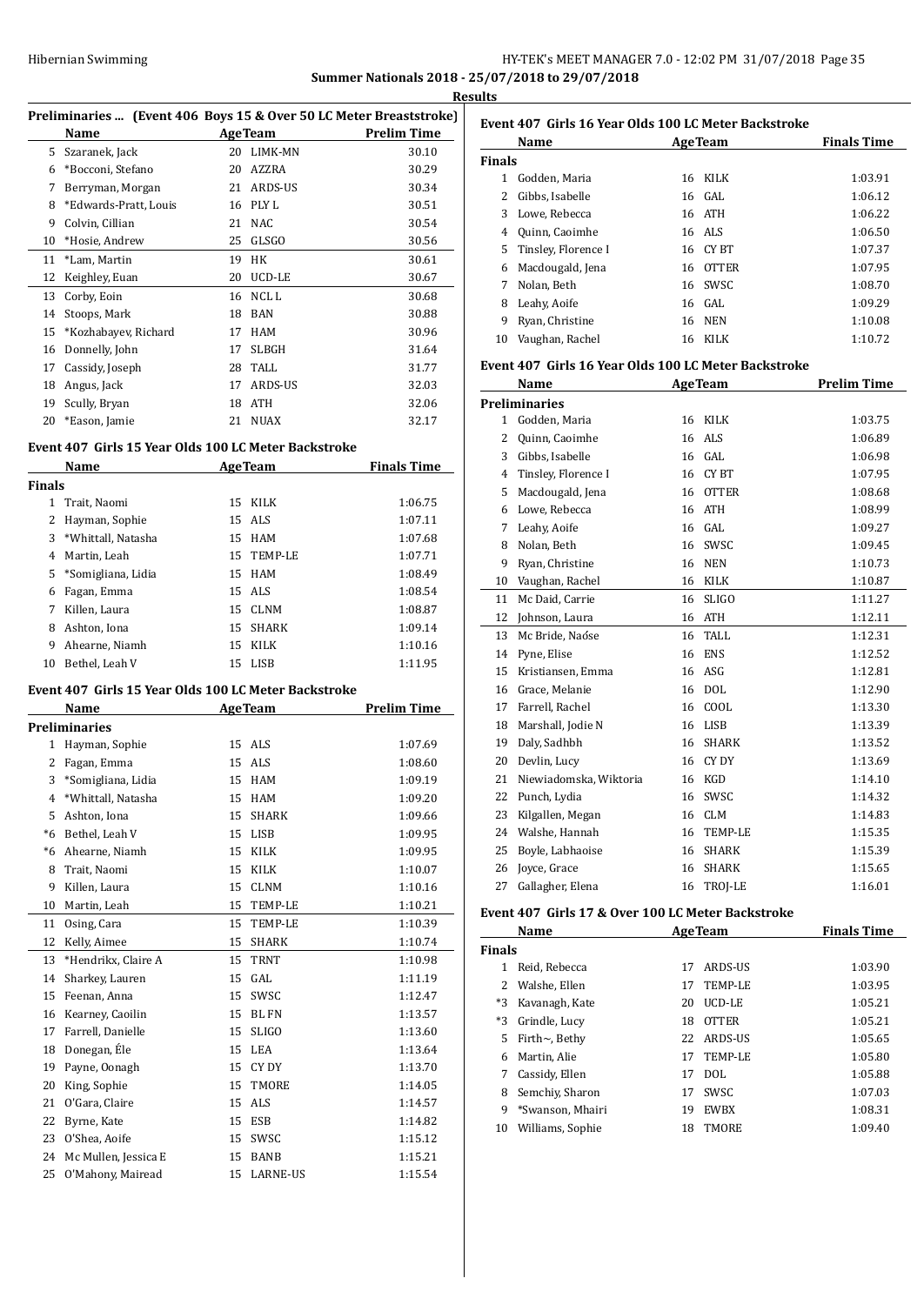**Summer Nationals 2018 - 25/07/2018 to 29/07/2018**

**Results**

### Preliminaries ... (Event 406 Boys 15 & Over 50 LC Meter Breaststroke)

| | Name | Age | Team | Prelim Time |
|---|---|---|---|---|
| 5 | Szaranek, Jack | 20 | LIMK-MN | 30.10 |
| 6 | *Bocconi, Stefano | 20 | AZZRA | 30.29 |
| 7 | Berryman, Morgan | 21 | ARDS-US | 30.34 |
| 8 | *Edwards-Pratt, Louis | 16 | PLY L | 30.51 |
| 9 | Colvin, Cillian | 21 | NAC | 30.54 |
| 10 | *Hosie, Andrew | 25 | GLSGO | 30.56 |
| 11 | *Lam, Martin | 19 | HK | 30.61 |
| 12 | Keighley, Euan | 20 | UCD-LE | 30.67 |
| 13 | Corby, Eoin | 16 | NCL L | 30.68 |
| 14 | Stoops, Mark | 18 | BAN | 30.88 |
| 15 | *Kozhabayev, Richard | 17 | HAM | 30.96 |
| 16 | Donnelly, John | 17 | SLBGH | 31.64 |
| 17 | Cassidy, Joseph | 28 | TALL | 31.77 |
| 18 | Angus, Jack | 17 | ARDS-US | 32.03 |
| 19 | Scully, Bryan | 18 | ATH | 32.06 |
| 20 | *Eason, Jamie | 21 | NUAX | 32.17 |

### Event 407 Girls 15 Year Olds 100 LC Meter Backstroke

| | Name | Age | Team | Finals Time |
|---|---|---|---|---|
| **Finals** | | | | |
| 1 | Trait, Naomi | 15 | KILK | 1:06.75 |
| 2 | Hayman, Sophie | 15 | ALS | 1:07.11 |
| 3 | *Whittall, Natasha | 15 | HAM | 1:07.68 |
| 4 | Martin, Leah | 15 | TEMP-LE | 1:07.71 |
| 5 | *Somigliana, Lidia | 15 | HAM | 1:08.49 |
| 6 | Fagan, Emma | 15 | ALS | 1:08.54 |
| 7 | Killen, Laura | 15 | CLNM | 1:08.87 |
| 8 | Ashton, Iona | 15 | SHARK | 1:09.14 |
| 9 | Ahearne, Niamh | 15 | KILK | 1:10.16 |
| 10 | Bethel, Leah V | 15 | LISB | 1:11.95 |

### Event 407 Girls 15 Year Olds 100 LC Meter Backstroke

| | Name | Age | Team | Prelim Time |
|---|---|---|---|---|
| **Preliminaries** | | | | |
| 1 | Hayman, Sophie | 15 | ALS | 1:07.69 |
| 2 | Fagan, Emma | 15 | ALS | 1:08.60 |
| 3 | *Somigliana, Lidia | 15 | HAM | 1:09.19 |
| 4 | *Whittall, Natasha | 15 | HAM | 1:09.20 |
| 5 | Ashton, Iona | 15 | SHARK | 1:09.66 |
| *6 | Bethel, Leah V | 15 | LISB | 1:09.95 |
| *6 | Ahearne, Niamh | 15 | KILK | 1:09.95 |
| 8 | Trait, Naomi | 15 | KILK | 1:10.07 |
| 9 | Killen, Laura | 15 | CLNM | 1:10.16 |
| 10 | Martin, Leah | 15 | TEMP-LE | 1:10.21 |
| 11 | Osing, Cara | 15 | TEMP-LE | 1:10.39 |
| 12 | Kelly, Aimee | 15 | SHARK | 1:10.74 |
| 13 | *Hendrikx, Claire A | 15 | TRNT | 1:10.98 |
| 14 | Sharkey, Lauren | 15 | GAL | 1:11.19 |
| 15 | Feenan, Anna | 15 | SWSC | 1:12.47 |
| 16 | Kearney, Caoilin | 15 | BL FN | 1:13.57 |
| 17 | Farrell, Danielle | 15 | SLIGO | 1:13.60 |
| 18 | Donegan, Éle | 15 | LEA | 1:13.64 |
| 19 | Payne, Oonagh | 15 | CY DY | 1:13.70 |
| 20 | King, Sophie | 15 | TMORE | 1:14.05 |
| 21 | O'Gara, Claire | 15 | ALS | 1:14.57 |
| 22 | Byrne, Kate | 15 | ESB | 1:14.82 |
| 23 | O'Shea, Aoife | 15 | SWSC | 1:15.12 |
| 24 | Mc Mullen, Jessica E | 15 | BANB | 1:15.21 |
| 25 | O'Mahony, Mairead | 15 | LARNE-US | 1:15.54 |

### Event 407 Girls 16 Year Olds 100 LC Meter Backstroke

| | Name | Age | Team | Finals Time |
|---|---|---|---|---|
| **Finals** | | | | |
| 1 | Godden, Maria | 16 | KILK | 1:03.91 |
| 2 | Gibbs, Isabelle | 16 | GAL | 1:06.12 |
| 3 | Lowe, Rebecca | 16 | ATH | 1:06.22 |
| 4 | Quinn, Caoimhe | 16 | ALS | 1:06.50 |
| 5 | Tinsley, Florence I | 16 | CY BT | 1:07.37 |
| 6 | Macdougald, Jena | 16 | OTTER | 1:07.95 |
| 7 | Nolan, Beth | 16 | SWSC | 1:08.70 |
| 8 | Leahy, Aoife | 16 | GAL | 1:09.29 |
| 9 | Ryan, Christine | 16 | NEN | 1:10.08 |
| 10 | Vaughan, Rachel | 16 | KILK | 1:10.72 |

### Event 407 Girls 16 Year Olds 100 LC Meter Backstroke

| | Name | Age | Team | Prelim Time |
|---|---|---|---|---|
| **Preliminaries** | | | | |
| 1 | Godden, Maria | 16 | KILK | 1:03.75 |
| 2 | Quinn, Caoimhe | 16 | ALS | 1:06.89 |
| 3 | Gibbs, Isabelle | 16 | GAL | 1:06.98 |
| 4 | Tinsley, Florence I | 16 | CY BT | 1:07.95 |
| 5 | Macdougald, Jena | 16 | OTTER | 1:08.68 |
| 6 | Lowe, Rebecca | 16 | ATH | 1:08.99 |
| 7 | Leahy, Aoife | 16 | GAL | 1:09.27 |
| 8 | Nolan, Beth | 16 | SWSC | 1:09.45 |
| 9 | Ryan, Christine | 16 | NEN | 1:10.73 |
| 10 | Vaughan, Rachel | 16 | KILK | 1:10.87 |
| 11 | Mc Daid, Carrie | 16 | SLIGO | 1:11.27 |
| 12 | Johnson, Laura | 16 | ATH | 1:12.11 |
| 13 | Mc Bride, Naóse | 16 | TALL | 1:12.31 |
| 14 | Pyne, Elise | 16 | ENS | 1:12.52 |
| 15 | Kristiansen, Emma | 16 | ASG | 1:12.81 |
| 16 | Grace, Melanie | 16 | DOL | 1:12.90 |
| 17 | Farrell, Rachel | 16 | COOL | 1:13.30 |
| 18 | Marshall, Jodie N | 16 | LISB | 1:13.39 |
| 19 | Daly, Sadhbh | 16 | SHARK | 1:13.52 |
| 20 | Devlin, Lucy | 16 | CY DY | 1:13.69 |
| 21 | Niewiadomska, Wiktoria | 16 | KGD | 1:14.10 |
| 22 | Punch, Lydia | 16 | SWSC | 1:14.32 |
| 23 | Kilgallen, Megan | 16 | CLM | 1:14.83 |
| 24 | Walshe, Hannah | 16 | TEMP-LE | 1:15.35 |
| 25 | Boyle, Labhaoise | 16 | SHARK | 1:15.39 |
| 26 | Joyce, Grace | 16 | SHARK | 1:15.65 |
| 27 | Gallagher, Elena | 16 | TROJ-LE | 1:16.01 |

### Event 407 Girls 17 & Over 100 LC Meter Backstroke

| | Name | Age | Team | Finals Time |
|---|---|---|---|---|
| **Finals** | | | | |
| 1 | Reid, Rebecca | 17 | ARDS-US | 1:03.90 |
| 2 | Walshe, Ellen | 17 | TEMP-LE | 1:03.95 |
| *3 | Kavanagh, Kate | 20 | UCD-LE | 1:05.21 |
| *3 | Grindle, Lucy | 18 | OTTER | 1:05.21 |
| 5 | Firth~, Bethy | 22 | ARDS-US | 1:05.65 |
| 6 | Martin, Alie | 17 | TEMP-LE | 1:05.80 |
| 7 | Cassidy, Ellen | 17 | DOL | 1:05.88 |
| 8 | Semchiy, Sharon | 17 | SWSC | 1:07.03 |
| 9 | *Swanson, Mhairi | 19 | EWBX | 1:08.31 |
| 10 | Williams, Sophie | 18 | TMORE | 1:09.40 |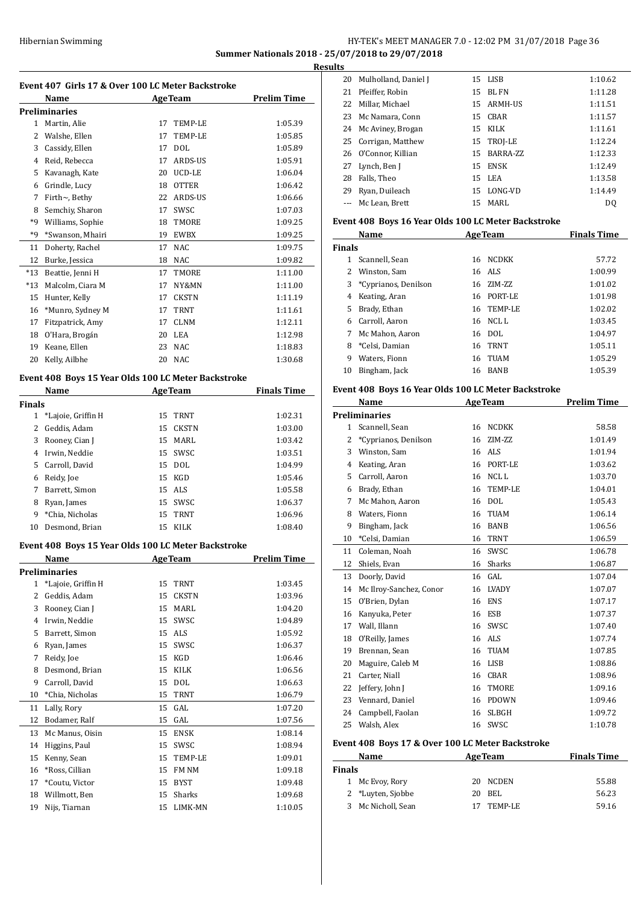**Summer Nationals 2018 - 25/07/2018 to 29/07/2018**

**Results**

### Event 407 Girls 17 & Over 100 LC Meter Backstroke

| | Name | Age | Team | Prelim Time |
|---|---|---|---|---|
| **Preliminaries** | | | | |
| 1 | Martin, Alie | 17 | TEMP-LE | 1:05.39 |
| 2 | Walshe, Ellen | 17 | TEMP-LE | 1:05.85 |
| 3 | Cassidy, Ellen | 17 | DOL | 1:05.89 |
| 4 | Reid, Rebecca | 17 | ARDS-US | 1:05.91 |
| 5 | Kavanagh, Kate | 20 | UCD-LE | 1:06.04 |
| 6 | Grindle, Lucy | 18 | OTTER | 1:06.42 |
| 7 | Firth~, Bethy | 22 | ARDS-US | 1:06.66 |
| 8 | Semchiy, Sharon | 17 | SWSC | 1:07.03 |
| *9 | Williams, Sophie | 18 | TMORE | 1:09.25 |
| *9 | *Swanson, Mhairi | 19 | EWBX | 1:09.25 |
| 11 | Doherty, Rachel | 17 | NAC | 1:09.75 |
| 12 | Burke, Jessica | 18 | NAC | 1:09.82 |
| *13 | Beattie, Jenni H | 17 | TMORE | 1:11.00 |
| *13 | Malcolm, Ciara M | 17 | NY&MN | 1:11.00 |
| 15 | Hunter, Kelly | 17 | CKSTN | 1:11.19 |
| 16 | *Munro, Sydney M | 17 | TRNT | 1:11.61 |
| 17 | Fitzpatrick, Amy | 17 | CLNM | 1:12.11 |
| 18 | O'Hara, Brogán | 20 | LEA | 1:12.98 |
| 19 | Keane, Ellen | 23 | NAC | 1:18.83 |
| 20 | Kelly, Ailbhe | 20 | NAC | 1:30.68 |

### Event 408 Boys 15 Year Olds 100 LC Meter Backstroke

| | Name | Age | Team | Finals Time |
|---|---|---|---|---|
| **Finals** | | | | |
| 1 | *Lajoie, Griffin H | 15 | TRNT | 1:02.31 |
| 2 | Geddis, Adam | 15 | CKSTN | 1:03.00 |
| 3 | Rooney, Cian J | 15 | MARL | 1:03.42 |
| 4 | Irwin, Neddie | 15 | SWSC | 1:03.51 |
| 5 | Carroll, David | 15 | DOL | 1:04.99 |
| 6 | Reidy, Joe | 15 | KGD | 1:05.46 |
| 7 | Barrett, Simon | 15 | ALS | 1:05.58 |
| 8 | Ryan, James | 15 | SWSC | 1:06.37 |
| 9 | *Chia, Nicholas | 15 | TRNT | 1:06.96 |
| 10 | Desmond, Brian | 15 | KILK | 1:08.40 |

### Event 408 Boys 15 Year Olds 100 LC Meter Backstroke

| | Name | Age | Team | Prelim Time |
|---|---|---|---|---|
| **Preliminaries** | | | | |
| 1 | *Lajoie, Griffin H | 15 | TRNT | 1:03.45 |
| 2 | Geddis, Adam | 15 | CKSTN | 1:03.96 |
| 3 | Rooney, Cian J | 15 | MARL | 1:04.20 |
| 4 | Irwin, Neddie | 15 | SWSC | 1:04.89 |
| 5 | Barrett, Simon | 15 | ALS | 1:05.92 |
| 6 | Ryan, James | 15 | SWSC | 1:06.37 |
| 7 | Reidy, Joe | 15 | KGD | 1:06.46 |
| 8 | Desmond, Brian | 15 | KILK | 1:06.56 |
| 9 | Carroll, David | 15 | DOL | 1:06.63 |
| 10 | *Chia, Nicholas | 15 | TRNT | 1:06.79 |
| 11 | Lally, Rory | 15 | GAL | 1:07.20 |
| 12 | Bodamer, Ralf | 15 | GAL | 1:07.56 |
| 13 | Mc Manus, Oisin | 15 | ENSK | 1:08.14 |
| 14 | Higgins, Paul | 15 | SWSC | 1:08.94 |
| 15 | Kenny, Sean | 15 | TEMP-LE | 1:09.01 |
| 16 | *Ross, Cillian | 15 | FM NM | 1:09.18 |
| 17 | *Coutu, Victor | 15 | BYST | 1:09.48 |
| 18 | Willmott, Ben | 15 | Sharks | 1:09.68 |
| 19 | Nijs, Tiarnan | 15 | LIMK-MN | 1:10.05 |
| 20 | Mulholland, Daniel J | 15 | LISB | 1:10.62 |
| 21 | Pfeiffer, Robin | 15 | BL FN | 1:11.28 |
| 22 | Millar, Michael | 15 | ARMH-US | 1:11.51 |
| 23 | Mc Namara, Conn | 15 | CBAR | 1:11.57 |
| 24 | Mc Aviney, Brogan | 15 | KILK | 1:11.61 |
| 25 | Corrigan, Matthew | 15 | TROJ-LE | 1:12.24 |
| 26 | O'Connor, Killian | 15 | BARRA-ZZ | 1:12.33 |
| 27 | Lynch, Ben J | 15 | ENSK | 1:12.49 |
| 28 | Falls, Theo | 15 | LEA | 1:13.58 |
| 29 | Ryan, Duileach | 15 | LONG-VD | 1:14.49 |
| --- | Mc Lean, Brett | 15 | MARL | DQ |

### Event 408 Boys 16 Year Olds 100 LC Meter Backstroke

| | Name | Age | Team | Finals Time |
|---|---|---|---|---|
| **Finals** | | | | |
| 1 | Scannell, Sean | 16 | NCDKK | 57.72 |
| 2 | Winston, Sam | 16 | ALS | 1:00.99 |
| 3 | *Cyprianos, Denilson | 16 | ZIM-ZZ | 1:01.02 |
| 4 | Keating, Aran | 16 | PORT-LE | 1:01.98 |
| 5 | Brady, Ethan | 16 | TEMP-LE | 1:02.02 |
| 6 | Carroll, Aaron | 16 | NCL L | 1:03.45 |
| 7 | Mc Mahon, Aaron | 16 | DOL | 1:04.97 |
| 8 | *Celsi, Damian | 16 | TRNT | 1:05.11 |
| 9 | Waters, Fionn | 16 | TUAM | 1:05.29 |
| 10 | Bingham, Jack | 16 | BANB | 1:05.39 |

### Event 408 Boys 16 Year Olds 100 LC Meter Backstroke

| | Name | Age | Team | Prelim Time |
|---|---|---|---|---|
| **Preliminaries** | | | | |
| 1 | Scannell, Sean | 16 | NCDKK | 58.58 |
| 2 | *Cyprianos, Denilson | 16 | ZIM-ZZ | 1:01.49 |
| 3 | Winston, Sam | 16 | ALS | 1:01.94 |
| 4 | Keating, Aran | 16 | PORT-LE | 1:03.62 |
| 5 | Carroll, Aaron | 16 | NCL L | 1:03.70 |
| 6 | Brady, Ethan | 16 | TEMP-LE | 1:04.01 |
| 7 | Mc Mahon, Aaron | 16 | DOL | 1:05.43 |
| 8 | Waters, Fionn | 16 | TUAM | 1:06.14 |
| 9 | Bingham, Jack | 16 | BANB | 1:06.56 |
| 10 | *Celsi, Damian | 16 | TRNT | 1:06.59 |
| 11 | Coleman, Noah | 16 | SWSC | 1:06.78 |
| 12 | Shiels, Evan | 16 | Sharks | 1:06.87 |
| 13 | Doorly, David | 16 | GAL | 1:07.04 |
| 14 | Mc Ilroy-Sanchez, Conor | 16 | LVADY | 1:07.07 |
| 15 | O'Brien, Dylan | 16 | ENS | 1:07.17 |
| 16 | Kanyuka, Peter | 16 | ESB | 1:07.37 |
| 17 | Wall, Illann | 16 | SWSC | 1:07.40 |
| 18 | O'Reilly, James | 16 | ALS | 1:07.74 |
| 19 | Brennan, Sean | 16 | TUAM | 1:07.85 |
| 20 | Maguire, Caleb M | 16 | LISB | 1:08.86 |
| 21 | Carter, Niall | 16 | CBAR | 1:08.96 |
| 22 | Jeffery, John J | 16 | TMORE | 1:09.16 |
| 23 | Vennard, Daniel | 16 | PDOWN | 1:09.46 |
| 24 | Campbell, Faolan | 16 | SLBGH | 1:09.72 |
| 25 | Walsh, Alex | 16 | SWSC | 1:10.78 |

### Event 408 Boys 17 & Over 100 LC Meter Backstroke

| | Name | Age | Team | Finals Time |
|---|---|---|---|---|
| **Finals** | | | | |
| 1 | Mc Evoy, Rory | 20 | NCDEN | 55.88 |
| 2 | *Luyten, Sjobbe | 20 | BEL | 56.23 |
| 3 | Mc Nicholl, Sean | 17 | TEMP-LE | 59.16 |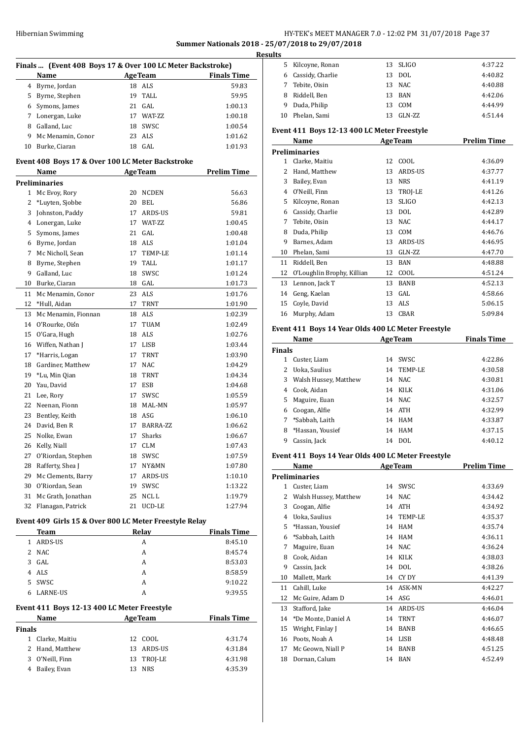**Summer Nationals 2018 - 25/07/2018 to 29/07/2018**

**Results**

### Finals ... (Event 408 Boys 17 & Over 100 LC Meter Backstroke)

| | Name | Age | Team | Finals Time |
|---|---|---|---|---|
| 4 | Byrne, Jordan | 18 | ALS | 59.83 |
| 5 | Byrne, Stephen | 19 | TALL | 59.95 |
| 6 | Symons, James | 21 | GAL | 1:00.13 |
| 7 | Lonergan, Luke | 17 | WAT-ZZ | 1:00.18 |
| 8 | Galland, Luc | 18 | SWSC | 1:00.54 |
| 9 | Mc Menamin, Conor | 23 | ALS | 1:01.62 |
| 10 | Burke, Ciaran | 18 | GAL | 1:01.93 |

### Event 408 Boys 17 & Over 100 LC Meter Backstroke

| | Name | Age | Team | Prelim Time |
|---|---|---|---|---|
| **Preliminaries** | | | | |
| 1 | Mc Evoy, Rory | 20 | NCDEN | 56.63 |
| 2 | *Luyten, Sjobbe | 20 | BEL | 56.86 |
| 3 | Johnston, Paddy | 17 | ARDS-US | 59.81 |
| 4 | Lonergan, Luke | 17 | WAT-ZZ | 1:00.45 |
| 5 | Symons, James | 21 | GAL | 1:00.48 |
| 6 | Byrne, Jordan | 18 | ALS | 1:01.04 |
| 7 | Mc Nicholl, Sean | 17 | TEMP-LE | 1:01.14 |
| 8 | Byrne, Stephen | 19 | TALL | 1:01.17 |
| 9 | Galland, Luc | 18 | SWSC | 1:01.24 |
| 10 | Burke, Ciaran | 18 | GAL | 1:01.73 |
| 11 | Mc Menamin, Conor | 23 | ALS | 1:01.76 |
| 12 | *Hull, Aidan | 17 | TRNT | 1:01.90 |
| 13 | Mc Menamin, Fionnan | 18 | ALS | 1:02.39 |
| 14 | O'Rourke, Oiśn | 17 | TUAM | 1:02.49 |
| 15 | O'Gara, Hugh | 18 | ALS | 1:02.76 |
| 16 | Wiffen, Nathan J | 17 | LISB | 1:03.44 |
| 17 | *Harris, Logan | 17 | TRNT | 1:03.90 |
| 18 | Gardiner, Matthew | 17 | NAC | 1:04.29 |
| 19 | *Lu, Min Qian | 18 | TRNT | 1:04.34 |
| 20 | Yau, David | 17 | ESB | 1:04.68 |
| 21 | Lee, Rory | 17 | SWSC | 1:05.59 |
| 22 | Neenan, Fionn | 18 | MAL-MN | 1:05.97 |
| 23 | Bentley, Keith | 18 | ASG | 1:06.10 |
| 24 | David, Ben R | 17 | BARRA-ZZ | 1:06.62 |
| 25 | Nolke, Ewan | 17 | Sharks | 1:06.67 |
| 26 | Kelly, Niall | 17 | CLM | 1:07.43 |
| 27 | O'Riordan, Stephen | 18 | SWSC | 1:07.59 |
| 28 | Rafferty, Shea J | 17 | NY&MN | 1:07.80 |
| 29 | Mc Clements, Barry | 17 | ARDS-US | 1:10.10 |
| 30 | O'Riordan, Sean | 19 | SWSC | 1:13.22 |
| 31 | Mc Grath, Jonathan | 25 | NCL L | 1:19.79 |
| 32 | Flanagan, Patrick | 21 | UCD-LE | 1:27.94 |

### Event 409 Girls 15 & Over 800 LC Meter Freestyle Relay

| | Team | Relay | Finals Time |
|---|---|---|---|
| 1 | ARDS-US | A | 8:45.10 |
| 2 | NAC | A | 8:45.74 |
| 3 | GAL | A | 8:53.03 |
| 4 | ALS | A | 8:58.59 |
| 5 | SWSC | A | 9:10.22 |
| 6 | LARNE-US | A | 9:39.55 |

### Event 411 Boys 12-13 400 LC Meter Freestyle

| | Name | Age | Team | Finals Time |
|---|---|---|---|---|
| **Finals** | | | | |
| 1 | Clarke, Maitiu | 12 | COOL | 4:31.74 |
| 2 | Hand, Matthew | 13 | ARDS-US | 4:31.84 |
| 3 | O'Neill, Finn | 13 | TROJ-LE | 4:31.98 |
| 4 | Bailey, Evan | 13 | NRS | 4:35.39 |
| 5 | Kilcoyne, Ronan | 13 | SLIGO | 4:37.22 |
| 6 | Cassidy, Charlie | 13 | DOL | 4:40.82 |
| 7 | Tebite, Oisin | 13 | NAC | 4:40.88 |
| 8 | Riddell, Ben | 13 | BAN | 4:42.06 |
| 9 | Duda, Philip | 13 | COM | 4:44.99 |
| 10 | Phelan, Sami | 13 | GLN-ZZ | 4:51.44 |

### Event 411 Boys 12-13 400 LC Meter Freestyle

| | Name | Age | Team | Prelim Time |
|---|---|---|---|---|
| **Preliminaries** | | | | |
| 1 | Clarke, Maitiu | 12 | COOL | 4:36.09 |
| 2 | Hand, Matthew | 13 | ARDS-US | 4:37.77 |
| 3 | Bailey, Evan | 13 | NRS | 4:41.19 |
| 4 | O'Neill, Finn | 13 | TROJ-LE | 4:41.26 |
| 5 | Kilcoyne, Ronan | 13 | SLIGO | 4:42.13 |
| 6 | Cassidy, Charlie | 13 | DOL | 4:42.89 |
| 7 | Tebite, Oisin | 13 | NAC | 4:44.17 |
| 8 | Duda, Philip | 13 | COM | 4:46.76 |
| 9 | Barnes, Adam | 13 | ARDS-US | 4:46.95 |
| 10 | Phelan, Sami | 13 | GLN-ZZ | 4:47.70 |
| 11 | Riddell, Ben | 13 | BAN | 4:48.88 |
| 12 | O'Loughlin Brophy, Killian | 12 | COOL | 4:51.24 |
| 13 | Lennon, Jack T | 13 | BANB | 4:52.13 |
| 14 | Geng, Kaelan | 13 | GAL | 4:58.66 |
| 15 | Coyle, David | 13 | ALS | 5:06.15 |
| 16 | Murphy, Adam | 13 | CBAR | 5:09.84 |

### Event 411 Boys 14 Year Olds 400 LC Meter Freestyle

| | Name | Age | Team | Finals Time |
|---|---|---|---|---|
| **Finals** | | | | |
| 1 | Custer, Liam | 14 | SWSC | 4:22.86 |
| 2 | Uoka, Saulius | 14 | TEMP-LE | 4:30.58 |
| 3 | Walsh Hussey, Matthew | 14 | NAC | 4:30.81 |
| 4 | Cook, Aidan | 14 | KILK | 4:31.06 |
| 5 | Maguire, Euan | 14 | NAC | 4:32.57 |
| 6 | Coogan, Alfie | 14 | ATH | 4:32.99 |
| 7 | *Sabbah, Laith | 14 | HAM | 4:33.87 |
| 8 | *Hassan, Yousief | 14 | HAM | 4:37.15 |
| 9 | Cassin, Jack | 14 | DOL | 4:40.12 |

### Event 411 Boys 14 Year Olds 400 LC Meter Freestyle

| | Name | Age | Team | Prelim Time |
|---|---|---|---|---|
| **Preliminaries** | | | | |
| 1 | Custer, Liam | 14 | SWSC | 4:33.69 |
| 2 | Walsh Hussey, Matthew | 14 | NAC | 4:34.42 |
| 3 | Coogan, Alfie | 14 | ATH | 4:34.92 |
| 4 | Uoka, Saulius | 14 | TEMP-LE | 4:35.37 |
| 5 | *Hassan, Yousief | 14 | HAM | 4:35.74 |
| 6 | *Sabbah, Laith | 14 | HAM | 4:36.11 |
| 7 | Maguire, Euan | 14 | NAC | 4:36.24 |
| 8 | Cook, Aidan | 14 | KILK | 4:38.03 |
| 9 | Cassin, Jack | 14 | DOL | 4:38.26 |
| 10 | Mallett, Mark | 14 | CY DY | 4:41.39 |
| 11 | Cahill, Luke | 14 | ASK-MN | 4:42.27 |
| 12 | Mc Guire, Adam D | 14 | ASG | 4:46.01 |
| 13 | Stafford, Jake | 14 | ARDS-US | 4:46.04 |
| 14 | *De Monte, Daniel A | 14 | TRNT | 4:46.07 |
| 15 | Wright, Finlay J | 14 | BANB | 4:46.65 |
| 16 | Poots, Noah A | 14 | LISB | 4:48.48 |
| 17 | Mc Geown, Niall P | 14 | BANB | 4:51.25 |
| 18 | Dornan, Calum | 14 | BAN | 4:52.49 |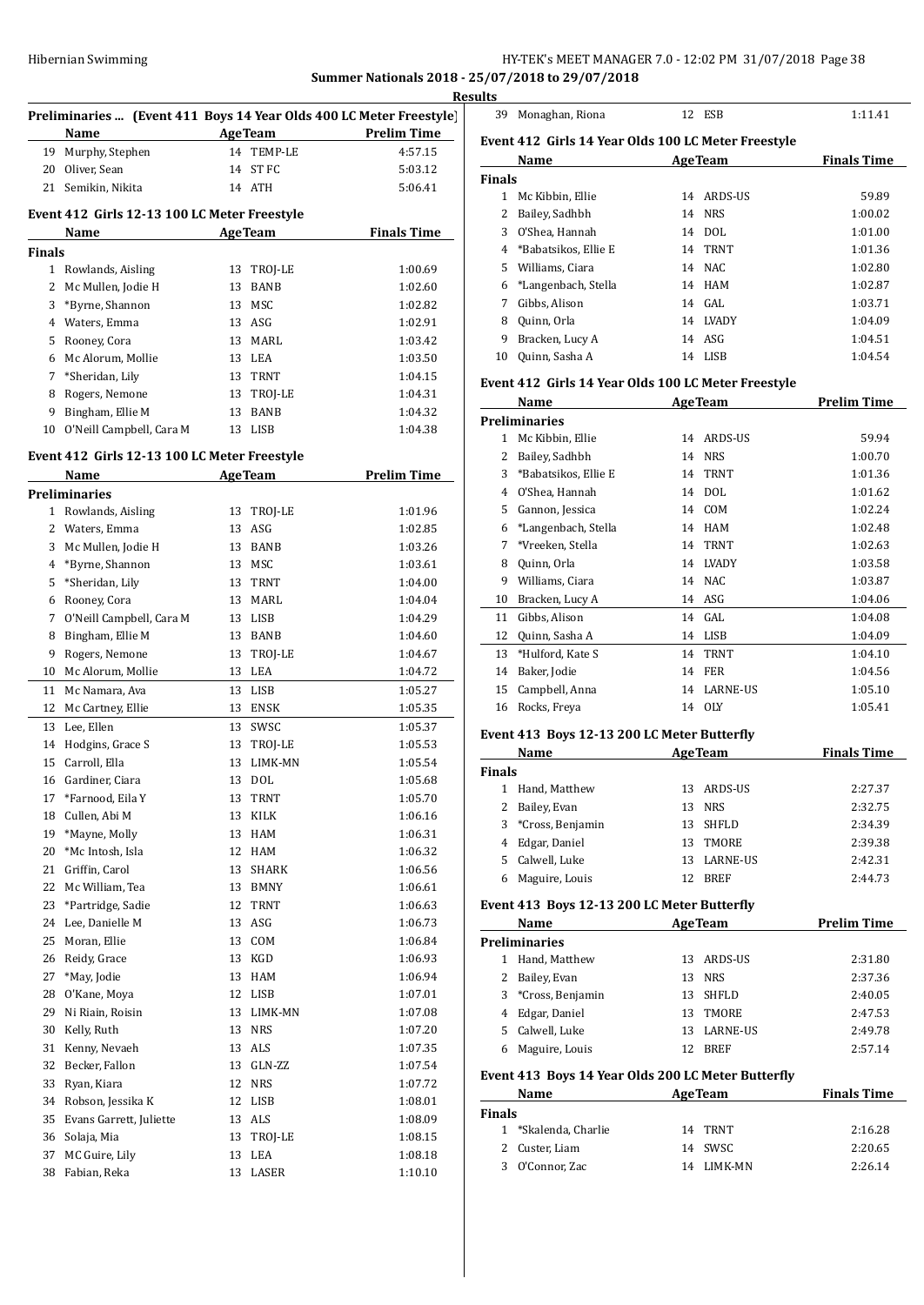**Summer Nationals 2018 - 25/07/2018 to 29/07/2018**

**Results**

### Preliminaries ... (Event 411 Boys 14 Year Olds 400 LC Meter Freestyle)

| | Name | Age | Team | Prelim Time |
|---|---|---|---|---|
| 19 | Murphy, Stephen | 14 | TEMP-LE | 4:57.15 |
| 20 | Oliver, Sean | 14 | ST FC | 5:03.12 |
| 21 | Semikin, Nikita | 14 | ATH | 5:06.41 |

### Event 412 Girls 12-13 100 LC Meter Freestyle

| | Name | Age | Team | Finals Time |
|---|---|---|---|---|
| **Finals** | | | | |
| 1 | Rowlands, Aisling | 13 | TROJ-LE | 1:00.69 |
| 2 | Mc Mullen, Jodie H | 13 | BANB | 1:02.60 |
| 3 | *Byrne, Shannon | 13 | MSC | 1:02.82 |
| 4 | Waters, Emma | 13 | ASG | 1:02.91 |
| 5 | Rooney, Cora | 13 | MARL | 1:03.42 |
| 6 | Mc Alorum, Mollie | 13 | LEA | 1:03.50 |
| 7 | *Sheridan, Lily | 13 | TRNT | 1:04.15 |
| 8 | Rogers, Nemone | 13 | TROJ-LE | 1:04.31 |
| 9 | Bingham, Ellie M | 13 | BANB | 1:04.32 |
| 10 | O'Neill Campbell, Cara M | 13 | LISB | 1:04.38 |

### Event 412 Girls 12-13 100 LC Meter Freestyle

| | Name | Age | Team | Prelim Time |
|---|---|---|---|---|
| **Preliminaries** | | | | |
| 1 | Rowlands, Aisling | 13 | TROJ-LE | 1:01.96 |
| 2 | Waters, Emma | 13 | ASG | 1:02.85 |
| 3 | Mc Mullen, Jodie H | 13 | BANB | 1:03.26 |
| 4 | *Byrne, Shannon | 13 | MSC | 1:03.61 |
| 5 | *Sheridan, Lily | 13 | TRNT | 1:04.00 |
| 6 | Rooney, Cora | 13 | MARL | 1:04.04 |
| 7 | O'Neill Campbell, Cara M | 13 | LISB | 1:04.29 |
| 8 | Bingham, Ellie M | 13 | BANB | 1:04.60 |
| 9 | Rogers, Nemone | 13 | TROJ-LE | 1:04.67 |
| 10 | Mc Alorum, Mollie | 13 | LEA | 1:04.72 |
| 11 | Mc Namara, Ava | 13 | LISB | 1:05.27 |
| 12 | Mc Cartney, Ellie | 13 | ENSK | 1:05.35 |
| 13 | Lee, Ellen | 13 | SWSC | 1:05.37 |
| 14 | Hodgins, Grace S | 13 | TROJ-LE | 1:05.53 |
| 15 | Carroll, Ella | 13 | LIMK-MN | 1:05.54 |
| 16 | Gardiner, Ciara | 13 | DOL | 1:05.68 |
| 17 | *Farnood, Eila Y | 13 | TRNT | 1:05.70 |
| 18 | Cullen, Abi M | 13 | KILK | 1:06.16 |
| 19 | *Mayne, Molly | 13 | HAM | 1:06.31 |
| 20 | *Mc Intosh, Isla | 12 | HAM | 1:06.32 |
| 21 | Griffin, Carol | 13 | SHARK | 1:06.56 |
| 22 | Mc William, Tea | 13 | BMNY | 1:06.61 |
| 23 | *Partridge, Sadie | 12 | TRNT | 1:06.63 |
| 24 | Lee, Danielle M | 13 | ASG | 1:06.73 |
| 25 | Moran, Ellie | 13 | COM | 1:06.84 |
| 26 | Reidy, Grace | 13 | KGD | 1:06.93 |
| 27 | *May, Jodie | 13 | HAM | 1:06.94 |
| 28 | O'Kane, Moya | 12 | LISB | 1:07.01 |
| 29 | Ni Riain, Roisin | 13 | LIMK-MN | 1:07.08 |
| 30 | Kelly, Ruth | 13 | NRS | 1:07.20 |
| 31 | Kenny, Nevaeh | 13 | ALS | 1:07.35 |
| 32 | Becker, Fallon | 13 | GLN-ZZ | 1:07.54 |
| 33 | Ryan, Kiara | 12 | NRS | 1:07.72 |
| 34 | Robson, Jessika K | 12 | LISB | 1:08.01 |
| 35 | Evans Garrett, Juliette | 13 | ALS | 1:08.09 |
| 36 | Solaja, Mia | 13 | TROJ-LE | 1:08.15 |
| 37 | MC Guire, Lily | 13 | LEA | 1:08.18 |
| 38 | Fabian, Reka | 13 | LASER | 1:10.10 |
| 39 | Monaghan, Riona | 12 | ESB | 1:11.41 |

### Event 412 Girls 14 Year Olds 100 LC Meter Freestyle

| | Name | Age | Team | Finals Time |
|---|---|---|---|---|
| **Finals** | | | | |
| 1 | Mc Kibbin, Ellie | 14 | ARDS-US | 59.89 |
| 2 | Bailey, Sadhbh | 14 | NRS | 1:00.02 |
| 3 | O'Shea, Hannah | 14 | DOL | 1:01.00 |
| 4 | *Babatsikos, Ellie E | 14 | TRNT | 1:01.36 |
| 5 | Williams, Ciara | 14 | NAC | 1:02.80 |
| 6 | *Langenbach, Stella | 14 | HAM | 1:02.87 |
| 7 | Gibbs, Alison | 14 | GAL | 1:03.71 |
| 8 | Quinn, Orla | 14 | LVADY | 1:04.09 |
| 9 | Bracken, Lucy A | 14 | ASG | 1:04.51 |
| 10 | Quinn, Sasha A | 14 | LISB | 1:04.54 |

### Event 412 Girls 14 Year Olds 100 LC Meter Freestyle

| | Name | Age | Team | Prelim Time |
|---|---|---|---|---|
| **Preliminaries** | | | | |
| 1 | Mc Kibbin, Ellie | 14 | ARDS-US | 59.94 |
| 2 | Bailey, Sadhbh | 14 | NRS | 1:00.70 |
| 3 | *Babatsikos, Ellie E | 14 | TRNT | 1:01.36 |
| 4 | O'Shea, Hannah | 14 | DOL | 1:01.62 |
| 5 | Gannon, Jessica | 14 | COM | 1:02.24 |
| 6 | *Langenbach, Stella | 14 | HAM | 1:02.48 |
| 7 | *Vreeken, Stella | 14 | TRNT | 1:02.63 |
| 8 | Quinn, Orla | 14 | LVADY | 1:03.58 |
| 9 | Williams, Ciara | 14 | NAC | 1:03.87 |
| 10 | Bracken, Lucy A | 14 | ASG | 1:04.06 |
| 11 | Gibbs, Alison | 14 | GAL | 1:04.08 |
| 12 | Quinn, Sasha A | 14 | LISB | 1:04.09 |
| 13 | *Hulford, Kate S | 14 | TRNT | 1:04.10 |
| 14 | Baker, Jodie | 14 | FER | 1:04.56 |
| 15 | Campbell, Anna | 14 | LARNE-US | 1:05.10 |
| 16 | Rocks, Freya | 14 | OLY | 1:05.41 |

### Event 413 Boys 12-13 200 LC Meter Butterfly

| | Name | Age | Team | Finals Time |
|---|---|---|---|---|
| **Finals** | | | | |
| 1 | Hand, Matthew | 13 | ARDS-US | 2:27.37 |
| 2 | Bailey, Evan | 13 | NRS | 2:32.75 |
| 3 | *Cross, Benjamin | 13 | SHFLD | 2:34.39 |
| 4 | Edgar, Daniel | 13 | TMORE | 2:39.38 |
| 5 | Calwell, Luke | 13 | LARNE-US | 2:42.31 |
| 6 | Maguire, Louis | 12 | BREF | 2:44.73 |

### Event 413 Boys 12-13 200 LC Meter Butterfly

| | Name | Age | Team | Prelim Time |
|---|---|---|---|---|
| **Preliminaries** | | | | |
| 1 | Hand, Matthew | 13 | ARDS-US | 2:31.80 |
| 2 | Bailey, Evan | 13 | NRS | 2:37.36 |
| 3 | *Cross, Benjamin | 13 | SHFLD | 2:40.05 |
| 4 | Edgar, Daniel | 13 | TMORE | 2:47.53 |
| 5 | Calwell, Luke | 13 | LARNE-US | 2:49.78 |
| 6 | Maguire, Louis | 12 | BREF | 2:57.14 |

### Event 413 Boys 14 Year Olds 200 LC Meter Butterfly

| | Name | Age | Team | Finals Time |
|---|---|---|---|---|
| **Finals** | | | | |
| 1 | *Skalenda, Charlie | 14 | TRNT | 2:16.28 |
| 2 | Custer, Liam | 14 | SWSC | 2:20.65 |
| 3 | O'Connor, Zac | 14 | LIMK-MN | 2:26.14 |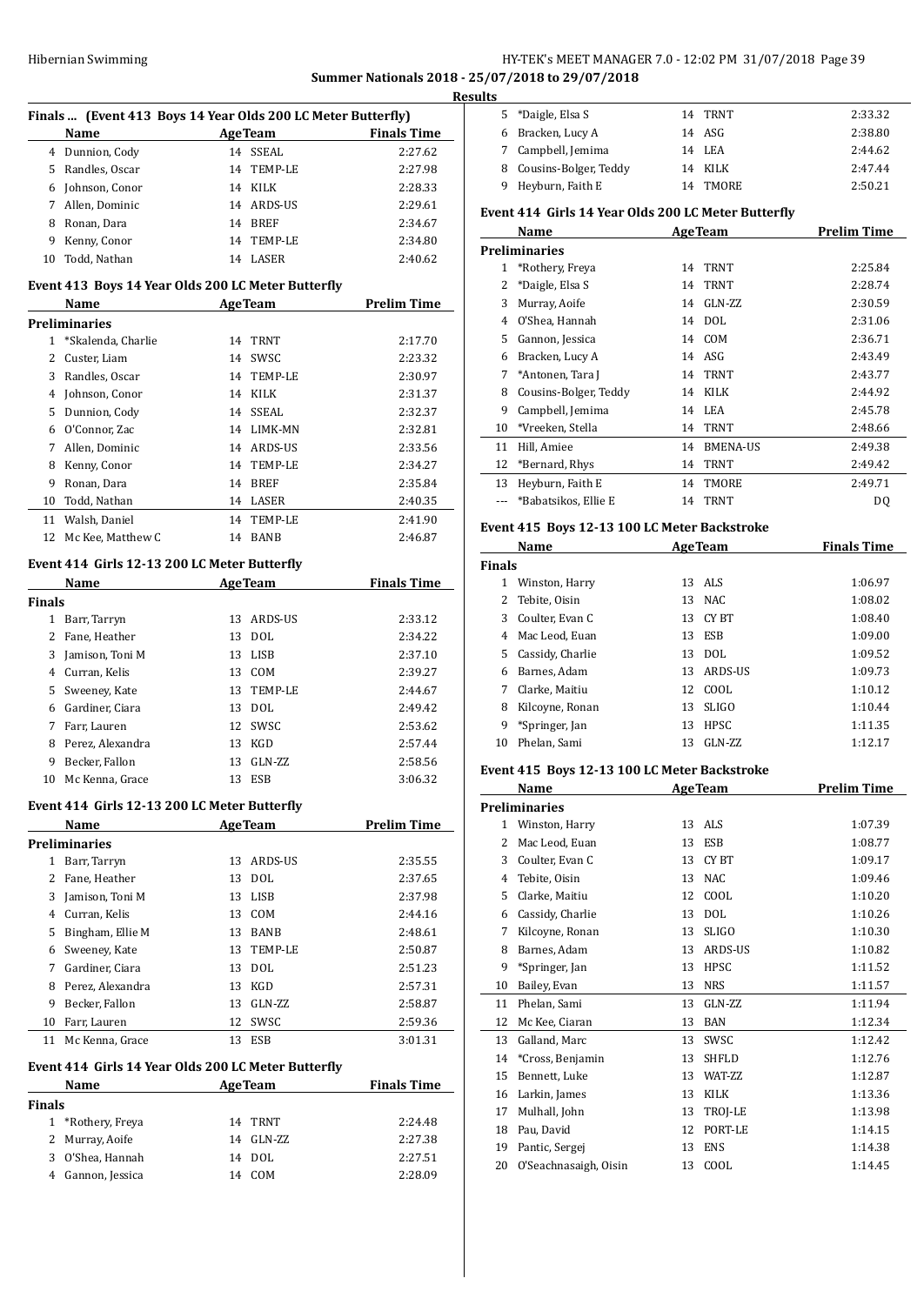## Summer Nationals 2018 - 25/07/2018 to 29/07/2018

### Results

### Finals ... (Event 413 Boys 14 Year Olds 200 LC Meter Butterfly)

| | Name | Age | Team | Finals Time |
|---|---|---|---|---|
| 4 | Dunnion, Cody | 14 | SSEAL | 2:27.62 |
| 5 | Randles, Oscar | 14 | TEMP-LE | 2:27.98 |
| 6 | Johnson, Conor | 14 | KILK | 2:28.33 |
| 7 | Allen, Dominic | 14 | ARDS-US | 2:29.61 |
| 8 | Ronan, Dara | 14 | BREF | 2:34.67 |
| 9 | Kenny, Conor | 14 | TEMP-LE | 2:34.80 |
| 10 | Todd, Nathan | 14 | LASER | 2:40.62 |

### Event 413 Boys 14 Year Olds 200 LC Meter Butterfly

| | Name | Age | Team | Prelim Time |
|---|---|---|---|---|
| **Preliminaries** | | | | |
| 1 | *Skalenda, Charlie | 14 | TRNT | 2:17.70 |
| 2 | Custer, Liam | 14 | SWSC | 2:23.32 |
| 3 | Randles, Oscar | 14 | TEMP-LE | 2:30.97 |
| 4 | Johnson, Conor | 14 | KILK | 2:31.37 |
| 5 | Dunnion, Cody | 14 | SSEAL | 2:32.37 |
| 6 | O'Connor, Zac | 14 | LIMK-MN | 2:32.81 |
| 7 | Allen, Dominic | 14 | ARDS-US | 2:33.56 |
| 8 | Kenny, Conor | 14 | TEMP-LE | 2:34.27 |
| 9 | Ronan, Dara | 14 | BREF | 2:35.84 |
| 10 | Todd, Nathan | 14 | LASER | 2:40.35 |
| 11 | Walsh, Daniel | 14 | TEMP-LE | 2:41.90 |
| 12 | Mc Kee, Matthew C | 14 | BANB | 2:46.87 |

### Event 414 Girls 12-13 200 LC Meter Butterfly

| | Name | Age | Team | Finals Time |
|---|---|---|---|---|
| **Finals** | | | | |
| 1 | Barr, Tarryn | 13 | ARDS-US | 2:33.12 |
| 2 | Fane, Heather | 13 | DOL | 2:34.22 |
| 3 | Jamison, Toni M | 13 | LISB | 2:37.10 |
| 4 | Curran, Kelis | 13 | COM | 2:39.27 |
| 5 | Sweeney, Kate | 13 | TEMP-LE | 2:44.67 |
| 6 | Gardiner, Ciara | 13 | DOL | 2:49.42 |
| 7 | Farr, Lauren | 12 | SWSC | 2:53.62 |
| 8 | Perez, Alexandra | 13 | KGD | 2:57.44 |
| 9 | Becker, Fallon | 13 | GLN-ZZ | 2:58.56 |
| 10 | Mc Kenna, Grace | 13 | ESB | 3:06.32 |

### Event 414 Girls 12-13 200 LC Meter Butterfly

| | Name | Age | Team | Prelim Time |
|---|---|---|---|---|
| **Preliminaries** | | | | |
| 1 | Barr, Tarryn | 13 | ARDS-US | 2:35.55 |
| 2 | Fane, Heather | 13 | DOL | 2:37.65 |
| 3 | Jamison, Toni M | 13 | LISB | 2:37.98 |
| 4 | Curran, Kelis | 13 | COM | 2:44.16 |
| 5 | Bingham, Ellie M | 13 | BANB | 2:48.61 |
| 6 | Sweeney, Kate | 13 | TEMP-LE | 2:50.87 |
| 7 | Gardiner, Ciara | 13 | DOL | 2:51.23 |
| 8 | Perez, Alexandra | 13 | KGD | 2:57.31 |
| 9 | Becker, Fallon | 13 | GLN-ZZ | 2:58.87 |
| 10 | Farr, Lauren | 12 | SWSC | 2:59.36 |
| 11 | Mc Kenna, Grace | 13 | ESB | 3:01.31 |

### Event 414 Girls 14 Year Olds 200 LC Meter Butterfly

| | Name | Age | Team | Finals Time |
|---|---|---|---|---|
| **Finals** | | | | |
| 1 | *Rothery, Freya | 14 | TRNT | 2:24.48 |
| 2 | Murray, Aoife | 14 | GLN-ZZ | 2:27.38 |
| 3 | O'Shea, Hannah | 14 | DOL | 2:27.51 |
| 4 | Gannon, Jessica | 14 | COM | 2:28.09 |
| 5 | *Daigle, Elsa S | 14 | TRNT | 2:33.32 |
| 6 | Bracken, Lucy A | 14 | ASG | 2:38.80 |
| 7 | Campbell, Jemima | 14 | LEA | 2:44.62 |
| 8 | Cousins-Bolger, Teddy | 14 | KILK | 2:47.44 |
| 9 | Heyburn, Faith E | 14 | TMORE | 2:50.21 |

### Event 414 Girls 14 Year Olds 200 LC Meter Butterfly

| | Name | Age | Team | Prelim Time |
|---|---|---|---|---|
| **Preliminaries** | | | | |
| 1 | *Rothery, Freya | 14 | TRNT | 2:25.84 |
| 2 | *Daigle, Elsa S | 14 | TRNT | 2:28.74 |
| 3 | Murray, Aoife | 14 | GLN-ZZ | 2:30.59 |
| 4 | O'Shea, Hannah | 14 | DOL | 2:31.06 |
| 5 | Gannon, Jessica | 14 | COM | 2:36.71 |
| 6 | Bracken, Lucy A | 14 | ASG | 2:43.49 |
| 7 | *Antonen, Tara J | 14 | TRNT | 2:43.77 |
| 8 | Cousins-Bolger, Teddy | 14 | KILK | 2:44.92 |
| 9 | Campbell, Jemima | 14 | LEA | 2:45.78 |
| 10 | *Vreeken, Stella | 14 | TRNT | 2:48.66 |
| 11 | Hill, Amiee | 14 | BMENA-US | 2:49.38 |
| 12 | *Bernard, Rhys | 14 | TRNT | 2:49.42 |
| 13 | Heyburn, Faith E | 14 | TMORE | 2:49.71 |
| --- | *Babatsikos, Ellie E | 14 | TRNT | DQ |

### Event 415 Boys 12-13 100 LC Meter Backstroke

| | Name | Age | Team | Finals Time |
|---|---|---|---|---|
| **Finals** | | | | |
| 1 | Winston, Harry | 13 | ALS | 1:06.97 |
| 2 | Tebite, Oisin | 13 | NAC | 1:08.02 |
| 3 | Coulter, Evan C | 13 | CY BT | 1:08.40 |
| 4 | Mac Leod, Euan | 13 | ESB | 1:09.00 |
| 5 | Cassidy, Charlie | 13 | DOL | 1:09.52 |
| 6 | Barnes, Adam | 13 | ARDS-US | 1:09.73 |
| 7 | Clarke, Maitiu | 12 | COOL | 1:10.12 |
| 8 | Kilcoyne, Ronan | 13 | SLIGO | 1:10.44 |
| 9 | *Springer, Jan | 13 | HPSC | 1:11.35 |
| 10 | Phelan, Sami | 13 | GLN-ZZ | 1:12.17 |

### Event 415 Boys 12-13 100 LC Meter Backstroke

| | Name | Age | Team | Prelim Time |
|---|---|---|---|---|
| **Preliminaries** | | | | |
| 1 | Winston, Harry | 13 | ALS | 1:07.39 |
| 2 | Mac Leod, Euan | 13 | ESB | 1:08.77 |
| 3 | Coulter, Evan C | 13 | CY BT | 1:09.17 |
| 4 | Tebite, Oisin | 13 | NAC | 1:09.46 |
| 5 | Clarke, Maitiu | 12 | COOL | 1:10.20 |
| 6 | Cassidy, Charlie | 13 | DOL | 1:10.26 |
| 7 | Kilcoyne, Ronan | 13 | SLIGO | 1:10.30 |
| 8 | Barnes, Adam | 13 | ARDS-US | 1:10.82 |
| 9 | *Springer, Jan | 13 | HPSC | 1:11.52 |
| 10 | Bailey, Evan | 13 | NRS | 1:11.57 |
| 11 | Phelan, Sami | 13 | GLN-ZZ | 1:11.94 |
| 12 | Mc Kee, Ciaran | 13 | BAN | 1:12.34 |
| 13 | Galland, Marc | 13 | SWSC | 1:12.42 |
| 14 | *Cross, Benjamin | 13 | SHFLD | 1:12.76 |
| 15 | Bennett, Luke | 13 | WAT-ZZ | 1:12.87 |
| 16 | Larkin, James | 13 | KILK | 1:13.36 |
| 17 | Mulhall, John | 13 | TROJ-LE | 1:13.98 |
| 18 | Pau, David | 12 | PORT-LE | 1:14.15 |
| 19 | Pantic, Sergej | 13 | ENS | 1:14.38 |
| 20 | O'Seachnasaigh, Oisin | 13 | COOL | 1:14.45 |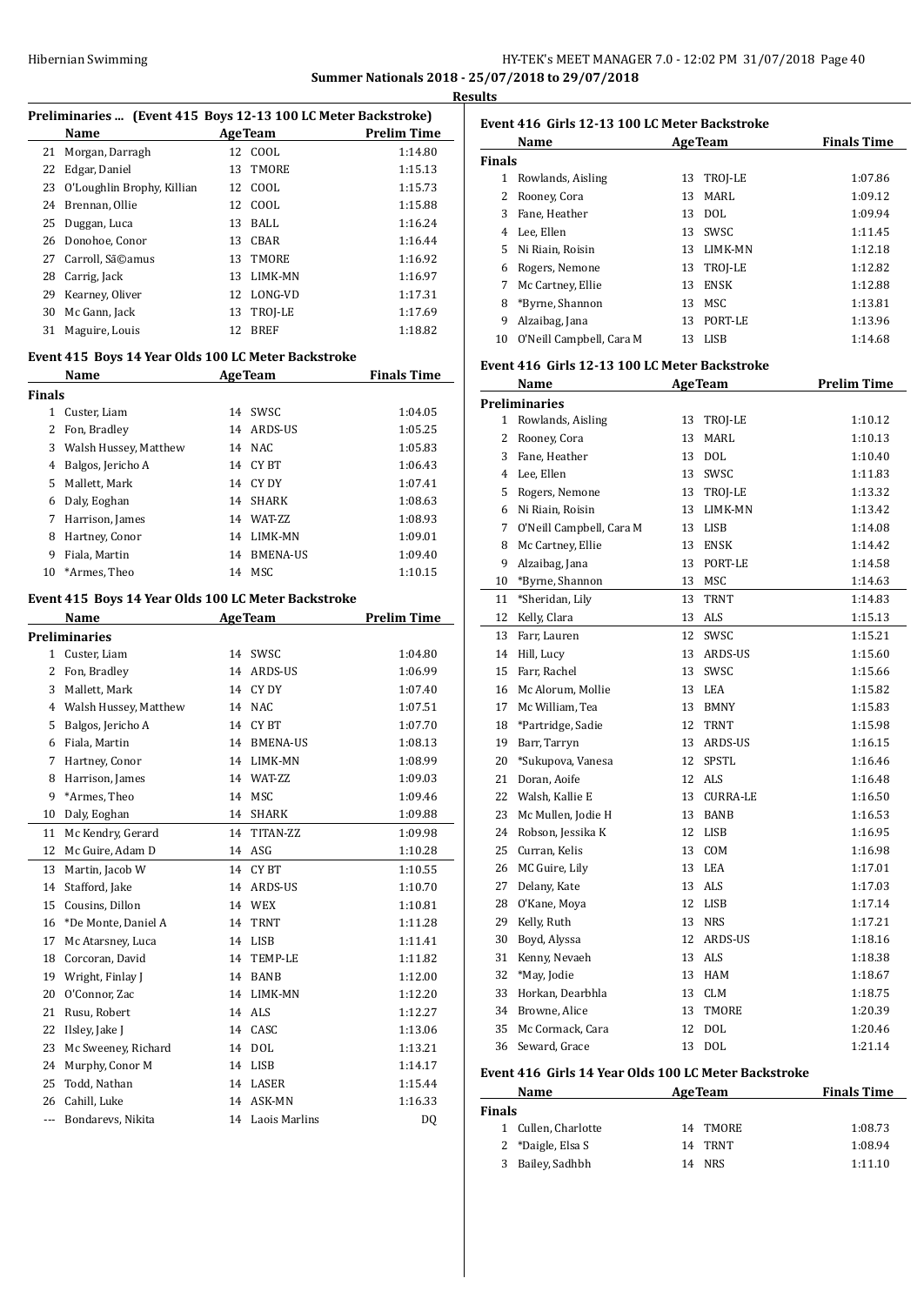Summer Nationals 2018 - 25/07/2018 to 29/07/2018

Results

### Preliminaries ... (Event 415 Boys 12-13 100 LC Meter Backstroke)

| | Name | Age | Team | Prelim Time |
|---|---|---|---|---|
| 21 | Morgan, Darragh | 12 | COOL | 1:14.80 |
| 22 | Edgar, Daniel | 13 | TMORE | 1:15.13 |
| 23 | O'Loughlin Brophy, Killian | 12 | COOL | 1:15.73 |
| 24 | Brennan, Ollie | 12 | COOL | 1:15.88 |
| 25 | Duggan, Luca | 13 | BALL | 1:16.24 |
| 26 | Donohoe, Conor | 13 | CBAR | 1:16.44 |
| 27 | Carroll, Sã©amus | 13 | TMORE | 1:16.92 |
| 28 | Carrig, Jack | 13 | LIMK-MN | 1:16.97 |
| 29 | Kearney, Oliver | 12 | LONG-VD | 1:17.31 |
| 30 | Mc Gann, Jack | 13 | TROJ-LE | 1:17.69 |
| 31 | Maguire, Louis | 12 | BREF | 1:18.82 |

### Event 415 Boys 14 Year Olds 100 LC Meter Backstroke

| | Name | Age | Team | Finals Time |
|---|---|---|---|---|
| **Finals** | | | | |
| 1 | Custer, Liam | 14 | SWSC | 1:04.05 |
| 2 | Fon, Bradley | 14 | ARDS-US | 1:05.25 |
| 3 | Walsh Hussey, Matthew | 14 | NAC | 1:05.83 |
| 4 | Balgos, Jericho A | 14 | CY BT | 1:06.43 |
| 5 | Mallett, Mark | 14 | CY DY | 1:07.41 |
| 6 | Daly, Eoghan | 14 | SHARK | 1:08.63 |
| 7 | Harrison, James | 14 | WAT-ZZ | 1:08.93 |
| 8 | Hartney, Conor | 14 | LIMK-MN | 1:09.01 |
| 9 | Fiala, Martin | 14 | BMENA-US | 1:09.40 |
| 10 | *Armes, Theo | 14 | MSC | 1:10.15 |

### Event 415 Boys 14 Year Olds 100 LC Meter Backstroke

| | Name | Age | Team | Prelim Time |
|---|---|---|---|---|
| **Preliminaries** | | | | |
| 1 | Custer, Liam | 14 | SWSC | 1:04.80 |
| 2 | Fon, Bradley | 14 | ARDS-US | 1:06.99 |
| 3 | Mallett, Mark | 14 | CY DY | 1:07.40 |
| 4 | Walsh Hussey, Matthew | 14 | NAC | 1:07.51 |
| 5 | Balgos, Jericho A | 14 | CY BT | 1:07.70 |
| 6 | Fiala, Martin | 14 | BMENA-US | 1:08.13 |
| 7 | Hartney, Conor | 14 | LIMK-MN | 1:08.99 |
| 8 | Harrison, James | 14 | WAT-ZZ | 1:09.03 |
| 9 | *Armes, Theo | 14 | MSC | 1:09.46 |
| 10 | Daly, Eoghan | 14 | SHARK | 1:09.88 |
| 11 | Mc Kendry, Gerard | 14 | TITAN-ZZ | 1:09.98 |
| 12 | Mc Guire, Adam D | 14 | ASG | 1:10.28 |
| 13 | Martin, Jacob W | 14 | CY BT | 1:10.55 |
| 14 | Stafford, Jake | 14 | ARDS-US | 1:10.70 |
| 15 | Cousins, Dillon | 14 | WEX | 1:10.81 |
| 16 | *De Monte, Daniel A | 14 | TRNT | 1:11.28 |
| 17 | Mc Atarsney, Luca | 14 | LISB | 1:11.41 |
| 18 | Corcoran, David | 14 | TEMP-LE | 1:11.82 |
| 19 | Wright, Finlay J | 14 | BANB | 1:12.00 |
| 20 | O'Connor, Zac | 14 | LIMK-MN | 1:12.20 |
| 21 | Rusu, Robert | 14 | ALS | 1:12.27 |
| 22 | Ilsley, Jake J | 14 | CASC | 1:13.06 |
| 23 | Mc Sweeney, Richard | 14 | DOL | 1:13.21 |
| 24 | Murphy, Conor M | 14 | LISB | 1:14.17 |
| 25 | Todd, Nathan | 14 | LASER | 1:15.44 |
| 26 | Cahill, Luke | 14 | ASK-MN | 1:16.33 |
| --- | Bondarevs, Nikita | 14 | Laois Marlins | DQ |

### Event 416 Girls 12-13 100 LC Meter Backstroke

| | Name | Age | Team | Finals Time |
|---|---|---|---|---|
| **Finals** | | | | |
| 1 | Rowlands, Aisling | 13 | TROJ-LE | 1:07.86 |
| 2 | Rooney, Cora | 13 | MARL | 1:09.12 |
| 3 | Fane, Heather | 13 | DOL | 1:09.94 |
| 4 | Lee, Ellen | 13 | SWSC | 1:11.45 |
| 5 | Ni Riain, Roisin | 13 | LIMK-MN | 1:12.18 |
| 6 | Rogers, Nemone | 13 | TROJ-LE | 1:12.82 |
| 7 | Mc Cartney, Ellie | 13 | ENSK | 1:12.88 |
| 8 | *Byrne, Shannon | 13 | MSC | 1:13.81 |
| 9 | Alzaibag, Jana | 13 | PORT-LE | 1:13.96 |
| 10 | O'Neill Campbell, Cara M | 13 | LISB | 1:14.68 |

### Event 416 Girls 12-13 100 LC Meter Backstroke

| | Name | Age | Team | Prelim Time |
|---|---|---|---|---|
| **Preliminaries** | | | | |
| 1 | Rowlands, Aisling | 13 | TROJ-LE | 1:10.12 |
| 2 | Rooney, Cora | 13 | MARL | 1:10.13 |
| 3 | Fane, Heather | 13 | DOL | 1:10.40 |
| 4 | Lee, Ellen | 13 | SWSC | 1:11.83 |
| 5 | Rogers, Nemone | 13 | TROJ-LE | 1:13.32 |
| 6 | Ni Riain, Roisin | 13 | LIMK-MN | 1:13.42 |
| 7 | O'Neill Campbell, Cara M | 13 | LISB | 1:14.08 |
| 8 | Mc Cartney, Ellie | 13 | ENSK | 1:14.42 |
| 9 | Alzaibag, Jana | 13 | PORT-LE | 1:14.58 |
| 10 | *Byrne, Shannon | 13 | MSC | 1:14.63 |
| 11 | *Sheridan, Lily | 13 | TRNT | 1:14.83 |
| 12 | Kelly, Clara | 13 | ALS | 1:15.13 |
| 13 | Farr, Lauren | 12 | SWSC | 1:15.21 |
| 14 | Hill, Lucy | 13 | ARDS-US | 1:15.60 |
| 15 | Farr, Rachel | 13 | SWSC | 1:15.66 |
| 16 | Mc Alorum, Mollie | 13 | LEA | 1:15.82 |
| 17 | Mc William, Tea | 13 | BMNY | 1:15.83 |
| 18 | *Partridge, Sadie | 12 | TRNT | 1:15.98 |
| 19 | Barr, Tarryn | 13 | ARDS-US | 1:16.15 |
| 20 | *Sukupova, Vanesa | 12 | SPSTL | 1:16.46 |
| 21 | Doran, Aoife | 12 | ALS | 1:16.48 |
| 22 | Walsh, Kallie E | 13 | CURRA-LE | 1:16.50 |
| 23 | Mc Mullen, Jodie H | 13 | BANB | 1:16.53 |
| 24 | Robson, Jessika K | 12 | LISB | 1:16.95 |
| 25 | Curran, Kelis | 13 | COM | 1:16.98 |
| 26 | MC Guire, Lily | 13 | LEA | 1:17.01 |
| 27 | Delany, Kate | 13 | ALS | 1:17.03 |
| 28 | O'Kane, Moya | 12 | LISB | 1:17.14 |
| 29 | Kelly, Ruth | 13 | NRS | 1:17.21 |
| 30 | Boyd, Alyssa | 12 | ARDS-US | 1:18.16 |
| 31 | Kenny, Nevaeh | 13 | ALS | 1:18.38 |
| 32 | *May, Jodie | 13 | HAM | 1:18.67 |
| 33 | Horkan, Dearbhla | 13 | CLM | 1:18.75 |
| 34 | Browne, Alice | 13 | TMORE | 1:20.39 |
| 35 | Mc Cormack, Cara | 12 | DOL | 1:20.46 |
| 36 | Seward, Grace | 13 | DOL | 1:21.14 |

### Event 416 Girls 14 Year Olds 100 LC Meter Backstroke

| | Name | Age | Team | Finals Time |
|---|---|---|---|---|
| **Finals** | | | | |
| 1 | Cullen, Charlotte | 14 | TMORE | 1:08.73 |
| 2 | *Daigle, Elsa S | 14 | TRNT | 1:08.94 |
| 3 | Bailey, Sadhbh | 14 | NRS | 1:11.10 |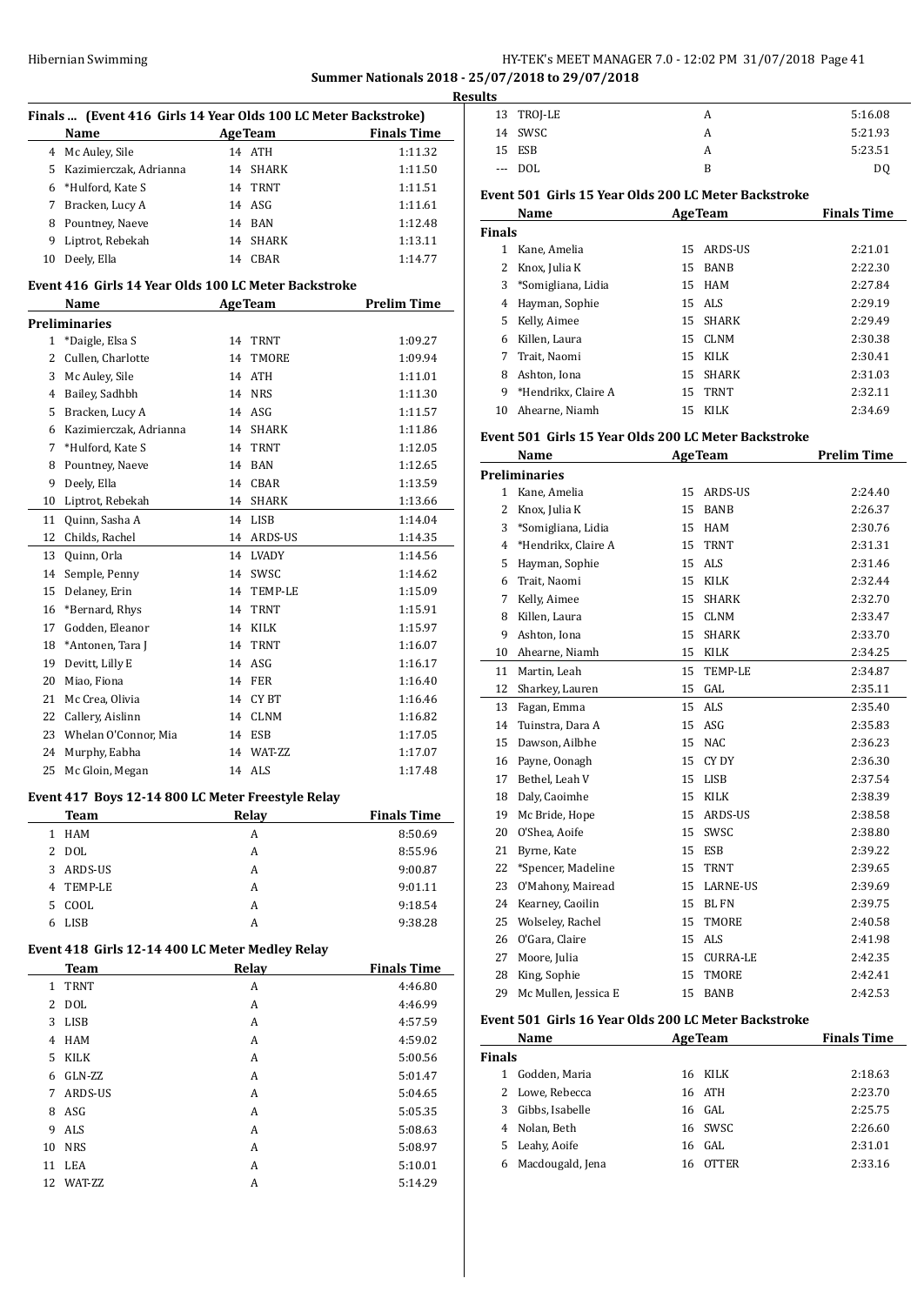Hibernian Swimming

**Summer Nationals 2018 - 25/07/2018 to 29/07/2018**

**Results**

### Finals ... (Event 416 Girls 14 Year Olds 100 LC Meter Backstroke)

| | Name | Age | Team | Finals Time |
|---|---|---|---|---|
| 4 | Mc Auley, Sile | 14 | ATH | 1:11.32 |
| 5 | Kazimierczak, Adrianna | 14 | SHARK | 1:11.50 |
| 6 | *Hulford, Kate S | 14 | TRNT | 1:11.51 |
| 7 | Bracken, Lucy A | 14 | ASG | 1:11.61 |
| 8 | Pountney, Naeve | 14 | BAN | 1:12.48 |
| 9 | Liptrot, Rebekah | 14 | SHARK | 1:13.11 |
| 10 | Deely, Ella | 14 | CBAR | 1:14.77 |

### Event 416 Girls 14 Year Olds 100 LC Meter Backstroke

| | Name | Age | Team | Prelim Time |
|---|---|---|---|---|
| **Preliminaries** | | | | |
| 1 | *Daigle, Elsa S | 14 | TRNT | 1:09.27 |
| 2 | Cullen, Charlotte | 14 | TMORE | 1:09.94 |
| 3 | Mc Auley, Sile | 14 | ATH | 1:11.01 |
| 4 | Bailey, Sadhbh | 14 | NRS | 1:11.30 |
| 5 | Bracken, Lucy A | 14 | ASG | 1:11.57 |
| 6 | Kazimierczak, Adrianna | 14 | SHARK | 1:11.86 |
| 7 | *Hulford, Kate S | 14 | TRNT | 1:12.05 |
| 8 | Pountney, Naeve | 14 | BAN | 1:12.65 |
| 9 | Deely, Ella | 14 | CBAR | 1:13.59 |
| 10 | Liptrot, Rebekah | 14 | SHARK | 1:13.66 |
| 11 | Quinn, Sasha A | 14 | LISB | 1:14.04 |
| 12 | Childs, Rachel | 14 | ARDS-US | 1:14.35 |
| 13 | Quinn, Orla | 14 | LVADY | 1:14.56 |
| 14 | Semple, Penny | 14 | SWSC | 1:14.62 |
| 15 | Delaney, Erin | 14 | TEMP-LE | 1:15.09 |
| 16 | *Bernard, Rhys | 14 | TRNT | 1:15.91 |
| 17 | Godden, Eleanor | 14 | KILK | 1:15.97 |
| 18 | *Antonen, Tara J | 14 | TRNT | 1:16.07 |
| 19 | Devitt, Lilly E | 14 | ASG | 1:16.17 |
| 20 | Miao, Fiona | 14 | FER | 1:16.40 |
| 21 | Mc Crea, Olivia | 14 | CY BT | 1:16.46 |
| 22 | Callery, Aislinn | 14 | CLNM | 1:16.82 |
| 23 | Whelan O'Connor, Mia | 14 | ESB | 1:17.05 |
| 24 | Murphy, Eabha | 14 | WAT-ZZ | 1:17.07 |
| 25 | Mc Gloin, Megan | 14 | ALS | 1:17.48 |

### Event 417 Boys 12-14 800 LC Meter Freestyle Relay

| | Team | Relay | Finals Time |
|---|---|---|---|
| 1 | HAM | A | 8:50.69 |
| 2 | DOL | A | 8:55.96 |
| 3 | ARDS-US | A | 9:00.87 |
| 4 | TEMP-LE | A | 9:01.11 |
| 5 | COOL | A | 9:18.54 |
| 6 | LISB | A | 9:38.28 |

### Event 418 Girls 12-14 400 LC Meter Medley Relay

| | Team | Relay | Finals Time |
|---|---|---|---|
| 1 | TRNT | A | 4:46.80 |
| 2 | DOL | A | 4:46.99 |
| 3 | LISB | A | 4:57.59 |
| 4 | HAM | A | 4:59.02 |
| 5 | KILK | A | 5:00.56 |
| 6 | GLN-ZZ | A | 5:01.47 |
| 7 | ARDS-US | A | 5:04.65 |
| 8 | ASG | A | 5:05.35 |
| 9 | ALS | A | 5:08.63 |
| 10 | NRS | A | 5:08.97 |
| 11 | LEA | A | 5:10.01 |
| 12 | WAT-ZZ | A | 5:14.29 |
| 13 | TROJ-LE | A | 5:16.08 |
| 14 | SWSC | A | 5:21.93 |
| 15 | ESB | A | 5:23.51 |
| --- | DOL | B | DQ |

### Event 501 Girls 15 Year Olds 200 LC Meter Backstroke

| | Name | Age | Team | Finals Time |
|---|---|---|---|---|
| **Finals** | | | | |
| 1 | Kane, Amelia | 15 | ARDS-US | 2:21.01 |
| 2 | Knox, Julia K | 15 | BANB | 2:22.30 |
| 3 | *Somigliana, Lidia | 15 | HAM | 2:27.84 |
| 4 | Hayman, Sophie | 15 | ALS | 2:29.19 |
| 5 | Kelly, Aimee | 15 | SHARK | 2:29.49 |
| 6 | Killen, Laura | 15 | CLNM | 2:30.38 |
| 7 | Trait, Naomi | 15 | KILK | 2:30.41 |
| 8 | Ashton, Iona | 15 | SHARK | 2:31.03 |
| 9 | *Hendrikx, Claire A | 15 | TRNT | 2:32.11 |
| 10 | Ahearne, Niamh | 15 | KILK | 2:34.69 |

### Event 501 Girls 15 Year Olds 200 LC Meter Backstroke

| | Name | Age | Team | Prelim Time |
|---|---|---|---|---|
| **Preliminaries** | | | | |
| 1 | Kane, Amelia | 15 | ARDS-US | 2:24.40 |
| 2 | Knox, Julia K | 15 | BANB | 2:26.37 |
| 3 | *Somigliana, Lidia | 15 | HAM | 2:30.76 |
| 4 | *Hendrikx, Claire A | 15 | TRNT | 2:31.31 |
| 5 | Hayman, Sophie | 15 | ALS | 2:31.46 |
| 6 | Trait, Naomi | 15 | KILK | 2:32.44 |
| 7 | Kelly, Aimee | 15 | SHARK | 2:32.70 |
| 8 | Killen, Laura | 15 | CLNM | 2:33.47 |
| 9 | Ashton, Iona | 15 | SHARK | 2:33.70 |
| 10 | Ahearne, Niamh | 15 | KILK | 2:34.25 |
| 11 | Martin, Leah | 15 | TEMP-LE | 2:34.87 |
| 12 | Sharkey, Lauren | 15 | GAL | 2:35.11 |
| 13 | Fagan, Emma | 15 | ALS | 2:35.40 |
| 14 | Tuinstra, Dara A | 15 | ASG | 2:35.83 |
| 15 | Dawson, Ailbhe | 15 | NAC | 2:36.23 |
| 16 | Payne, Oonagh | 15 | CY DY | 2:36.30 |
| 17 | Bethel, Leah V | 15 | LISB | 2:37.54 |
| 18 | Daly, Caoimhe | 15 | KILK | 2:38.39 |
| 19 | Mc Bride, Hope | 15 | ARDS-US | 2:38.58 |
| 20 | O'Shea, Aoife | 15 | SWSC | 2:38.80 |
| 21 | Byrne, Kate | 15 | ESB | 2:39.22 |
| 22 | *Spencer, Madeline | 15 | TRNT | 2:39.65 |
| 23 | O'Mahony, Mairead | 15 | LARNE-US | 2:39.69 |
| 24 | Kearney, Caoilin | 15 | BL FN | 2:39.75 |
| 25 | Wolseley, Rachel | 15 | TMORE | 2:40.58 |
| 26 | O'Gara, Claire | 15 | ALS | 2:41.98 |
| 27 | Moore, Julia | 15 | CURRA-LE | 2:42.35 |
| 28 | King, Sophie | 15 | TMORE | 2:42.41 |
| 29 | Mc Mullen, Jessica E | 15 | BANB | 2:42.53 |

### Event 501 Girls 16 Year Olds 200 LC Meter Backstroke

| | Name | Age | Team | Finals Time |
|---|---|---|---|---|
| **Finals** | | | | |
| 1 | Godden, Maria | 16 | KILK | 2:18.63 |
| 2 | Lowe, Rebecca | 16 | ATH | 2:23.70 |
| 3 | Gibbs, Isabelle | 16 | GAL | 2:25.75 |
| 4 | Nolan, Beth | 16 | SWSC | 2:26.60 |
| 5 | Leahy, Aoife | 16 | GAL | 2:31.01 |
| 6 | Macdougald, Jena | 16 | OTTER | 2:33.16 |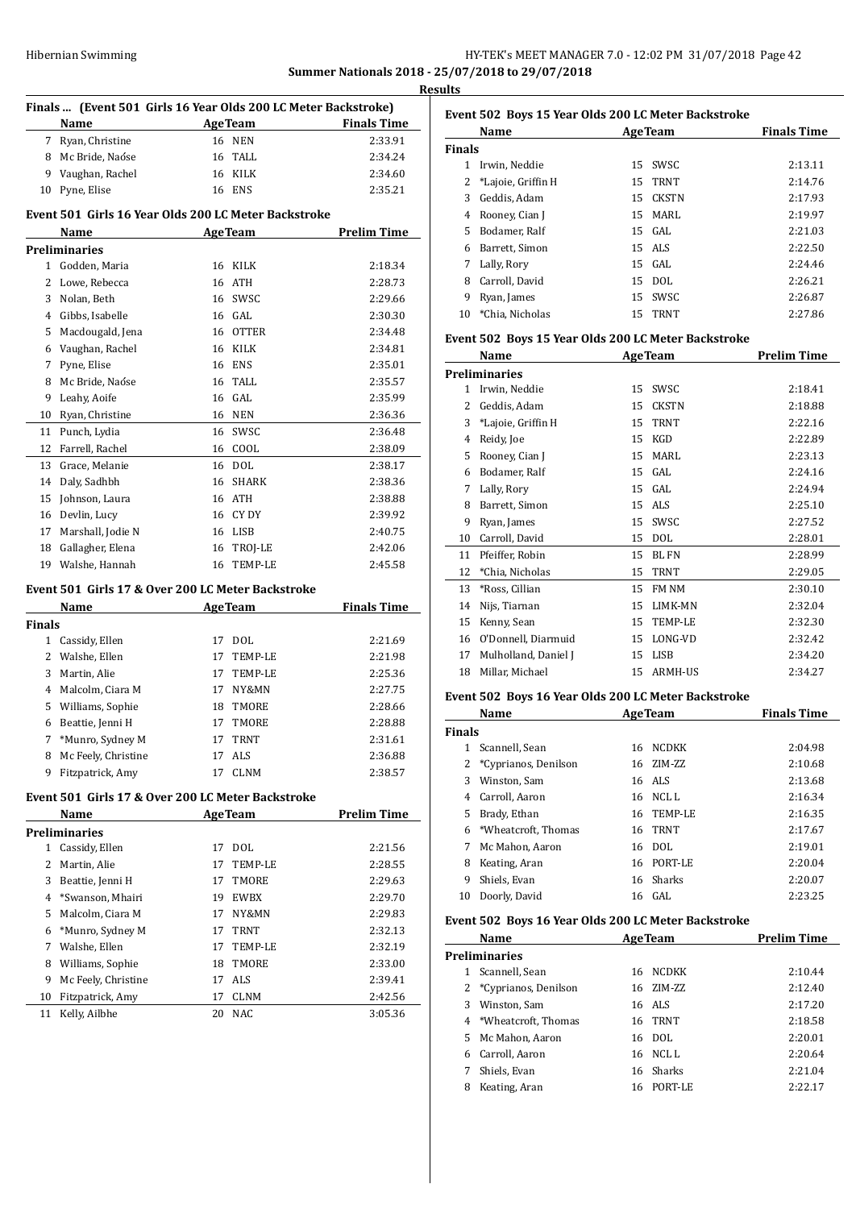**Summer Nationals 2018 - 25/07/2018 to 29/07/2018**

**Results**

### Finals ... (Event 501 Girls 16 Year Olds 200 LC Meter Backstroke)

| | Name | Age | Team | Finals Time |
|---|---|---|---|---|
| 7 | Ryan, Christine | 16 | NEN | 2:33.91 |
| 8 | Mc Bride, Naóse | 16 | TALL | 2:34.24 |
| 9 | Vaughan, Rachel | 16 | KILK | 2:34.60 |
| 10 | Pyne, Elise | 16 | ENS | 2:35.21 |

### Event 501 Girls 16 Year Olds 200 LC Meter Backstroke

| | Name | Age | Team | Prelim Time |
|---|---|---|---|---|
| **Preliminaries** | | | | |
| 1 | Godden, Maria | 16 | KILK | 2:18.34 |
| 2 | Lowe, Rebecca | 16 | ATH | 2:28.73 |
| 3 | Nolan, Beth | 16 | SWSC | 2:29.66 |
| 4 | Gibbs, Isabelle | 16 | GAL | 2:30.30 |
| 5 | Macdougald, Jena | 16 | OTTER | 2:34.48 |
| 6 | Vaughan, Rachel | 16 | KILK | 2:34.81 |
| 7 | Pyne, Elise | 16 | ENS | 2:35.01 |
| 8 | Mc Bride, Naóse | 16 | TALL | 2:35.57 |
| 9 | Leahy, Aoife | 16 | GAL | 2:35.99 |
| 10 | Ryan, Christine | 16 | NEN | 2:36.36 |
| 11 | Punch, Lydia | 16 | SWSC | 2:36.48 |
| 12 | Farrell, Rachel | 16 | COOL | 2:38.09 |
| 13 | Grace, Melanie | 16 | DOL | 2:38.17 |
| 14 | Daly, Sadhbh | 16 | SHARK | 2:38.36 |
| 15 | Johnson, Laura | 16 | ATH | 2:38.88 |
| 16 | Devlin, Lucy | 16 | CY DY | 2:39.92 |
| 17 | Marshall, Jodie N | 16 | LISB | 2:40.75 |
| 18 | Gallagher, Elena | 16 | TROJ-LE | 2:42.06 |
| 19 | Walshe, Hannah | 16 | TEMP-LE | 2:45.58 |

### Event 501 Girls 17 & Over 200 LC Meter Backstroke

| | Name | Age | Team | Finals Time |
|---|---|---|---|---|
| **Finals** | | | | |
| 1 | Cassidy, Ellen | 17 | DOL | 2:21.69 |
| 2 | Walshe, Ellen | 17 | TEMP-LE | 2:21.98 |
| 3 | Martin, Alie | 17 | TEMP-LE | 2:25.36 |
| 4 | Malcolm, Ciara M | 17 | NY&MN | 2:27.75 |
| 5 | Williams, Sophie | 18 | TMORE | 2:28.66 |
| 6 | Beattie, Jenni H | 17 | TMORE | 2:28.88 |
| 7 | *Munro, Sydney M | 17 | TRNT | 2:31.61 |
| 8 | Mc Feely, Christine | 17 | ALS | 2:36.88 |
| 9 | Fitzpatrick, Amy | 17 | CLNM | 2:38.57 |

### Event 501 Girls 17 & Over 200 LC Meter Backstroke

| | Name | Age | Team | Prelim Time |
|---|---|---|---|---|
| **Preliminaries** | | | | |
| 1 | Cassidy, Ellen | 17 | DOL | 2:21.56 |
| 2 | Martin, Alie | 17 | TEMP-LE | 2:28.55 |
| 3 | Beattie, Jenni H | 17 | TMORE | 2:29.63 |
| 4 | *Swanson, Mhairi | 19 | EWBX | 2:29.70 |
| 5 | Malcolm, Ciara M | 17 | NY&MN | 2:29.83 |
| 6 | *Munro, Sydney M | 17 | TRNT | 2:32.13 |
| 7 | Walshe, Ellen | 17 | TEMP-LE | 2:32.19 |
| 8 | Williams, Sophie | 18 | TMORE | 2:33.00 |
| 9 | Mc Feely, Christine | 17 | ALS | 2:39.41 |
| 10 | Fitzpatrick, Amy | 17 | CLNM | 2:42.56 |
| 11 | Kelly, Ailbhe | 20 | NAC | 3:05.36 |

### Event 502 Boys 15 Year Olds 200 LC Meter Backstroke

| | Name | Age | Team | Finals Time |
|---|---|---|---|---|
| **Finals** | | | | |
| 1 | Irwin, Neddie | 15 | SWSC | 2:13.11 |
| 2 | *Lajoie, Griffin H | 15 | TRNT | 2:14.76 |
| 3 | Geddis, Adam | 15 | CKSTN | 2:17.93 |
| 4 | Rooney, Cian J | 15 | MARL | 2:19.97 |
| 5 | Bodamer, Ralf | 15 | GAL | 2:21.03 |
| 6 | Barrett, Simon | 15 | ALS | 2:22.50 |
| 7 | Lally, Rory | 15 | GAL | 2:24.46 |
| 8 | Carroll, David | 15 | DOL | 2:26.21 |
| 9 | Ryan, James | 15 | SWSC | 2:26.87 |
| 10 | *Chia, Nicholas | 15 | TRNT | 2:27.86 |

### Event 502 Boys 15 Year Olds 200 LC Meter Backstroke

| | Name | Age | Team | Prelim Time |
|---|---|---|---|---|
| **Preliminaries** | | | | |
| 1 | Irwin, Neddie | 15 | SWSC | 2:18.41 |
| 2 | Geddis, Adam | 15 | CKSTN | 2:18.88 |
| 3 | *Lajoie, Griffin H | 15 | TRNT | 2:22.16 |
| 4 | Reidy, Joe | 15 | KGD | 2:22.89 |
| 5 | Rooney, Cian J | 15 | MARL | 2:23.13 |
| 6 | Bodamer, Ralf | 15 | GAL | 2:24.16 |
| 7 | Lally, Rory | 15 | GAL | 2:24.94 |
| 8 | Barrett, Simon | 15 | ALS | 2:25.10 |
| 9 | Ryan, James | 15 | SWSC | 2:27.52 |
| 10 | Carroll, David | 15 | DOL | 2:28.01 |
| 11 | Pfeiffer, Robin | 15 | BL FN | 2:28.99 |
| 12 | *Chia, Nicholas | 15 | TRNT | 2:29.05 |
| 13 | *Ross, Cillian | 15 | FM NM | 2:30.10 |
| 14 | Nijs, Tiarnan | 15 | LIMK-MN | 2:32.04 |
| 15 | Kenny, Sean | 15 | TEMP-LE | 2:32.30 |
| 16 | O'Donnell, Diarmuid | 15 | LONG-VD | 2:32.42 |
| 17 | Mulholland, Daniel J | 15 | LISB | 2:34.20 |
| 18 | Millar, Michael | 15 | ARMH-US | 2:34.27 |

### Event 502 Boys 16 Year Olds 200 LC Meter Backstroke

| | Name | Age | Team | Finals Time |
|---|---|---|---|---|
| **Finals** | | | | |
| 1 | Scannell, Sean | 16 | NCDKK | 2:04.98 |
| 2 | *Cyprianos, Denilson | 16 | ZIM-ZZ | 2:10.68 |
| 3 | Winston, Sam | 16 | ALS | 2:13.68 |
| 4 | Carroll, Aaron | 16 | NCL L | 2:16.34 |
| 5 | Brady, Ethan | 16 | TEMP-LE | 2:16.35 |
| 6 | *Wheatcroft, Thomas | 16 | TRNT | 2:17.67 |
| 7 | Mc Mahon, Aaron | 16 | DOL | 2:19.01 |
| 8 | Keating, Aran | 16 | PORT-LE | 2:20.04 |
| 9 | Shiels, Evan | 16 | Sharks | 2:20.07 |
| 10 | Doorly, David | 16 | GAL | 2:23.25 |

### Event 502 Boys 16 Year Olds 200 LC Meter Backstroke

| | Name | Age | Team | Prelim Time |
|---|---|---|---|---|
| **Preliminaries** | | | | |
| 1 | Scannell, Sean | 16 | NCDKK | 2:10.44 |
| 2 | *Cyprianos, Denilson | 16 | ZIM-ZZ | 2:12.40 |
| 3 | Winston, Sam | 16 | ALS | 2:17.20 |
| 4 | *Wheatcroft, Thomas | 16 | TRNT | 2:18.58 |
| 5 | Mc Mahon, Aaron | 16 | DOL | 2:20.01 |
| 6 | Carroll, Aaron | 16 | NCL L | 2:20.64 |
| 7 | Shiels, Evan | 16 | Sharks | 2:21.04 |
| 8 | Keating, Aran | 16 | PORT-LE | 2:22.17 |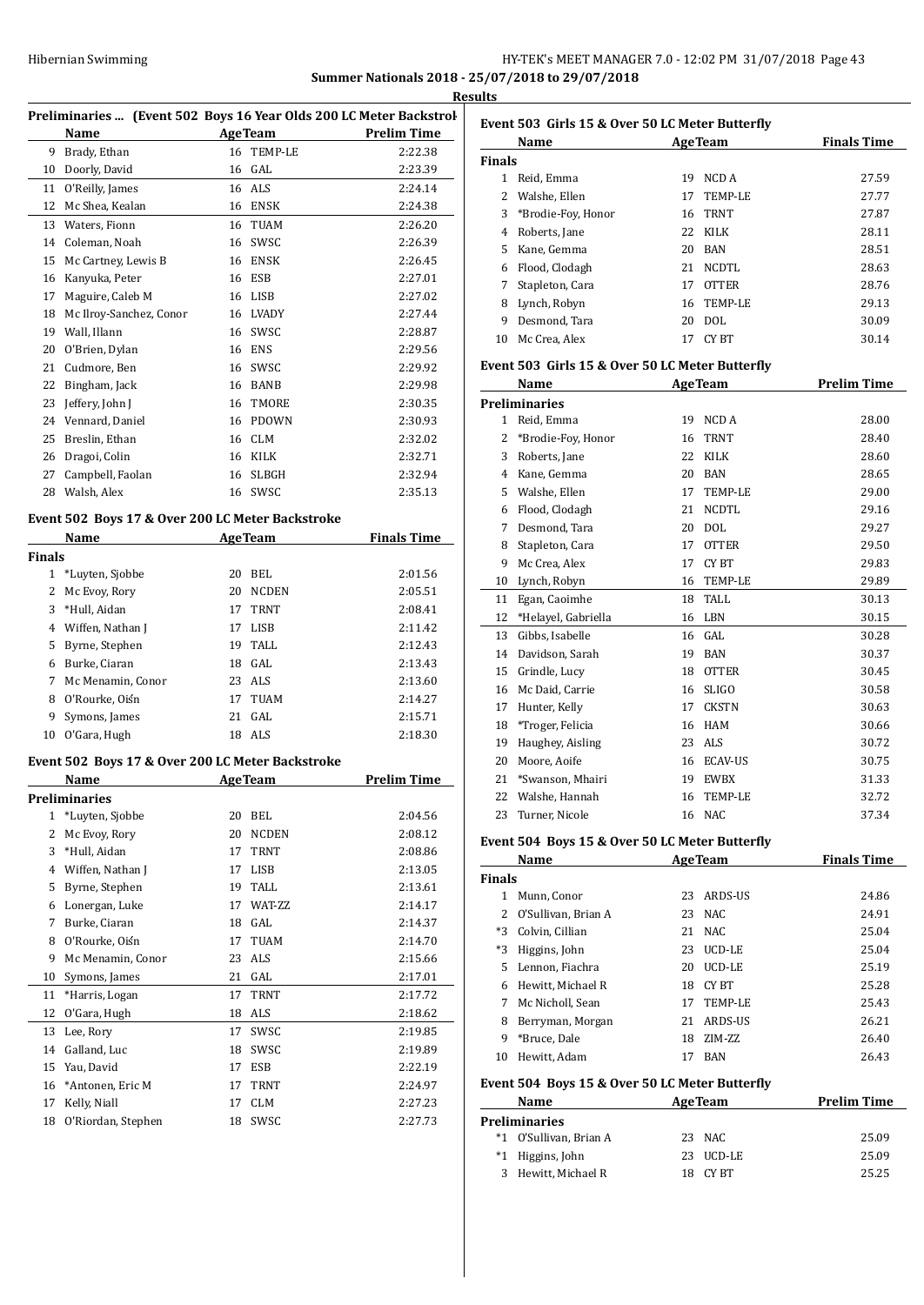**Summary Nationals 2018 - 25/07/2018 to 29/07/2018**

**Results**

### Preliminaries ... (Event 502 Boys 16 Year Olds 200 LC Meter Backstroke)

| | Name | Age | Team | Prelim Time |
|---|---|---|---|---|
| 9 | Brady, Ethan | 16 | TEMP-LE | 2:22.38 |
| 10 | Doorly, David | 16 | GAL | 2:23.39 |
| 11 | O'Reilly, James | 16 | ALS | 2:24.14 |
| 12 | Mc Shea, Kealan | 16 | ENSK | 2:24.38 |
| 13 | Waters, Fionn | 16 | TUAM | 2:26.20 |
| 14 | Coleman, Noah | 16 | SWSC | 2:26.39 |
| 15 | Mc Cartney, Lewis B | 16 | ENSK | 2:26.45 |
| 16 | Kanyuka, Peter | 16 | ESB | 2:27.01 |
| 17 | Maguire, Caleb M | 16 | LISB | 2:27.02 |
| 18 | Mc Ilroy-Sanchez, Conor | 16 | LVADY | 2:27.44 |
| 19 | Wall, Illann | 16 | SWSC | 2:28.87 |
| 20 | O'Brien, Dylan | 16 | ENS | 2:29.56 |
| 21 | Cudmore, Ben | 16 | SWSC | 2:29.92 |
| 22 | Bingham, Jack | 16 | BANB | 2:29.98 |
| 23 | Jeffery, John J | 16 | TMORE | 2:30.35 |
| 24 | Vennard, Daniel | 16 | PDOWN | 2:30.93 |
| 25 | Breslin, Ethan | 16 | CLM | 2:32.02 |
| 26 | Dragoi, Colin | 16 | KILK | 2:32.71 |
| 27 | Campbell, Faolan | 16 | SLBGH | 2:32.94 |
| 28 | Walsh, Alex | 16 | SWSC | 2:35.13 |

### Event 502 Boys 17 & Over 200 LC Meter Backstroke

| | Name | Age | Team | Finals Time |
|---|---|---|---|---|
| **Finals** | | | | |
| 1 | *Luyten, Sjobbe | 20 | BEL | 2:01.56 |
| 2 | Mc Evoy, Rory | 20 | NCDEN | 2:05.51 |
| 3 | *Hull, Aidan | 17 | TRNT | 2:08.41 |
| 4 | Wiffen, Nathan J | 17 | LISB | 2:11.42 |
| 5 | Byrne, Stephen | 19 | TALL | 2:12.43 |
| 6 | Burke, Ciaran | 18 | GAL | 2:13.43 |
| 7 | Mc Menamin, Conor | 23 | ALS | 2:13.60 |
| 8 | O'Rourke, Oiśn | 17 | TUAM | 2:14.27 |
| 9 | Symons, James | 21 | GAL | 2:15.71 |
| 10 | O'Gara, Hugh | 18 | ALS | 2:18.30 |

### Event 502 Boys 17 & Over 200 LC Meter Backstroke

| | Name | Age | Team | Prelim Time |
|---|---|---|---|---|
| **Preliminaries** | | | | |
| 1 | *Luyten, Sjobbe | 20 | BEL | 2:04.56 |
| 2 | Mc Evoy, Rory | 20 | NCDEN | 2:08.12 |
| 3 | *Hull, Aidan | 17 | TRNT | 2:08.86 |
| 4 | Wiffen, Nathan J | 17 | LISB | 2:13.05 |
| 5 | Byrne, Stephen | 19 | TALL | 2:13.61 |
| 6 | Lonergan, Luke | 17 | WAT-ZZ | 2:14.17 |
| 7 | Burke, Ciaran | 18 | GAL | 2:14.37 |
| 8 | O'Rourke, Oiśn | 17 | TUAM | 2:14.70 |
| 9 | Mc Menamin, Conor | 23 | ALS | 2:15.66 |
| 10 | Symons, James | 21 | GAL | 2:17.01 |
| 11 | *Harris, Logan | 17 | TRNT | 2:17.72 |
| 12 | O'Gara, Hugh | 18 | ALS | 2:18.62 |
| 13 | Lee, Rory | 17 | SWSC | 2:19.85 |
| 14 | Galland, Luc | 18 | SWSC | 2:19.89 |
| 15 | Yau, David | 17 | ESB | 2:22.19 |
| 16 | *Antonen, Eric M | 17 | TRNT | 2:24.97 |
| 17 | Kelly, Niall | 17 | CLM | 2:27.23 |
| 18 | O'Riordan, Stephen | 18 | SWSC | 2:27.73 |

### Event 503 Girls 15 & Over 50 LC Meter Butterfly

| | Name | Age | Team | Finals Time |
|---|---|---|---|---|
| **Finals** | | | | |
| 1 | Reid, Emma | 19 | NCD A | 27.59 |
| 2 | Walshe, Ellen | 17 | TEMP-LE | 27.77 |
| 3 | *Brodie-Foy, Honor | 16 | TRNT | 27.87 |
| 4 | Roberts, Jane | 22 | KILK | 28.11 |
| 5 | Kane, Gemma | 20 | BAN | 28.51 |
| 6 | Flood, Clodagh | 21 | NCDTL | 28.63 |
| 7 | Stapleton, Cara | 17 | OTTER | 28.76 |
| 8 | Lynch, Robyn | 16 | TEMP-LE | 29.13 |
| 9 | Desmond, Tara | 20 | DOL | 30.09 |
| 10 | Mc Crea, Alex | 17 | CY BT | 30.14 |

### Event 503 Girls 15 & Over 50 LC Meter Butterfly

| | Name | Age | Team | Prelim Time |
|---|---|---|---|---|
| **Preliminaries** | | | | |
| 1 | Reid, Emma | 19 | NCD A | 28.00 |
| 2 | *Brodie-Foy, Honor | 16 | TRNT | 28.40 |
| 3 | Roberts, Jane | 22 | KILK | 28.60 |
| 4 | Kane, Gemma | 20 | BAN | 28.65 |
| 5 | Walshe, Ellen | 17 | TEMP-LE | 29.00 |
| 6 | Flood, Clodagh | 21 | NCDTL | 29.16 |
| 7 | Desmond, Tara | 20 | DOL | 29.27 |
| 8 | Stapleton, Cara | 17 | OTTER | 29.50 |
| 9 | Mc Crea, Alex | 17 | CY BT | 29.83 |
| 10 | Lynch, Robyn | 16 | TEMP-LE | 29.89 |
| 11 | Egan, Caoimhe | 18 | TALL | 30.13 |
| 12 | *Helayel, Gabriella | 16 | LBN | 30.15 |
| 13 | Gibbs, Isabelle | 16 | GAL | 30.28 |
| 14 | Davidson, Sarah | 19 | BAN | 30.37 |
| 15 | Grindle, Lucy | 18 | OTTER | 30.45 |
| 16 | Mc Daid, Carrie | 16 | SLIGO | 30.58 |
| 17 | Hunter, Kelly | 17 | CKSTN | 30.63 |
| 18 | *Troger, Felicia | 16 | HAM | 30.66 |
| 19 | Haughey, Aisling | 23 | ALS | 30.72 |
| 20 | Moore, Aoife | 16 | ECAV-US | 30.75 |
| 21 | *Swanson, Mhairi | 19 | EWBX | 31.33 |
| 22 | Walshe, Hannah | 16 | TEMP-LE | 32.72 |
| 23 | Turner, Nicole | 16 | NAC | 37.34 |

### Event 504 Boys 15 & Over 50 LC Meter Butterfly

| | Name | Age | Team | Finals Time |
|---|---|---|---|---|
| **Finals** | | | | |
| 1 | Munn, Conor | 23 | ARDS-US | 24.86 |
| 2 | O'Sullivan, Brian A | 23 | NAC | 24.91 |
| *3 | Colvin, Cillian | 21 | NAC | 25.04 |
| *3 | Higgins, John | 23 | UCD-LE | 25.04 |
| 5 | Lennon, Fiachra | 20 | UCD-LE | 25.19 |
| 6 | Hewitt, Michael R | 18 | CY BT | 25.28 |
| 7 | Mc Nicholl, Sean | 17 | TEMP-LE | 25.43 |
| 8 | Berryman, Morgan | 21 | ARDS-US | 26.21 |
| 9 | *Bruce, Dale | 18 | ZIM-ZZ | 26.40 |
| 10 | Hewitt, Adam | 17 | BAN | 26.43 |

### Event 504 Boys 15 & Over 50 LC Meter Butterfly

| | Name | Age | Team | Prelim Time |
|---|---|---|---|---|
| **Preliminaries** | | | | |
| *1 | O'Sullivan, Brian A | 23 | NAC | 25.09 |
| *1 | Higgins, John | 23 | UCD-LE | 25.09 |
| 3 | Hewitt, Michael R | 18 | CY BT | 25.25 |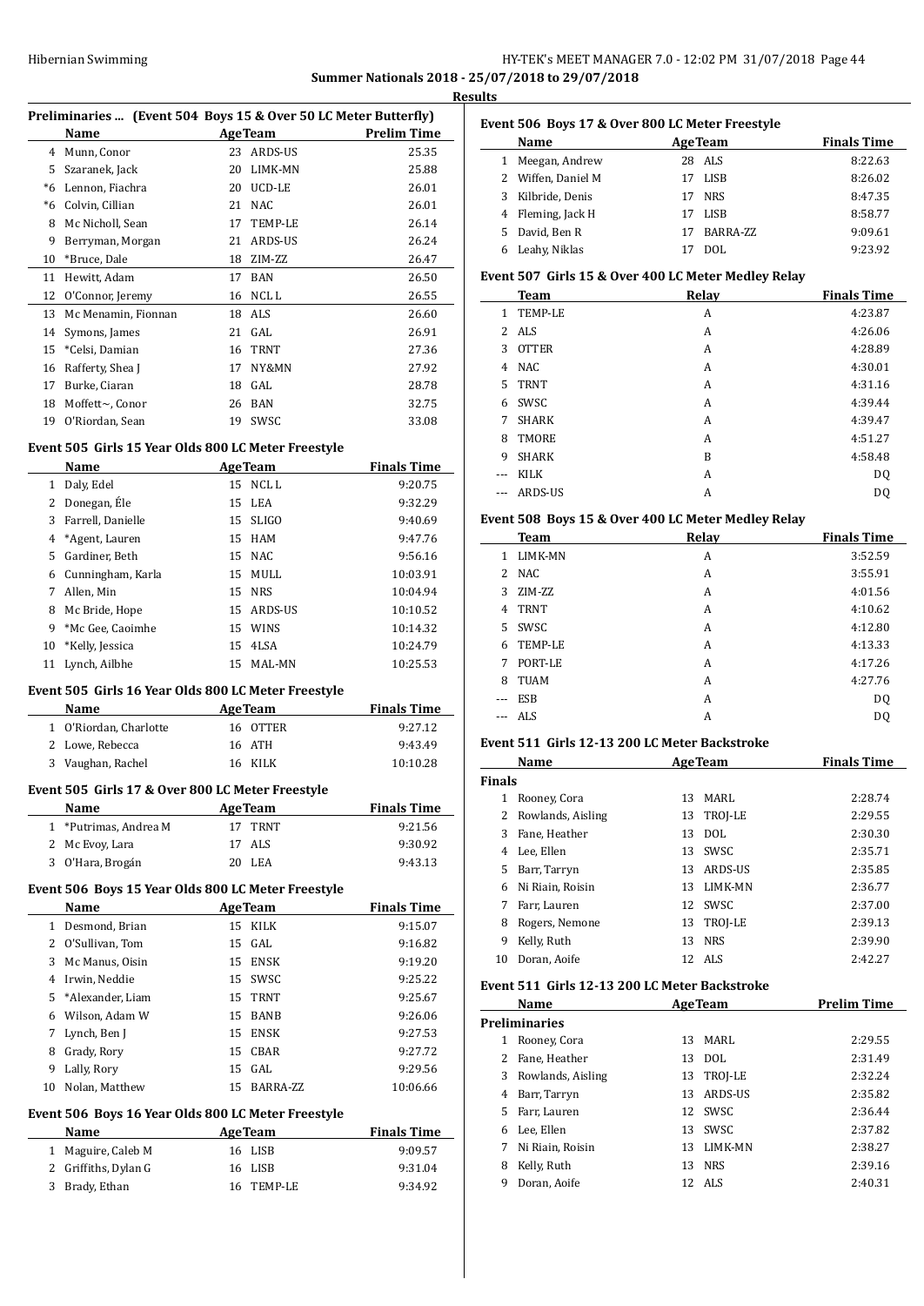**Summer Nationals 2018 - 25/07/2018 to 29/07/2018**

**Results**

### Preliminaries ... (Event 504 Boys 15 & Over 50 LC Meter Butterfly)

| | Name | Age | Team | Prelim Time |
|---|---|---|---|---|
| 4 | Munn, Conor | 23 | ARDS-US | 25.35 |
| 5 | Szaranek, Jack | 20 | LIMK-MN | 25.88 |
| *6 | Lennon, Fiachra | 20 | UCD-LE | 26.01 |
| *6 | Colvin, Cillian | 21 | NAC | 26.01 |
| 8 | Mc Nicholl, Sean | 17 | TEMP-LE | 26.14 |
| 9 | Berryman, Morgan | 21 | ARDS-US | 26.24 |
| 10 | *Bruce, Dale | 18 | ZIM-ZZ | 26.47 |
| 11 | Hewitt, Adam | 17 | BAN | 26.50 |
| 12 | O'Connor, Jeremy | 16 | NCL L | 26.55 |
| 13 | Mc Menamin, Fionnan | 18 | ALS | 26.60 |
| 14 | Symons, James | 21 | GAL | 26.91 |
| 15 | *Celsi, Damian | 16 | TRNT | 27.36 |
| 16 | Rafferty, Shea J | 17 | NY&MN | 27.92 |
| 17 | Burke, Ciaran | 18 | GAL | 28.78 |
| 18 | Moffett~, Conor | 26 | BAN | 32.75 |
| 19 | O'Riordan, Sean | 19 | SWSC | 33.08 |

### Event 505 Girls 15 Year Olds 800 LC Meter Freestyle

| | Name | Age | Team | Finals Time |
|---|---|---|---|---|
| 1 | Daly, Edel | 15 | NCL L | 9:20.75 |
| 2 | Donegan, Éle | 15 | LEA | 9:32.29 |
| 3 | Farrell, Danielle | 15 | SLIGO | 9:40.69 |
| 4 | *Agent, Lauren | 15 | HAM | 9:47.76 |
| 5 | Gardiner, Beth | 15 | NAC | 9:56.16 |
| 6 | Cunningham, Karla | 15 | MULL | 10:03.91 |
| 7 | Allen, Min | 15 | NRS | 10:04.94 |
| 8 | Mc Bride, Hope | 15 | ARDS-US | 10:10.52 |
| 9 | *Mc Gee, Caoimhe | 15 | WINS | 10:14.32 |
| 10 | *Kelly, Jessica | 15 | 4LSA | 10:24.79 |
| 11 | Lynch, Ailbhe | 15 | MAL-MN | 10:25.53 |

### Event 505 Girls 16 Year Olds 800 LC Meter Freestyle

| | Name | Age | Team | Finals Time |
|---|---|---|---|---|
| 1 | O'Riordan, Charlotte | 16 | OTTER | 9:27.12 |
| 2 | Lowe, Rebecca | 16 | ATH | 9:43.49 |
| 3 | Vaughan, Rachel | 16 | KILK | 10:10.28 |

### Event 505 Girls 17 & Over 800 LC Meter Freestyle

| | Name | Age | Team | Finals Time |
|---|---|---|---|---|
| 1 | *Putrimas, Andrea M | 17 | TRNT | 9:21.56 |
| 2 | Mc Evoy, Lara | 17 | ALS | 9:30.92 |
| 3 | O'Hara, Brogán | 20 | LEA | 9:43.13 |

### Event 506 Boys 15 Year Olds 800 LC Meter Freestyle

| | Name | Age | Team | Finals Time |
|---|---|---|---|---|
| 1 | Desmond, Brian | 15 | KILK | 9:15.07 |
| 2 | O'Sullivan, Tom | 15 | GAL | 9:16.82 |
| 3 | Mc Manus, Oisin | 15 | ENSK | 9:19.20 |
| 4 | Irwin, Neddie | 15 | SWSC | 9:25.22 |
| 5 | *Alexander, Liam | 15 | TRNT | 9:25.67 |
| 6 | Wilson, Adam W | 15 | BANB | 9:26.06 |
| 7 | Lynch, Ben J | 15 | ENSK | 9:27.53 |
| 8 | Grady, Rory | 15 | CBAR | 9:27.72 |
| 9 | Lally, Rory | 15 | GAL | 9:29.56 |
| 10 | Nolan, Matthew | 15 | BARRA-ZZ | 10:06.66 |

### Event 506 Boys 16 Year Olds 800 LC Meter Freestyle

| | Name | Age | Team | Finals Time |
|---|---|---|---|---|
| 1 | Maguire, Caleb M | 16 | LISB | 9:09.57 |
| 2 | Griffiths, Dylan G | 16 | LISB | 9:31.04 |
| 3 | Brady, Ethan | 16 | TEMP-LE | 9:34.92 |

### Event 506 Boys 17 & Over 800 LC Meter Freestyle

| | Name | Age | Team | Finals Time |
|---|---|---|---|---|
| 1 | Meegan, Andrew | 28 | ALS | 8:22.63 |
| 2 | Wiffen, Daniel M | 17 | LISB | 8:26.02 |
| 3 | Kilbride, Denis | 17 | NRS | 8:47.35 |
| 4 | Fleming, Jack H | 17 | LISB | 8:58.77 |
| 5 | David, Ben R | 17 | BARRA-ZZ | 9:09.61 |
| 6 | Leahy, Niklas | 17 | DOL | 9:23.92 |

### Event 507 Girls 15 & Over 400 LC Meter Medley Relay

| | Team | Relay | Finals Time |
|---|---|---|---|
| 1 | TEMP-LE | A | 4:23.87 |
| 2 | ALS | A | 4:26.06 |
| 3 | OTTER | A | 4:28.89 |
| 4 | NAC | A | 4:30.01 |
| 5 | TRNT | A | 4:31.16 |
| 6 | SWSC | A | 4:39.44 |
| 7 | SHARK | A | 4:39.47 |
| 8 | TMORE | A | 4:51.27 |
| 9 | SHARK | B | 4:58.48 |
| --- | KILK | A | DQ |
| --- | ARDS-US | A | DQ |

### Event 508 Boys 15 & Over 400 LC Meter Medley Relay

| | Team | Relay | Finals Time |
|---|---|---|---|
| 1 | LIMK-MN | A | 3:52.59 |
| 2 | NAC | A | 3:55.91 |
| 3 | ZIM-ZZ | A | 4:01.56 |
| 4 | TRNT | A | 4:10.62 |
| 5 | SWSC | A | 4:12.80 |
| 6 | TEMP-LE | A | 4:13.33 |
| 7 | PORT-LE | A | 4:17.26 |
| 8 | TUAM | A | 4:27.76 |
| --- | ESB | A | DQ |
| --- | ALS | A | DQ |

### Event 511 Girls 12-13 200 LC Meter Backstroke

| | Name | Age | Team | Finals Time |
|---|---|---|---|---|
| **Finals** | | | | |
| 1 | Rooney, Cora | 13 | MARL | 2:28.74 |
| 2 | Rowlands, Aisling | 13 | TROJ-LE | 2:29.55 |
| 3 | Fane, Heather | 13 | DOL | 2:30.30 |
| 4 | Lee, Ellen | 13 | SWSC | 2:35.71 |
| 5 | Barr, Tarryn | 13 | ARDS-US | 2:35.85 |
| 6 | Ni Riain, Roisin | 13 | LIMK-MN | 2:36.77 |
| 7 | Farr, Lauren | 12 | SWSC | 2:37.00 |
| 8 | Rogers, Nemone | 13 | TROJ-LE | 2:39.13 |
| 9 | Kelly, Ruth | 13 | NRS | 2:39.90 |
| 10 | Doran, Aoife | 12 | ALS | 2:42.27 |

### Event 511 Girls 12-13 200 LC Meter Backstroke

| | Name | Age | Team | Prelim Time |
|---|---|---|---|---|
| **Preliminaries** | | | | |
| 1 | Rooney, Cora | 13 | MARL | 2:29.55 |
| 2 | Fane, Heather | 13 | DOL | 2:31.49 |
| 3 | Rowlands, Aisling | 13 | TROJ-LE | 2:32.24 |
| 4 | Barr, Tarryn | 13 | ARDS-US | 2:35.82 |
| 5 | Farr, Lauren | 12 | SWSC | 2:36.44 |
| 6 | Lee, Ellen | 13 | SWSC | 2:37.82 |
| 7 | Ni Riain, Roisin | 13 | LIMK-MN | 2:38.27 |
| 8 | Kelly, Ruth | 13 | NRS | 2:39.16 |
| 9 | Doran, Aoife | 12 | ALS | 2:40.31 |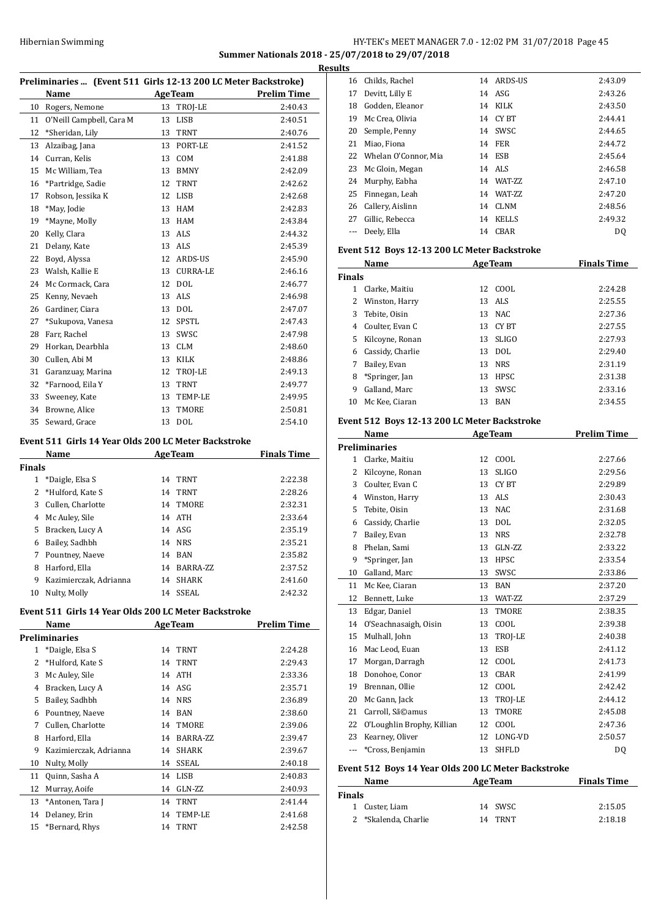## Summer Nationals 2018 - 25/07/2018 to 29/07/2018

### Results

#### Preliminaries ... (Event 511 Girls 12-13 200 LC Meter Backstroke)

| | Name | Age | Team | Prelim Time |
|---|---|---|---|---|
| 10 | Rogers, Nemone | 13 | TROJ-LE | 2:40.43 |
| 11 | O'Neill Campbell, Cara M | 13 | LISB | 2:40.51 |
| 12 | *Sheridan, Lily | 13 | TRNT | 2:40.76 |
| 13 | Alzaibag, Jana | 13 | PORT-LE | 2:41.52 |
| 14 | Curran, Kelis | 13 | COM | 2:41.88 |
| 15 | Mc William, Tea | 13 | BMNY | 2:42.09 |
| 16 | *Partridge, Sadie | 12 | TRNT | 2:42.62 |
| 17 | Robson, Jessika K | 12 | LISB | 2:42.68 |
| 18 | *May, Jodie | 13 | HAM | 2:42.83 |
| 19 | *Mayne, Molly | 13 | HAM | 2:43.84 |
| 20 | Kelly, Clara | 13 | ALS | 2:44.32 |
| 21 | Delany, Kate | 13 | ALS | 2:45.39 |
| 22 | Boyd, Alyssa | 12 | ARDS-US | 2:45.90 |
| 23 | Walsh, Kallie E | 13 | CURRA-LE | 2:46.16 |
| 24 | Mc Cormack, Cara | 12 | DOL | 2:46.77 |
| 25 | Kenny, Nevaeh | 13 | ALS | 2:46.98 |
| 26 | Gardiner, Ciara | 13 | DOL | 2:47.07 |
| 27 | *Sukupova, Vanesa | 12 | SPSTL | 2:47.43 |
| 28 | Farr, Rachel | 13 | SWSC | 2:47.98 |
| 29 | Horkan, Dearbhla | 13 | CLM | 2:48.60 |
| 30 | Cullen, Abi M | 13 | KILK | 2:48.86 |
| 31 | Garanzuay, Marina | 12 | TROJ-LE | 2:49.13 |
| 32 | *Farnood, Eila Y | 13 | TRNT | 2:49.77 |
| 33 | Sweeney, Kate | 13 | TEMP-LE | 2:49.95 |
| 34 | Browne, Alice | 13 | TMORE | 2:50.81 |
| 35 | Seward, Grace | 13 | DOL | 2:54.10 |

#### Event 511 Girls 14 Year Olds 200 LC Meter Backstroke

| | Name | Age | Team | Finals Time |
|---|---|---|---|---|
| **Finals** | | | | |
| 1 | *Daigle, Elsa S | 14 | TRNT | 2:22.38 |
| 2 | *Hulford, Kate S | 14 | TRNT | 2:28.26 |
| 3 | Cullen, Charlotte | 14 | TMORE | 2:32.31 |
| 4 | Mc Auley, Sile | 14 | ATH | 2:33.64 |
| 5 | Bracken, Lucy A | 14 | ASG | 2:35.19 |
| 6 | Bailey, Sadhbh | 14 | NRS | 2:35.21 |
| 7 | Pountney, Naeve | 14 | BAN | 2:35.82 |
| 8 | Harford, Ella | 14 | BARRA-ZZ | 2:37.52 |
| 9 | Kazimierczak, Adrianna | 14 | SHARK | 2:41.60 |
| 10 | Nulty, Molly | 14 | SSEAL | 2:42.32 |

#### Event 511 Girls 14 Year Olds 200 LC Meter Backstroke

| | Name | Age | Team | Prelim Time |
|---|---|---|---|---|
| **Preliminaries** | | | | |
| 1 | *Daigle, Elsa S | 14 | TRNT | 2:24.28 |
| 2 | *Hulford, Kate S | 14 | TRNT | 2:29.43 |
| 3 | Mc Auley, Sile | 14 | ATH | 2:33.36 |
| 4 | Bracken, Lucy A | 14 | ASG | 2:35.71 |
| 5 | Bailey, Sadhbh | 14 | NRS | 2:36.89 |
| 6 | Pountney, Naeve | 14 | BAN | 2:38.60 |
| 7 | Cullen, Charlotte | 14 | TMORE | 2:39.06 |
| 8 | Harford, Ella | 14 | BARRA-ZZ | 2:39.47 |
| 9 | Kazimierczak, Adrianna | 14 | SHARK | 2:39.67 |
| 10 | Nulty, Molly | 14 | SSEAL | 2:40.18 |
| 11 | Quinn, Sasha A | 14 | LISB | 2:40.83 |
| 12 | Murray, Aoife | 14 | GLN-ZZ | 2:40.93 |
| 13 | *Antonen, Tara J | 14 | TRNT | 2:41.44 |
| 14 | Delaney, Erin | 14 | TEMP-LE | 2:41.68 |
| 15 | *Bernard, Rhys | 14 | TRNT | 2:42.58 |
| 16 | Childs, Rachel | 14 | ARDS-US | 2:43.09 |
| 17 | Devitt, Lilly E | 14 | ASG | 2:43.26 |
| 18 | Godden, Eleanor | 14 | KILK | 2:43.50 |
| 19 | Mc Crea, Olivia | 14 | CY BT | 2:44.41 |
| 20 | Semple, Penny | 14 | SWSC | 2:44.65 |
| 21 | Miao, Fiona | 14 | FER | 2:44.72 |
| 22 | Whelan O'Connor, Mia | 14 | ESB | 2:45.64 |
| 23 | Mc Gloin, Megan | 14 | ALS | 2:46.58 |
| 24 | Murphy, Eabha | 14 | WAT-ZZ | 2:47.10 |
| 25 | Finnegan, Leah | 14 | WAT-ZZ | 2:47.20 |
| 26 | Callery, Aislinn | 14 | CLNM | 2:48.56 |
| 27 | Gillic, Rebecca | 14 | KELLS | 2:49.32 |
| --- | Deely, Ella | 14 | CBAR | DQ |

#### Event 512 Boys 12-13 200 LC Meter Backstroke

| | Name | Age | Team | Finals Time |
|---|---|---|---|---|
| **Finals** | | | | |
| 1 | Clarke, Maitiu | 12 | COOL | 2:24.28 |
| 2 | Winston, Harry | 13 | ALS | 2:25.55 |
| 3 | Tebite, Oisin | 13 | NAC | 2:27.36 |
| 4 | Coulter, Evan C | 13 | CY BT | 2:27.55 |
| 5 | Kilcoyne, Ronan | 13 | SLIGO | 2:27.93 |
| 6 | Cassidy, Charlie | 13 | DOL | 2:29.40 |
| 7 | Bailey, Evan | 13 | NRS | 2:31.19 |
| 8 | *Springer, Jan | 13 | HPSC | 2:31.38 |
| 9 | Galland, Marc | 13 | SWSC | 2:33.16 |
| 10 | Mc Kee, Ciaran | 13 | BAN | 2:34.55 |

#### Event 512 Boys 12-13 200 LC Meter Backstroke

| | Name | Age | Team | Prelim Time |
|---|---|---|---|---|
| **Preliminaries** | | | | |
| 1 | Clarke, Maitiu | 12 | COOL | 2:27.66 |
| 2 | Kilcoyne, Ronan | 13 | SLIGO | 2:29.56 |
| 3 | Coulter, Evan C | 13 | CY BT | 2:29.89 |
| 4 | Winston, Harry | 13 | ALS | 2:30.43 |
| 5 | Tebite, Oisin | 13 | NAC | 2:31.68 |
| 6 | Cassidy, Charlie | 13 | DOL | 2:32.05 |
| 7 | Bailey, Evan | 13 | NRS | 2:32.78 |
| 8 | Phelan, Sami | 13 | GLN-ZZ | 2:33.22 |
| 9 | *Springer, Jan | 13 | HPSC | 2:33.54 |
| 10 | Galland, Marc | 13 | SWSC | 2:33.86 |
| 11 | Mc Kee, Ciaran | 13 | BAN | 2:37.20 |
| 12 | Bennett, Luke | 13 | WAT-ZZ | 2:37.29 |
| 13 | Edgar, Daniel | 13 | TMORE | 2:38.35 |
| 14 | O'Seachnasaigh, Oisin | 13 | COOL | 2:39.38 |
| 15 | Mulhall, John | 13 | TROJ-LE | 2:40.38 |
| 16 | Mac Leod, Euan | 13 | ESB | 2:41.12 |
| 17 | Morgan, Darragh | 12 | COOL | 2:41.73 |
| 18 | Donohoe, Conor | 13 | CBAR | 2:41.99 |
| 19 | Brennan, Ollie | 12 | COOL | 2:42.42 |
| 20 | Mc Gann, Jack | 13 | TROJ-LE | 2:44.12 |
| 21 | Carroll, SÃ©amus | 13 | TMORE | 2:45.08 |
| 22 | O'Loughlin Brophy, Killian | 12 | COOL | 2:47.36 |
| 23 | Kearney, Oliver | 12 | LONG-VD | 2:50.57 |
| --- | *Cross, Benjamin | 13 | SHFLD | DQ |

#### Event 512 Boys 14 Year Olds 200 LC Meter Backstroke

| | Name | Age | Team | Finals Time |
|---|---|---|---|---|
| **Finals** | | | | |
| 1 | Custer, Liam | 14 | SWSC | 2:15.05 |
| 2 | *Skalenda, Charlie | 14 | TRNT | 2:18.18 |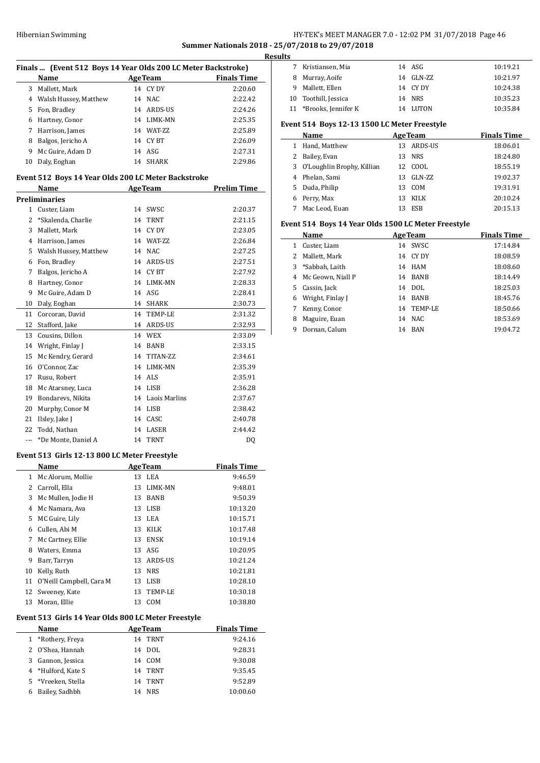Summer Nationals 2018 - 25/07/2018 to 29/07/2018

Results

### Finals ... (Event 512 Boys 14 Year Olds 200 LC Meter Backstroke)

| | Name | Age | Team | Finals Time |
|---|---|---|---|---|
| 3 | Mallett, Mark | 14 | CY DY | 2:20.60 |
| 4 | Walsh Hussey, Matthew | 14 | NAC | 2:22.42 |
| 5 | Fon, Bradley | 14 | ARDS-US | 2:24.26 |
| 6 | Hartney, Conor | 14 | LIMK-MN | 2:25.35 |
| 7 | Harrison, James | 14 | WAT-ZZ | 2:25.89 |
| 8 | Balgos, Jericho A | 14 | CY BT | 2:26.09 |
| 9 | Mc Guire, Adam D | 14 | ASG | 2:27.31 |
| 10 | Daly, Eoghan | 14 | SHARK | 2:29.86 |

### Event 512 Boys 14 Year Olds 200 LC Meter Backstroke

| | Name | Age | Team | Prelim Time |
|---|---|---|---|---|
| **Preliminaries** | | | | |
| 1 | Custer, Liam | 14 | SWSC | 2:20.37 |
| 2 | *Skalenda, Charlie | 14 | TRNT | 2:21.15 |
| 3 | Mallett, Mark | 14 | CY DY | 2:23.05 |
| 4 | Harrison, James | 14 | WAT-ZZ | 2:26.84 |
| 5 | Walsh Hussey, Matthew | 14 | NAC | 2:27.25 |
| 6 | Fon, Bradley | 14 | ARDS-US | 2:27.51 |
| 7 | Balgos, Jericho A | 14 | CY BT | 2:27.92 |
| 8 | Hartney, Conor | 14 | LIMK-MN | 2:28.33 |
| 9 | Mc Guire, Adam D | 14 | ASG | 2:28.41 |
| 10 | Daly, Eoghan | 14 | SHARK | 2:30.73 |
| 11 | Corcoran, David | 14 | TEMP-LE | 2:31.32 |
| 12 | Stafford, Jake | 14 | ARDS-US | 2:32.93 |
| 13 | Cousins, Dillon | 14 | WEX | 2:33.09 |
| 14 | Wright, Finlay J | 14 | BANB | 2:33.15 |
| 15 | Mc Kendry, Gerard | 14 | TITAN-ZZ | 2:34.61 |
| 16 | O'Connor, Zac | 14 | LIMK-MN | 2:35.39 |
| 17 | Rusu, Robert | 14 | ALS | 2:35.91 |
| 18 | Mc Atarsney, Luca | 14 | LISB | 2:36.28 |
| 19 | Bondarevs, Nikita | 14 | Laois Marlins | 2:37.67 |
| 20 | Murphy, Conor M | 14 | LISB | 2:38.42 |
| 21 | Ilsley, Jake J | 14 | CASC | 2:40.78 |
| 22 | Todd, Nathan | 14 | LASER | 2:44.42 |
| --- | *De Monte, Daniel A | 14 | TRNT | DQ |

### Event 513 Girls 12-13 800 LC Meter Freestyle

| | Name | Age | Team | Finals Time |
|---|---|---|---|---|
| 1 | Mc Alorum, Mollie | 13 | LEA | 9:46.59 |
| 2 | Carroll, Ella | 13 | LIMK-MN | 9:48.01 |
| 3 | Mc Mullen, Jodie H | 13 | BANB | 9:50.39 |
| 4 | Mc Namara, Ava | 13 | LISB | 10:13.20 |
| 5 | MC Guire, Lily | 13 | LEA | 10:15.71 |
| 6 | Cullen, Abi M | 13 | KILK | 10:17.48 |
| 7 | Mc Cartney, Ellie | 13 | ENSK | 10:19.14 |
| 8 | Waters, Emma | 13 | ASG | 10:20.95 |
| 9 | Barr, Tarryn | 13 | ARDS-US | 10:21.24 |
| 10 | Kelly, Ruth | 13 | NRS | 10:21.81 |
| 11 | O'Neill Campbell, Cara M | 13 | LISB | 10:28.10 |
| 12 | Sweeney, Kate | 13 | TEMP-LE | 10:30.18 |
| 13 | Moran, Ellie | 13 | COM | 10:38.80 |

### Event 513 Girls 14 Year Olds 800 LC Meter Freestyle

| | Name | Age | Team | Finals Time |
|---|---|---|---|---|
| 1 | *Rothery, Freya | 14 | TRNT | 9:24.16 |
| 2 | O'Shea, Hannah | 14 | DOL | 9:28.31 |
| 3 | Gannon, Jessica | 14 | COM | 9:30.08 |
| 4 | *Hulford, Kate S | 14 | TRNT | 9:35.45 |
| 5 | *Vreeken, Stella | 14 | TRNT | 9:52.89 |
| 6 | Bailey, Sadhbh | 14 | NRS | 10:00.60 |
| 7 | Kristiansen, Mia | 14 | ASG | 10:19.21 |
| 8 | Murray, Aoife | 14 | GLN-ZZ | 10:21.97 |
| 9 | Mallett, Ellen | 14 | CY DY | 10:24.38 |
| 10 | Toothill, Jessica | 14 | NRS | 10:35.23 |
| 11 | *Brooks, Jennifer K | 14 | LUTON | 10:35.84 |

### Event 514 Boys 12-13 1500 LC Meter Freestyle

| | Name | Age | Team | Finals Time |
|---|---|---|---|---|
| 1 | Hand, Matthew | 13 | ARDS-US | 18:06.01 |
| 2 | Bailey, Evan | 13 | NRS | 18:24.80 |
| 3 | O'Loughlin Brophy, Killian | 12 | COOL | 18:55.19 |
| 4 | Phelan, Sami | 13 | GLN-ZZ | 19:02.37 |
| 5 | Duda, Philip | 13 | COM | 19:31.91 |
| 6 | Perry, Max | 13 | KILK | 20:10.24 |
| 7 | Mac Leod, Euan | 13 | ESB | 20:15.13 |

### Event 514 Boys 14 Year Olds 1500 LC Meter Freestyle

| | Name | Age | Team | Finals Time |
|---|---|---|---|---|
| 1 | Custer, Liam | 14 | SWSC | 17:14.84 |
| 2 | Mallett, Mark | 14 | CY DY | 18:08.59 |
| 3 | *Sabbah, Laith | 14 | HAM | 18:08.60 |
| 4 | Mc Geown, Niall P | 14 | BANB | 18:14.49 |
| 5 | Cassin, Jack | 14 | DOL | 18:25.03 |
| 6 | Wright, Finlay J | 14 | BANB | 18:45.76 |
| 7 | Kenny, Conor | 14 | TEMP-LE | 18:50.66 |
| 8 | Maguire, Euan | 14 | NAC | 18:53.69 |
| 9 | Dornan, Calum | 14 | BAN | 19:04.72 |